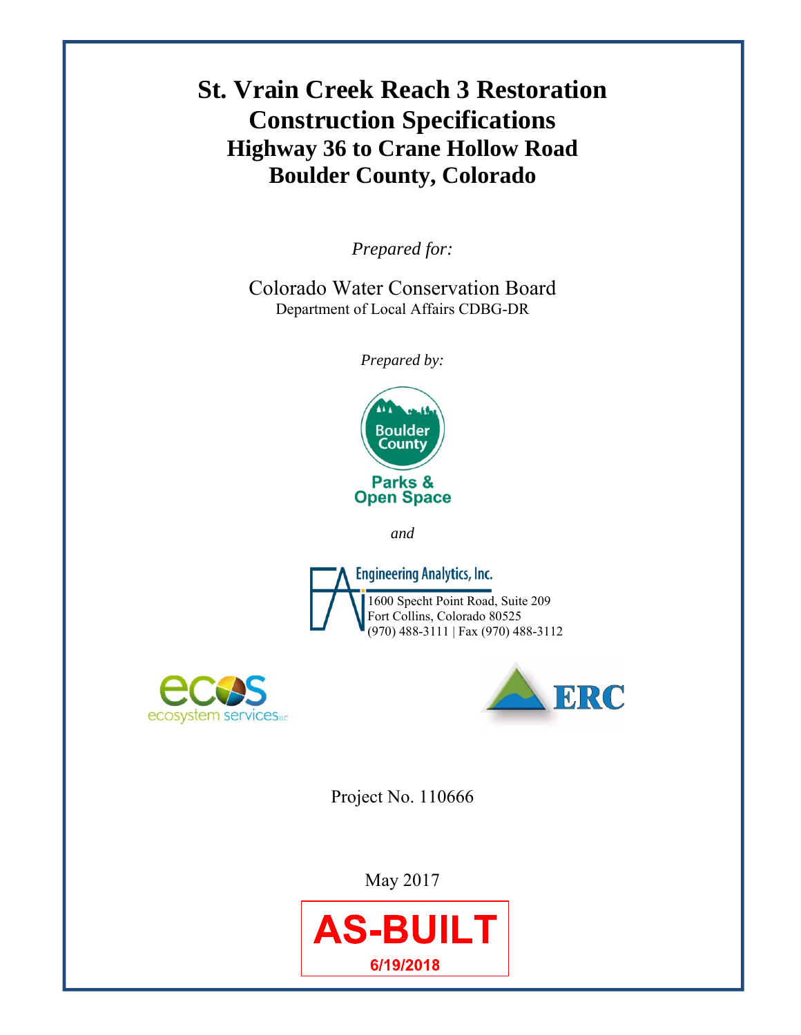# St. Vrain Creek Reach 3 Restoration Construction Specifications

## Highway 36 to Crane Hollow Road

## Boulder County, Colorado

*Prepared for:*

Colorado Water Conservation Board

Department of Local Affairs CDBG-DR

*Prepared by:*

Boulder County

Parks & Open Space

*and*

Engineering Analytics, Inc.

1600 Specht Point Road, Suite 209

Fort Collins, Colorado 80525

(970) 488-3111 | Fax (970) 488-3112

ecos ecosystem services LLC

ERC

Project No. 110666

May 2017

**AS-BUILT**

**6/19/2018**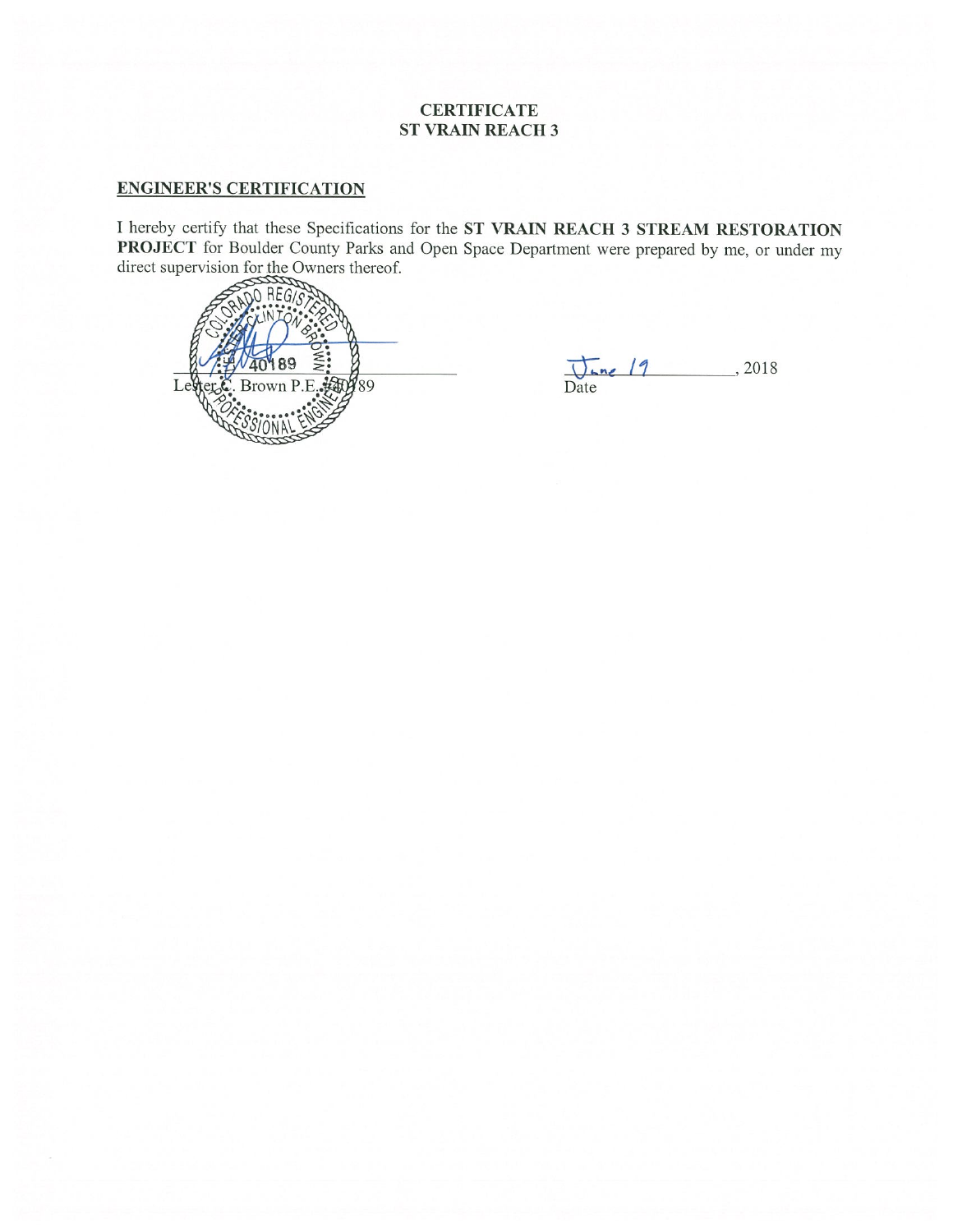# CERTIFICATE
# ST VRAIN REACH 3

## ENGINEER'S CERTIFICATION

I hereby certify that these Specifications for the **ST VRAIN REACH 3 STREAM RESTORATION PROJECT** for Boulder County Parks and Open Space Department were prepared by me, or under my direct supervision for the Owners thereof.

Lester C. Brown P.E. #40189

June 19, 2018
Date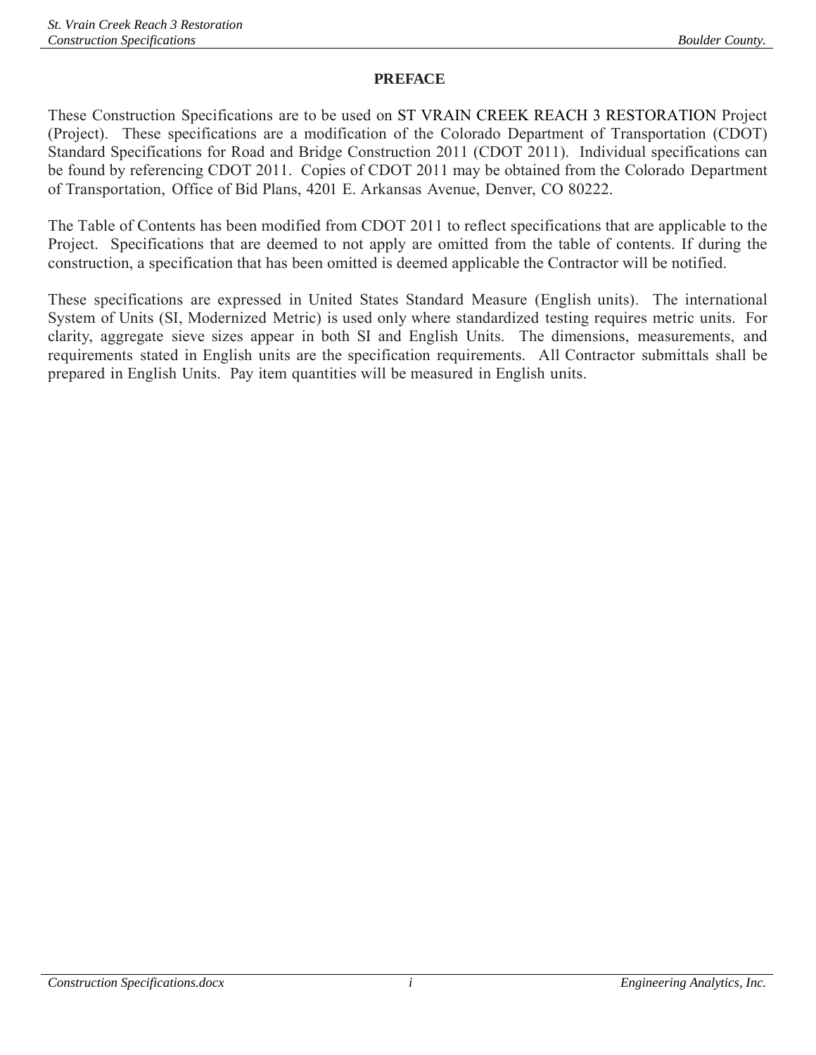# PREFACE

These Construction Specifications are to be used on ST VRAIN CREEK REACH 3 RESTORATION Project (Project). These specifications are a modification of the Colorado Department of Transportation (CDOT) Standard Specifications for Road and Bridge Construction 2011 (CDOT 2011). Individual specifications can be found by referencing CDOT 2011. Copies of CDOT 2011 may be obtained from the Colorado Department of Transportation, Office of Bid Plans, 4201 E. Arkansas Avenue, Denver, CO 80222.

The Table of Contents has been modified from CDOT 2011 to reflect specifications that are applicable to the Project. Specifications that are deemed to not apply are omitted from the table of contents. If during the construction, a specification that has been omitted is deemed applicable the Contractor will be notified.

These specifications are expressed in United States Standard Measure (English units). The international System of Units (SI, Modernized Metric) is used only where standardized testing requires metric units. For clarity, aggregate sieve sizes appear in both SI and English Units. The dimensions, measurements, and requirements stated in English units are the specification requirements. All Contractor submittals shall be prepared in English Units. Pay item quantities will be measured in English units.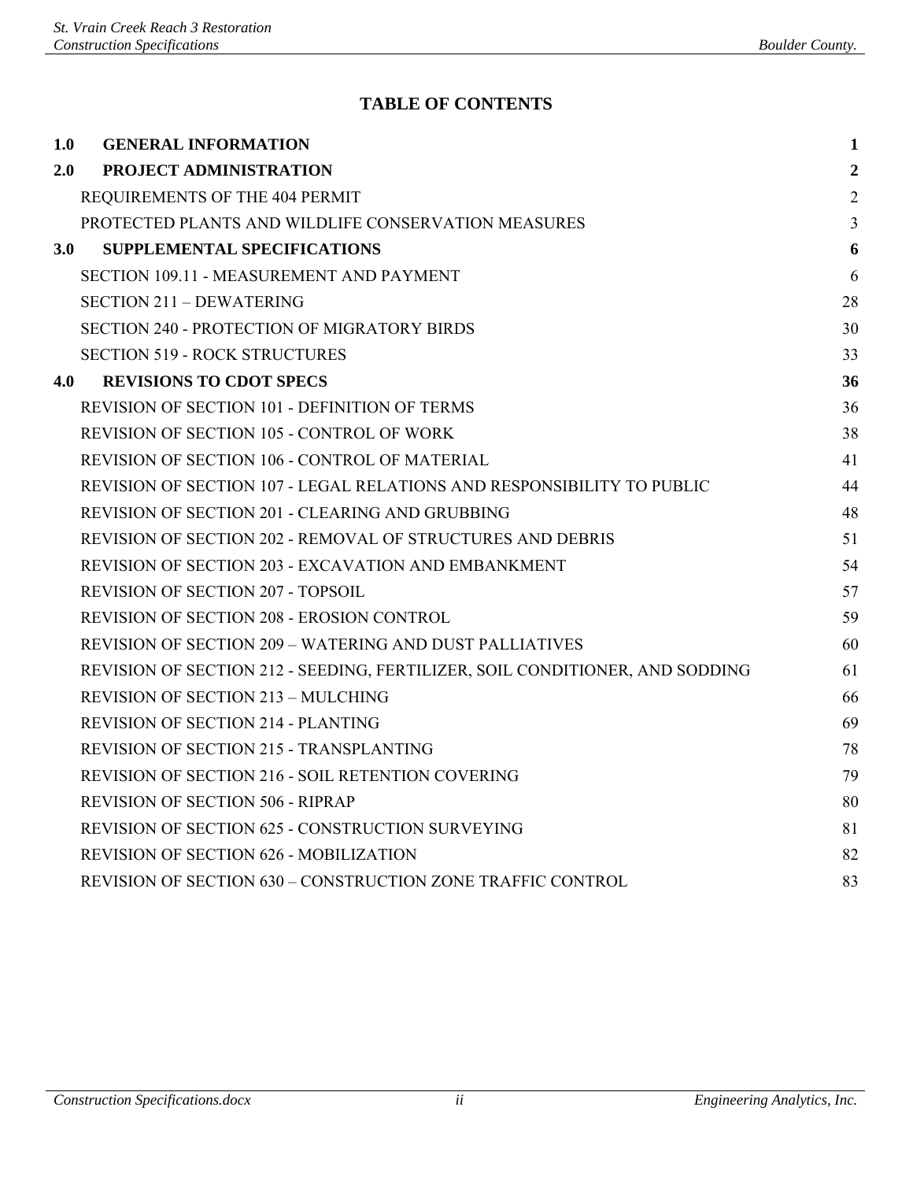# TABLE OF CONTENTS

| | | |
|---|---|---|
| **1.0** | **GENERAL INFORMATION** | **1** |
| **2.0** | **PROJECT ADMINISTRATION** | **2** |
| | REQUIREMENTS OF THE 404 PERMIT | 2 |
| | PROTECTED PLANTS AND WILDLIFE CONSERVATION MEASURES | 3 |
| **3.0** | **SUPPLEMENTAL SPECIFICATIONS** | **6** |
| | SECTION 109.11 - MEASUREMENT AND PAYMENT | 6 |
| | SECTION 211 – DEWATERING | 28 |
| | SECTION 240 - PROTECTION OF MIGRATORY BIRDS | 30 |
| | SECTION 519 - ROCK STRUCTURES | 33 |
| **4.0** | **REVISIONS TO CDOT SPECS** | **36** |
| | REVISION OF SECTION 101 - DEFINITION OF TERMS | 36 |
| | REVISION OF SECTION 105 - CONTROL OF WORK | 38 |
| | REVISION OF SECTION 106 - CONTROL OF MATERIAL | 41 |
| | REVISION OF SECTION 107 - LEGAL RELATIONS AND RESPONSIBILITY TO PUBLIC | 44 |
| | REVISION OF SECTION 201 - CLEARING AND GRUBBING | 48 |
| | REVISION OF SECTION 202 - REMOVAL OF STRUCTURES AND DEBRIS | 51 |
| | REVISION OF SECTION 203 - EXCAVATION AND EMBANKMENT | 54 |
| | REVISION OF SECTION 207 - TOPSOIL | 57 |
| | REVISION OF SECTION 208 - EROSION CONTROL | 59 |
| | REVISION OF SECTION 209 – WATERING AND DUST PALLIATIVES | 60 |
| | REVISION OF SECTION 212 - SEEDING, FERTILIZER, SOIL CONDITIONER, AND SODDING | 61 |
| | REVISION OF SECTION 213 – MULCHING | 66 |
| | REVISION OF SECTION 214 - PLANTING | 69 |
| | REVISION OF SECTION 215 - TRANSPLANTING | 78 |
| | REVISION OF SECTION 216 - SOIL RETENTION COVERING | 79 |
| | REVISION OF SECTION 506 - RIPRAP | 80 |
| | REVISION OF SECTION 625 - CONSTRUCTION SURVEYING | 81 |
| | REVISION OF SECTION 626 - MOBILIZATION | 82 |
| | REVISION OF SECTION 630 – CONSTRUCTION ZONE TRAFFIC CONTROL | 83 |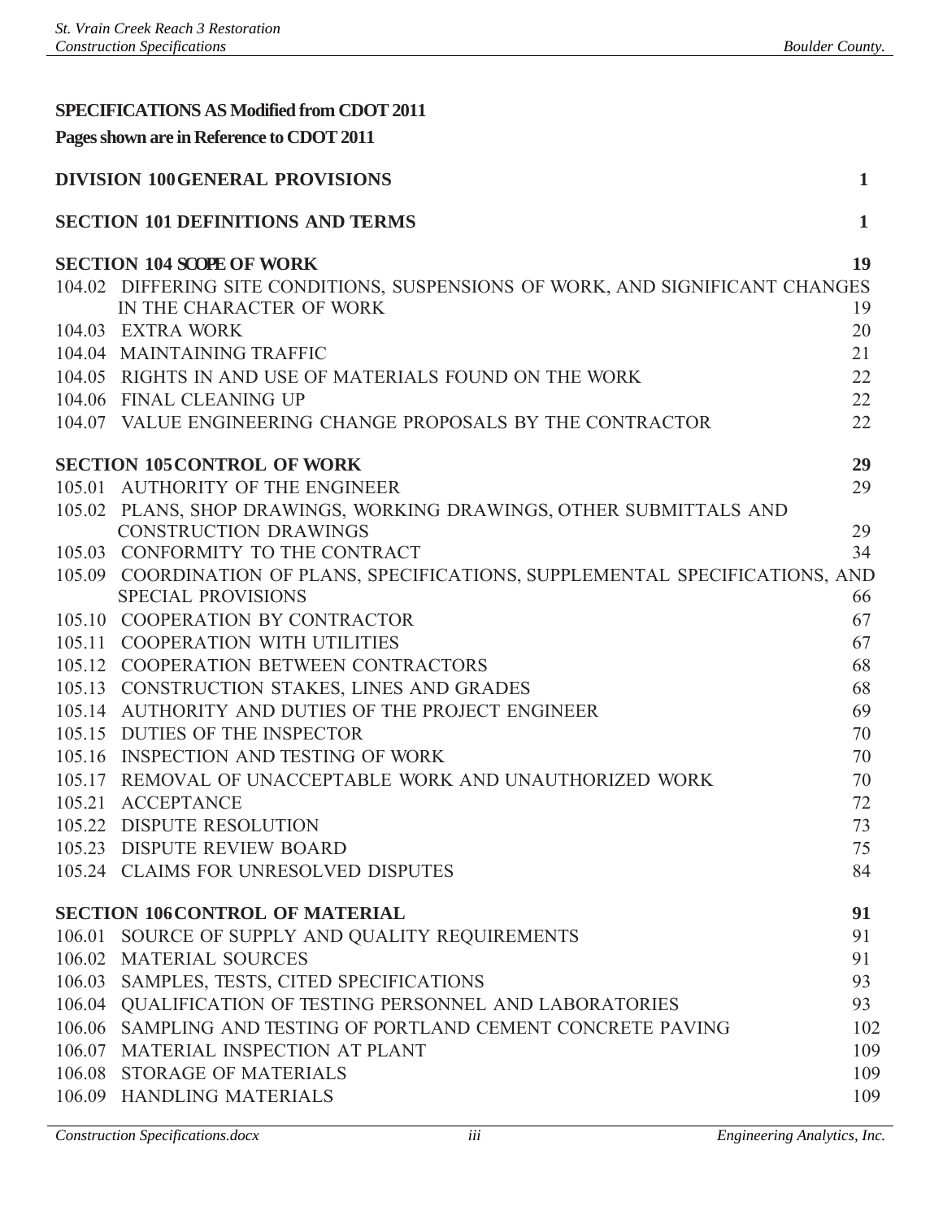**SPECIFICATIONS AS Modified from CDOT 2011**

**Pages shown are in Reference to CDOT 2011**

| | | |
|---|---|---|
| **DIVISION 100** | **GENERAL PROVISIONS** | **1** |
| **SECTION 101** | **DEFINITIONS AND TERMS** | **1** |
| **SECTION 104** | **SCOPE OF WORK** | **19** |
| 104.02 | DIFFERING SITE CONDITIONS, SUSPENSIONS OF WORK, AND SIGNIFICANT CHANGES IN THE CHARACTER OF WORK | 19 |
| 104.03 | EXTRA WORK | 20 |
| 104.04 | MAINTAINING TRAFFIC | 21 |
| 104.05 | RIGHTS IN AND USE OF MATERIALS FOUND ON THE WORK | 22 |
| 104.06 | FINAL CLEANING UP | 22 |
| 104.07 | VALUE ENGINEERING CHANGE PROPOSALS BY THE CONTRACTOR | 22 |
| **SECTION 105** | **CONTROL OF WORK** | **29** |
| 105.01 | AUTHORITY OF THE ENGINEER | 29 |
| 105.02 | PLANS, SHOP DRAWINGS, WORKING DRAWINGS, OTHER SUBMITTALS AND CONSTRUCTION DRAWINGS | 29 |
| 105.03 | CONFORMITY TO THE CONTRACT | 34 |
| 105.09 | COORDINATION OF PLANS, SPECIFICATIONS, SUPPLEMENTAL SPECIFICATIONS, AND SPECIAL PROVISIONS | 66 |
| 105.10 | COOPERATION BY CONTRACTOR | 67 |
| 105.11 | COOPERATION WITH UTILITIES | 67 |
| 105.12 | COOPERATION BETWEEN CONTRACTORS | 68 |
| 105.13 | CONSTRUCTION STAKES, LINES AND GRADES | 68 |
| 105.14 | AUTHORITY AND DUTIES OF THE PROJECT ENGINEER | 69 |
| 105.15 | DUTIES OF THE INSPECTOR | 70 |
| 105.16 | INSPECTION AND TESTING OF WORK | 70 |
| 105.17 | REMOVAL OF UNACCEPTABLE WORK AND UNAUTHORIZED WORK | 70 |
| 105.21 | ACCEPTANCE | 72 |
| 105.22 | DISPUTE RESOLUTION | 73 |
| 105.23 | DISPUTE REVIEW BOARD | 75 |
| 105.24 | CLAIMS FOR UNRESOLVED DISPUTES | 84 |
| **SECTION 106** | **CONTROL OF MATERIAL** | **91** |
| 106.01 | SOURCE OF SUPPLY AND QUALITY REQUIREMENTS | 91 |
| 106.02 | MATERIAL SOURCES | 91 |
| 106.03 | SAMPLES, TESTS, CITED SPECIFICATIONS | 93 |
| 106.04 | QUALIFICATION OF TESTING PERSONNEL AND LABORATORIES | 93 |
| 106.06 | SAMPLING AND TESTING OF PORTLAND CEMENT CONCRETE PAVING | 102 |
| 106.07 | MATERIAL INSPECTION AT PLANT | 109 |
| 106.08 | STORAGE OF MATERIALS | 109 |
| 106.09 | HANDLING MATERIALS | 109 |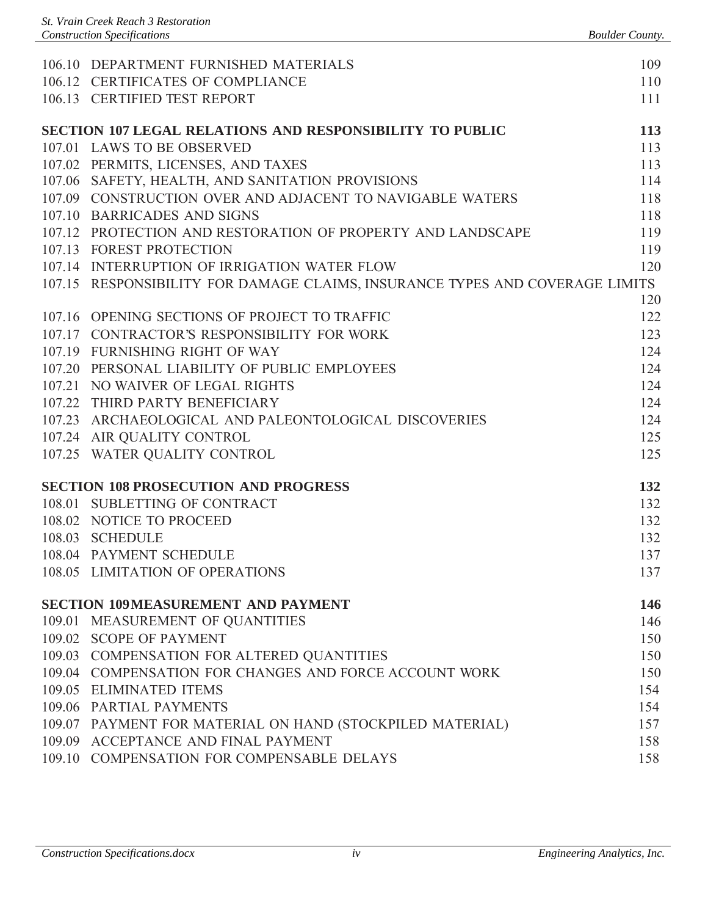106.10 DEPARTMENT FURNISHED MATERIALS 109
106.12 CERTIFICATES OF COMPLIANCE 110
106.13 CERTIFIED TEST REPORT 111

**SECTION 107 LEGAL RELATIONS AND RESPONSIBILITY TO PUBLIC 113**
107.01 LAWS TO BE OBSERVED 113
107.02 PERMITS, LICENSES, AND TAXES 113
107.06 SAFETY, HEALTH, AND SANITATION PROVISIONS 114
107.09 CONSTRUCTION OVER AND ADJACENT TO NAVIGABLE WATERS 118
107.10 BARRICADES AND SIGNS 118
107.12 PROTECTION AND RESTORATION OF PROPERTY AND LANDSCAPE 119
107.13 FOREST PROTECTION 119
107.14 INTERRUPTION OF IRRIGATION WATER FLOW 120
107.15 RESPONSIBILITY FOR DAMAGE CLAIMS, INSURANCE TYPES AND COVERAGE LIMITS 120
107.16 OPENING SECTIONS OF PROJECT TO TRAFFIC 122
107.17 CONTRACTOR'S RESPONSIBILITY FOR WORK 123
107.19 FURNISHING RIGHT OF WAY 124
107.20 PERSONAL LIABILITY OF PUBLIC EMPLOYEES 124
107.21 NO WAIVER OF LEGAL RIGHTS 124
107.22 THIRD PARTY BENEFICIARY 124
107.23 ARCHAEOLOGICAL AND PALEONTOLOGICAL DISCOVERIES 124
107.24 AIR QUALITY CONTROL 125
107.25 WATER QUALITY CONTROL 125

**SECTION 108 PROSECUTION AND PROGRESS 132**
108.01 SUBLETTING OF CONTRACT 132
108.02 NOTICE TO PROCEED 132
108.03 SCHEDULE 132
108.04 PAYMENT SCHEDULE 137
108.05 LIMITATION OF OPERATIONS 137

**SECTION 109 MEASUREMENT AND PAYMENT 146**
109.01 MEASUREMENT OF QUANTITIES 146
109.02 SCOPE OF PAYMENT 150
109.03 COMPENSATION FOR ALTERED QUANTITIES 150
109.04 COMPENSATION FOR CHANGES AND FORCE ACCOUNT WORK 150
109.05 ELIMINATED ITEMS 154
109.06 PARTIAL PAYMENTS 154
109.07 PAYMENT FOR MATERIAL ON HAND (STOCKPILED MATERIAL) 157
109.09 ACCEPTANCE AND FINAL PAYMENT 158
109.10 COMPENSATION FOR COMPENSABLE DELAYS 158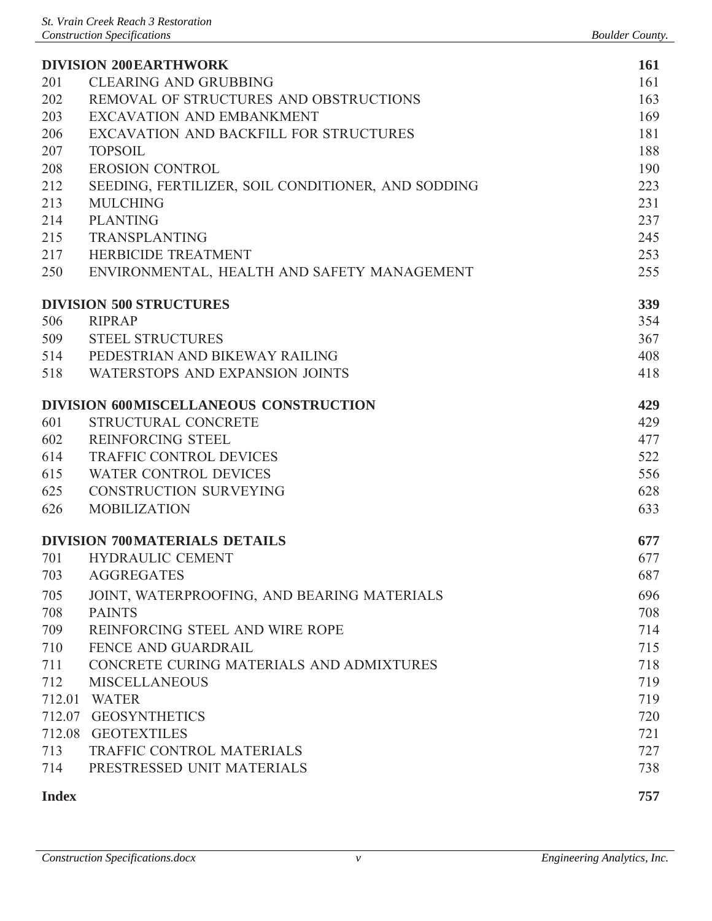| | | |
|---|---|---|
| **DIVISION 200** | **EARTHWORK** | **161** |
| 201 | CLEARING AND GRUBBING | 161 |
| 202 | REMOVAL OF STRUCTURES AND OBSTRUCTIONS | 163 |
| 203 | EXCAVATION AND EMBANKMENT | 169 |
| 206 | EXCAVATION AND BACKFILL FOR STRUCTURES | 181 |
| 207 | TOPSOIL | 188 |
| 208 | EROSION CONTROL | 190 |
| 212 | SEEDING, FERTILIZER, SOIL CONDITIONER, AND SODDING | 223 |
| 213 | MULCHING | 231 |
| 214 | PLANTING | 237 |
| 215 | TRANSPLANTING | 245 |
| 217 | HERBICIDE TREATMENT | 253 |
| 250 | ENVIRONMENTAL, HEALTH AND SAFETY MANAGEMENT | 255 |
| **DIVISION 500** | **STRUCTURES** | **339** |
| 506 | RIPRAP | 354 |
| 509 | STEEL STRUCTURES | 367 |
| 514 | PEDESTRIAN AND BIKEWAY RAILING | 408 |
| 518 | WATERSTOPS AND EXPANSION JOINTS | 418 |
| **DIVISION 600** | **MISCELLANEOUS CONSTRUCTION** | **429** |
| 601 | STRUCTURAL CONCRETE | 429 |
| 602 | REINFORCING STEEL | 477 |
| 614 | TRAFFIC CONTROL DEVICES | 522 |
| 615 | WATER CONTROL DEVICES | 556 |
| 625 | CONSTRUCTION SURVEYING | 628 |
| 626 | MOBILIZATION | 633 |
| **DIVISION 700** | **MATERIALS DETAILS** | **677** |
| 701 | HYDRAULIC CEMENT | 677 |
| 703 | AGGREGATES | 687 |
| 705 | JOINT, WATERPROOFING, AND BEARING MATERIALS | 696 |
| 708 | PAINTS | 708 |
| 709 | REINFORCING STEEL AND WIRE ROPE | 714 |
| 710 | FENCE AND GUARDRAIL | 715 |
| 711 | CONCRETE CURING MATERIALS AND ADMIXTURES | 718 |
| 712 | MISCELLANEOUS | 719 |
| 712.01 | WATER | 719 |
| 712.07 | GEOSYNTHETICS | 720 |
| 712.08 | GEOTEXTILES | 721 |
| 713 | TRAFFIC CONTROL MATERIALS | 727 |
| 714 | PRESTRESSED UNIT MATERIALS | 738 |
| **Index** | | **757** |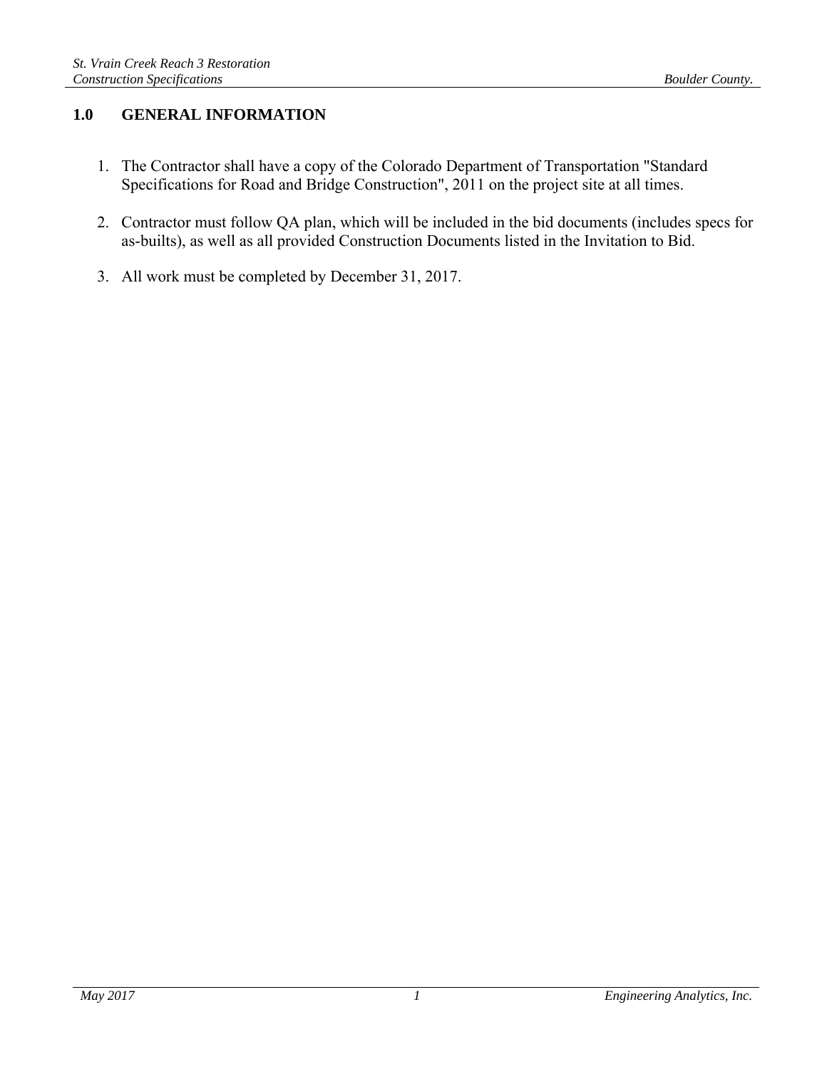## 1.0 GENERAL INFORMATION

1. The Contractor shall have a copy of the Colorado Department of Transportation "Standard Specifications for Road and Bridge Construction", 2011 on the project site at all times.

2. Contractor must follow QA plan, which will be included in the bid documents (includes specs for as-builts), as well as all provided Construction Documents listed in the Invitation to Bid.

3. All work must be completed by December 31, 2017.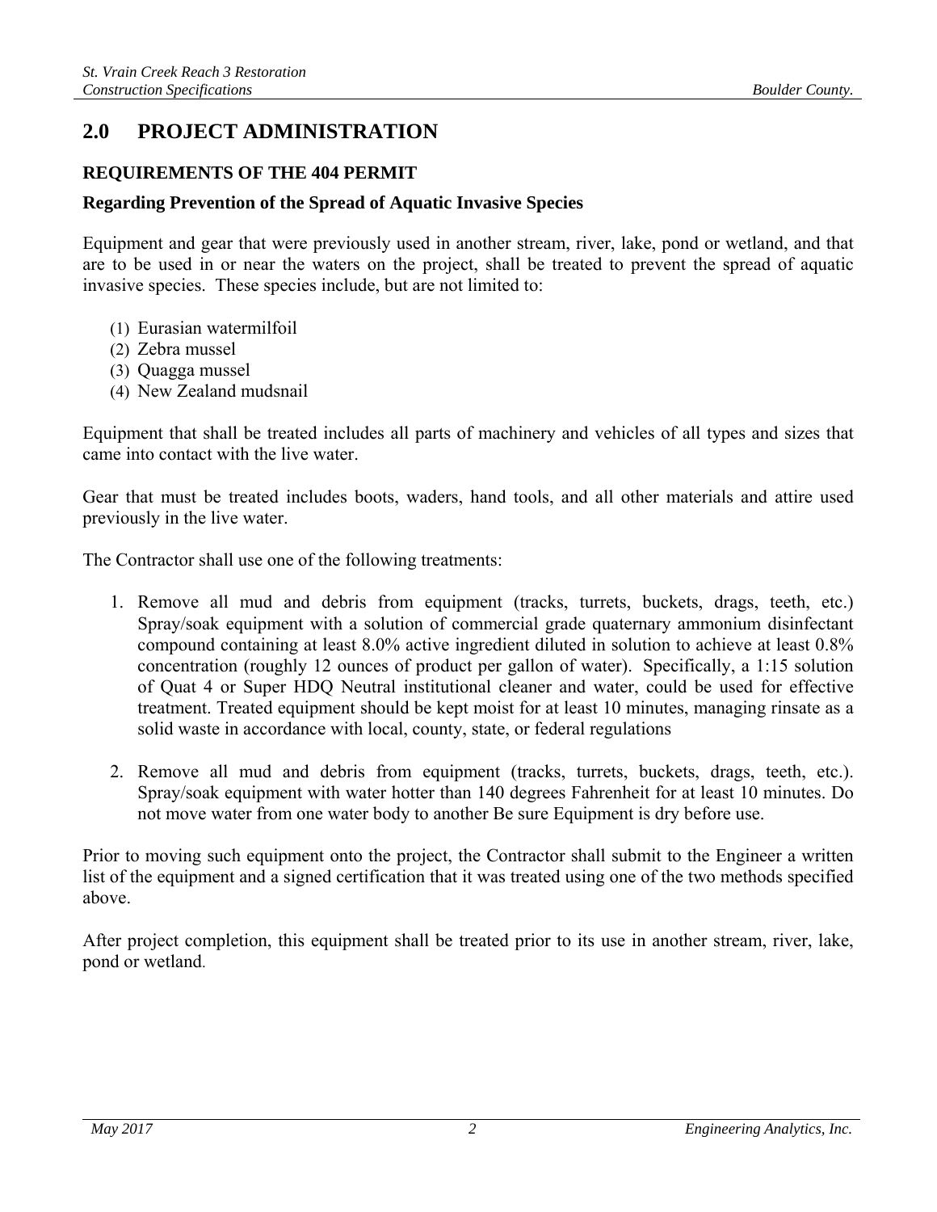# 2.0 PROJECT ADMINISTRATION

### REQUIREMENTS OF THE 404 PERMIT

### Regarding Prevention of the Spread of Aquatic Invasive Species

Equipment and gear that were previously used in another stream, river, lake, pond or wetland, and that are to be used in or near the waters on the project, shall be treated to prevent the spread of aquatic invasive species. These species include, but are not limited to:

(1) Eurasian watermilfoil
(2) Zebra mussel
(3) Quagga mussel
(4) New Zealand mudsnail

Equipment that shall be treated includes all parts of machinery and vehicles of all types and sizes that came into contact with the live water.

Gear that must be treated includes boots, waders, hand tools, and all other materials and attire used previously in the live water.

The Contractor shall use one of the following treatments:

1. Remove all mud and debris from equipment (tracks, turrets, buckets, drags, teeth, etc.) Spray/soak equipment with a solution of commercial grade quaternary ammonium disinfectant compound containing at least 8.0% active ingredient diluted in solution to achieve at least 0.8% concentration (roughly 12 ounces of product per gallon of water). Specifically, a 1:15 solution of Quat 4 or Super HDQ Neutral institutional cleaner and water, could be used for effective treatment. Treated equipment should be kept moist for at least 10 minutes, managing rinsate as a solid waste in accordance with local, county, state, or federal regulations

2. Remove all mud and debris from equipment (tracks, turrets, buckets, drags, teeth, etc.). Spray/soak equipment with water hotter than 140 degrees Fahrenheit for at least 10 minutes. Do not move water from one water body to another Be sure Equipment is dry before use.

Prior to moving such equipment onto the project, the Contractor shall submit to the Engineer a written list of the equipment and a signed certification that it was treated using one of the two methods specified above.

After project completion, this equipment shall be treated prior to its use in another stream, river, lake, pond or wetland.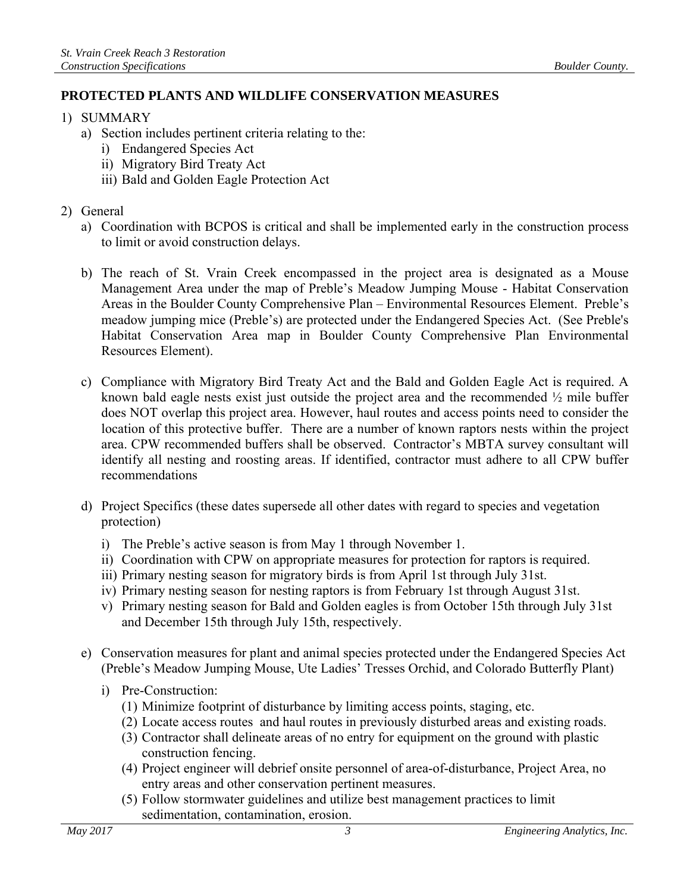## PROTECTED PLANTS AND WILDLIFE CONSERVATION MEASURES

1) SUMMARY
   a) Section includes pertinent criteria relating to the:
      i) Endangered Species Act
      ii) Migratory Bird Treaty Act
      iii) Bald and Golden Eagle Protection Act

2) General
   a) Coordination with BCPOS is critical and shall be implemented early in the construction process to limit or avoid construction delays.

   b) The reach of St. Vrain Creek encompassed in the project area is designated as a Mouse Management Area under the map of Preble's Meadow Jumping Mouse - Habitat Conservation Areas in the Boulder County Comprehensive Plan – Environmental Resources Element. Preble's meadow jumping mice (Preble's) are protected under the Endangered Species Act. (See Preble's Habitat Conservation Area map in Boulder County Comprehensive Plan Environmental Resources Element).

   c) Compliance with Migratory Bird Treaty Act and the Bald and Golden Eagle Act is required. A known bald eagle nests exist just outside the project area and the recommended ½ mile buffer does NOT overlap this project area. However, haul routes and access points need to consider the location of this protective buffer. There are a number of known raptors nests within the project area. CPW recommended buffers shall be observed. Contractor's MBTA survey consultant will identify all nesting and roosting areas. If identified, contractor must adhere to all CPW buffer recommendations

   d) Project Specifics (these dates supersede all other dates with regard to species and vegetation protection)
      i) The Preble's active season is from May 1 through November 1.
      ii) Coordination with CPW on appropriate measures for protection for raptors is required.
      iii) Primary nesting season for migratory birds is from April 1st through July 31st.
      iv) Primary nesting season for nesting raptors is from February 1st through August 31st.
      v) Primary nesting season for Bald and Golden eagles is from October 15th through July 31st and December 15th through July 15th, respectively.

   e) Conservation measures for plant and animal species protected under the Endangered Species Act (Preble's Meadow Jumping Mouse, Ute Ladies' Tresses Orchid, and Colorado Butterfly Plant)
      i) Pre-Construction:
         (1) Minimize footprint of disturbance by limiting access points, staging, etc.
         (2) Locate access routes and haul routes in previously disturbed areas and existing roads.
         (3) Contractor shall delineate areas of no entry for equipment on the ground with plastic construction fencing.
         (4) Project engineer will debrief onsite personnel of area-of-disturbance, Project Area, no entry areas and other conservation pertinent measures.
         (5) Follow stormwater guidelines and utilize best management practices to limit sedimentation, contamination, erosion.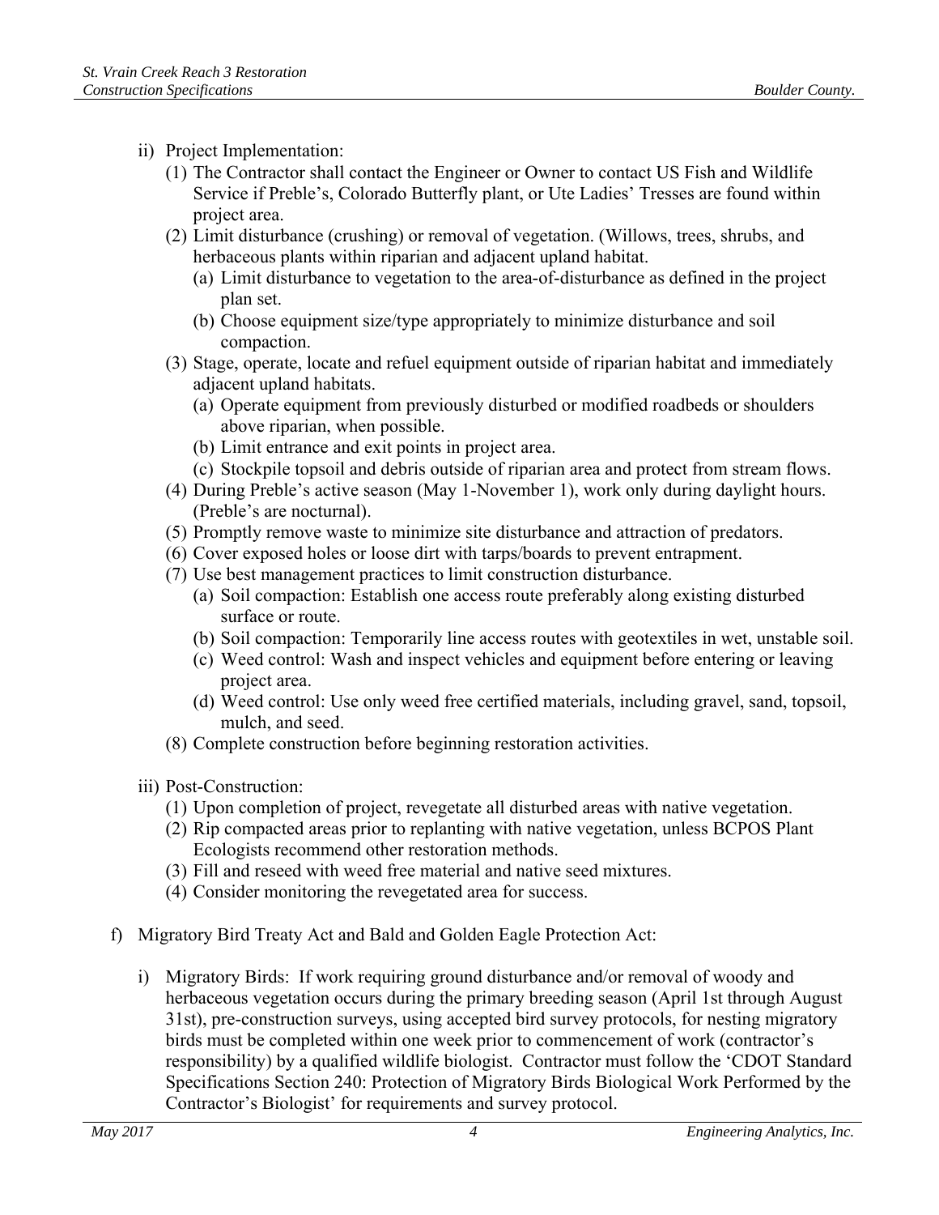ii) Project Implementation:

(1) The Contractor shall contact the Engineer or Owner to contact US Fish and Wildlife Service if Preble's, Colorado Butterfly plant, or Ute Ladies' Tresses are found within project area.

(2) Limit disturbance (crushing) or removal of vegetation. (Willows, trees, shrubs, and herbaceous plants within riparian and adjacent upland habitat.

(a) Limit disturbance to vegetation to the area-of-disturbance as defined in the project plan set.

(b) Choose equipment size/type appropriately to minimize disturbance and soil compaction.

(3) Stage, operate, locate and refuel equipment outside of riparian habitat and immediately adjacent upland habitats.

(a) Operate equipment from previously disturbed or modified roadbeds or shoulders above riparian, when possible.

(b) Limit entrance and exit points in project area.

(c) Stockpile topsoil and debris outside of riparian area and protect from stream flows.

(4) During Preble's active season (May 1-November 1), work only during daylight hours. (Preble's are nocturnal).

(5) Promptly remove waste to minimize site disturbance and attraction of predators.

(6) Cover exposed holes or loose dirt with tarps/boards to prevent entrapment.

(7) Use best management practices to limit construction disturbance.

(a) Soil compaction: Establish one access route preferably along existing disturbed surface or route.

(b) Soil compaction: Temporarily line access routes with geotextiles in wet, unstable soil.

(c) Weed control: Wash and inspect vehicles and equipment before entering or leaving project area.

(d) Weed control: Use only weed free certified materials, including gravel, sand, topsoil, mulch, and seed.

(8) Complete construction before beginning restoration activities.

iii) Post-Construction:

(1) Upon completion of project, revegetate all disturbed areas with native vegetation.

(2) Rip compacted areas prior to replanting with native vegetation, unless BCPOS Plant Ecologists recommend other restoration methods.

(3) Fill and reseed with weed free material and native seed mixtures.

(4) Consider monitoring the revegetated area for success.

f) Migratory Bird Treaty Act and Bald and Golden Eagle Protection Act:

i) Migratory Birds: If work requiring ground disturbance and/or removal of woody and herbaceous vegetation occurs during the primary breeding season (April 1st through August 31st), pre-construction surveys, using accepted bird survey protocols, for nesting migratory birds must be completed within one week prior to commencement of work (contractor's responsibility) by a qualified wildlife biologist. Contractor must follow the 'CDOT Standard Specifications Section 240: Protection of Migratory Birds Biological Work Performed by the Contractor's Biologist' for requirements and survey protocol.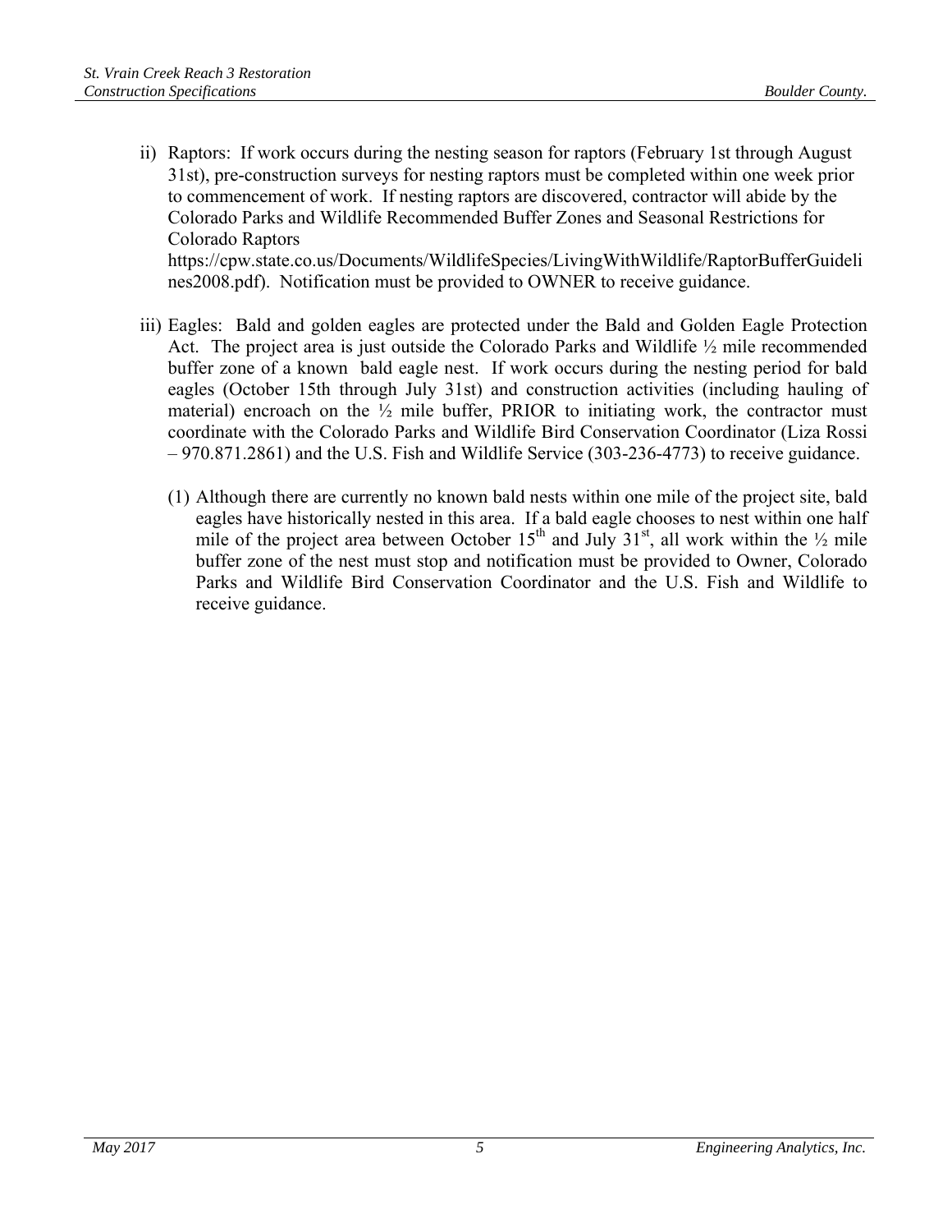ii) Raptors: If work occurs during the nesting season for raptors (February 1st through August 31st), pre-construction surveys for nesting raptors must be completed within one week prior to commencement of work. If nesting raptors are discovered, contractor will abide by the Colorado Parks and Wildlife Recommended Buffer Zones and Seasonal Restrictions for Colorado Raptors https://cpw.state.co.us/Documents/WildlifeSpecies/LivingWithWildlife/RaptorBufferGuidelines2008.pdf). Notification must be provided to OWNER to receive guidance.

iii) Eagles: Bald and golden eagles are protected under the Bald and Golden Eagle Protection Act. The project area is just outside the Colorado Parks and Wildlife ½ mile recommended buffer zone of a known bald eagle nest. If work occurs during the nesting period for bald eagles (October 15th through July 31st) and construction activities (including hauling of material) encroach on the ½ mile buffer, PRIOR to initiating work, the contractor must coordinate with the Colorado Parks and Wildlife Bird Conservation Coordinator (Liza Rossi – 970.871.2861) and the U.S. Fish and Wildlife Service (303-236-4773) to receive guidance.

(1) Although there are currently no known bald nests within one mile of the project site, bald eagles have historically nested in this area. If a bald eagle chooses to nest within one half mile of the project area between October 15th and July 31st, all work within the ½ mile buffer zone of the nest must stop and notification must be provided to Owner, Colorado Parks and Wildlife Bird Conservation Coordinator and the U.S. Fish and Wildlife to receive guidance.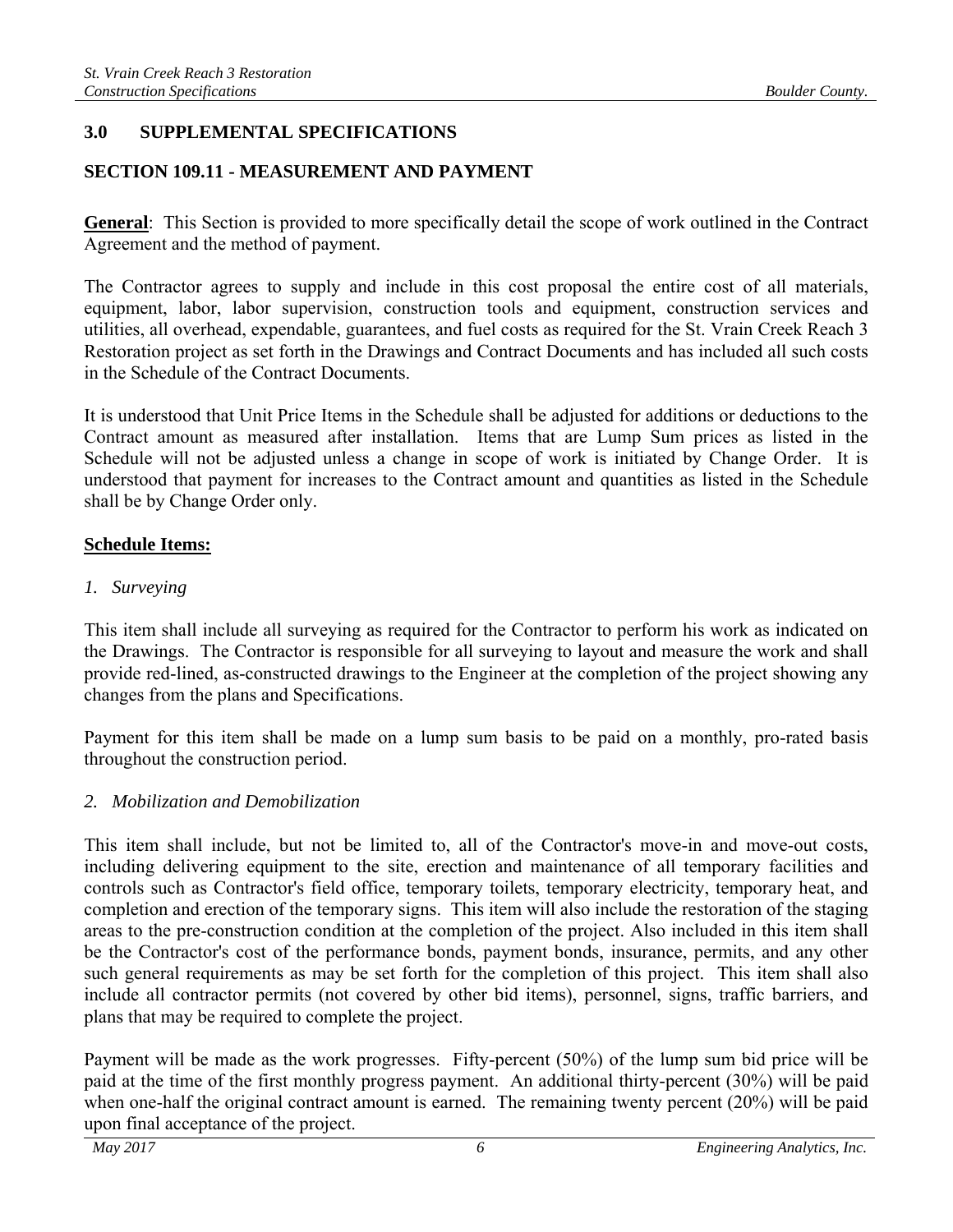## 3.0 SUPPLEMENTAL SPECIFICATIONS

## SECTION 109.11 - MEASUREMENT AND PAYMENT

**General**: This Section is provided to more specifically detail the scope of work outlined in the Contract Agreement and the method of payment.

The Contractor agrees to supply and include in this cost proposal the entire cost of all materials, equipment, labor, labor supervision, construction tools and equipment, construction services and utilities, all overhead, expendable, guarantees, and fuel costs as required for the St. Vrain Creek Reach 3 Restoration project as set forth in the Drawings and Contract Documents and has included all such costs in the Schedule of the Contract Documents.

It is understood that Unit Price Items in the Schedule shall be adjusted for additions or deductions to the Contract amount as measured after installation. Items that are Lump Sum prices as listed in the Schedule will not be adjusted unless a change in scope of work is initiated by Change Order. It is understood that payment for increases to the Contract amount and quantities as listed in the Schedule shall be by Change Order only.

**Schedule Items:**

*1. Surveying*

This item shall include all surveying as required for the Contractor to perform his work as indicated on the Drawings. The Contractor is responsible for all surveying to layout and measure the work and shall provide red-lined, as-constructed drawings to the Engineer at the completion of the project showing any changes from the plans and Specifications.

Payment for this item shall be made on a lump sum basis to be paid on a monthly, pro-rated basis throughout the construction period.

*2. Mobilization and Demobilization*

This item shall include, but not be limited to, all of the Contractor's move-in and move-out costs, including delivering equipment to the site, erection and maintenance of all temporary facilities and controls such as Contractor's field office, temporary toilets, temporary electricity, temporary heat, and completion and erection of the temporary signs. This item will also include the restoration of the staging areas to the pre-construction condition at the completion of the project. Also included in this item shall be the Contractor's cost of the performance bonds, payment bonds, insurance, permits, and any other such general requirements as may be set forth for the completion of this project. This item shall also include all contractor permits (not covered by other bid items), personnel, signs, traffic barriers, and plans that may be required to complete the project.

Payment will be made as the work progresses. Fifty-percent (50%) of the lump sum bid price will be paid at the time of the first monthly progress payment. An additional thirty-percent (30%) will be paid when one-half the original contract amount is earned. The remaining twenty percent (20%) will be paid upon final acceptance of the project.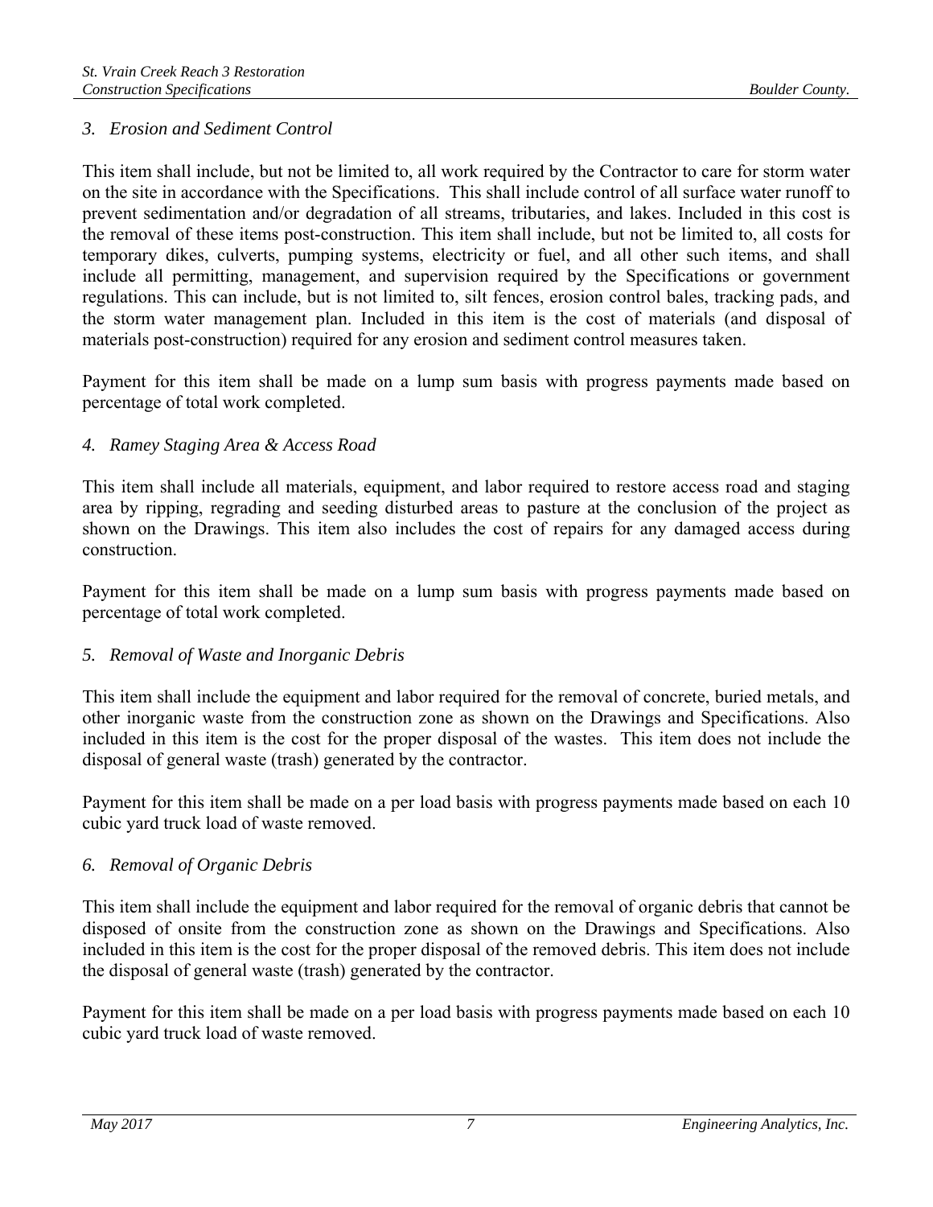### *3. Erosion and Sediment Control*

This item shall include, but not be limited to, all work required by the Contractor to care for storm water on the site in accordance with the Specifications. This shall include control of all surface water runoff to prevent sedimentation and/or degradation of all streams, tributaries, and lakes. Included in this cost is the removal of these items post-construction. This item shall include, but not be limited to, all costs for temporary dikes, culverts, pumping systems, electricity or fuel, and all other such items, and shall include all permitting, management, and supervision required by the Specifications or government regulations. This can include, but is not limited to, silt fences, erosion control bales, tracking pads, and the storm water management plan. Included in this item is the cost of materials (and disposal of materials post-construction) required for any erosion and sediment control measures taken.

Payment for this item shall be made on a lump sum basis with progress payments made based on percentage of total work completed.

### *4. Ramey Staging Area & Access Road*

This item shall include all materials, equipment, and labor required to restore access road and staging area by ripping, regrading and seeding disturbed areas to pasture at the conclusion of the project as shown on the Drawings. This item also includes the cost of repairs for any damaged access during construction.

Payment for this item shall be made on a lump sum basis with progress payments made based on percentage of total work completed.

### *5. Removal of Waste and Inorganic Debris*

This item shall include the equipment and labor required for the removal of concrete, buried metals, and other inorganic waste from the construction zone as shown on the Drawings and Specifications. Also included in this item is the cost for the proper disposal of the wastes. This item does not include the disposal of general waste (trash) generated by the contractor.

Payment for this item shall be made on a per load basis with progress payments made based on each 10 cubic yard truck load of waste removed.

### *6. Removal of Organic Debris*

This item shall include the equipment and labor required for the removal of organic debris that cannot be disposed of onsite from the construction zone as shown on the Drawings and Specifications. Also included in this item is the cost for the proper disposal of the removed debris. This item does not include the disposal of general waste (trash) generated by the contractor.

Payment for this item shall be made on a per load basis with progress payments made based on each 10 cubic yard truck load of waste removed.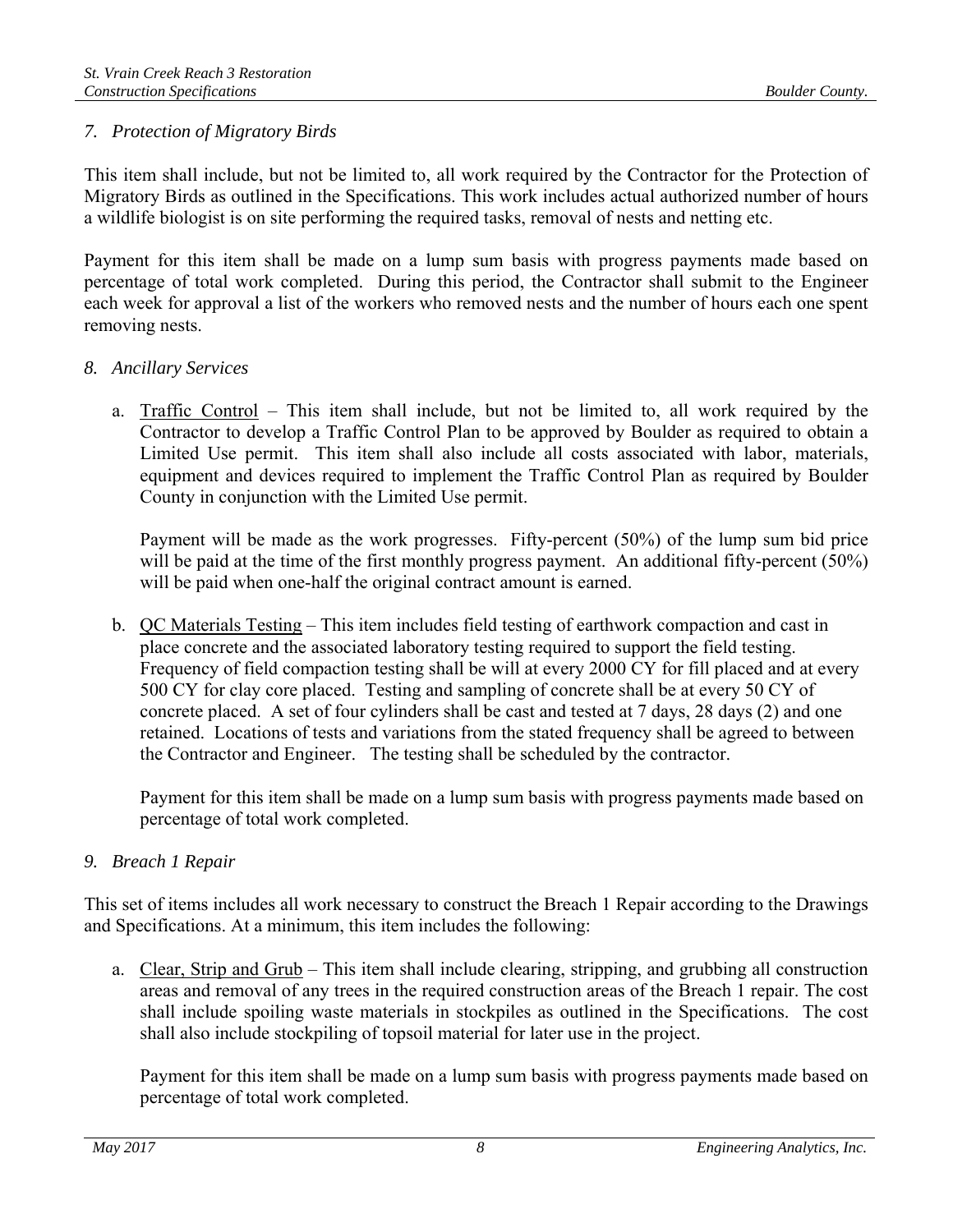## *7. Protection of Migratory Birds*

This item shall include, but not be limited to, all work required by the Contractor for the Protection of Migratory Birds as outlined in the Specifications. This work includes actual authorized number of hours a wildlife biologist is on site performing the required tasks, removal of nests and netting etc.

Payment for this item shall be made on a lump sum basis with progress payments made based on percentage of total work completed. During this period, the Contractor shall submit to the Engineer each week for approval a list of the workers who removed nests and the number of hours each one spent removing nests.

## *8. Ancillary Services*

a. Traffic Control – This item shall include, but not be limited to, all work required by the Contractor to develop a Traffic Control Plan to be approved by Boulder as required to obtain a Limited Use permit. This item shall also include all costs associated with labor, materials, equipment and devices required to implement the Traffic Control Plan as required by Boulder County in conjunction with the Limited Use permit.

   Payment will be made as the work progresses. Fifty-percent (50%) of the lump sum bid price will be paid at the time of the first monthly progress payment. An additional fifty-percent (50%) will be paid when one-half the original contract amount is earned.

b. QC Materials Testing – This item includes field testing of earthwork compaction and cast in place concrete and the associated laboratory testing required to support the field testing. Frequency of field compaction testing shall be will at every 2000 CY for fill placed and at every 500 CY for clay core placed. Testing and sampling of concrete shall be at every 50 CY of concrete placed. A set of four cylinders shall be cast and tested at 7 days, 28 days (2) and one retained. Locations of tests and variations from the stated frequency shall be agreed to between the Contractor and Engineer. The testing shall be scheduled by the contractor.

   Payment for this item shall be made on a lump sum basis with progress payments made based on percentage of total work completed.

## *9. Breach 1 Repair*

This set of items includes all work necessary to construct the Breach 1 Repair according to the Drawings and Specifications. At a minimum, this item includes the following:

a. Clear, Strip and Grub – This item shall include clearing, stripping, and grubbing all construction areas and removal of any trees in the required construction areas of the Breach 1 repair. The cost shall include spoiling waste materials in stockpiles as outlined in the Specifications. The cost shall also include stockpiling of topsoil material for later use in the project.

   Payment for this item shall be made on a lump sum basis with progress payments made based on percentage of total work completed.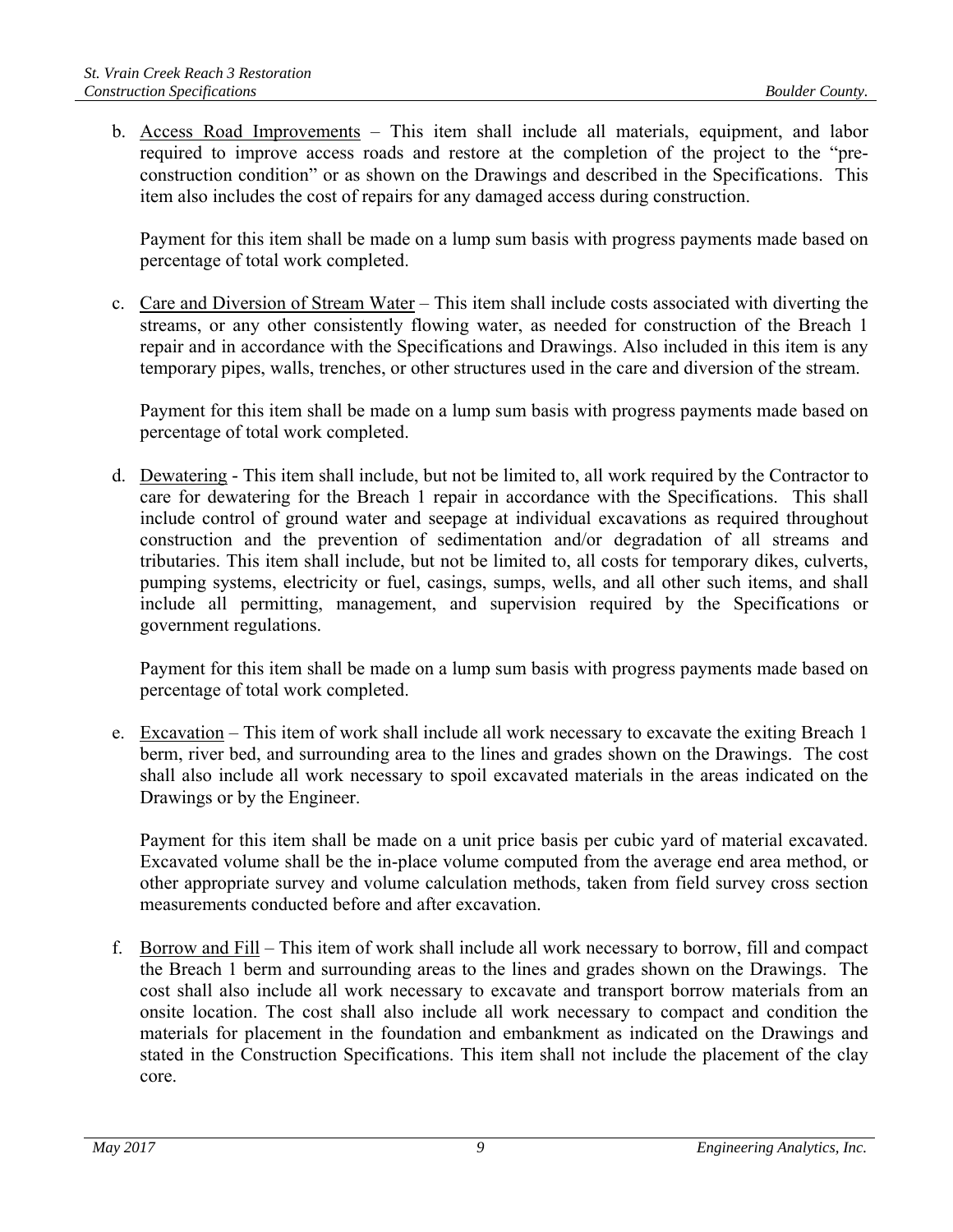b. Access Road Improvements – This item shall include all materials, equipment, and labor required to improve access roads and restore at the completion of the project to the "pre-construction condition" or as shown on the Drawings and described in the Specifications. This item also includes the cost of repairs for any damaged access during construction.

   Payment for this item shall be made on a lump sum basis with progress payments made based on percentage of total work completed.

c. Care and Diversion of Stream Water – This item shall include costs associated with diverting the streams, or any other consistently flowing water, as needed for construction of the Breach 1 repair and in accordance with the Specifications and Drawings. Also included in this item is any temporary pipes, walls, trenches, or other structures used in the care and diversion of the stream.

   Payment for this item shall be made on a lump sum basis with progress payments made based on percentage of total work completed.

d. Dewatering - This item shall include, but not be limited to, all work required by the Contractor to care for dewatering for the Breach 1 repair in accordance with the Specifications. This shall include control of ground water and seepage at individual excavations as required throughout construction and the prevention of sedimentation and/or degradation of all streams and tributaries. This item shall include, but not be limited to, all costs for temporary dikes, culverts, pumping systems, electricity or fuel, casings, sumps, wells, and all other such items, and shall include all permitting, management, and supervision required by the Specifications or government regulations.

   Payment for this item shall be made on a lump sum basis with progress payments made based on percentage of total work completed.

e. Excavation – This item of work shall include all work necessary to excavate the exiting Breach 1 berm, river bed, and surrounding area to the lines and grades shown on the Drawings. The cost shall also include all work necessary to spoil excavated materials in the areas indicated on the Drawings or by the Engineer.

   Payment for this item shall be made on a unit price basis per cubic yard of material excavated. Excavated volume shall be the in-place volume computed from the average end area method, or other appropriate survey and volume calculation methods, taken from field survey cross section measurements conducted before and after excavation.

f. Borrow and Fill – This item of work shall include all work necessary to borrow, fill and compact the Breach 1 berm and surrounding areas to the lines and grades shown on the Drawings. The cost shall also include all work necessary to excavate and transport borrow materials from an onsite location. The cost shall also include all work necessary to compact and condition the materials for placement in the foundation and embankment as indicated on the Drawings and stated in the Construction Specifications. This item shall not include the placement of the clay core.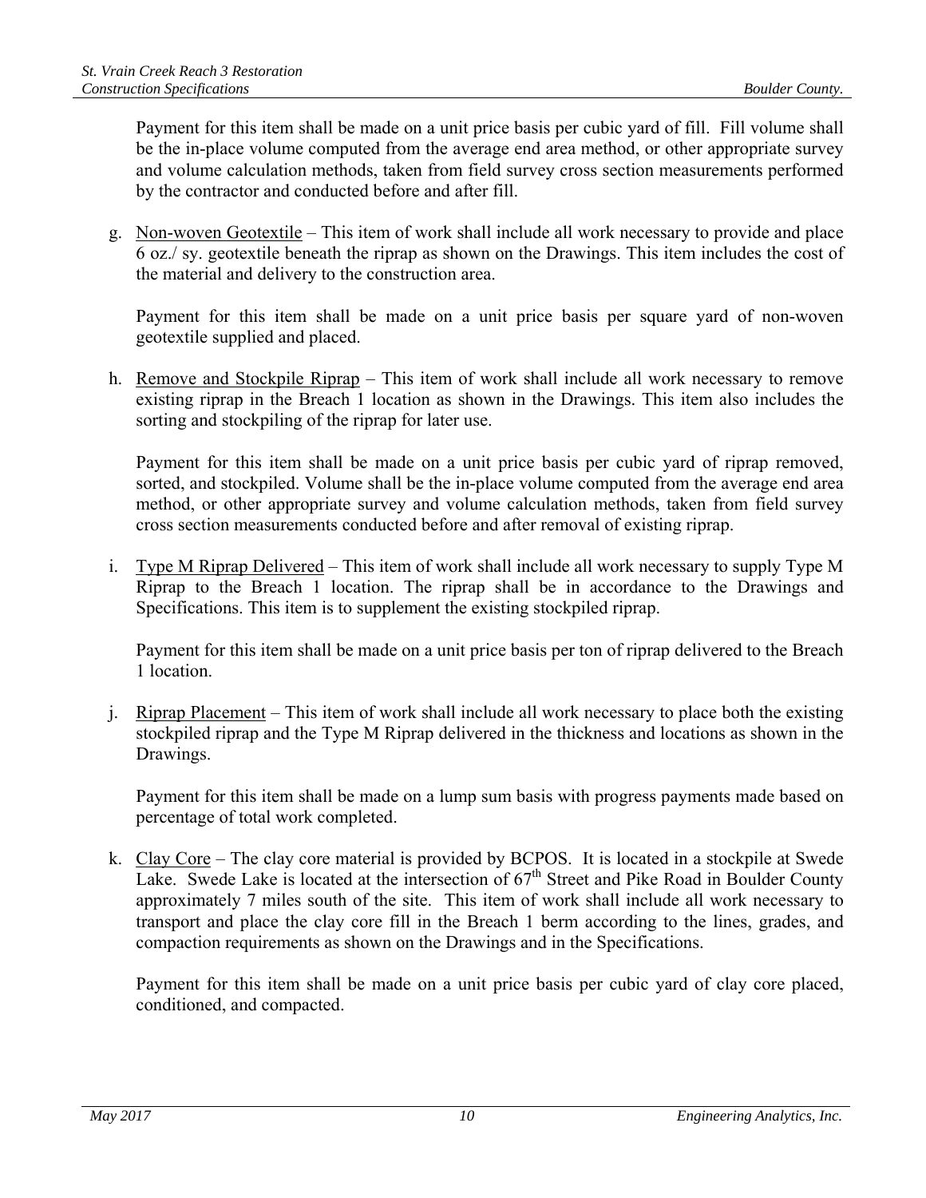Payment for this item shall be made on a unit price basis per cubic yard of fill. Fill volume shall be the in-place volume computed from the average end area method, or other appropriate survey and volume calculation methods, taken from field survey cross section measurements performed by the contractor and conducted before and after fill.

g. Non-woven Geotextile – This item of work shall include all work necessary to provide and place 6 oz./ sy. geotextile beneath the riprap as shown on the Drawings. This item includes the cost of the material and delivery to the construction area.

   Payment for this item shall be made on a unit price basis per square yard of non-woven geotextile supplied and placed.

h. Remove and Stockpile Riprap – This item of work shall include all work necessary to remove existing riprap in the Breach 1 location as shown in the Drawings. This item also includes the sorting and stockpiling of the riprap for later use.

   Payment for this item shall be made on a unit price basis per cubic yard of riprap removed, sorted, and stockpiled. Volume shall be the in-place volume computed from the average end area method, or other appropriate survey and volume calculation methods, taken from field survey cross section measurements conducted before and after removal of existing riprap.

i. Type M Riprap Delivered – This item of work shall include all work necessary to supply Type M Riprap to the Breach 1 location. The riprap shall be in accordance to the Drawings and Specifications. This item is to supplement the existing stockpiled riprap.

   Payment for this item shall be made on a unit price basis per ton of riprap delivered to the Breach 1 location.

j. Riprap Placement – This item of work shall include all work necessary to place both the existing stockpiled riprap and the Type M Riprap delivered in the thickness and locations as shown in the Drawings.

   Payment for this item shall be made on a lump sum basis with progress payments made based on percentage of total work completed.

k. Clay Core – The clay core material is provided by BCPOS. It is located in a stockpile at Swede Lake. Swede Lake is located at the intersection of 67th Street and Pike Road in Boulder County approximately 7 miles south of the site. This item of work shall include all work necessary to transport and place the clay core fill in the Breach 1 berm according to the lines, grades, and compaction requirements as shown on the Drawings and in the Specifications.

   Payment for this item shall be made on a unit price basis per cubic yard of clay core placed, conditioned, and compacted.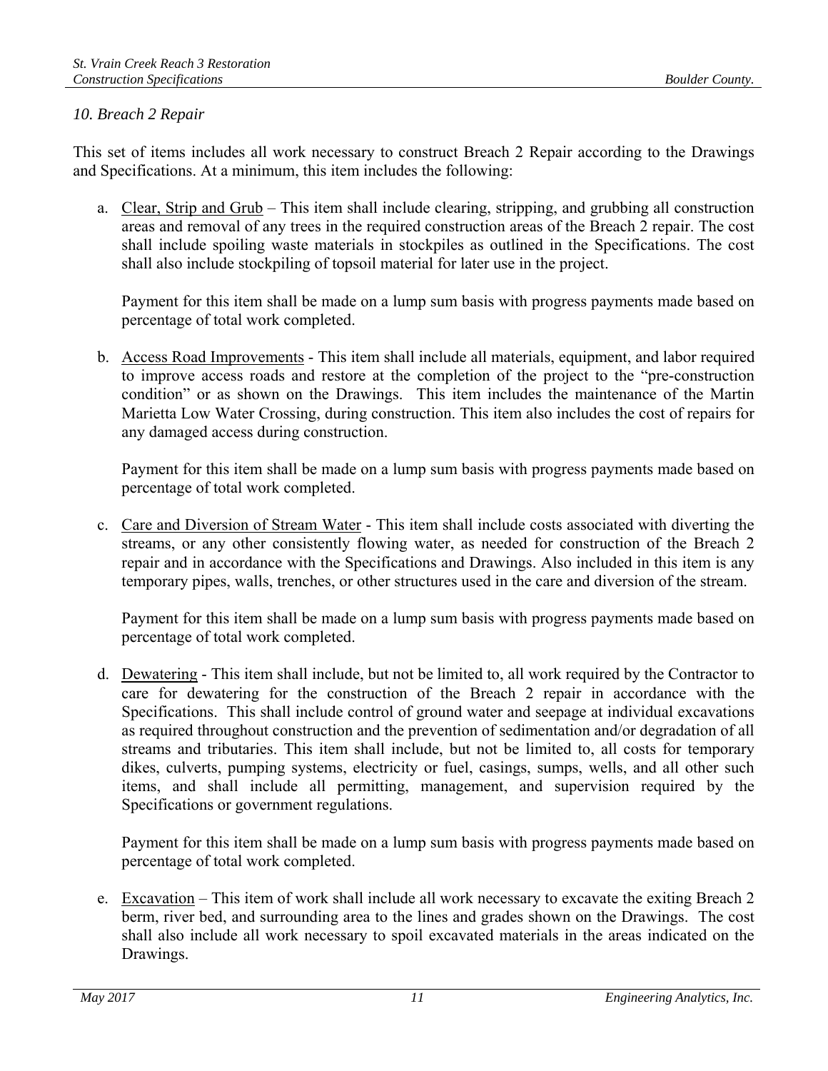*10. Breach 2 Repair*

This set of items includes all work necessary to construct Breach 2 Repair according to the Drawings and Specifications. At a minimum, this item includes the following:

a. Clear, Strip and Grub – This item shall include clearing, stripping, and grubbing all construction areas and removal of any trees in the required construction areas of the Breach 2 repair. The cost shall include spoiling waste materials in stockpiles as outlined in the Specifications. The cost shall also include stockpiling of topsoil material for later use in the project.

   Payment for this item shall be made on a lump sum basis with progress payments made based on percentage of total work completed.

b. Access Road Improvements - This item shall include all materials, equipment, and labor required to improve access roads and restore at the completion of the project to the "pre-construction condition" or as shown on the Drawings. This item includes the maintenance of the Martin Marietta Low Water Crossing, during construction. This item also includes the cost of repairs for any damaged access during construction.

   Payment for this item shall be made on a lump sum basis with progress payments made based on percentage of total work completed.

c. Care and Diversion of Stream Water - This item shall include costs associated with diverting the streams, or any other consistently flowing water, as needed for construction of the Breach 2 repair and in accordance with the Specifications and Drawings. Also included in this item is any temporary pipes, walls, trenches, or other structures used in the care and diversion of the stream.

   Payment for this item shall be made on a lump sum basis with progress payments made based on percentage of total work completed.

d. Dewatering - This item shall include, but not be limited to, all work required by the Contractor to care for dewatering for the construction of the Breach 2 repair in accordance with the Specifications. This shall include control of ground water and seepage at individual excavations as required throughout construction and the prevention of sedimentation and/or degradation of all streams and tributaries. This item shall include, but not be limited to, all costs for temporary dikes, culverts, pumping systems, electricity or fuel, casings, sumps, wells, and all other such items, and shall include all permitting, management, and supervision required by the Specifications or government regulations.

   Payment for this item shall be made on a lump sum basis with progress payments made based on percentage of total work completed.

e. Excavation – This item of work shall include all work necessary to excavate the exiting Breach 2 berm, river bed, and surrounding area to the lines and grades shown on the Drawings. The cost shall also include all work necessary to spoil excavated materials in the areas indicated on the Drawings.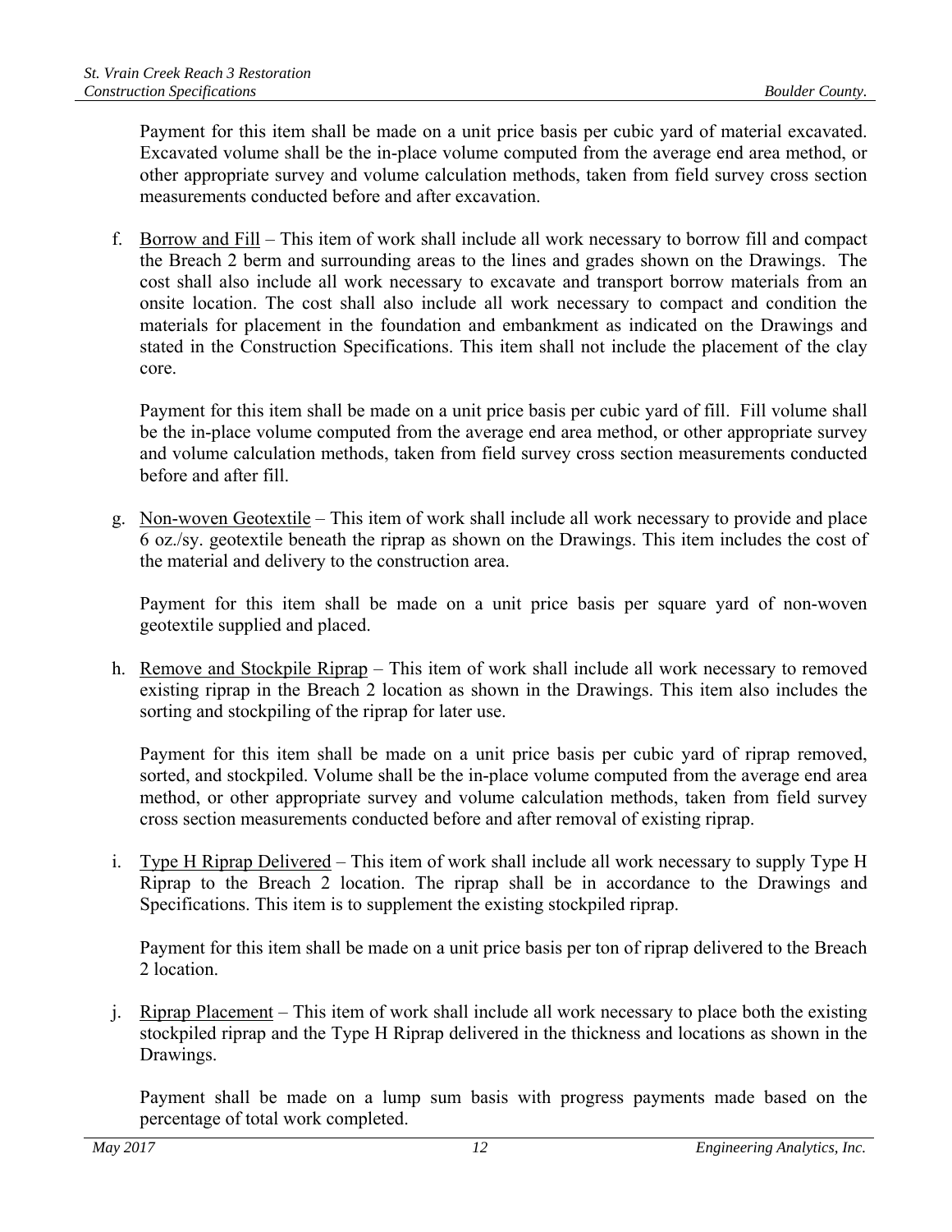Payment for this item shall be made on a unit price basis per cubic yard of material excavated. Excavated volume shall be the in-place volume computed from the average end area method, or other appropriate survey and volume calculation methods, taken from field survey cross section measurements conducted before and after excavation.

f. Borrow and Fill – This item of work shall include all work necessary to borrow fill and compact the Breach 2 berm and surrounding areas to the lines and grades shown on the Drawings. The cost shall also include all work necessary to excavate and transport borrow materials from an onsite location. The cost shall also include all work necessary to compact and condition the materials for placement in the foundation and embankment as indicated on the Drawings and stated in the Construction Specifications. This item shall not include the placement of the clay core.

   Payment for this item shall be made on a unit price basis per cubic yard of fill. Fill volume shall be the in-place volume computed from the average end area method, or other appropriate survey and volume calculation methods, taken from field survey cross section measurements conducted before and after fill.

g. Non-woven Geotextile – This item of work shall include all work necessary to provide and place 6 oz./sy. geotextile beneath the riprap as shown on the Drawings. This item includes the cost of the material and delivery to the construction area.

   Payment for this item shall be made on a unit price basis per square yard of non-woven geotextile supplied and placed.

h. Remove and Stockpile Riprap – This item of work shall include all work necessary to removed existing riprap in the Breach 2 location as shown in the Drawings. This item also includes the sorting and stockpiling of the riprap for later use.

   Payment for this item shall be made on a unit price basis per cubic yard of riprap removed, sorted, and stockpiled. Volume shall be the in-place volume computed from the average end area method, or other appropriate survey and volume calculation methods, taken from field survey cross section measurements conducted before and after removal of existing riprap.

i. Type H Riprap Delivered – This item of work shall include all work necessary to supply Type H Riprap to the Breach 2 location. The riprap shall be in accordance to the Drawings and Specifications. This item is to supplement the existing stockpiled riprap.

   Payment for this item shall be made on a unit price basis per ton of riprap delivered to the Breach 2 location.

j. Riprap Placement – This item of work shall include all work necessary to place both the existing stockpiled riprap and the Type H Riprap delivered in the thickness and locations as shown in the Drawings.

   Payment shall be made on a lump sum basis with progress payments made based on the percentage of total work completed.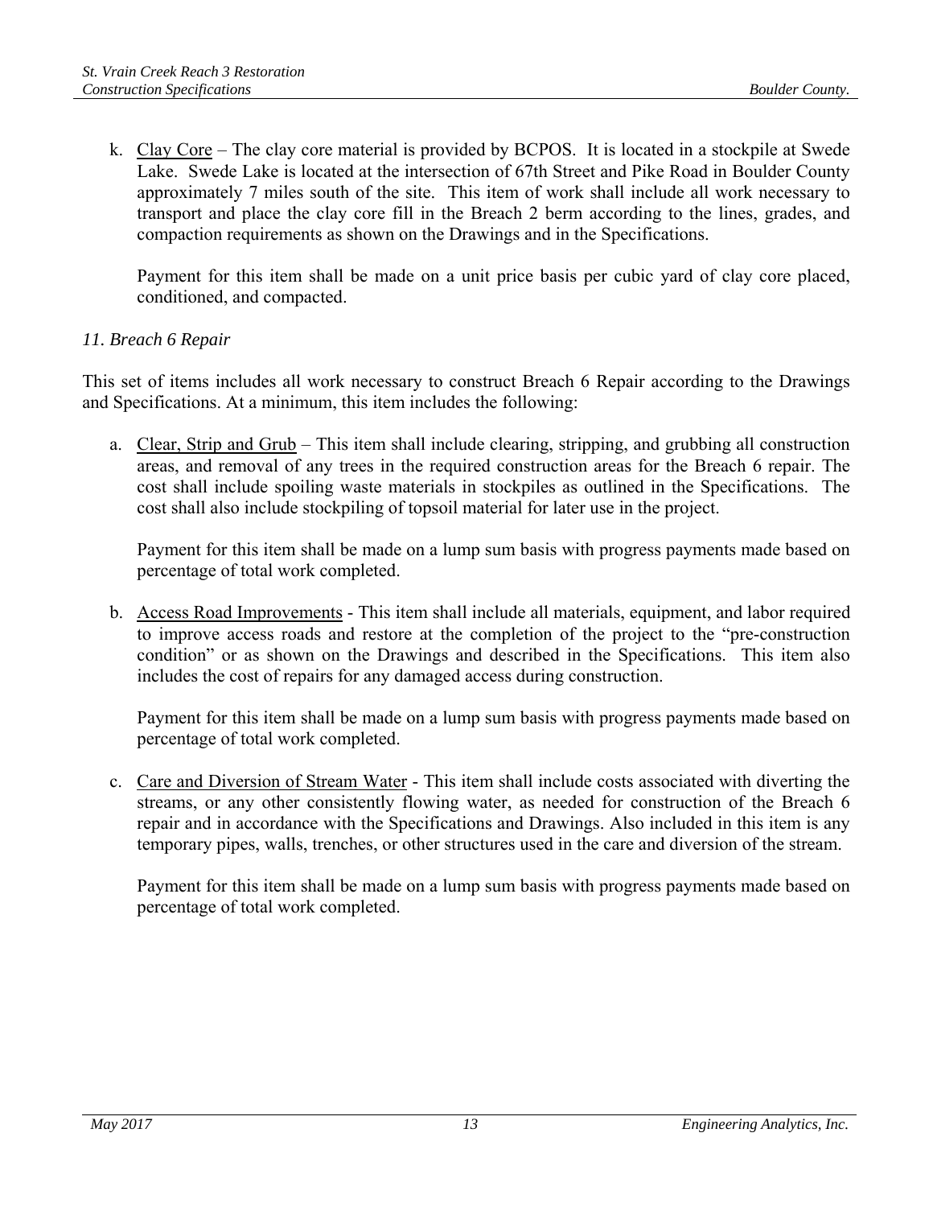k. Clay Core – The clay core material is provided by BCPOS. It is located in a stockpile at Swede Lake. Swede Lake is located at the intersection of 67th Street and Pike Road in Boulder County approximately 7 miles south of the site. This item of work shall include all work necessary to transport and place the clay core fill in the Breach 2 berm according to the lines, grades, and compaction requirements as shown on the Drawings and in the Specifications.

   Payment for this item shall be made on a unit price basis per cubic yard of clay core placed, conditioned, and compacted.

*11. Breach 6 Repair*

This set of items includes all work necessary to construct Breach 6 Repair according to the Drawings and Specifications. At a minimum, this item includes the following:

a. Clear, Strip and Grub – This item shall include clearing, stripping, and grubbing all construction areas, and removal of any trees in the required construction areas for the Breach 6 repair. The cost shall include spoiling waste materials in stockpiles as outlined in the Specifications. The cost shall also include stockpiling of topsoil material for later use in the project.

   Payment for this item shall be made on a lump sum basis with progress payments made based on percentage of total work completed.

b. Access Road Improvements - This item shall include all materials, equipment, and labor required to improve access roads and restore at the completion of the project to the "pre-construction condition" or as shown on the Drawings and described in the Specifications. This item also includes the cost of repairs for any damaged access during construction.

   Payment for this item shall be made on a lump sum basis with progress payments made based on percentage of total work completed.

c. Care and Diversion of Stream Water - This item shall include costs associated with diverting the streams, or any other consistently flowing water, as needed for construction of the Breach 6 repair and in accordance with the Specifications and Drawings. Also included in this item is any temporary pipes, walls, trenches, or other structures used in the care and diversion of the stream.

   Payment for this item shall be made on a lump sum basis with progress payments made based on percentage of total work completed.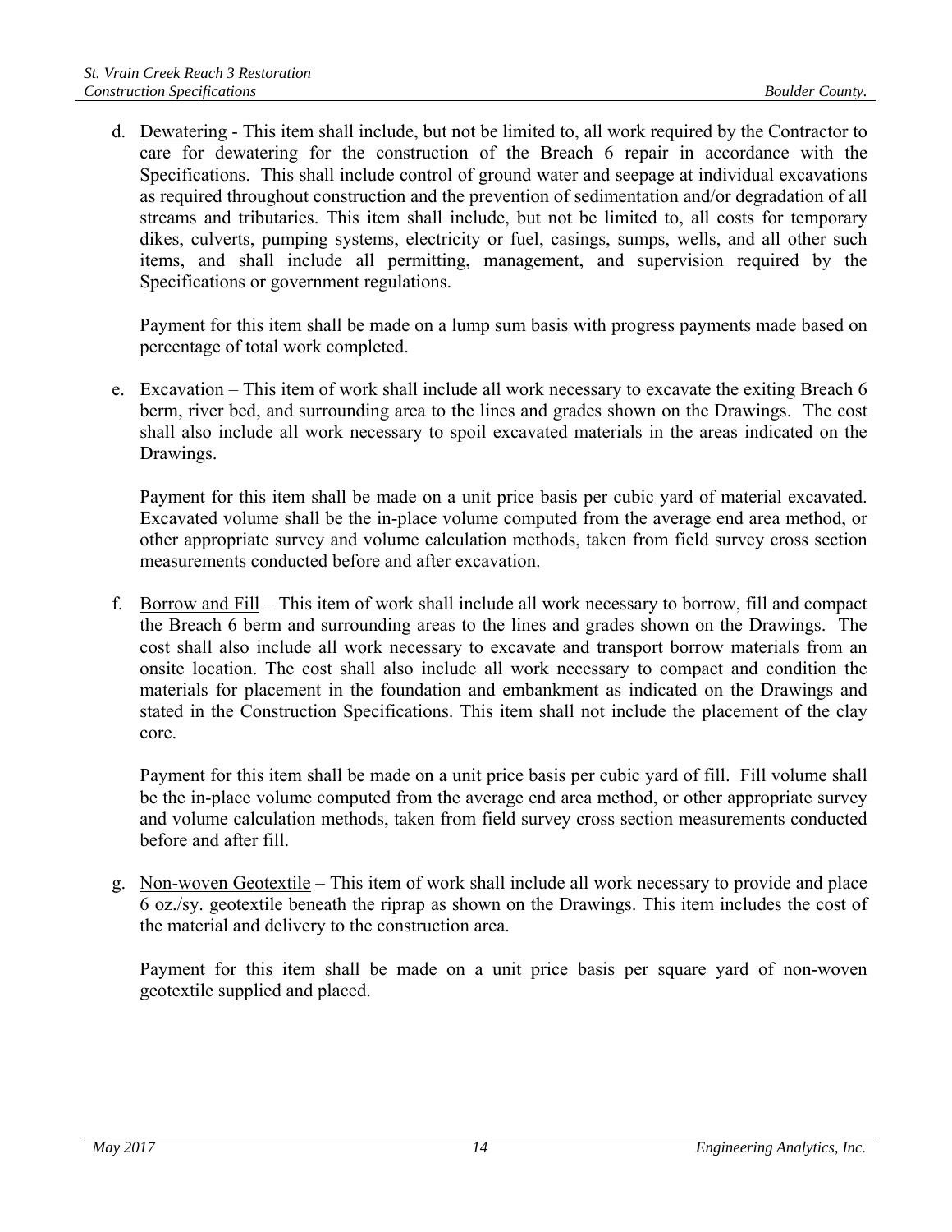d. <u>Dewatering</u> - This item shall include, but not be limited to, all work required by the Contractor to care for dewatering for the construction of the Breach 6 repair in accordance with the Specifications. This shall include control of ground water and seepage at individual excavations as required throughout construction and the prevention of sedimentation and/or degradation of all streams and tributaries. This item shall include, but not be limited to, all costs for temporary dikes, culverts, pumping systems, electricity or fuel, casings, sumps, wells, and all other such items, and shall include all permitting, management, and supervision required by the Specifications or government regulations.

   Payment for this item shall be made on a lump sum basis with progress payments made based on percentage of total work completed.

e. <u>Excavation</u> – This item of work shall include all work necessary to excavate the exiting Breach 6 berm, river bed, and surrounding area to the lines and grades shown on the Drawings. The cost shall also include all work necessary to spoil excavated materials in the areas indicated on the Drawings.

   Payment for this item shall be made on a unit price basis per cubic yard of material excavated. Excavated volume shall be the in-place volume computed from the average end area method, or other appropriate survey and volume calculation methods, taken from field survey cross section measurements conducted before and after excavation.

f. <u>Borrow and Fill</u> – This item of work shall include all work necessary to borrow, fill and compact the Breach 6 berm and surrounding areas to the lines and grades shown on the Drawings. The cost shall also include all work necessary to excavate and transport borrow materials from an onsite location. The cost shall also include all work necessary to compact and condition the materials for placement in the foundation and embankment as indicated on the Drawings and stated in the Construction Specifications. This item shall not include the placement of the clay core.

   Payment for this item shall be made on a unit price basis per cubic yard of fill. Fill volume shall be the in-place volume computed from the average end area method, or other appropriate survey and volume calculation methods, taken from field survey cross section measurements conducted before and after fill.

g. <u>Non-woven Geotextile</u> – This item of work shall include all work necessary to provide and place 6 oz./sy. geotextile beneath the riprap as shown on the Drawings. This item includes the cost of the material and delivery to the construction area.

   Payment for this item shall be made on a unit price basis per square yard of non-woven geotextile supplied and placed.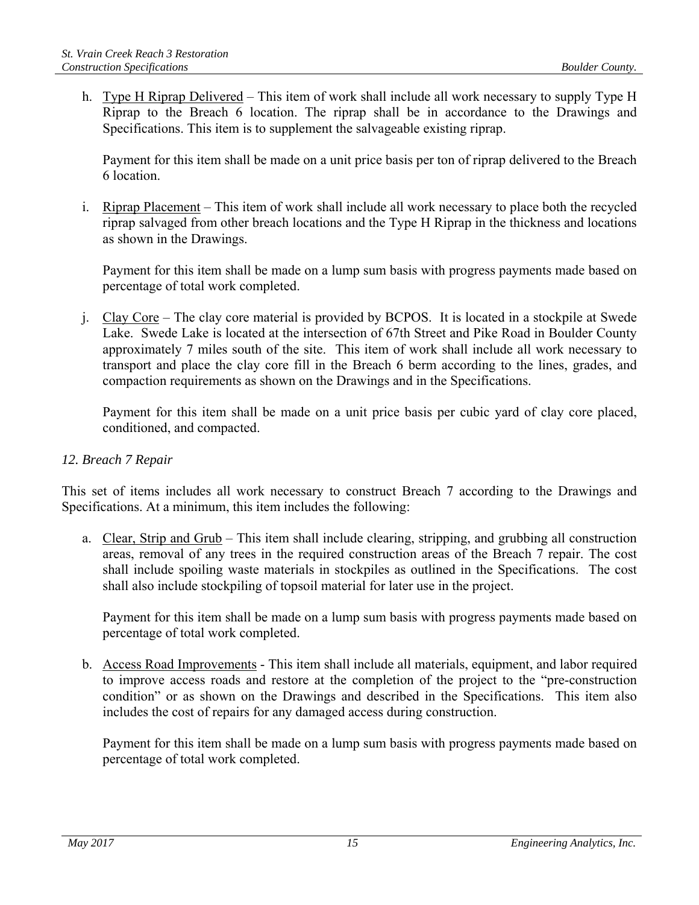h. <u>Type H Riprap Delivered</u> – This item of work shall include all work necessary to supply Type H Riprap to the Breach 6 location. The riprap shall be in accordance to the Drawings and Specifications. This item is to supplement the salvageable existing riprap.

   Payment for this item shall be made on a unit price basis per ton of riprap delivered to the Breach 6 location.

i. <u>Riprap Placement</u> – This item of work shall include all work necessary to place both the recycled riprap salvaged from other breach locations and the Type H Riprap in the thickness and locations as shown in the Drawings.

   Payment for this item shall be made on a lump sum basis with progress payments made based on percentage of total work completed.

j. <u>Clay Core</u> – The clay core material is provided by BCPOS. It is located in a stockpile at Swede Lake. Swede Lake is located at the intersection of 67th Street and Pike Road in Boulder County approximately 7 miles south of the site. This item of work shall include all work necessary to transport and place the clay core fill in the Breach 6 berm according to the lines, grades, and compaction requirements as shown on the Drawings and in the Specifications.

   Payment for this item shall be made on a unit price basis per cubic yard of clay core placed, conditioned, and compacted.

*12. Breach 7 Repair*

This set of items includes all work necessary to construct Breach 7 according to the Drawings and Specifications. At a minimum, this item includes the following:

a. <u>Clear, Strip and Grub</u> – This item shall include clearing, stripping, and grubbing all construction areas, removal of any trees in the required construction areas of the Breach 7 repair. The cost shall include spoiling waste materials in stockpiles as outlined in the Specifications. The cost shall also include stockpiling of topsoil material for later use in the project.

   Payment for this item shall be made on a lump sum basis with progress payments made based on percentage of total work completed.

b. <u>Access Road Improvements</u> - This item shall include all materials, equipment, and labor required to improve access roads and restore at the completion of the project to the "pre-construction condition" or as shown on the Drawings and described in the Specifications. This item also includes the cost of repairs for any damaged access during construction.

   Payment for this item shall be made on a lump sum basis with progress payments made based on percentage of total work completed.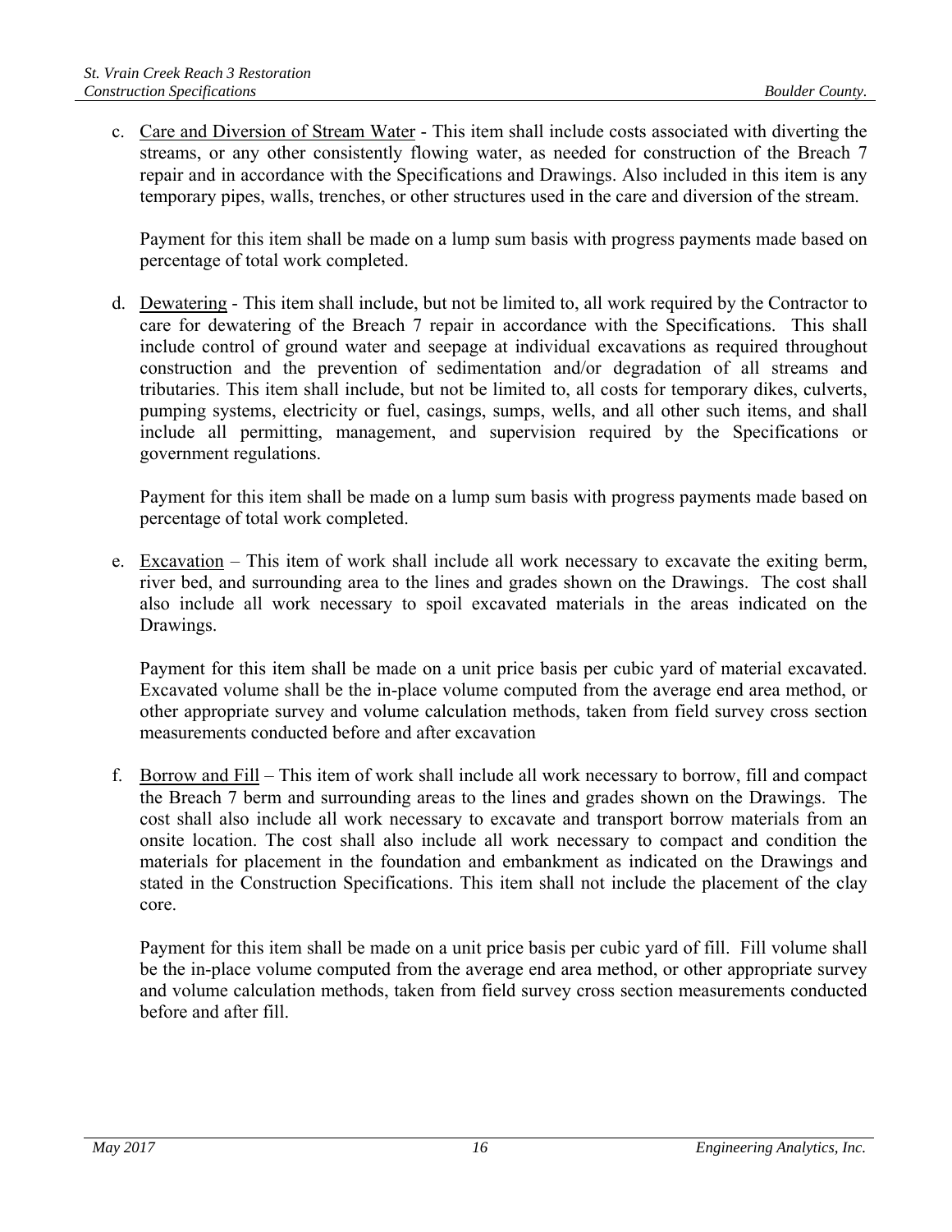c. <u>Care and Diversion of Stream Water</u> - This item shall include costs associated with diverting the streams, or any other consistently flowing water, as needed for construction of the Breach 7 repair and in accordance with the Specifications and Drawings. Also included in this item is any temporary pipes, walls, trenches, or other structures used in the care and diversion of the stream.

   Payment for this item shall be made on a lump sum basis with progress payments made based on percentage of total work completed.

d. <u>Dewatering</u> - This item shall include, but not be limited to, all work required by the Contractor to care for dewatering of the Breach 7 repair in accordance with the Specifications. This shall include control of ground water and seepage at individual excavations as required throughout construction and the prevention of sedimentation and/or degradation of all streams and tributaries. This item shall include, but not be limited to, all costs for temporary dikes, culverts, pumping systems, electricity or fuel, casings, sumps, wells, and all other such items, and shall include all permitting, management, and supervision required by the Specifications or government regulations.

   Payment for this item shall be made on a lump sum basis with progress payments made based on percentage of total work completed.

e. <u>Excavation</u> – This item of work shall include all work necessary to excavate the exiting berm, river bed, and surrounding area to the lines and grades shown on the Drawings. The cost shall also include all work necessary to spoil excavated materials in the areas indicated on the Drawings.

   Payment for this item shall be made on a unit price basis per cubic yard of material excavated. Excavated volume shall be the in-place volume computed from the average end area method, or other appropriate survey and volume calculation methods, taken from field survey cross section measurements conducted before and after excavation

f. <u>Borrow and Fill</u> – This item of work shall include all work necessary to borrow, fill and compact the Breach 7 berm and surrounding areas to the lines and grades shown on the Drawings. The cost shall also include all work necessary to excavate and transport borrow materials from an onsite location. The cost shall also include all work necessary to compact and condition the materials for placement in the foundation and embankment as indicated on the Drawings and stated in the Construction Specifications. This item shall not include the placement of the clay core.

   Payment for this item shall be made on a unit price basis per cubic yard of fill. Fill volume shall be the in-place volume computed from the average end area method, or other appropriate survey and volume calculation methods, taken from field survey cross section measurements conducted before and after fill.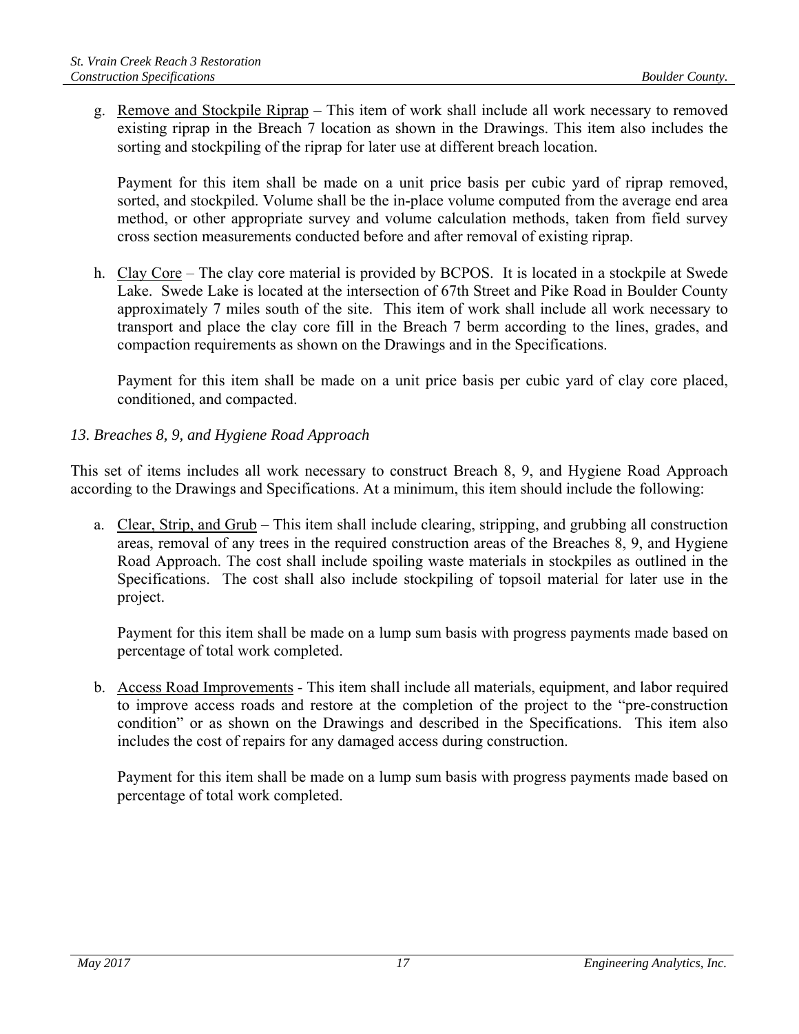g. Remove and Stockpile Riprap – This item of work shall include all work necessary to removed existing riprap in the Breach 7 location as shown in the Drawings. This item also includes the sorting and stockpiling of the riprap for later use at different breach location.

   Payment for this item shall be made on a unit price basis per cubic yard of riprap removed, sorted, and stockpiled. Volume shall be the in-place volume computed from the average end area method, or other appropriate survey and volume calculation methods, taken from field survey cross section measurements conducted before and after removal of existing riprap.

h. Clay Core – The clay core material is provided by BCPOS. It is located in a stockpile at Swede Lake. Swede Lake is located at the intersection of 67th Street and Pike Road in Boulder County approximately 7 miles south of the site. This item of work shall include all work necessary to transport and place the clay core fill in the Breach 7 berm according to the lines, grades, and compaction requirements as shown on the Drawings and in the Specifications.

   Payment for this item shall be made on a unit price basis per cubic yard of clay core placed, conditioned, and compacted.

*13. Breaches 8, 9, and Hygiene Road Approach*

This set of items includes all work necessary to construct Breach 8, 9, and Hygiene Road Approach according to the Drawings and Specifications. At a minimum, this item should include the following:

a. Clear, Strip, and Grub – This item shall include clearing, stripping, and grubbing all construction areas, removal of any trees in the required construction areas of the Breaches 8, 9, and Hygiene Road Approach. The cost shall include spoiling waste materials in stockpiles as outlined in the Specifications. The cost shall also include stockpiling of topsoil material for later use in the project.

   Payment for this item shall be made on a lump sum basis with progress payments made based on percentage of total work completed.

b. Access Road Improvements - This item shall include all materials, equipment, and labor required to improve access roads and restore at the completion of the project to the "pre-construction condition" or as shown on the Drawings and described in the Specifications. This item also includes the cost of repairs for any damaged access during construction.

   Payment for this item shall be made on a lump sum basis with progress payments made based on percentage of total work completed.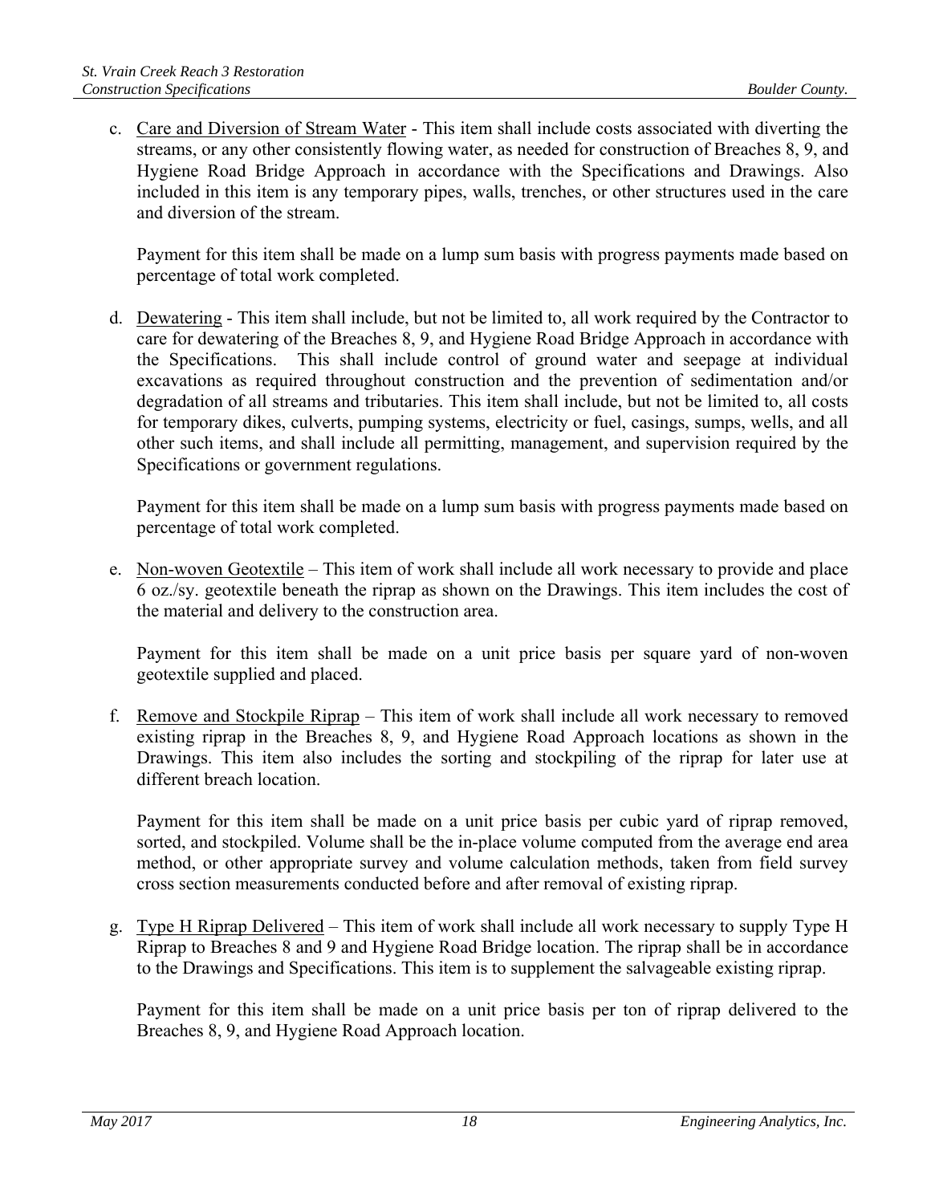c. <u>Care and Diversion of Stream Water</u> - This item shall include costs associated with diverting the streams, or any other consistently flowing water, as needed for construction of Breaches 8, 9, and Hygiene Road Bridge Approach in accordance with the Specifications and Drawings. Also included in this item is any temporary pipes, walls, trenches, or other structures used in the care and diversion of the stream.

   Payment for this item shall be made on a lump sum basis with progress payments made based on percentage of total work completed.

d. <u>Dewatering</u> - This item shall include, but not be limited to, all work required by the Contractor to care for dewatering of the Breaches 8, 9, and Hygiene Road Bridge Approach in accordance with the Specifications. This shall include control of ground water and seepage at individual excavations as required throughout construction and the prevention of sedimentation and/or degradation of all streams and tributaries. This item shall include, but not be limited to, all costs for temporary dikes, culverts, pumping systems, electricity or fuel, casings, sumps, wells, and all other such items, and shall include all permitting, management, and supervision required by the Specifications or government regulations.

   Payment for this item shall be made on a lump sum basis with progress payments made based on percentage of total work completed.

e. <u>Non-woven Geotextile</u> – This item of work shall include all work necessary to provide and place 6 oz./sy. geotextile beneath the riprap as shown on the Drawings. This item includes the cost of the material and delivery to the construction area.

   Payment for this item shall be made on a unit price basis per square yard of non-woven geotextile supplied and placed.

f. <u>Remove and Stockpile Riprap</u> – This item of work shall include all work necessary to removed existing riprap in the Breaches 8, 9, and Hygiene Road Approach locations as shown in the Drawings. This item also includes the sorting and stockpiling of the riprap for later use at different breach location.

   Payment for this item shall be made on a unit price basis per cubic yard of riprap removed, sorted, and stockpiled. Volume shall be the in-place volume computed from the average end area method, or other appropriate survey and volume calculation methods, taken from field survey cross section measurements conducted before and after removal of existing riprap.

g. <u>Type H Riprap Delivered</u> – This item of work shall include all work necessary to supply Type H Riprap to Breaches 8 and 9 and Hygiene Road Bridge location. The riprap shall be in accordance to the Drawings and Specifications. This item is to supplement the salvageable existing riprap.

   Payment for this item shall be made on a unit price basis per ton of riprap delivered to the Breaches 8, 9, and Hygiene Road Approach location.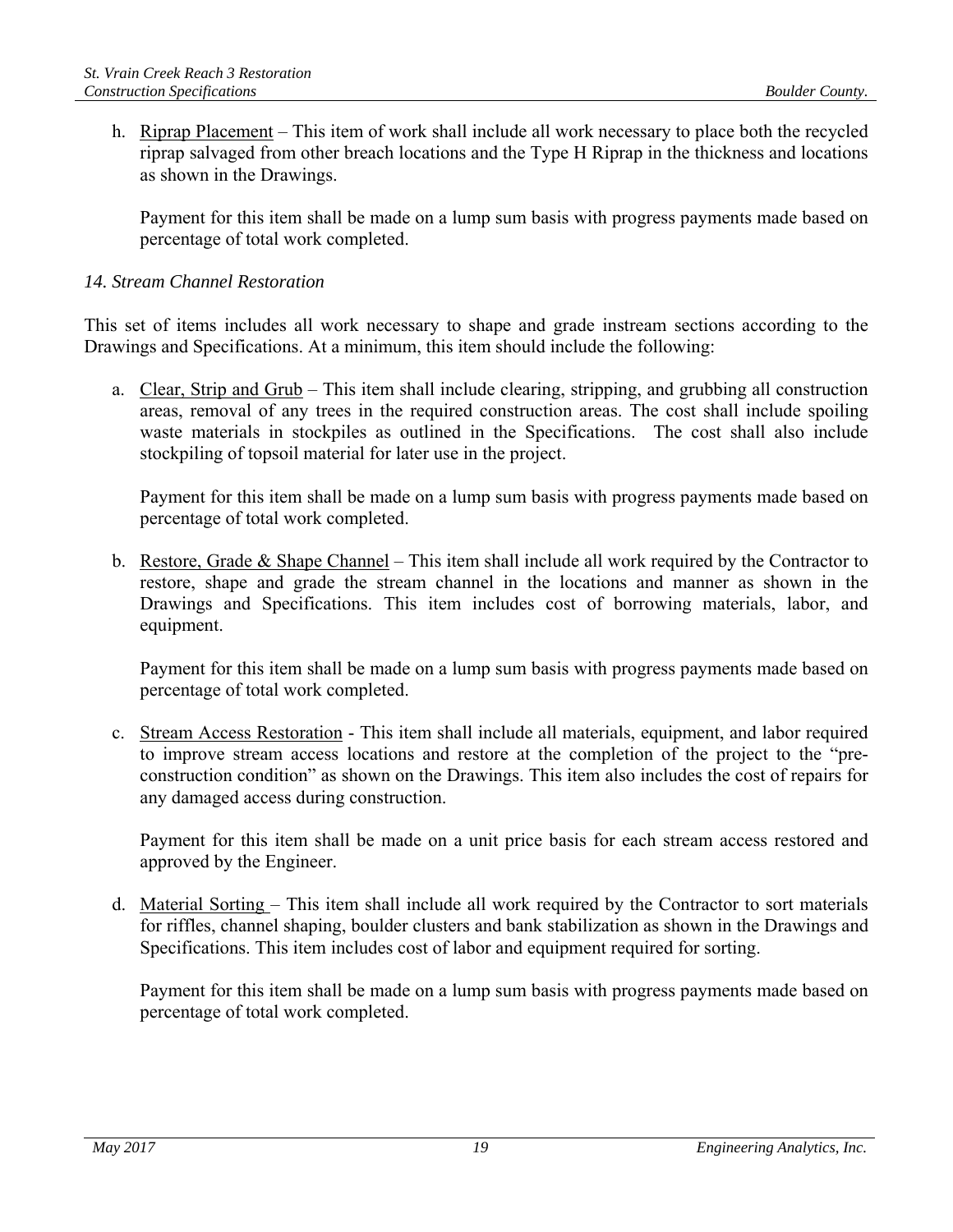h. Riprap Placement – This item of work shall include all work necessary to place both the recycled riprap salvaged from other breach locations and the Type H Riprap in the thickness and locations as shown in the Drawings.

   Payment for this item shall be made on a lump sum basis with progress payments made based on percentage of total work completed.

*14. Stream Channel Restoration*

This set of items includes all work necessary to shape and grade instream sections according to the Drawings and Specifications. At a minimum, this item should include the following:

a. Clear, Strip and Grub – This item shall include clearing, stripping, and grubbing all construction areas, removal of any trees in the required construction areas. The cost shall include spoiling waste materials in stockpiles as outlined in the Specifications. The cost shall also include stockpiling of topsoil material for later use in the project.

   Payment for this item shall be made on a lump sum basis with progress payments made based on percentage of total work completed.

b. Restore, Grade & Shape Channel – This item shall include all work required by the Contractor to restore, shape and grade the stream channel in the locations and manner as shown in the Drawings and Specifications. This item includes cost of borrowing materials, labor, and equipment.

   Payment for this item shall be made on a lump sum basis with progress payments made based on percentage of total work completed.

c. Stream Access Restoration - This item shall include all materials, equipment, and labor required to improve stream access locations and restore at the completion of the project to the "pre-construction condition" as shown on the Drawings. This item also includes the cost of repairs for any damaged access during construction.

   Payment for this item shall be made on a unit price basis for each stream access restored and approved by the Engineer.

d. Material Sorting – This item shall include all work required by the Contractor to sort materials for riffles, channel shaping, boulder clusters and bank stabilization as shown in the Drawings and Specifications. This item includes cost of labor and equipment required for sorting.

   Payment for this item shall be made on a lump sum basis with progress payments made based on percentage of total work completed.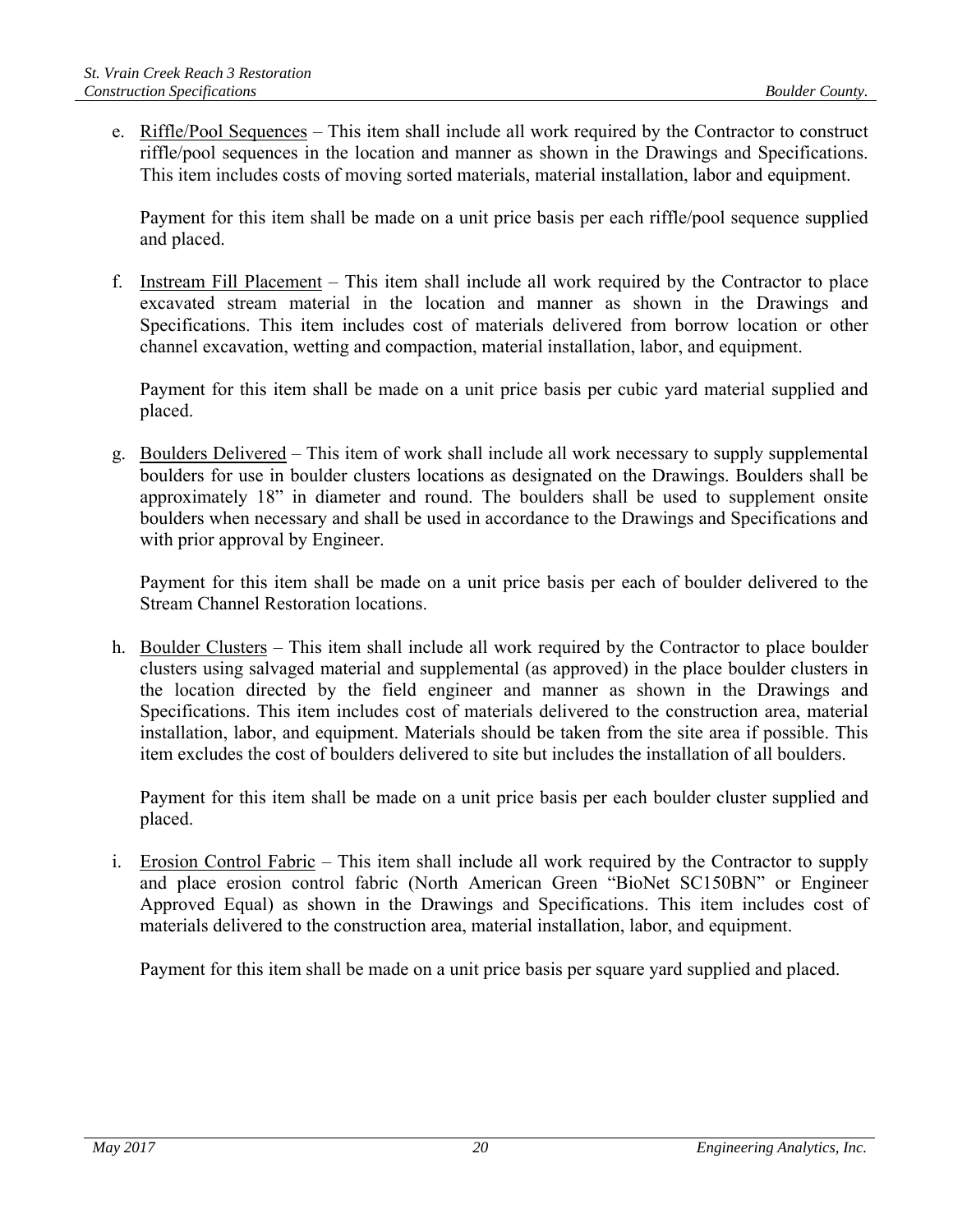e. Riffle/Pool Sequences – This item shall include all work required by the Contractor to construct riffle/pool sequences in the location and manner as shown in the Drawings and Specifications. This item includes costs of moving sorted materials, material installation, labor and equipment.

   Payment for this item shall be made on a unit price basis per each riffle/pool sequence supplied and placed.

f. Instream Fill Placement – This item shall include all work required by the Contractor to place excavated stream material in the location and manner as shown in the Drawings and Specifications. This item includes cost of materials delivered from borrow location or other channel excavation, wetting and compaction, material installation, labor, and equipment.

   Payment for this item shall be made on a unit price basis per cubic yard material supplied and placed.

g. Boulders Delivered – This item of work shall include all work necessary to supply supplemental boulders for use in boulder clusters locations as designated on the Drawings. Boulders shall be approximately 18" in diameter and round. The boulders shall be used to supplement onsite boulders when necessary and shall be used in accordance to the Drawings and Specifications and with prior approval by Engineer.

   Payment for this item shall be made on a unit price basis per each of boulder delivered to the Stream Channel Restoration locations.

h. Boulder Clusters – This item shall include all work required by the Contractor to place boulder clusters using salvaged material and supplemental (as approved) in the place boulder clusters in the location directed by the field engineer and manner as shown in the Drawings and Specifications. This item includes cost of materials delivered to the construction area, material installation, labor, and equipment. Materials should be taken from the site area if possible. This item excludes the cost of boulders delivered to site but includes the installation of all boulders.

   Payment for this item shall be made on a unit price basis per each boulder cluster supplied and placed.

i. Erosion Control Fabric – This item shall include all work required by the Contractor to supply and place erosion control fabric (North American Green "BioNet SC150BN" or Engineer Approved Equal) as shown in the Drawings and Specifications. This item includes cost of materials delivered to the construction area, material installation, labor, and equipment.

   Payment for this item shall be made on a unit price basis per square yard supplied and placed.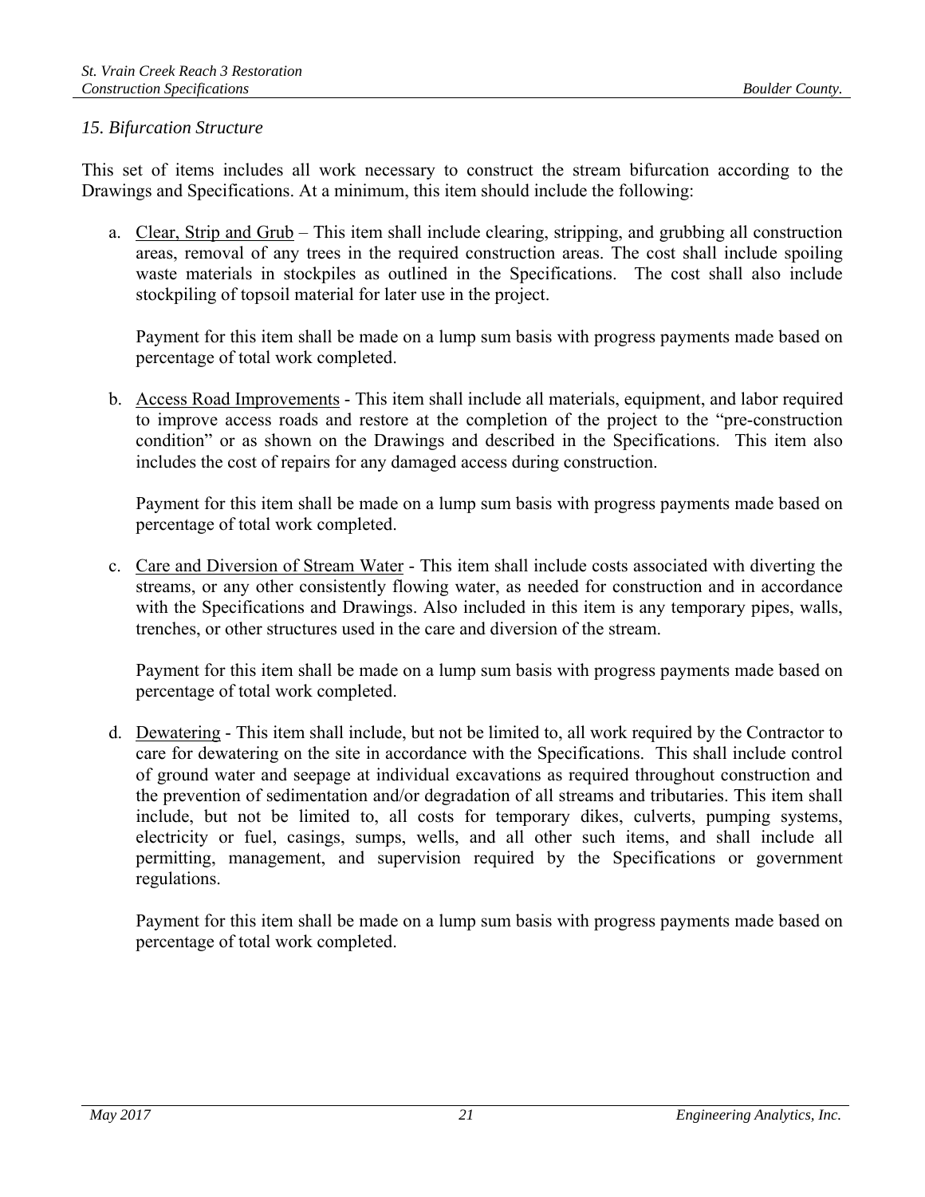*15. Bifurcation Structure*

This set of items includes all work necessary to construct the stream bifurcation according to the Drawings and Specifications. At a minimum, this item should include the following:

a. Clear, Strip and Grub – This item shall include clearing, stripping, and grubbing all construction areas, removal of any trees in the required construction areas. The cost shall include spoiling waste materials in stockpiles as outlined in the Specifications. The cost shall also include stockpiling of topsoil material for later use in the project.

   Payment for this item shall be made on a lump sum basis with progress payments made based on percentage of total work completed.

b. Access Road Improvements - This item shall include all materials, equipment, and labor required to improve access roads and restore at the completion of the project to the "pre-construction condition" or as shown on the Drawings and described in the Specifications. This item also includes the cost of repairs for any damaged access during construction.

   Payment for this item shall be made on a lump sum basis with progress payments made based on percentage of total work completed.

c. Care and Diversion of Stream Water - This item shall include costs associated with diverting the streams, or any other consistently flowing water, as needed for construction and in accordance with the Specifications and Drawings. Also included in this item is any temporary pipes, walls, trenches, or other structures used in the care and diversion of the stream.

   Payment for this item shall be made on a lump sum basis with progress payments made based on percentage of total work completed.

d. Dewatering - This item shall include, but not be limited to, all work required by the Contractor to care for dewatering on the site in accordance with the Specifications. This shall include control of ground water and seepage at individual excavations as required throughout construction and the prevention of sedimentation and/or degradation of all streams and tributaries. This item shall include, but not be limited to, all costs for temporary dikes, culverts, pumping systems, electricity or fuel, casings, sumps, wells, and all other such items, and shall include all permitting, management, and supervision required by the Specifications or government regulations.

   Payment for this item shall be made on a lump sum basis with progress payments made based on percentage of total work completed.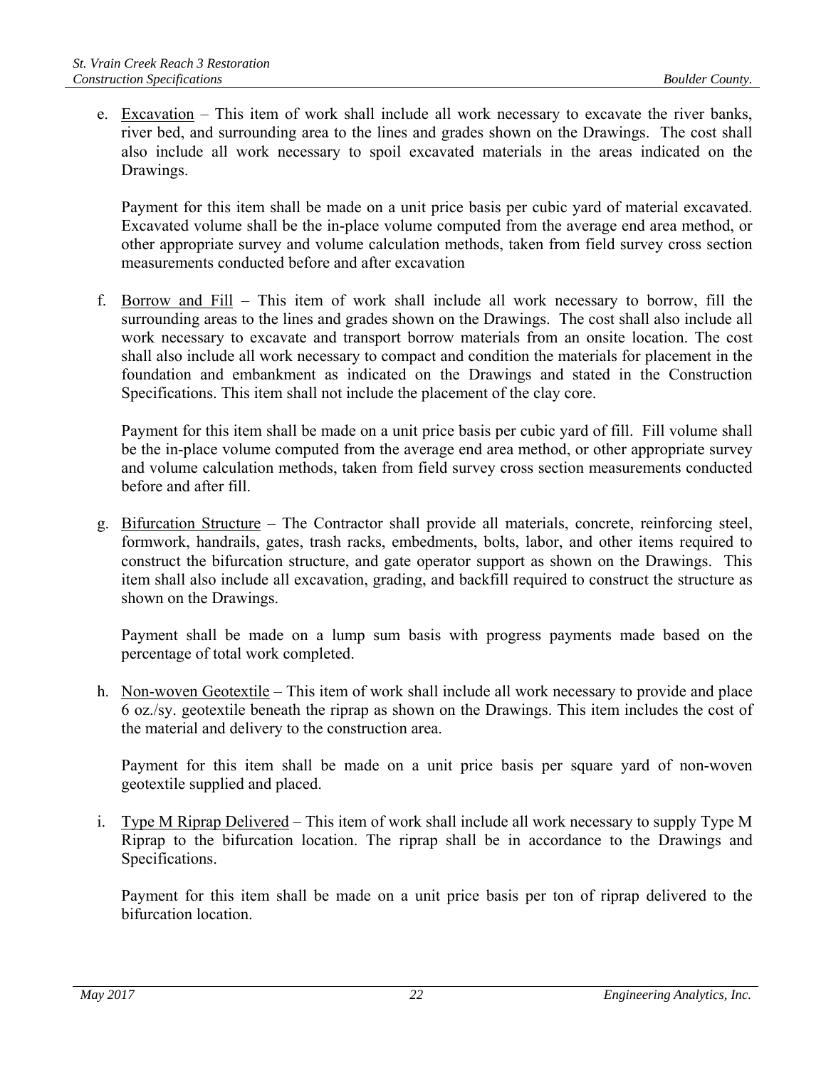e. Excavation – This item of work shall include all work necessary to excavate the river banks, river bed, and surrounding area to the lines and grades shown on the Drawings. The cost shall also include all work necessary to spoil excavated materials in the areas indicated on the Drawings.

   Payment for this item shall be made on a unit price basis per cubic yard of material excavated. Excavated volume shall be the in-place volume computed from the average end area method, or other appropriate survey and volume calculation methods, taken from field survey cross section measurements conducted before and after excavation

f. Borrow and Fill – This item of work shall include all work necessary to borrow, fill the surrounding areas to the lines and grades shown on the Drawings. The cost shall also include all work necessary to excavate and transport borrow materials from an onsite location. The cost shall also include all work necessary to compact and condition the materials for placement in the foundation and embankment as indicated on the Drawings and stated in the Construction Specifications. This item shall not include the placement of the clay core.

   Payment for this item shall be made on a unit price basis per cubic yard of fill. Fill volume shall be the in-place volume computed from the average end area method, or other appropriate survey and volume calculation methods, taken from field survey cross section measurements conducted before and after fill.

g. Bifurcation Structure – The Contractor shall provide all materials, concrete, reinforcing steel, formwork, handrails, gates, trash racks, embedments, bolts, labor, and other items required to construct the bifurcation structure, and gate operator support as shown on the Drawings. This item shall also include all excavation, grading, and backfill required to construct the structure as shown on the Drawings.

   Payment shall be made on a lump sum basis with progress payments made based on the percentage of total work completed.

h. Non-woven Geotextile – This item of work shall include all work necessary to provide and place 6 oz./sy. geotextile beneath the riprap as shown on the Drawings. This item includes the cost of the material and delivery to the construction area.

   Payment for this item shall be made on a unit price basis per square yard of non-woven geotextile supplied and placed.

i. Type M Riprap Delivered – This item of work shall include all work necessary to supply Type M Riprap to the bifurcation location. The riprap shall be in accordance to the Drawings and Specifications.

   Payment for this item shall be made on a unit price basis per ton of riprap delivered to the bifurcation location.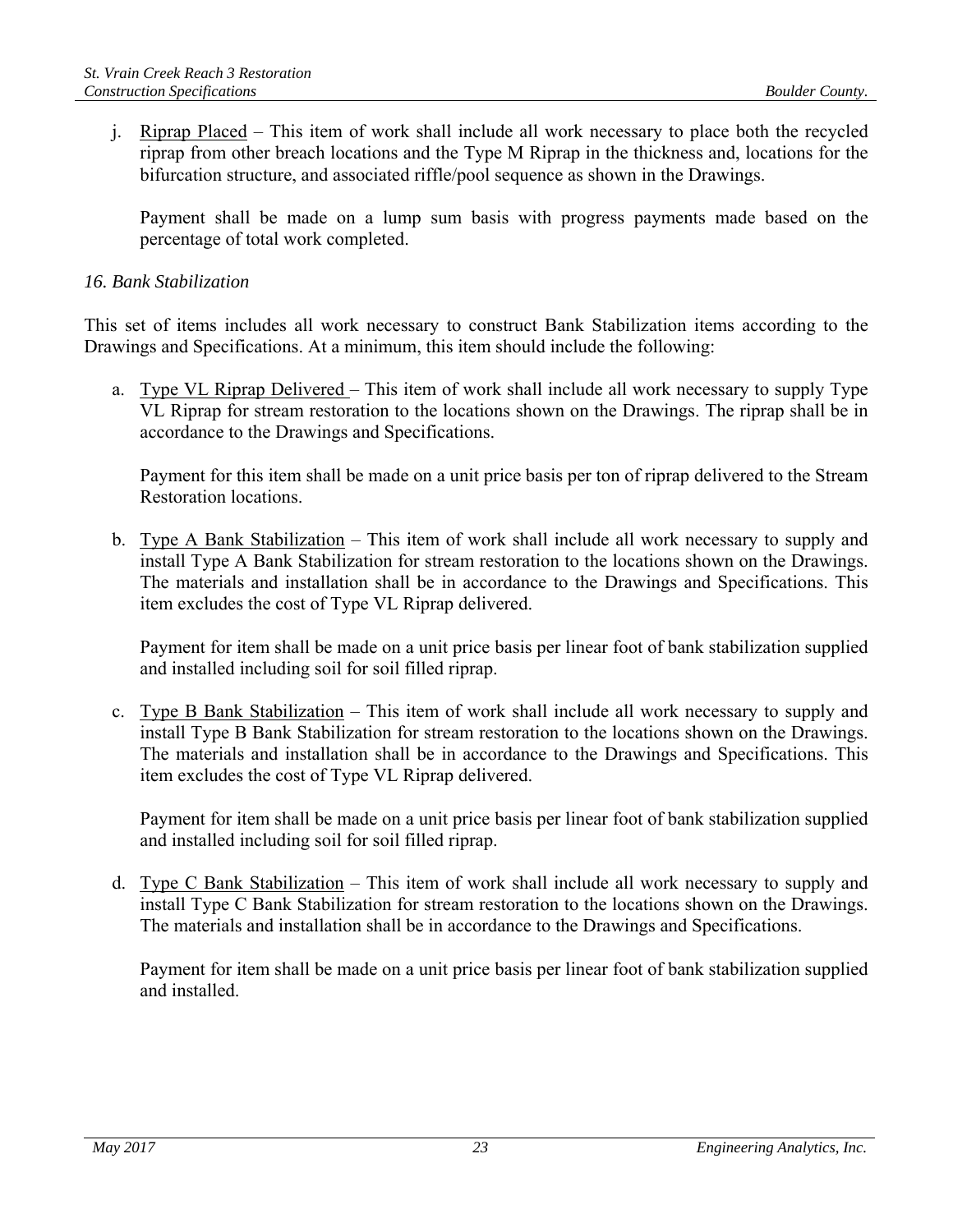j. <u>Riprap Placed</u> – This item of work shall include all work necessary to place both the recycled riprap from other breach locations and the Type M Riprap in the thickness and, locations for the bifurcation structure, and associated riffle/pool sequence as shown in the Drawings.

   Payment shall be made on a lump sum basis with progress payments made based on the percentage of total work completed.

*16. Bank Stabilization*

This set of items includes all work necessary to construct Bank Stabilization items according to the Drawings and Specifications. At a minimum, this item should include the following:

a. <u>Type VL Riprap Delivered</u> – This item of work shall include all work necessary to supply Type VL Riprap for stream restoration to the locations shown on the Drawings. The riprap shall be in accordance to the Drawings and Specifications.

   Payment for this item shall be made on a unit price basis per ton of riprap delivered to the Stream Restoration locations.

b. <u>Type A Bank Stabilization</u> – This item of work shall include all work necessary to supply and install Type A Bank Stabilization for stream restoration to the locations shown on the Drawings. The materials and installation shall be in accordance to the Drawings and Specifications. This item excludes the cost of Type VL Riprap delivered.

   Payment for item shall be made on a unit price basis per linear foot of bank stabilization supplied and installed including soil for soil filled riprap.

c. <u>Type B Bank Stabilization</u> – This item of work shall include all work necessary to supply and install Type B Bank Stabilization for stream restoration to the locations shown on the Drawings. The materials and installation shall be in accordance to the Drawings and Specifications. This item excludes the cost of Type VL Riprap delivered.

   Payment for item shall be made on a unit price basis per linear foot of bank stabilization supplied and installed including soil for soil filled riprap.

d. <u>Type C Bank Stabilization</u> – This item of work shall include all work necessary to supply and install Type C Bank Stabilization for stream restoration to the locations shown on the Drawings. The materials and installation shall be in accordance to the Drawings and Specifications.

   Payment for item shall be made on a unit price basis per linear foot of bank stabilization supplied and installed.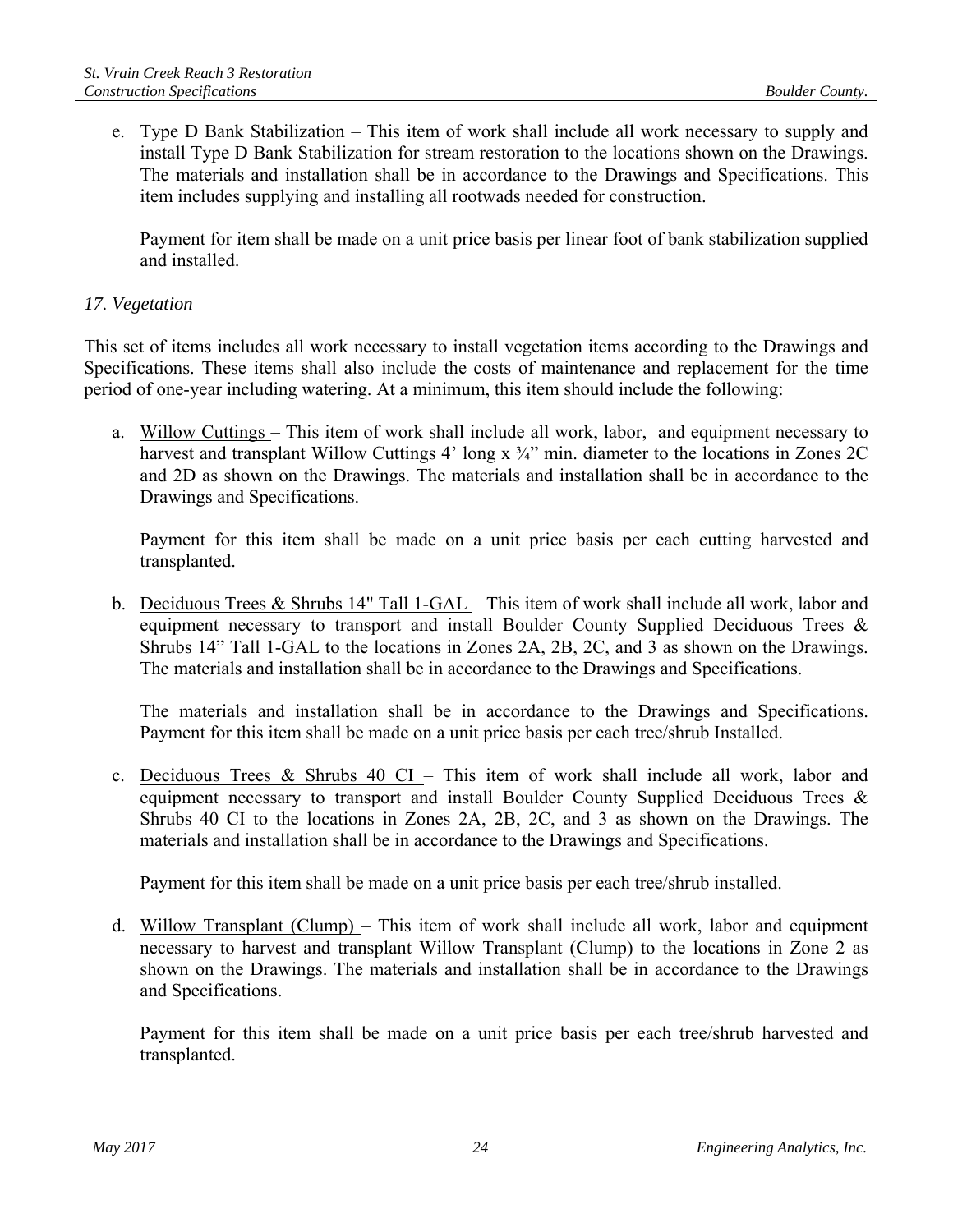e. Type D Bank Stabilization – This item of work shall include all work necessary to supply and install Type D Bank Stabilization for stream restoration to the locations shown on the Drawings. The materials and installation shall be in accordance to the Drawings and Specifications. This item includes supplying and installing all rootwads needed for construction.

   Payment for item shall be made on a unit price basis per linear foot of bank stabilization supplied and installed.

*17. Vegetation*

This set of items includes all work necessary to install vegetation items according to the Drawings and Specifications. These items shall also include the costs of maintenance and replacement for the time period of one-year including watering. At a minimum, this item should include the following:

a. Willow Cuttings – This item of work shall include all work, labor, and equipment necessary to harvest and transplant Willow Cuttings 4' long x ¾" min. diameter to the locations in Zones 2C and 2D as shown on the Drawings. The materials and installation shall be in accordance to the Drawings and Specifications.

   Payment for this item shall be made on a unit price basis per each cutting harvested and transplanted.

b. Deciduous Trees & Shrubs 14" Tall 1-GAL – This item of work shall include all work, labor and equipment necessary to transport and install Boulder County Supplied Deciduous Trees & Shrubs 14" Tall 1-GAL to the locations in Zones 2A, 2B, 2C, and 3 as shown on the Drawings. The materials and installation shall be in accordance to the Drawings and Specifications.

   The materials and installation shall be in accordance to the Drawings and Specifications. Payment for this item shall be made on a unit price basis per each tree/shrub Installed.

c. Deciduous Trees & Shrubs 40 CI – This item of work shall include all work, labor and equipment necessary to transport and install Boulder County Supplied Deciduous Trees & Shrubs 40 CI to the locations in Zones 2A, 2B, 2C, and 3 as shown on the Drawings. The materials and installation shall be in accordance to the Drawings and Specifications.

   Payment for this item shall be made on a unit price basis per each tree/shrub installed.

d. Willow Transplant (Clump) – This item of work shall include all work, labor and equipment necessary to harvest and transplant Willow Transplant (Clump) to the locations in Zone 2 as shown on the Drawings. The materials and installation shall be in accordance to the Drawings and Specifications.

   Payment for this item shall be made on a unit price basis per each tree/shrub harvested and transplanted.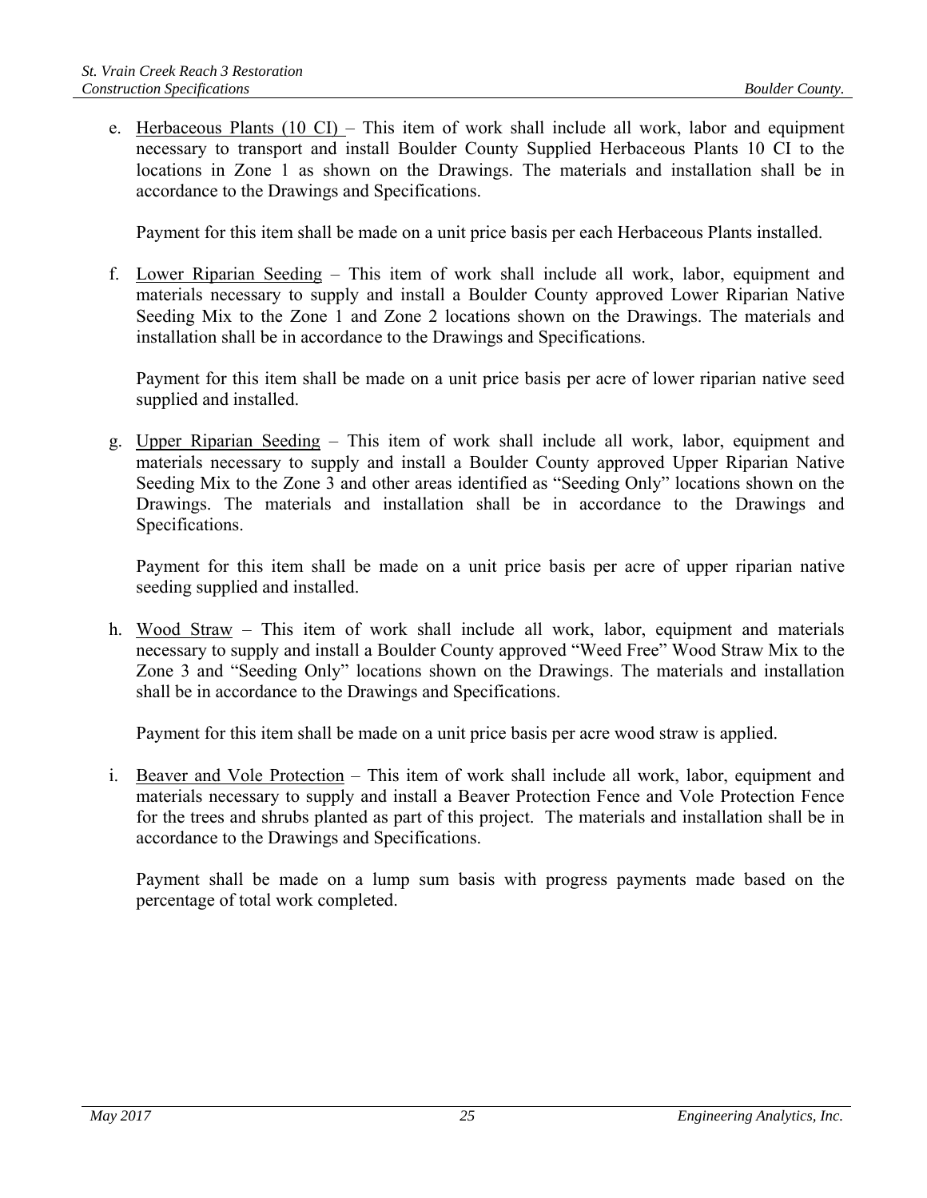e. Herbaceous Plants (10 CI) – This item of work shall include all work, labor and equipment necessary to transport and install Boulder County Supplied Herbaceous Plants 10 CI to the locations in Zone 1 as shown on the Drawings. The materials and installation shall be in accordance to the Drawings and Specifications.

   Payment for this item shall be made on a unit price basis per each Herbaceous Plants installed.

f. Lower Riparian Seeding – This item of work shall include all work, labor, equipment and materials necessary to supply and install a Boulder County approved Lower Riparian Native Seeding Mix to the Zone 1 and Zone 2 locations shown on the Drawings. The materials and installation shall be in accordance to the Drawings and Specifications.

   Payment for this item shall be made on a unit price basis per acre of lower riparian native seed supplied and installed.

g. Upper Riparian Seeding – This item of work shall include all work, labor, equipment and materials necessary to supply and install a Boulder County approved Upper Riparian Native Seeding Mix to the Zone 3 and other areas identified as "Seeding Only" locations shown on the Drawings. The materials and installation shall be in accordance to the Drawings and Specifications.

   Payment for this item shall be made on a unit price basis per acre of upper riparian native seeding supplied and installed.

h. Wood Straw – This item of work shall include all work, labor, equipment and materials necessary to supply and install a Boulder County approved "Weed Free" Wood Straw Mix to the Zone 3 and "Seeding Only" locations shown on the Drawings. The materials and installation shall be in accordance to the Drawings and Specifications.

   Payment for this item shall be made on a unit price basis per acre wood straw is applied.

i. Beaver and Vole Protection – This item of work shall include all work, labor, equipment and materials necessary to supply and install a Beaver Protection Fence and Vole Protection Fence for the trees and shrubs planted as part of this project. The materials and installation shall be in accordance to the Drawings and Specifications.

   Payment shall be made on a lump sum basis with progress payments made based on the percentage of total work completed.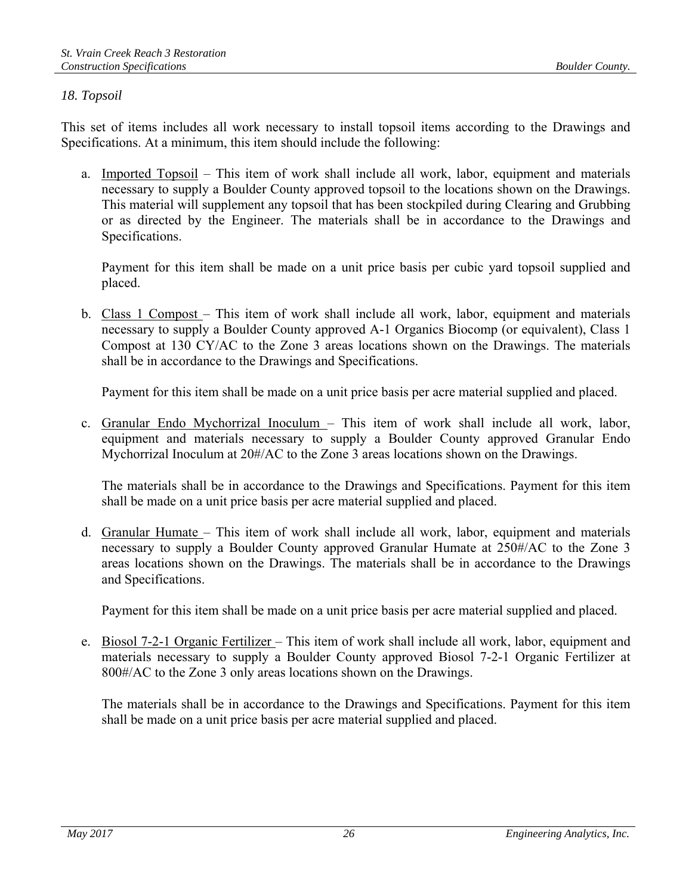*18. Topsoil*

This set of items includes all work necessary to install topsoil items according to the Drawings and Specifications. At a minimum, this item should include the following:

a. Imported Topsoil – This item of work shall include all work, labor, equipment and materials necessary to supply a Boulder County approved topsoil to the locations shown on the Drawings. This material will supplement any topsoil that has been stockpiled during Clearing and Grubbing or as directed by the Engineer. The materials shall be in accordance to the Drawings and Specifications.

   Payment for this item shall be made on a unit price basis per cubic yard topsoil supplied and placed.

b. Class 1 Compost – This item of work shall include all work, labor, equipment and materials necessary to supply a Boulder County approved A-1 Organics Biocomp (or equivalent), Class 1 Compost at 130 CY/AC to the Zone 3 areas locations shown on the Drawings. The materials shall be in accordance to the Drawings and Specifications.

   Payment for this item shall be made on a unit price basis per acre material supplied and placed.

c. Granular Endo Mychorrizal Inoculum – This item of work shall include all work, labor, equipment and materials necessary to supply a Boulder County approved Granular Endo Mychorrizal Inoculum at 20#/AC to the Zone 3 areas locations shown on the Drawings.

   The materials shall be in accordance to the Drawings and Specifications. Payment for this item shall be made on a unit price basis per acre material supplied and placed.

d. Granular Humate – This item of work shall include all work, labor, equipment and materials necessary to supply a Boulder County approved Granular Humate at 250#/AC to the Zone 3 areas locations shown on the Drawings. The materials shall be in accordance to the Drawings and Specifications.

   Payment for this item shall be made on a unit price basis per acre material supplied and placed.

e. Biosol 7-2-1 Organic Fertilizer – This item of work shall include all work, labor, equipment and materials necessary to supply a Boulder County approved Biosol 7-2-1 Organic Fertilizer at 800#/AC to the Zone 3 only areas locations shown on the Drawings.

   The materials shall be in accordance to the Drawings and Specifications. Payment for this item shall be made on a unit price basis per acre material supplied and placed.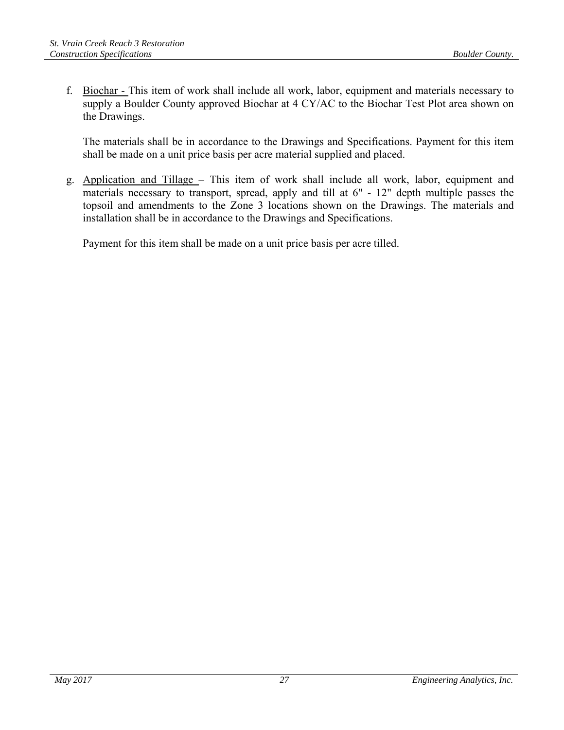f. Biochar - This item of work shall include all work, labor, equipment and materials necessary to supply a Boulder County approved Biochar at 4 CY/AC to the Biochar Test Plot area shown on the Drawings.

   The materials shall be in accordance to the Drawings and Specifications. Payment for this item shall be made on a unit price basis per acre material supplied and placed.

g. Application and Tillage – This item of work shall include all work, labor, equipment and materials necessary to transport, spread, apply and till at 6" - 12" depth multiple passes the topsoil and amendments to the Zone 3 locations shown on the Drawings. The materials and installation shall be in accordance to the Drawings and Specifications.

   Payment for this item shall be made on a unit price basis per acre tilled.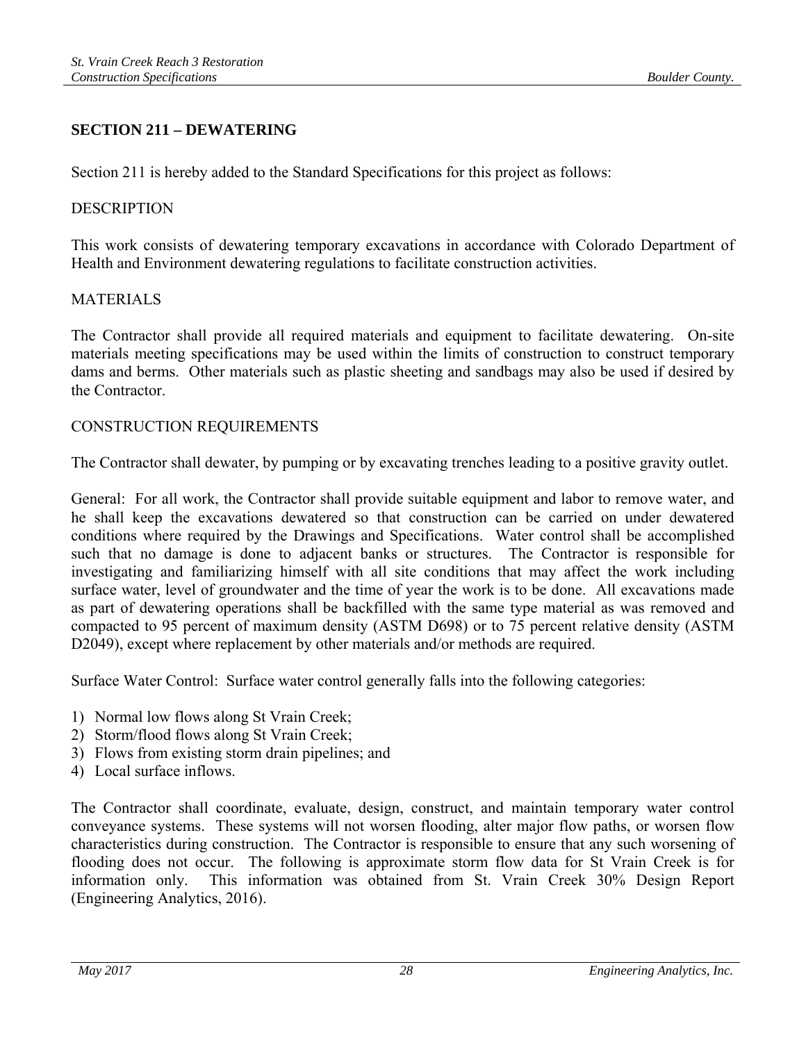## SECTION 211 – DEWATERING

Section 211 is hereby added to the Standard Specifications for this project as follows:

DESCRIPTION

This work consists of dewatering temporary excavations in accordance with Colorado Department of Health and Environment dewatering regulations to facilitate construction activities.

MATERIALS

The Contractor shall provide all required materials and equipment to facilitate dewatering. On-site materials meeting specifications may be used within the limits of construction to construct temporary dams and berms. Other materials such as plastic sheeting and sandbags may also be used if desired by the Contractor.

CONSTRUCTION REQUIREMENTS

The Contractor shall dewater, by pumping or by excavating trenches leading to a positive gravity outlet.

General: For all work, the Contractor shall provide suitable equipment and labor to remove water, and he shall keep the excavations dewatered so that construction can be carried on under dewatered conditions where required by the Drawings and Specifications. Water control shall be accomplished such that no damage is done to adjacent banks or structures. The Contractor is responsible for investigating and familiarizing himself with all site conditions that may affect the work including surface water, level of groundwater and the time of year the work is to be done. All excavations made as part of dewatering operations shall be backfilled with the same type material as was removed and compacted to 95 percent of maximum density (ASTM D698) or to 75 percent relative density (ASTM D2049), except where replacement by other materials and/or methods are required.

Surface Water Control: Surface water control generally falls into the following categories:

1) Normal low flows along St Vrain Creek;
2) Storm/flood flows along St Vrain Creek;
3) Flows from existing storm drain pipelines; and
4) Local surface inflows.

The Contractor shall coordinate, evaluate, design, construct, and maintain temporary water control conveyance systems. These systems will not worsen flooding, alter major flow paths, or worsen flow characteristics during construction. The Contractor is responsible to ensure that any such worsening of flooding does not occur. The following is approximate storm flow data for St Vrain Creek is for information only. This information was obtained from St. Vrain Creek 30% Design Report (Engineering Analytics, 2016).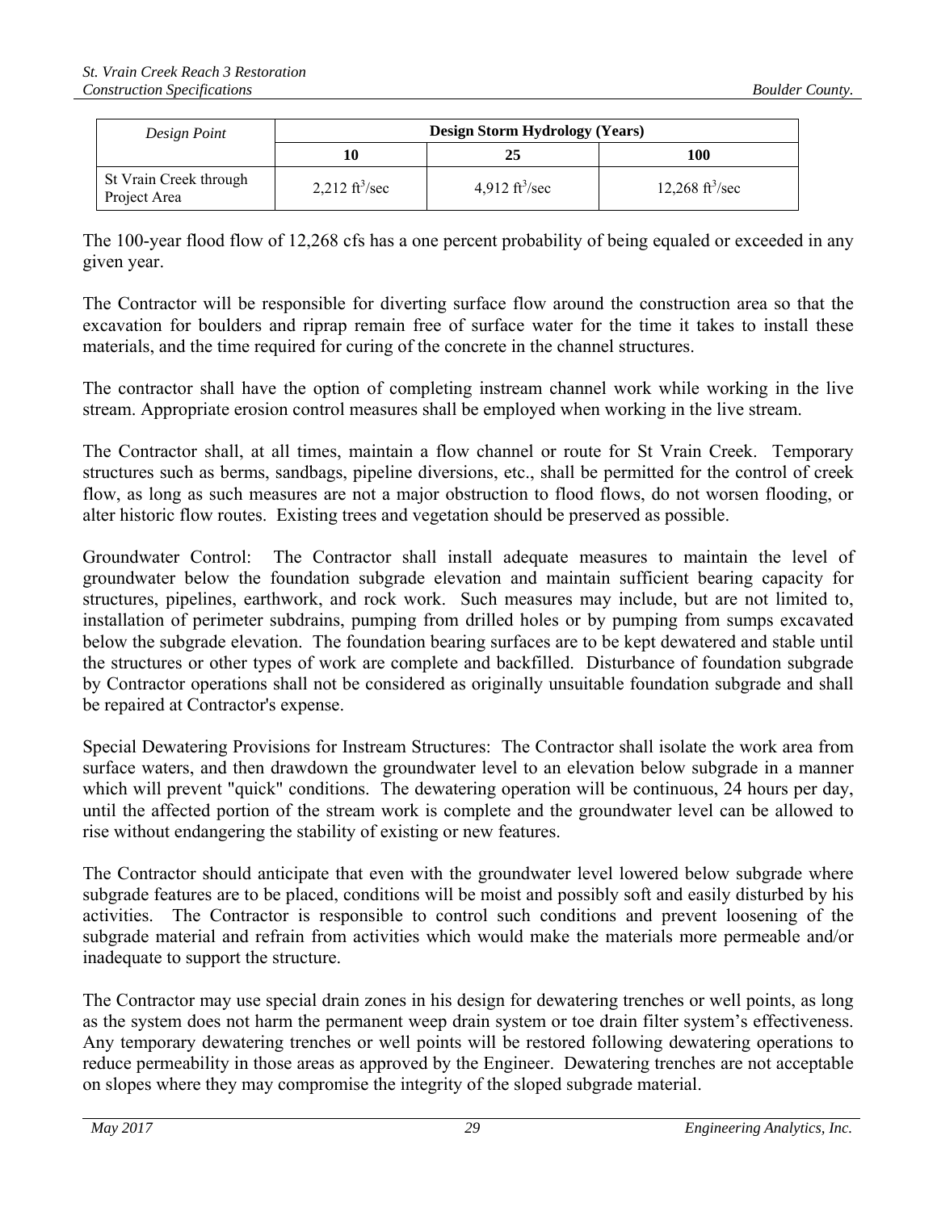| Design Point | Design Storm Hydrology (Years) | | |
|---|---|---|---|
| | 10 | 25 | 100 |
| St Vrain Creek through Project Area | 2,212 $ft^3$/sec | 4,912 $ft^3$/sec | 12,268 $ft^3$/sec |

The 100-year flood flow of 12,268 cfs has a one percent probability of being equaled or exceeded in any given year.

The Contractor will be responsible for diverting surface flow around the construction area so that the excavation for boulders and riprap remain free of surface water for the time it takes to install these materials, and the time required for curing of the concrete in the channel structures.

The contractor shall have the option of completing instream channel work while working in the live stream. Appropriate erosion control measures shall be employed when working in the live stream.

The Contractor shall, at all times, maintain a flow channel or route for St Vrain Creek. Temporary structures such as berms, sandbags, pipeline diversions, etc., shall be permitted for the control of creek flow, as long as such measures are not a major obstruction to flood flows, do not worsen flooding, or alter historic flow routes. Existing trees and vegetation should be preserved as possible.

Groundwater Control: The Contractor shall install adequate measures to maintain the level of groundwater below the foundation subgrade elevation and maintain sufficient bearing capacity for structures, pipelines, earthwork, and rock work. Such measures may include, but are not limited to, installation of perimeter subdrains, pumping from drilled holes or by pumping from sumps excavated below the subgrade elevation. The foundation bearing surfaces are to be kept dewatered and stable until the structures or other types of work are complete and backfilled. Disturbance of foundation subgrade by Contractor operations shall not be considered as originally unsuitable foundation subgrade and shall be repaired at Contractor's expense.

Special Dewatering Provisions for Instream Structures: The Contractor shall isolate the work area from surface waters, and then drawdown the groundwater level to an elevation below subgrade in a manner which will prevent "quick" conditions. The dewatering operation will be continuous, 24 hours per day, until the affected portion of the stream work is complete and the groundwater level can be allowed to rise without endangering the stability of existing or new features.

The Contractor should anticipate that even with the groundwater level lowered below subgrade where subgrade features are to be placed, conditions will be moist and possibly soft and easily disturbed by his activities. The Contractor is responsible to control such conditions and prevent loosening of the subgrade material and refrain from activities which would make the materials more permeable and/or inadequate to support the structure.

The Contractor may use special drain zones in his design for dewatering trenches or well points, as long as the system does not harm the permanent weep drain system or toe drain filter system's effectiveness. Any temporary dewatering trenches or well points will be restored following dewatering operations to reduce permeability in those areas as approved by the Engineer. Dewatering trenches are not acceptable on slopes where they may compromise the integrity of the sloped subgrade material.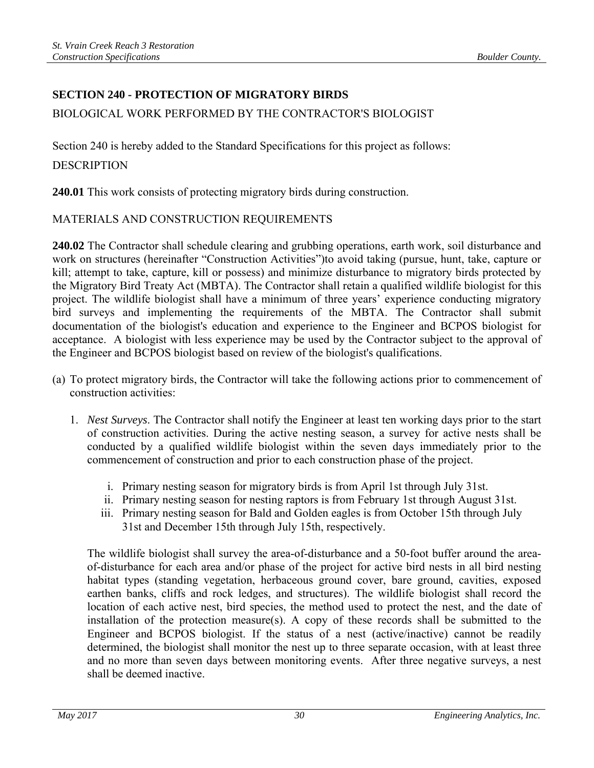## SECTION 240 - PROTECTION OF MIGRATORY BIRDS

BIOLOGICAL WORK PERFORMED BY THE CONTRACTOR'S BIOLOGIST

Section 240 is hereby added to the Standard Specifications for this project as follows:

DESCRIPTION

**240.01** This work consists of protecting migratory birds during construction.

MATERIALS AND CONSTRUCTION REQUIREMENTS

**240.02** The Contractor shall schedule clearing and grubbing operations, earth work, soil disturbance and work on structures (hereinafter "Construction Activities")to avoid taking (pursue, hunt, take, capture or kill; attempt to take, capture, kill or possess) and minimize disturbance to migratory birds protected by the Migratory Bird Treaty Act (MBTA). The Contractor shall retain a qualified wildlife biologist for this project. The wildlife biologist shall have a minimum of three years' experience conducting migratory bird surveys and implementing the requirements of the MBTA. The Contractor shall submit documentation of the biologist's education and experience to the Engineer and BCPOS biologist for acceptance. A biologist with less experience may be used by the Contractor subject to the approval of the Engineer and BCPOS biologist based on review of the biologist's qualifications.

(a) To protect migratory birds, the Contractor will take the following actions prior to commencement of construction activities:

1. *Nest Surveys*. The Contractor shall notify the Engineer at least ten working days prior to the start of construction activities. During the active nesting season, a survey for active nests shall be conducted by a qualified wildlife biologist within the seven days immediately prior to the commencement of construction and prior to each construction phase of the project.

    i. Primary nesting season for migratory birds is from April 1st through July 31st.
    ii. Primary nesting season for nesting raptors is from February 1st through August 31st.
    iii. Primary nesting season for Bald and Golden eagles is from October 15th through July 31st and December 15th through July 15th, respectively.

    The wildlife biologist shall survey the area-of-disturbance and a 50-foot buffer around the area-of-disturbance for each area and/or phase of the project for active bird nests in all bird nesting habitat types (standing vegetation, herbaceous ground cover, bare ground, cavities, exposed earthen banks, cliffs and rock ledges, and structures). The wildlife biologist shall record the location of each active nest, bird species, the method used to protect the nest, and the date of installation of the protection measure(s). A copy of these records shall be submitted to the Engineer and BCPOS biologist. If the status of a nest (active/inactive) cannot be readily determined, the biologist shall monitor the nest up to three separate occasion, with at least three and no more than seven days between monitoring events. After three negative surveys, a nest shall be deemed inactive.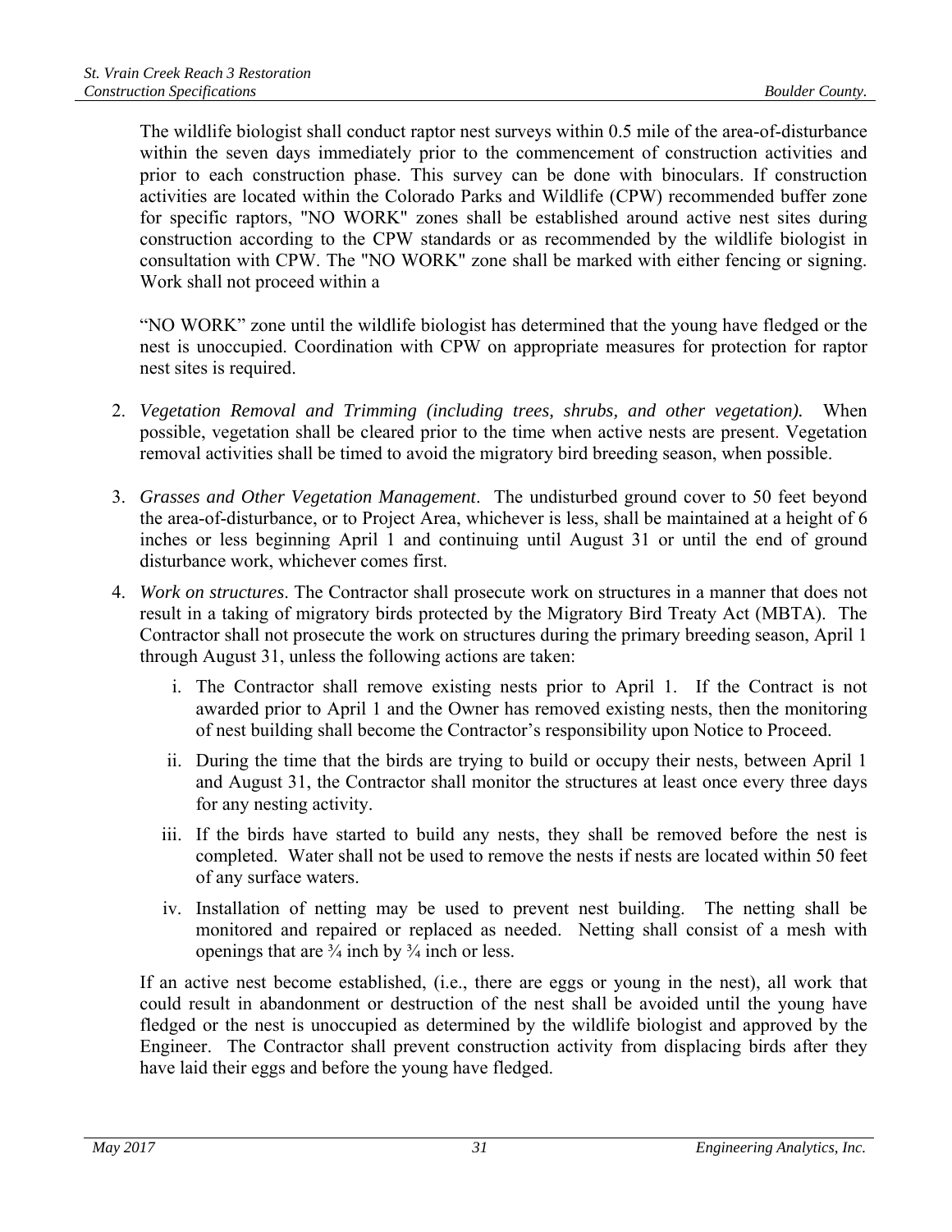The wildlife biologist shall conduct raptor nest surveys within 0.5 mile of the area-of-disturbance within the seven days immediately prior to the commencement of construction activities and prior to each construction phase. This survey can be done with binoculars. If construction activities are located within the Colorado Parks and Wildlife (CPW) recommended buffer zone for specific raptors, "NO WORK" zones shall be established around active nest sites during construction according to the CPW standards or as recommended by the wildlife biologist in consultation with CPW. The "NO WORK" zone shall be marked with either fencing or signing. Work shall not proceed within a

"NO WORK" zone until the wildlife biologist has determined that the young have fledged or the nest is unoccupied. Coordination with CPW on appropriate measures for protection for raptor nest sites is required.

2. *Vegetation Removal and Trimming (including trees, shrubs, and other vegetation).* When possible, vegetation shall be cleared prior to the time when active nests are present. Vegetation removal activities shall be timed to avoid the migratory bird breeding season, when possible.

3. *Grasses and Other Vegetation Management*. The undisturbed ground cover to 50 feet beyond the area-of-disturbance, or to Project Area, whichever is less, shall be maintained at a height of 6 inches or less beginning April 1 and continuing until August 31 or until the end of ground disturbance work, whichever comes first.

4. *Work on structures*. The Contractor shall prosecute work on structures in a manner that does not result in a taking of migratory birds protected by the Migratory Bird Treaty Act (MBTA). The Contractor shall not prosecute the work on structures during the primary breeding season, April 1 through August 31, unless the following actions are taken:

   i. The Contractor shall remove existing nests prior to April 1. If the Contract is not awarded prior to April 1 and the Owner has removed existing nests, then the monitoring of nest building shall become the Contractor's responsibility upon Notice to Proceed.

   ii. During the time that the birds are trying to build or occupy their nests, between April 1 and August 31, the Contractor shall monitor the structures at least once every three days for any nesting activity.

   iii. If the birds have started to build any nests, they shall be removed before the nest is completed. Water shall not be used to remove the nests if nests are located within 50 feet of any surface waters.

   iv. Installation of netting may be used to prevent nest building. The netting shall be monitored and repaired or replaced as needed. Netting shall consist of a mesh with openings that are ¾ inch by ¾ inch or less.

   If an active nest become established, (i.e., there are eggs or young in the nest), all work that could result in abandonment or destruction of the nest shall be avoided until the young have fledged or the nest is unoccupied as determined by the wildlife biologist and approved by the Engineer. The Contractor shall prevent construction activity from displacing birds after they have laid their eggs and before the young have fledged.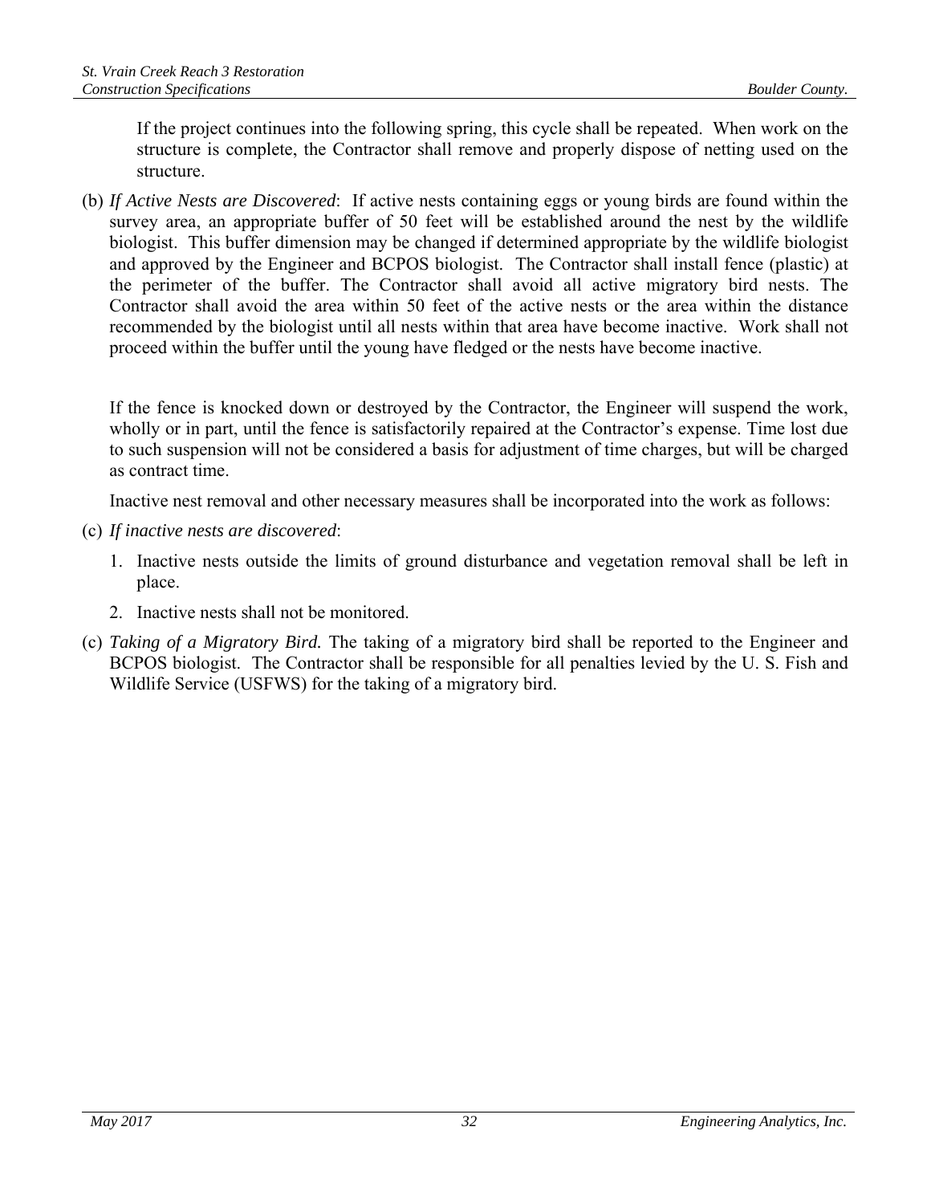If the project continues into the following spring, this cycle shall be repeated. When work on the structure is complete, the Contractor shall remove and properly dispose of netting used on the structure.

(b) *If Active Nests are Discovered*: If active nests containing eggs or young birds are found within the survey area, an appropriate buffer of 50 feet will be established around the nest by the wildlife biologist. This buffer dimension may be changed if determined appropriate by the wildlife biologist and approved by the Engineer and BCPOS biologist. The Contractor shall install fence (plastic) at the perimeter of the buffer. The Contractor shall avoid all active migratory bird nests. The Contractor shall avoid the area within 50 feet of the active nests or the area within the distance recommended by the biologist until all nests within that area have become inactive. Work shall not proceed within the buffer until the young have fledged or the nests have become inactive.

If the fence is knocked down or destroyed by the Contractor, the Engineer will suspend the work, wholly or in part, until the fence is satisfactorily repaired at the Contractor's expense. Time lost due to such suspension will not be considered a basis for adjustment of time charges, but will be charged as contract time.

Inactive nest removal and other necessary measures shall be incorporated into the work as follows:

(c) *If inactive nests are discovered*:

1. Inactive nests outside the limits of ground disturbance and vegetation removal shall be left in place.
2. Inactive nests shall not be monitored.

(c) *Taking of a Migratory Bird.* The taking of a migratory bird shall be reported to the Engineer and BCPOS biologist. The Contractor shall be responsible for all penalties levied by the U. S. Fish and Wildlife Service (USFWS) for the taking of a migratory bird.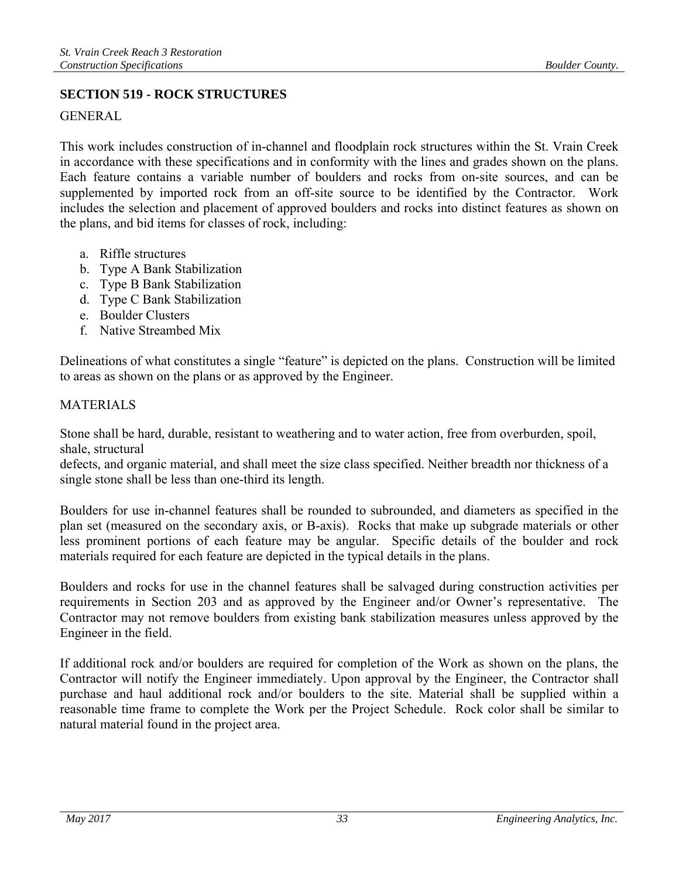## SECTION 519 - ROCK STRUCTURES

GENERAL

This work includes construction of in-channel and floodplain rock structures within the St. Vrain Creek in accordance with these specifications and in conformity with the lines and grades shown on the plans. Each feature contains a variable number of boulders and rocks from on-site sources, and can be supplemented by imported rock from an off-site source to be identified by the Contractor. Work includes the selection and placement of approved boulders and rocks into distinct features as shown on the plans, and bid items for classes of rock, including:

a. Riffle structures
b. Type A Bank Stabilization
c. Type B Bank Stabilization
d. Type C Bank Stabilization
e. Boulder Clusters
f. Native Streambed Mix

Delineations of what constitutes a single "feature" is depicted on the plans. Construction will be limited to areas as shown on the plans or as approved by the Engineer.

MATERIALS

Stone shall be hard, durable, resistant to weathering and to water action, free from overburden, spoil, shale, structural
defects, and organic material, and shall meet the size class specified. Neither breadth nor thickness of a single stone shall be less than one-third its length.

Boulders for use in-channel features shall be rounded to subrounded, and diameters as specified in the plan set (measured on the secondary axis, or B-axis). Rocks that make up subgrade materials or other less prominent portions of each feature may be angular. Specific details of the boulder and rock materials required for each feature are depicted in the typical details in the plans.

Boulders and rocks for use in the channel features shall be salvaged during construction activities per requirements in Section 203 and as approved by the Engineer and/or Owner's representative. The Contractor may not remove boulders from existing bank stabilization measures unless approved by the Engineer in the field.

If additional rock and/or boulders are required for completion of the Work as shown on the plans, the Contractor will notify the Engineer immediately. Upon approval by the Engineer, the Contractor shall purchase and haul additional rock and/or boulders to the site. Material shall be supplied within a reasonable time frame to complete the Work per the Project Schedule. Rock color shall be similar to natural material found in the project area.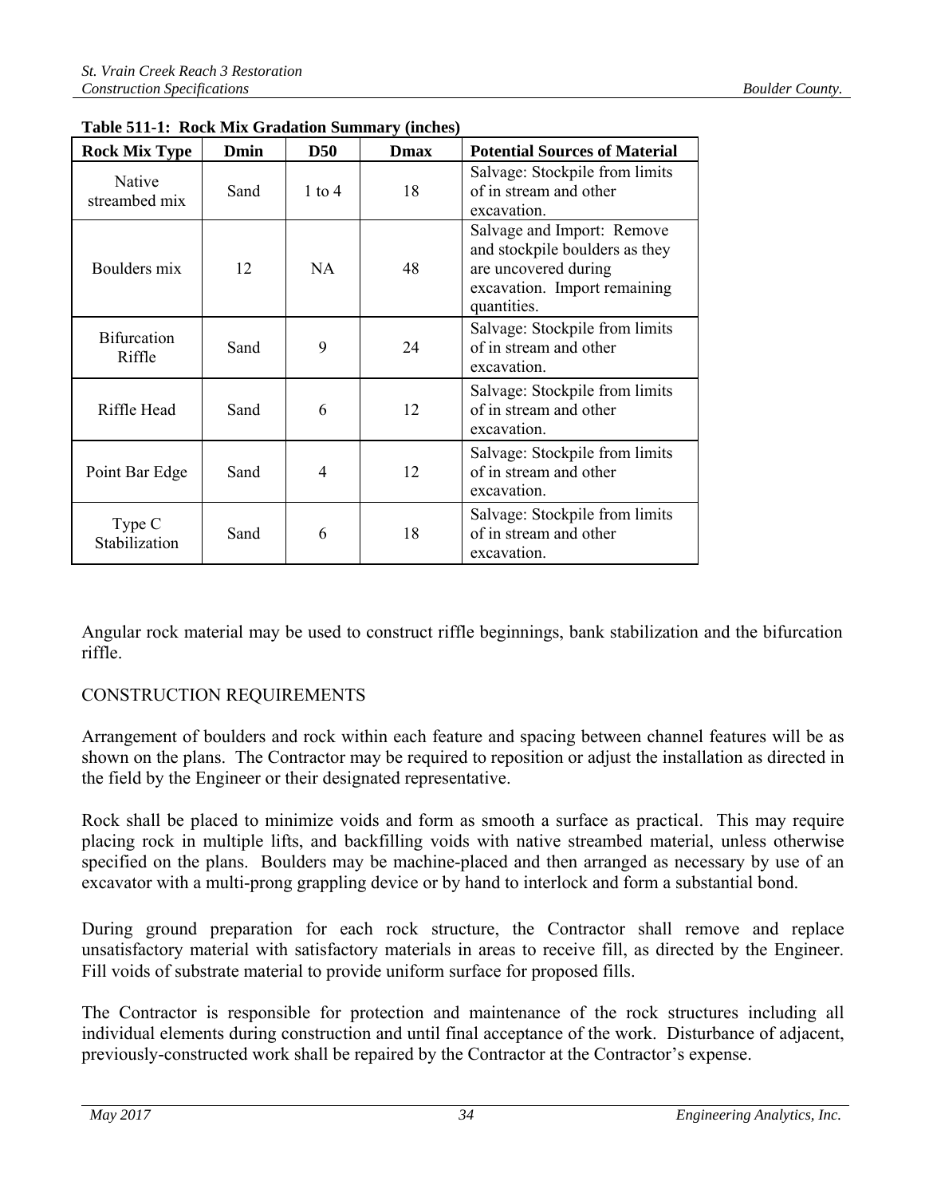**Table 511-1: Rock Mix Gradation Summary (inches)**

| Rock Mix Type | Dmin | D50 | Dmax | Potential Sources of Material |
|---|---|---|---|---|
| Native streambed mix | Sand | 1 to 4 | 18 | Salvage: Stockpile from limits of in stream and other excavation. |
| Boulders mix | 12 | NA | 48 | Salvage and Import: Remove and stockpile boulders as they are uncovered during excavation. Import remaining quantities. |
| Bifurcation Riffle | Sand | 9 | 24 | Salvage: Stockpile from limits of in stream and other excavation. |
| Riffle Head | Sand | 6 | 12 | Salvage: Stockpile from limits of in stream and other excavation. |
| Point Bar Edge | Sand | 4 | 12 | Salvage: Stockpile from limits of in stream and other excavation. |
| Type C Stabilization | Sand | 6 | 18 | Salvage: Stockpile from limits of in stream and other excavation. |

Angular rock material may be used to construct riffle beginnings, bank stabilization and the bifurcation riffle.

CONSTRUCTION REQUIREMENTS

Arrangement of boulders and rock within each feature and spacing between channel features will be as shown on the plans. The Contractor may be required to reposition or adjust the installation as directed in the field by the Engineer or their designated representative.

Rock shall be placed to minimize voids and form as smooth a surface as practical. This may require placing rock in multiple lifts, and backfilling voids with native streambed material, unless otherwise specified on the plans. Boulders may be machine-placed and then arranged as necessary by use of an excavator with a multi-prong grappling device or by hand to interlock and form a substantial bond.

During ground preparation for each rock structure, the Contractor shall remove and replace unsatisfactory material with satisfactory materials in areas to receive fill, as directed by the Engineer. Fill voids of substrate material to provide uniform surface for proposed fills.

The Contractor is responsible for protection and maintenance of the rock structures including all individual elements during construction and until final acceptance of the work. Disturbance of adjacent, previously-constructed work shall be repaired by the Contractor at the Contractor's expense.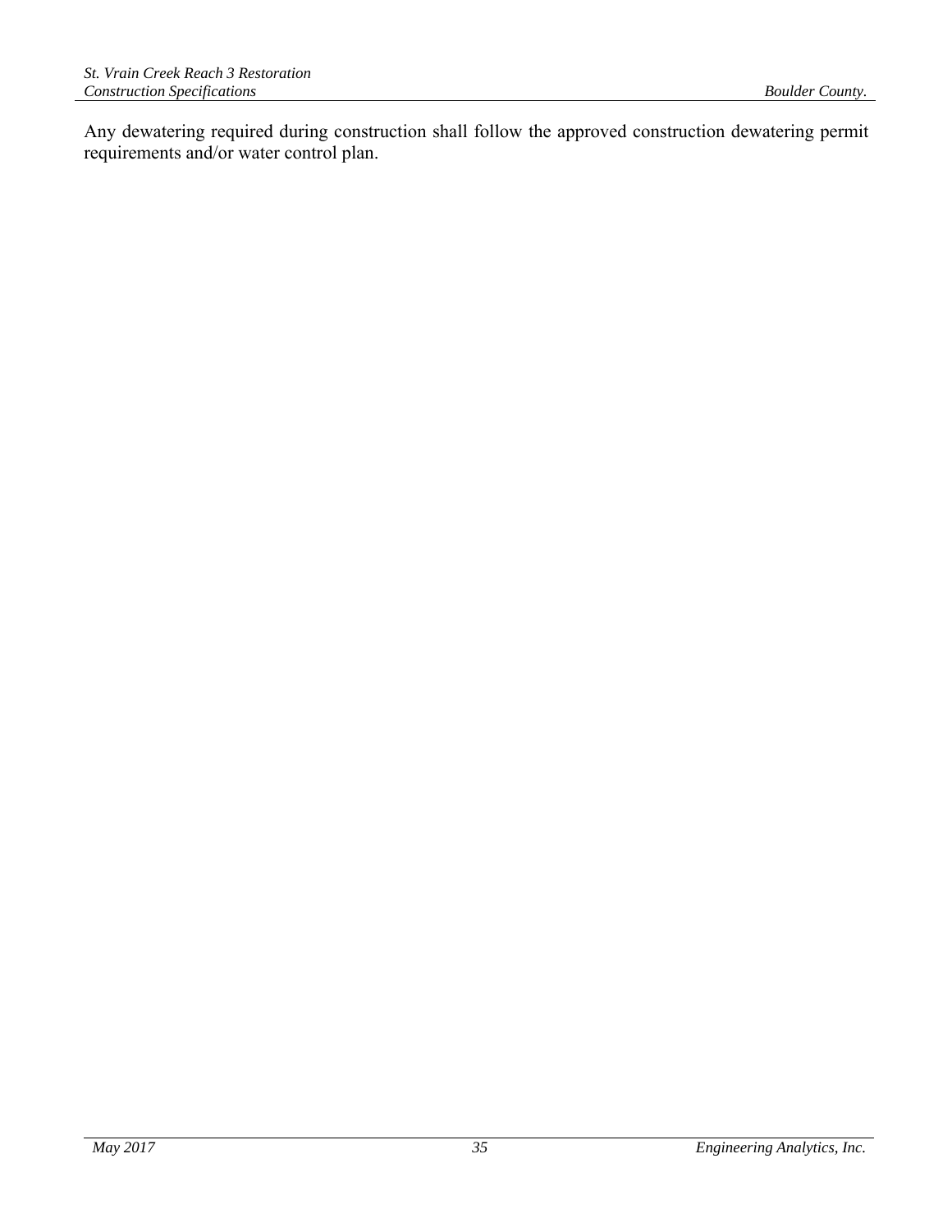Any dewatering required during construction shall follow the approved construction dewatering permit requirements and/or water control plan.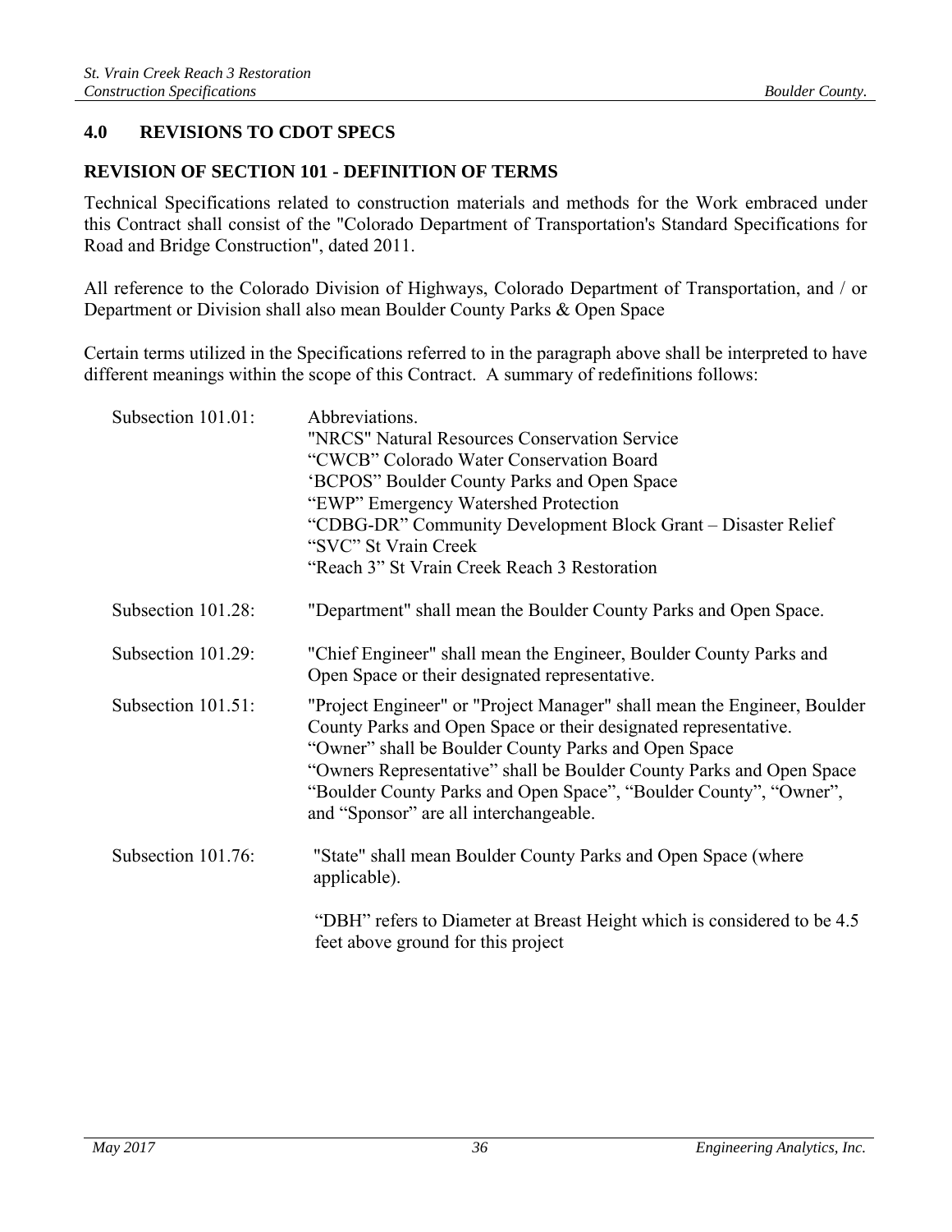## 4.0 REVISIONS TO CDOT SPECS

### REVISION OF SECTION 101 - DEFINITION OF TERMS

Technical Specifications related to construction materials and methods for the Work embraced under this Contract shall consist of the "Colorado Department of Transportation's Standard Specifications for Road and Bridge Construction", dated 2011.

All reference to the Colorado Division of Highways, Colorado Department of Transportation, and / or Department or Division shall also mean Boulder County Parks & Open Space

Certain terms utilized in the Specifications referred to in the paragraph above shall be interpreted to have different meanings within the scope of this Contract. A summary of redefinitions follows:

| | |
|---|---|
| Subsection 101.01: | Abbreviations.<br>"NRCS" Natural Resources Conservation Service<br>"CWCB" Colorado Water Conservation Board<br>'BCPOS" Boulder County Parks and Open Space<br>"EWP" Emergency Watershed Protection<br>"CDBG-DR" Community Development Block Grant – Disaster Relief<br>"SVC" St Vrain Creek<br>"Reach 3" St Vrain Creek Reach 3 Restoration |
| Subsection 101.28: | "Department" shall mean the Boulder County Parks and Open Space. |
| Subsection 101.29: | "Chief Engineer" shall mean the Engineer, Boulder County Parks and Open Space or their designated representative. |
| Subsection 101.51: | "Project Engineer" or "Project Manager" shall mean the Engineer, Boulder County Parks and Open Space or their designated representative.<br>"Owner" shall be Boulder County Parks and Open Space<br>"Owners Representative" shall be Boulder County Parks and Open Space<br>"Boulder County Parks and Open Space", "Boulder County", "Owner", and "Sponsor" are all interchangeable. |
| Subsection 101.76: | "State" shall mean Boulder County Parks and Open Space (where applicable).<br><br>"DBH" refers to Diameter at Breast Height which is considered to be 4.5 feet above ground for this project |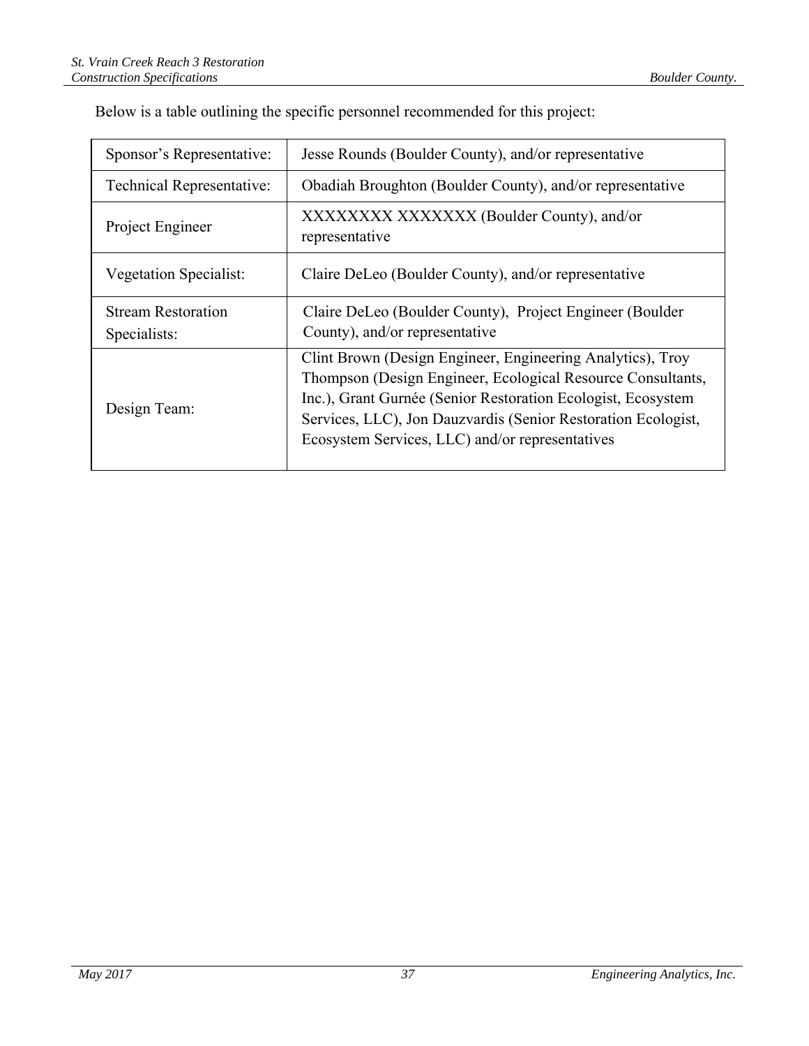Below is a table outlining the specific personnel recommended for this project:

| | |
|---|---|
| Sponsor's Representative: | Jesse Rounds (Boulder County), and/or representative |
| Technical Representative: | Obadiah Broughton (Boulder County), and/or representative |
| Project Engineer | XXXXXXXX XXXXXXX (Boulder County), and/or representative |
| Vegetation Specialist: | Claire DeLeo (Boulder County), and/or representative |
| Stream Restoration Specialists: | Claire DeLeo (Boulder County), Project Engineer (Boulder County), and/or representative |
| Design Team: | Clint Brown (Design Engineer, Engineering Analytics), Troy Thompson (Design Engineer, Ecological Resource Consultants, Inc.), Grant Gurnée (Senior Restoration Ecologist, Ecosystem Services, LLC), Jon Dauzvardis (Senior Restoration Ecologist, Ecosystem Services, LLC) and/or representatives |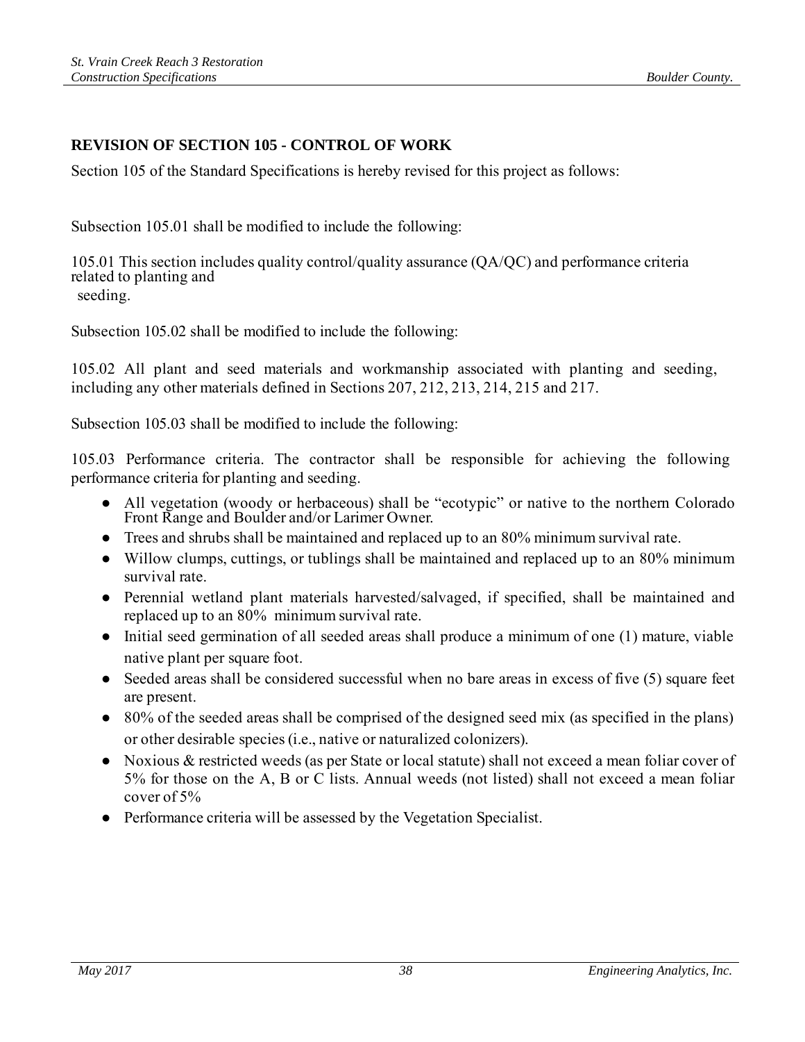## REVISION OF SECTION 105 - CONTROL OF WORK

Section 105 of the Standard Specifications is hereby revised for this project as follows:

Subsection 105.01 shall be modified to include the following:

105.01 This section includes quality control/quality assurance (QA/QC) and performance criteria related to planting and seeding.

Subsection 105.02 shall be modified to include the following:

105.02 All plant and seed materials and workmanship associated with planting and seeding, including any other materials defined in Sections 207, 212, 213, 214, 215 and 217.

Subsection 105.03 shall be modified to include the following:

105.03 Performance criteria. The contractor shall be responsible for achieving the following performance criteria for planting and seeding.

- All vegetation (woody or herbaceous) shall be "ecotypic" or native to the northern Colorado Front Range and Boulder and/or Larimer Owner.
- Trees and shrubs shall be maintained and replaced up to an 80% minimum survival rate.
- Willow clumps, cuttings, or tublings shall be maintained and replaced up to an 80% minimum survival rate.
- Perennial wetland plant materials harvested/salvaged, if specified, shall be maintained and replaced up to an 80% minimum survival rate.
- Initial seed germination of all seeded areas shall produce a minimum of one (1) mature, viable native plant per square foot.
- Seeded areas shall be considered successful when no bare areas in excess of five (5) square feet are present.
- 80% of the seeded areas shall be comprised of the designed seed mix (as specified in the plans) or other desirable species (i.e., native or naturalized colonizers).
- Noxious & restricted weeds (as per State or local statute) shall not exceed a mean foliar cover of 5% for those on the A, B or C lists. Annual weeds (not listed) shall not exceed a mean foliar cover of 5%
- Performance criteria will be assessed by the Vegetation Specialist.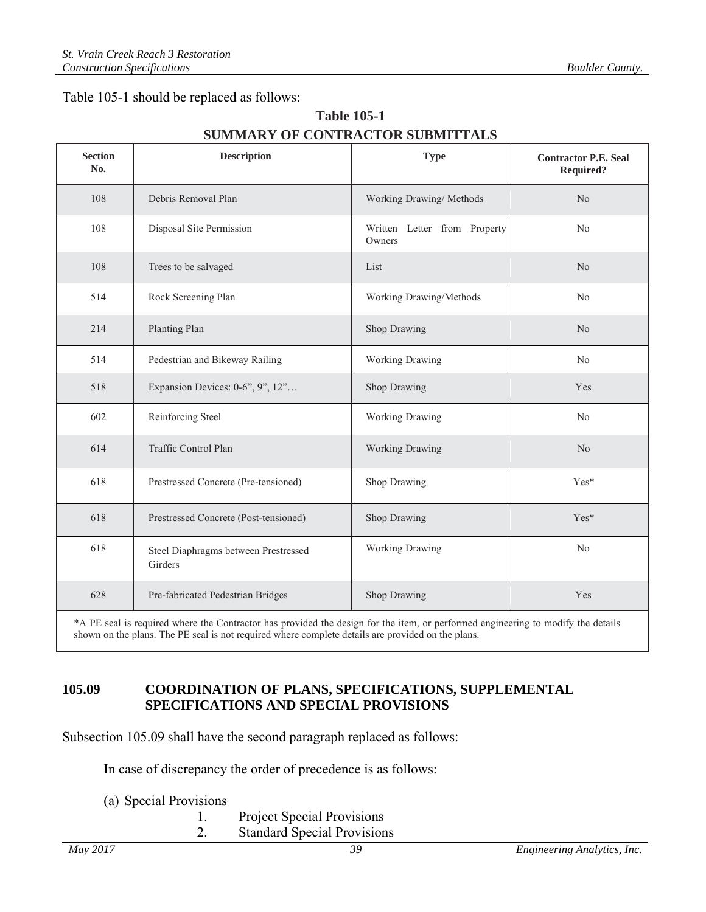Table 105-1 should be replaced as follows:

**Table 105-1**
**SUMMARY OF CONTRACTOR SUBMITTALS**

| Section No. | Description | Type | Contractor P.E. Seal Required? |
|---|---|---|---|
| 108 | Debris Removal Plan | Working Drawing/ Methods | No |
| 108 | Disposal Site Permission | Written Letter from Property Owners | No |
| 108 | Trees to be salvaged | List | No |
| 514 | Rock Screening Plan | Working Drawing/Methods | No |
| 214 | Planting Plan | Shop Drawing | No |
| 514 | Pedestrian and Bikeway Railing | Working Drawing | No |
| 518 | Expansion Devices: 0-6”, 9”, 12”… | Shop Drawing | Yes |
| 602 | Reinforcing Steel | Working Drawing | No |
| 614 | Traffic Control Plan | Working Drawing | No |
| 618 | Prestressed Concrete (Pre-tensioned) | Shop Drawing | Yes* |
| 618 | Prestressed Concrete (Post-tensioned) | Shop Drawing | Yes* |
| 618 | Steel Diaphragms between Prestressed Girders | Working Drawing | No |
| 628 | Pre-fabricated Pedestrian Bridges | Shop Drawing | Yes |

*A PE seal is required where the Contractor has provided the design for the item, or performed engineering to modify the details shown on the plans. The PE seal is not required where complete details are provided on the plans.

## 105.09 COORDINATION OF PLANS, SPECIFICATIONS, SUPPLEMENTAL SPECIFICATIONS AND SPECIAL PROVISIONS

Subsection 105.09 shall have the second paragraph replaced as follows:

In case of discrepancy the order of precedence is as follows:

(a) Special Provisions
1. Project Special Provisions
2. Standard Special Provisions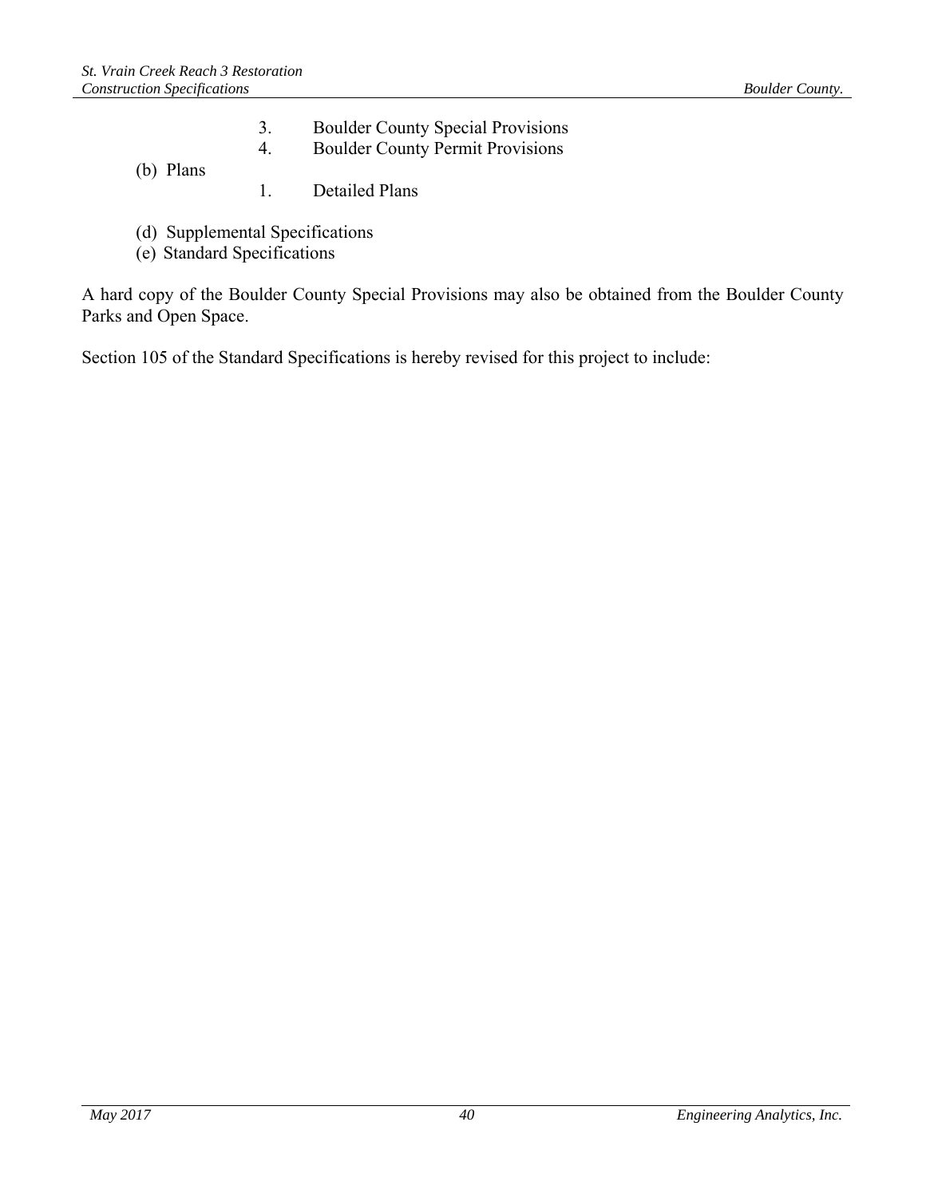3. Boulder County Special Provisions
4. Boulder County Permit Provisions

(b) Plans

1. Detailed Plans

(d) Supplemental Specifications

(e) Standard Specifications

A hard copy of the Boulder County Special Provisions may also be obtained from the Boulder County Parks and Open Space.

Section 105 of the Standard Specifications is hereby revised for this project to include: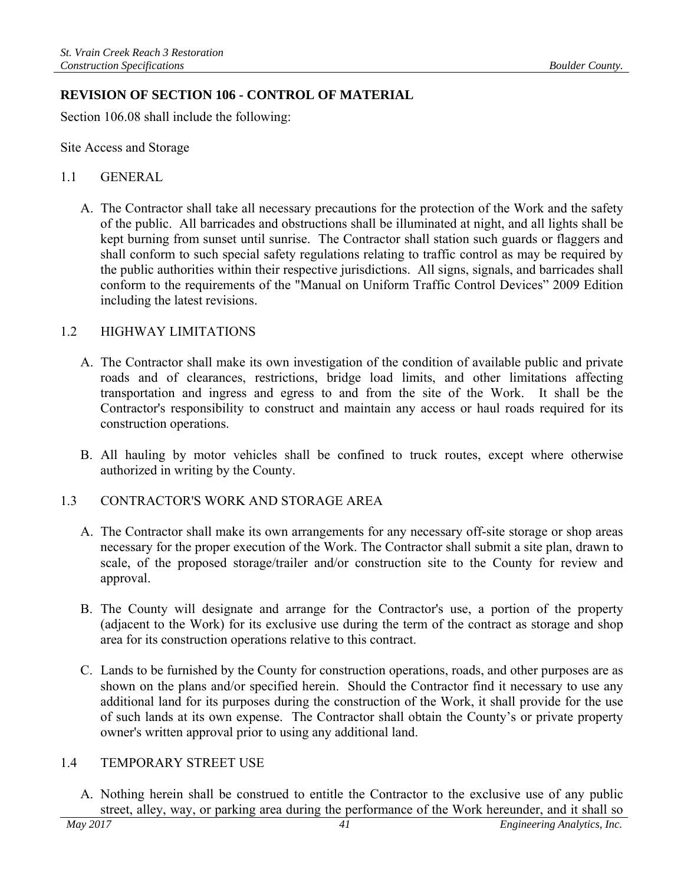## REVISION OF SECTION 106 - CONTROL OF MATERIAL

Section 106.08 shall include the following:

Site Access and Storage

### 1.1 GENERAL

A. The Contractor shall take all necessary precautions for the protection of the Work and the safety of the public. All barricades and obstructions shall be illuminated at night, and all lights shall be kept burning from sunset until sunrise. The Contractor shall station such guards or flaggers and shall conform to such special safety regulations relating to traffic control as may be required by the public authorities within their respective jurisdictions. All signs, signals, and barricades shall conform to the requirements of the "Manual on Uniform Traffic Control Devices" 2009 Edition including the latest revisions.

### 1.2 HIGHWAY LIMITATIONS

A. The Contractor shall make its own investigation of the condition of available public and private roads and of clearances, restrictions, bridge load limits, and other limitations affecting transportation and ingress and egress to and from the site of the Work. It shall be the Contractor's responsibility to construct and maintain any access or haul roads required for its construction operations.

B. All hauling by motor vehicles shall be confined to truck routes, except where otherwise authorized in writing by the County.

### 1.3 CONTRACTOR'S WORK AND STORAGE AREA

A. The Contractor shall make its own arrangements for any necessary off-site storage or shop areas necessary for the proper execution of the Work. The Contractor shall submit a site plan, drawn to scale, of the proposed storage/trailer and/or construction site to the County for review and approval.

B. The County will designate and arrange for the Contractor's use, a portion of the property (adjacent to the Work) for its exclusive use during the term of the contract as storage and shop area for its construction operations relative to this contract.

C. Lands to be furnished by the County for construction operations, roads, and other purposes are as shown on the plans and/or specified herein. Should the Contractor find it necessary to use any additional land for its purposes during the construction of the Work, it shall provide for the use of such lands at its own expense. The Contractor shall obtain the County's or private property owner's written approval prior to using any additional land.

### 1.4 TEMPORARY STREET USE

A. Nothing herein shall be construed to entitle the Contractor to the exclusive use of any public street, alley, way, or parking area during the performance of the Work hereunder, and it shall so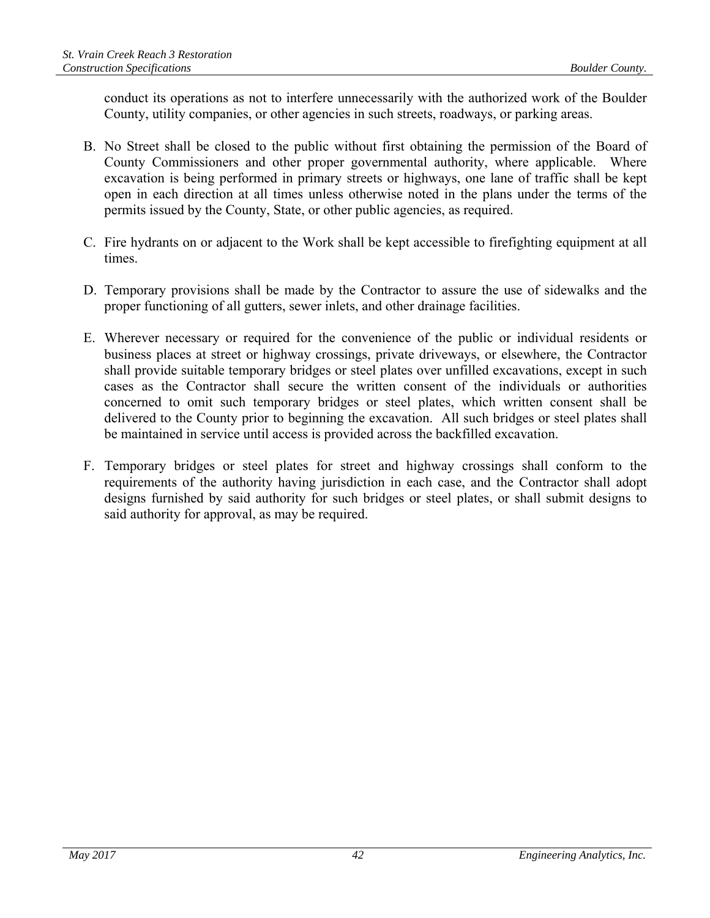conduct its operations as not to interfere unnecessarily with the authorized work of the Boulder County, utility companies, or other agencies in such streets, roadways, or parking areas.

B. No Street shall be closed to the public without first obtaining the permission of the Board of County Commissioners and other proper governmental authority, where applicable. Where excavation is being performed in primary streets or highways, one lane of traffic shall be kept open in each direction at all times unless otherwise noted in the plans under the terms of the permits issued by the County, State, or other public agencies, as required.

C. Fire hydrants on or adjacent to the Work shall be kept accessible to firefighting equipment at all times.

D. Temporary provisions shall be made by the Contractor to assure the use of sidewalks and the proper functioning of all gutters, sewer inlets, and other drainage facilities.

E. Wherever necessary or required for the convenience of the public or individual residents or business places at street or highway crossings, private driveways, or elsewhere, the Contractor shall provide suitable temporary bridges or steel plates over unfilled excavations, except in such cases as the Contractor shall secure the written consent of the individuals or authorities concerned to omit such temporary bridges or steel plates, which written consent shall be delivered to the County prior to beginning the excavation. All such bridges or steel plates shall be maintained in service until access is provided across the backfilled excavation.

F. Temporary bridges or steel plates for street and highway crossings shall conform to the requirements of the authority having jurisdiction in each case, and the Contractor shall adopt designs furnished by said authority for such bridges or steel plates, or shall submit designs to said authority for approval, as may be required.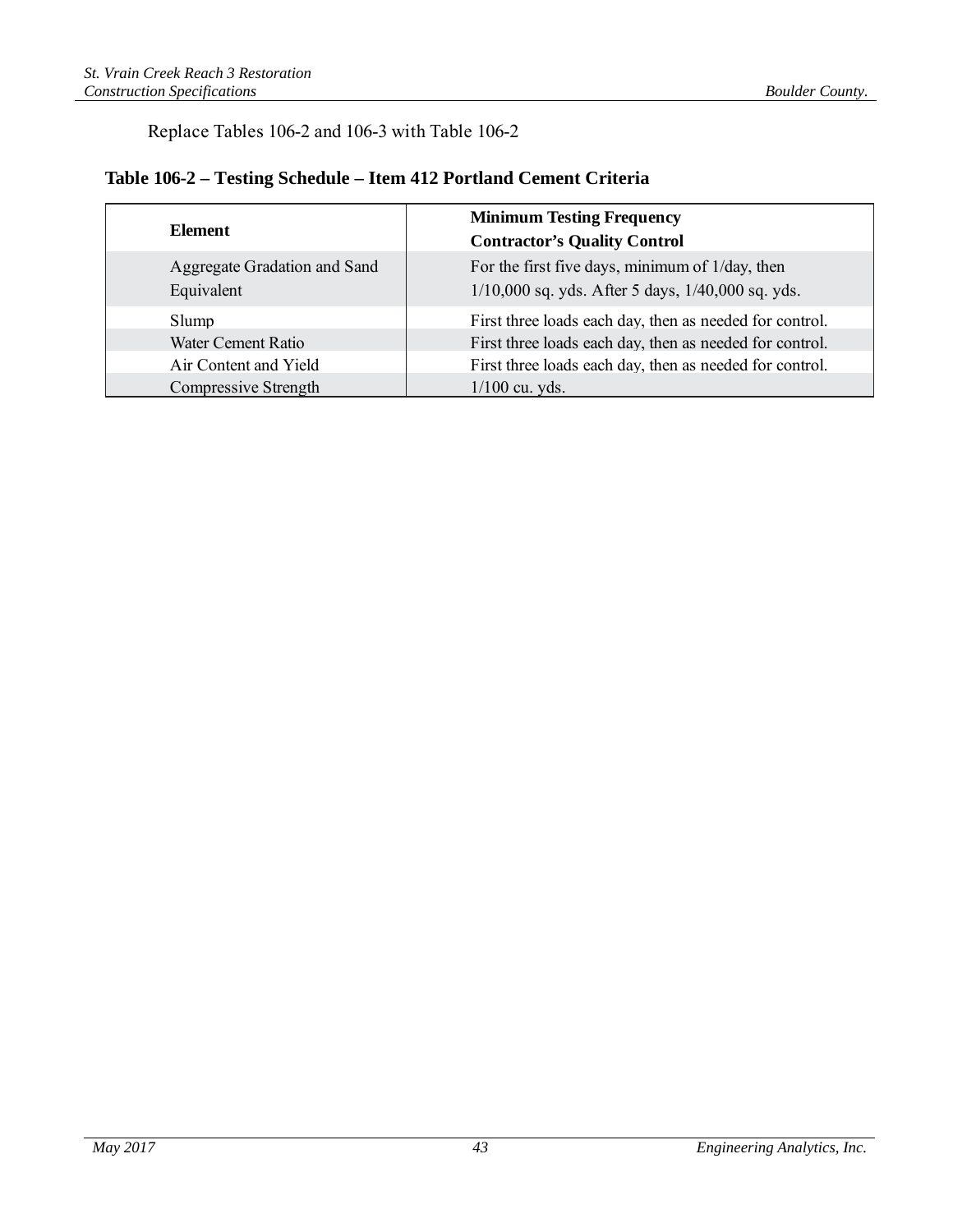Replace Tables 106-2 and 106-3 with Table 106-2

**Table 106-2 – Testing Schedule – Item 412 Portland Cement Criteria**

| Element | Minimum Testing Frequency Contractor's Quality Control |
|---|---|
| Aggregate Gradation and Sand Equivalent | For the first five days, minimum of 1/day, then 1/10,000 sq. yds. After 5 days, 1/40,000 sq. yds. |
| Slump | First three loads each day, then as needed for control. |
| Water Cement Ratio | First three loads each day, then as needed for control. |
| Air Content and Yield | First three loads each day, then as needed for control. |
| Compressive Strength | 1/100 cu. yds. |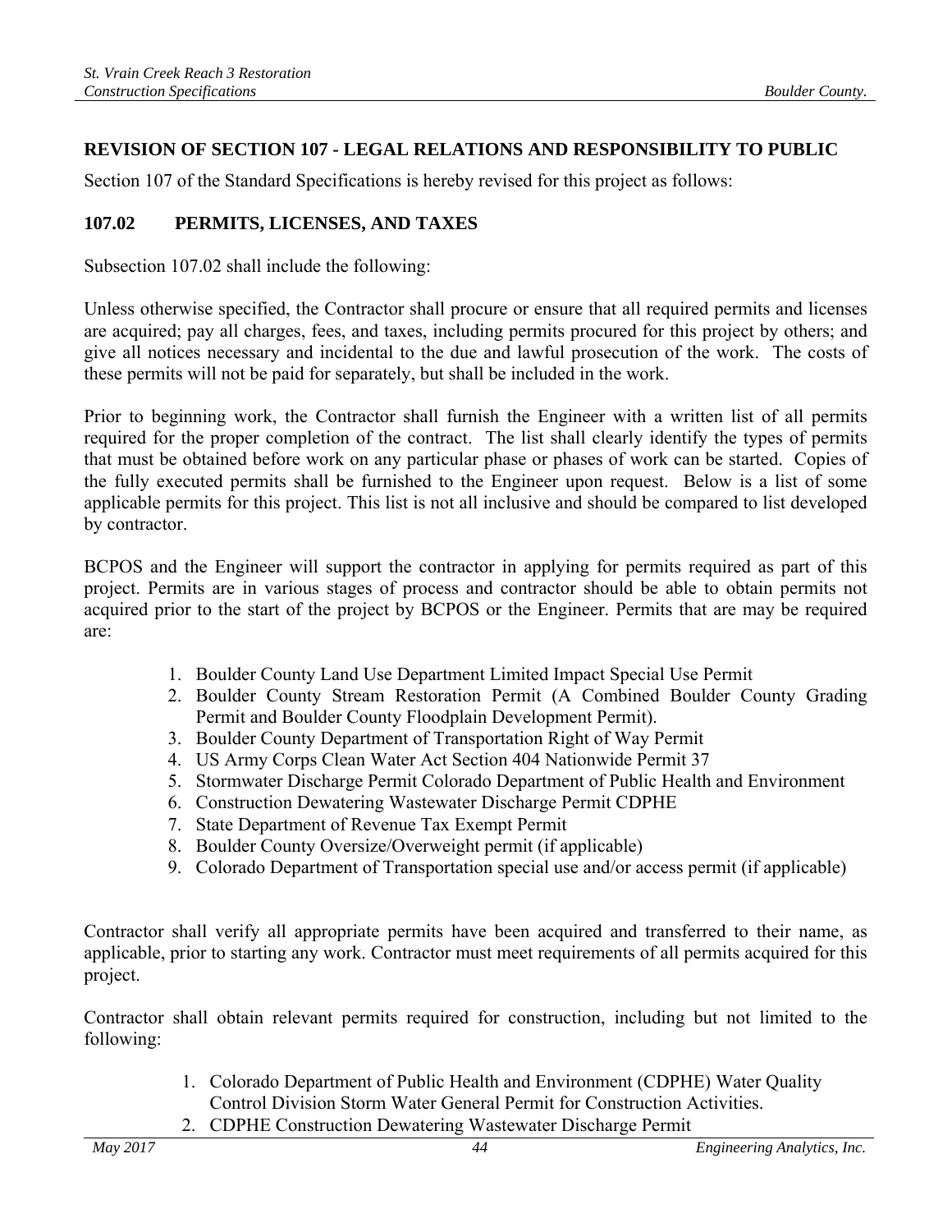## REVISION OF SECTION 107 - LEGAL RELATIONS AND RESPONSIBILITY TO PUBLIC

Section 107 of the Standard Specifications is hereby revised for this project as follows:

### 107.02 PERMITS, LICENSES, AND TAXES

Subsection 107.02 shall include the following:

Unless otherwise specified, the Contractor shall procure or ensure that all required permits and licenses are acquired; pay all charges, fees, and taxes, including permits procured for this project by others; and give all notices necessary and incidental to the due and lawful prosecution of the work. The costs of these permits will not be paid for separately, but shall be included in the work.

Prior to beginning work, the Contractor shall furnish the Engineer with a written list of all permits required for the proper completion of the contract. The list shall clearly identify the types of permits that must be obtained before work on any particular phase or phases of work can be started. Copies of the fully executed permits shall be furnished to the Engineer upon request. Below is a list of some applicable permits for this project. This list is not all inclusive and should be compared to list developed by contractor.

BCPOS and the Engineer will support the contractor in applying for permits required as part of this project. Permits are in various stages of process and contractor should be able to obtain permits not acquired prior to the start of the project by BCPOS or the Engineer. Permits that are may be required are:

1. Boulder County Land Use Department Limited Impact Special Use Permit
2. Boulder County Stream Restoration Permit (A Combined Boulder County Grading Permit and Boulder County Floodplain Development Permit).
3. Boulder County Department of Transportation Right of Way Permit
4. US Army Corps Clean Water Act Section 404 Nationwide Permit 37
5. Stormwater Discharge Permit Colorado Department of Public Health and Environment
6. Construction Dewatering Wastewater Discharge Permit CDPHE
7. State Department of Revenue Tax Exempt Permit
8. Boulder County Oversize/Overweight permit (if applicable)
9. Colorado Department of Transportation special use and/or access permit (if applicable)

Contractor shall verify all appropriate permits have been acquired and transferred to their name, as applicable, prior to starting any work. Contractor must meet requirements of all permits acquired for this project.

Contractor shall obtain relevant permits required for construction, including but not limited to the following:

1. Colorado Department of Public Health and Environment (CDPHE) Water Quality Control Division Storm Water General Permit for Construction Activities.
2. CDPHE Construction Dewatering Wastewater Discharge Permit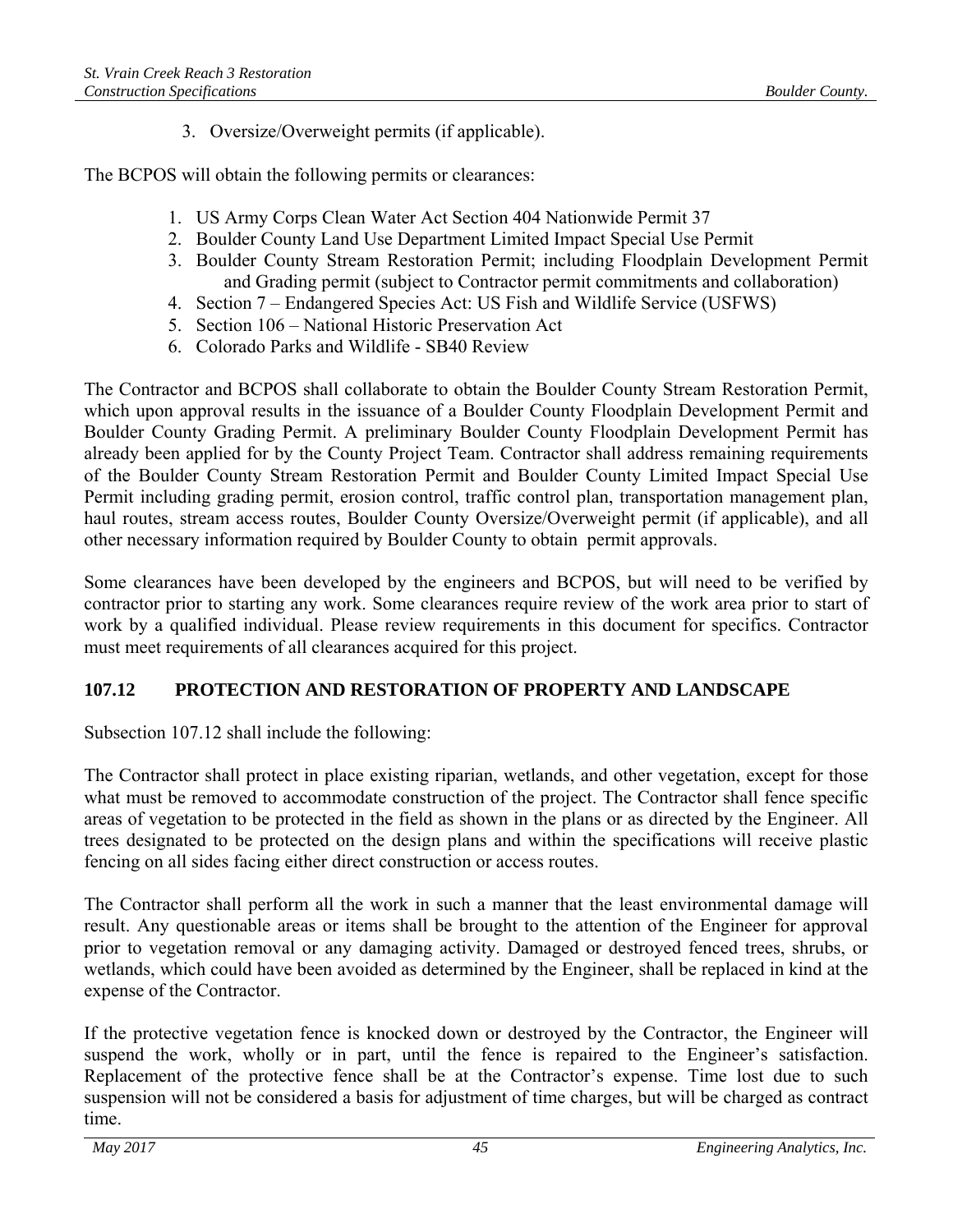3. Oversize/Overweight permits (if applicable).

The BCPOS will obtain the following permits or clearances:

1. US Army Corps Clean Water Act Section 404 Nationwide Permit 37
2. Boulder County Land Use Department Limited Impact Special Use Permit
3. Boulder County Stream Restoration Permit; including Floodplain Development Permit and Grading permit (subject to Contractor permit commitments and collaboration)
4. Section 7 – Endangered Species Act: US Fish and Wildlife Service (USFWS)
5. Section 106 – National Historic Preservation Act
6. Colorado Parks and Wildlife - SB40 Review

The Contractor and BCPOS shall collaborate to obtain the Boulder County Stream Restoration Permit, which upon approval results in the issuance of a Boulder County Floodplain Development Permit and Boulder County Grading Permit. A preliminary Boulder County Floodplain Development Permit has already been applied for by the County Project Team. Contractor shall address remaining requirements of the Boulder County Stream Restoration Permit and Boulder County Limited Impact Special Use Permit including grading permit, erosion control, traffic control plan, transportation management plan, haul routes, stream access routes, Boulder County Oversize/Overweight permit (if applicable), and all other necessary information required by Boulder County to obtain permit approvals.

Some clearances have been developed by the engineers and BCPOS, but will need to be verified by contractor prior to starting any work. Some clearances require review of the work area prior to start of work by a qualified individual. Please review requirements in this document for specifics. Contractor must meet requirements of all clearances acquired for this project.

## 107.12 PROTECTION AND RESTORATION OF PROPERTY AND LANDSCAPE

Subsection 107.12 shall include the following:

The Contractor shall protect in place existing riparian, wetlands, and other vegetation, except for those what must be removed to accommodate construction of the project. The Contractor shall fence specific areas of vegetation to be protected in the field as shown in the plans or as directed by the Engineer. All trees designated to be protected on the design plans and within the specifications will receive plastic fencing on all sides facing either direct construction or access routes.

The Contractor shall perform all the work in such a manner that the least environmental damage will result. Any questionable areas or items shall be brought to the attention of the Engineer for approval prior to vegetation removal or any damaging activity. Damaged or destroyed fenced trees, shrubs, or wetlands, which could have been avoided as determined by the Engineer, shall be replaced in kind at the expense of the Contractor.

If the protective vegetation fence is knocked down or destroyed by the Contractor, the Engineer will suspend the work, wholly or in part, until the fence is repaired to the Engineer's satisfaction. Replacement of the protective fence shall be at the Contractor's expense. Time lost due to such suspension will not be considered a basis for adjustment of time charges, but will be charged as contract time.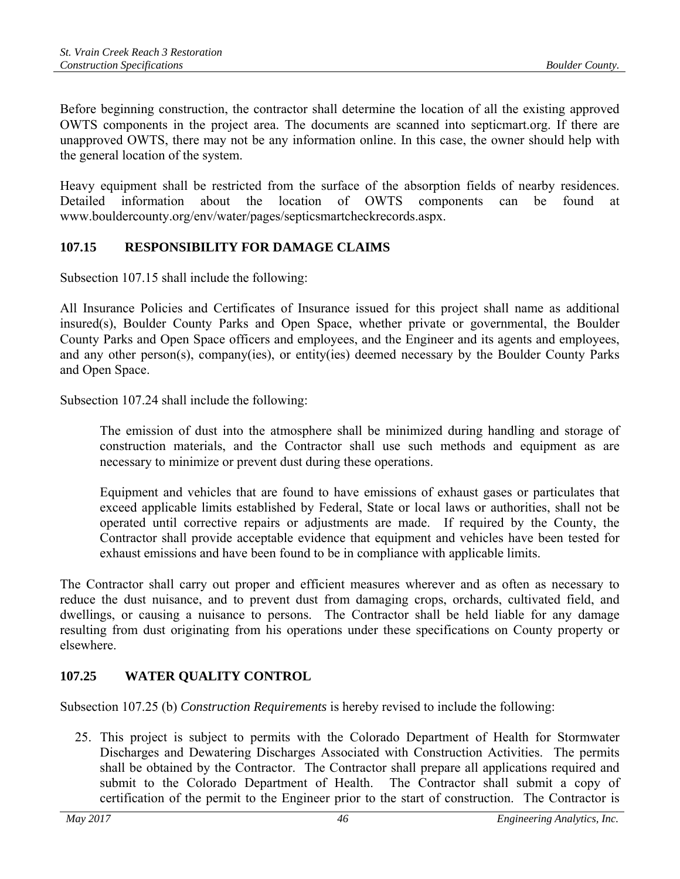Before beginning construction, the contractor shall determine the location of all the existing approved OWTS components in the project area. The documents are scanned into septicmart.org. If there are unapproved OWTS, there may not be any information online. In this case, the owner should help with the general location of the system.

Heavy equipment shall be restricted from the surface of the absorption fields of nearby residences. Detailed information about the location of OWTS components can be found at www.bouldercounty.org/env/water/pages/septicsmartcheckrecords.aspx.

### 107.15 RESPONSIBILITY FOR DAMAGE CLAIMS

Subsection 107.15 shall include the following:

All Insurance Policies and Certificates of Insurance issued for this project shall name as additional insured(s), Boulder County Parks and Open Space, whether private or governmental, the Boulder County Parks and Open Space officers and employees, and the Engineer and its agents and employees, and any other person(s), company(ies), or entity(ies) deemed necessary by the Boulder County Parks and Open Space.

Subsection 107.24 shall include the following:

> The emission of dust into the atmosphere shall be minimized during handling and storage of construction materials, and the Contractor shall use such methods and equipment as are necessary to minimize or prevent dust during these operations.
>
> Equipment and vehicles that are found to have emissions of exhaust gases or particulates that exceed applicable limits established by Federal, State or local laws or authorities, shall not be operated until corrective repairs or adjustments are made. If required by the County, the Contractor shall provide acceptable evidence that equipment and vehicles have been tested for exhaust emissions and have been found to be in compliance with applicable limits.

The Contractor shall carry out proper and efficient measures wherever and as often as necessary to reduce the dust nuisance, and to prevent dust from damaging crops, orchards, cultivated field, and dwellings, or causing a nuisance to persons. The Contractor shall be held liable for any damage resulting from dust originating from his operations under these specifications on County property or elsewhere.

### 107.25 WATER QUALITY CONTROL

Subsection 107.25 (b) *Construction Requirements* is hereby revised to include the following:

25. This project is subject to permits with the Colorado Department of Health for Stormwater Discharges and Dewatering Discharges Associated with Construction Activities. The permits shall be obtained by the Contractor. The Contractor shall prepare all applications required and submit to the Colorado Department of Health. The Contractor shall submit a copy of certification of the permit to the Engineer prior to the start of construction. The Contractor is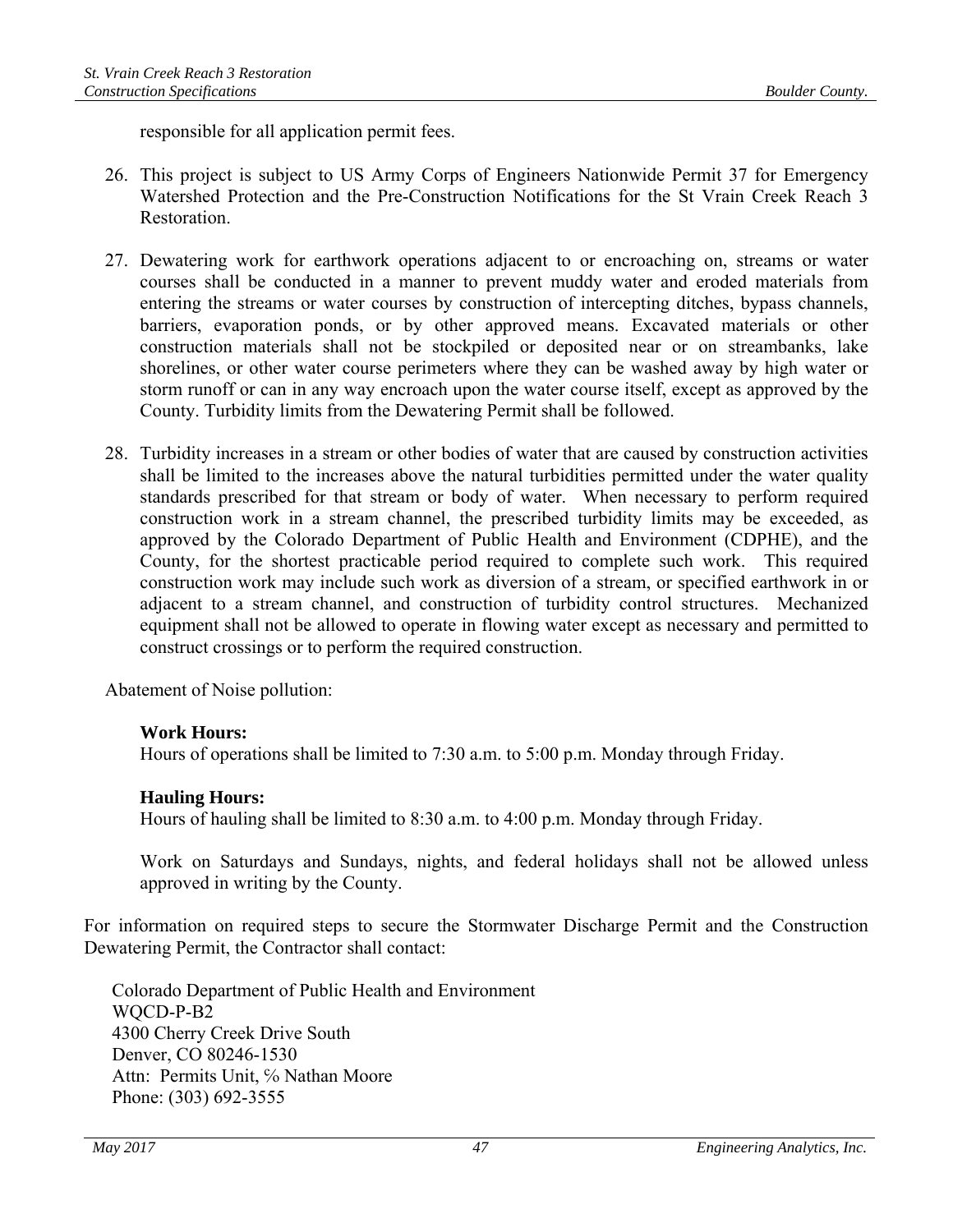responsible for all application permit fees.

26. This project is subject to US Army Corps of Engineers Nationwide Permit 37 for Emergency Watershed Protection and the Pre-Construction Notifications for the St Vrain Creek Reach 3 Restoration.

27. Dewatering work for earthwork operations adjacent to or encroaching on, streams or water courses shall be conducted in a manner to prevent muddy water and eroded materials from entering the streams or water courses by construction of intercepting ditches, bypass channels, barriers, evaporation ponds, or by other approved means. Excavated materials or other construction materials shall not be stockpiled or deposited near or on streambanks, lake shorelines, or other water course perimeters where they can be washed away by high water or storm runoff or can in any way encroach upon the water course itself, except as approved by the County. Turbidity limits from the Dewatering Permit shall be followed.

28. Turbidity increases in a stream or other bodies of water that are caused by construction activities shall be limited to the increases above the natural turbidities permitted under the water quality standards prescribed for that stream or body of water. When necessary to perform required construction work in a stream channel, the prescribed turbidity limits may be exceeded, as approved by the Colorado Department of Public Health and Environment (CDPHE), and the County, for the shortest practicable period required to complete such work. This required construction work may include such work as diversion of a stream, or specified earthwork in or adjacent to a stream channel, and construction of turbidity control structures. Mechanized equipment shall not be allowed to operate in flowing water except as necessary and permitted to construct crossings or to perform the required construction.

Abatement of Noise pollution:

**Work Hours:**
Hours of operations shall be limited to 7:30 a.m. to 5:00 p.m. Monday through Friday.

**Hauling Hours:**
Hours of hauling shall be limited to 8:30 a.m. to 4:00 p.m. Monday through Friday.

Work on Saturdays and Sundays, nights, and federal holidays shall not be allowed unless approved in writing by the County.

For information on required steps to secure the Stormwater Discharge Permit and the Construction Dewatering Permit, the Contractor shall contact:

Colorado Department of Public Health and Environment
WQCD-P-B2
4300 Cherry Creek Drive South
Denver, CO 80246-1530
Attn: Permits Unit, % Nathan Moore
Phone: (303) 692-3555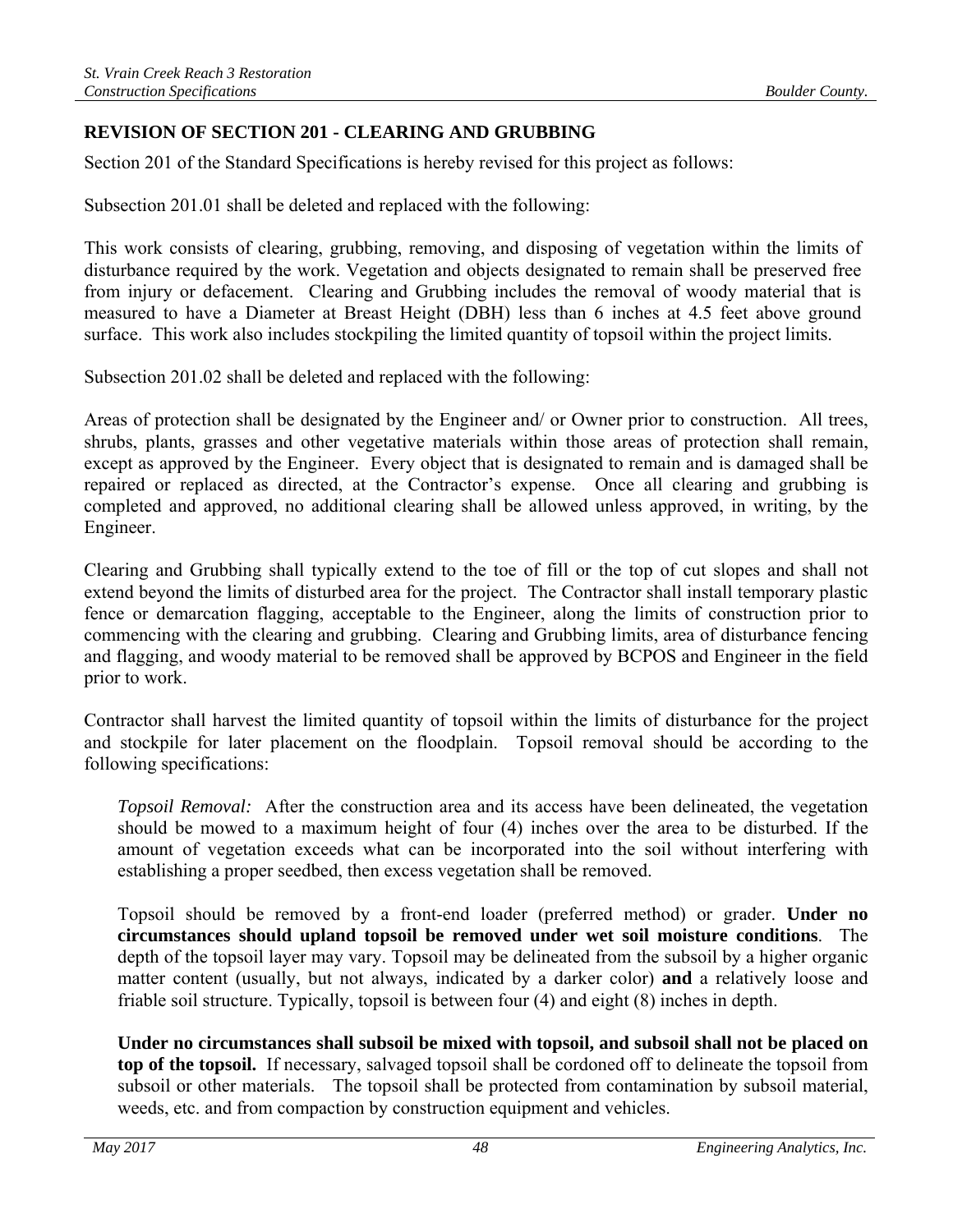## REVISION OF SECTION 201 - CLEARING AND GRUBBING

Section 201 of the Standard Specifications is hereby revised for this project as follows:

Subsection 201.01 shall be deleted and replaced with the following:

This work consists of clearing, grubbing, removing, and disposing of vegetation within the limits of disturbance required by the work. Vegetation and objects designated to remain shall be preserved free from injury or defacement. Clearing and Grubbing includes the removal of woody material that is measured to have a Diameter at Breast Height (DBH) less than 6 inches at 4.5 feet above ground surface. This work also includes stockpiling the limited quantity of topsoil within the project limits.

Subsection 201.02 shall be deleted and replaced with the following:

Areas of protection shall be designated by the Engineer and/ or Owner prior to construction. All trees, shrubs, plants, grasses and other vegetative materials within those areas of protection shall remain, except as approved by the Engineer. Every object that is designated to remain and is damaged shall be repaired or replaced as directed, at the Contractor's expense. Once all clearing and grubbing is completed and approved, no additional clearing shall be allowed unless approved, in writing, by the Engineer.

Clearing and Grubbing shall typically extend to the toe of fill or the top of cut slopes and shall not extend beyond the limits of disturbed area for the project. The Contractor shall install temporary plastic fence or demarcation flagging, acceptable to the Engineer, along the limits of construction prior to commencing with the clearing and grubbing. Clearing and Grubbing limits, area of disturbance fencing and flagging, and woody material to be removed shall be approved by BCPOS and Engineer in the field prior to work.

Contractor shall harvest the limited quantity of topsoil within the limits of disturbance for the project and stockpile for later placement on the floodplain. Topsoil removal should be according to the following specifications:

> *Topsoil Removal:* After the construction area and its access have been delineated, the vegetation should be mowed to a maximum height of four (4) inches over the area to be disturbed. If the amount of vegetation exceeds what can be incorporated into the soil without interfering with establishing a proper seedbed, then excess vegetation shall be removed.
>
> Topsoil should be removed by a front-end loader (preferred method) or grader. **Under no circumstances should upland topsoil be removed under wet soil moisture conditions**. The depth of the topsoil layer may vary. Topsoil may be delineated from the subsoil by a higher organic matter content (usually, but not always, indicated by a darker color) **and** a relatively loose and friable soil structure. Typically, topsoil is between four (4) and eight (8) inches in depth.
>
> **Under no circumstances shall subsoil be mixed with topsoil, and subsoil shall not be placed on top of the topsoil.** If necessary, salvaged topsoil shall be cordoned off to delineate the topsoil from subsoil or other materials. The topsoil shall be protected from contamination by subsoil material, weeds, etc. and from compaction by construction equipment and vehicles.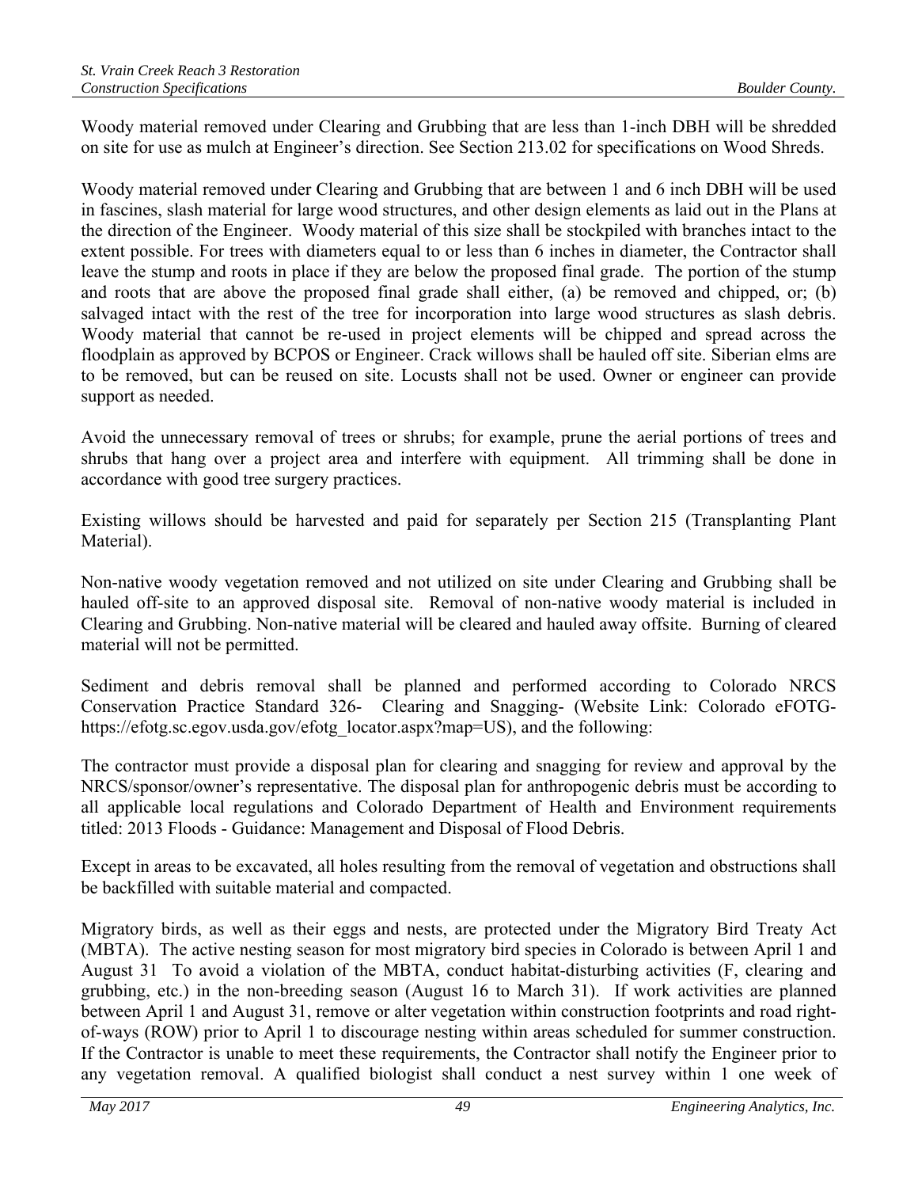Woody material removed under Clearing and Grubbing that are less than 1-inch DBH will be shredded on site for use as mulch at Engineer's direction. See Section 213.02 for specifications on Wood Shreds.

Woody material removed under Clearing and Grubbing that are between 1 and 6 inch DBH will be used in fascines, slash material for large wood structures, and other design elements as laid out in the Plans at the direction of the Engineer. Woody material of this size shall be stockpiled with branches intact to the extent possible. For trees with diameters equal to or less than 6 inches in diameter, the Contractor shall leave the stump and roots in place if they are below the proposed final grade. The portion of the stump and roots that are above the proposed final grade shall either, (a) be removed and chipped, or; (b) salvaged intact with the rest of the tree for incorporation into large wood structures as slash debris. Woody material that cannot be re-used in project elements will be chipped and spread across the floodplain as approved by BCPOS or Engineer. Crack willows shall be hauled off site. Siberian elms are to be removed, but can be reused on site. Locusts shall not be used. Owner or engineer can provide support as needed.

Avoid the unnecessary removal of trees or shrubs; for example, prune the aerial portions of trees and shrubs that hang over a project area and interfere with equipment. All trimming shall be done in accordance with good tree surgery practices.

Existing willows should be harvested and paid for separately per Section 215 (Transplanting Plant Material).

Non-native woody vegetation removed and not utilized on site under Clearing and Grubbing shall be hauled off-site to an approved disposal site. Removal of non-native woody material is included in Clearing and Grubbing. Non-native material will be cleared and hauled away offsite. Burning of cleared material will not be permitted.

Sediment and debris removal shall be planned and performed according to Colorado NRCS Conservation Practice Standard 326- Clearing and Snagging- (Website Link: Colorado eFOTG- https://efotg.sc.egov.usda.gov/efotg_locator.aspx?map=US), and the following:

The contractor must provide a disposal plan for clearing and snagging for review and approval by the NRCS/sponsor/owner's representative. The disposal plan for anthropogenic debris must be according to all applicable local regulations and Colorado Department of Health and Environment requirements titled: 2013 Floods - Guidance: Management and Disposal of Flood Debris.

Except in areas to be excavated, all holes resulting from the removal of vegetation and obstructions shall be backfilled with suitable material and compacted.

Migratory birds, as well as their eggs and nests, are protected under the Migratory Bird Treaty Act (MBTA). The active nesting season for most migratory bird species in Colorado is between April 1 and August 31 To avoid a violation of the MBTA, conduct habitat-disturbing activities (F, clearing and grubbing, etc.) in the non-breeding season (August 16 to March 31). If work activities are planned between April 1 and August 31, remove or alter vegetation within construction footprints and road right-of-ways (ROW) prior to April 1 to discourage nesting within areas scheduled for summer construction. If the Contractor is unable to meet these requirements, the Contractor shall notify the Engineer prior to any vegetation removal. A qualified biologist shall conduct a nest survey within 1 one week of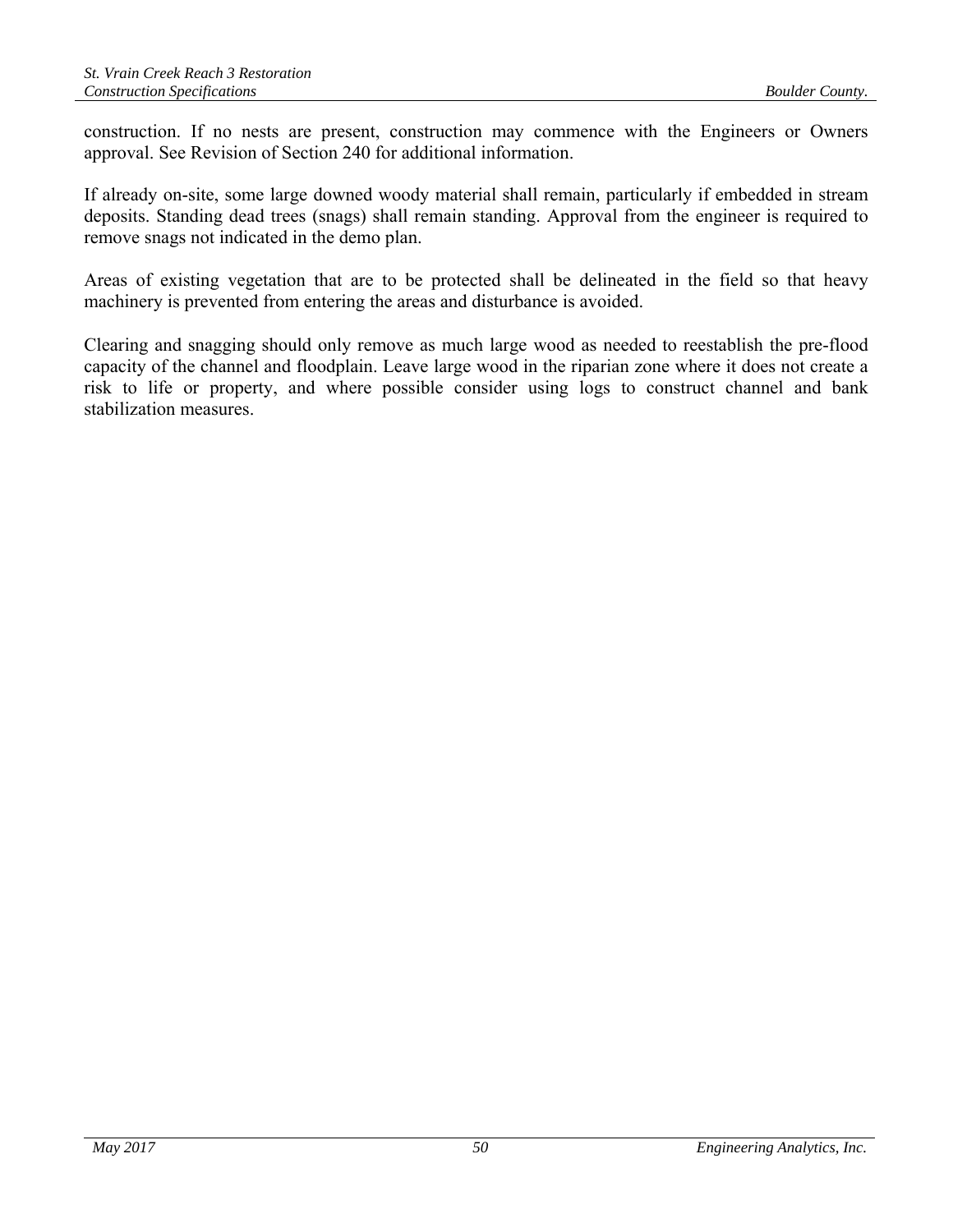construction. If no nests are present, construction may commence with the Engineers or Owners approval. See Revision of Section 240 for additional information.

If already on-site, some large downed woody material shall remain, particularly if embedded in stream deposits. Standing dead trees (snags) shall remain standing. Approval from the engineer is required to remove snags not indicated in the demo plan.

Areas of existing vegetation that are to be protected shall be delineated in the field so that heavy machinery is prevented from entering the areas and disturbance is avoided.

Clearing and snagging should only remove as much large wood as needed to reestablish the pre-flood capacity of the channel and floodplain. Leave large wood in the riparian zone where it does not create a risk to life or property, and where possible consider using logs to construct channel and bank stabilization measures.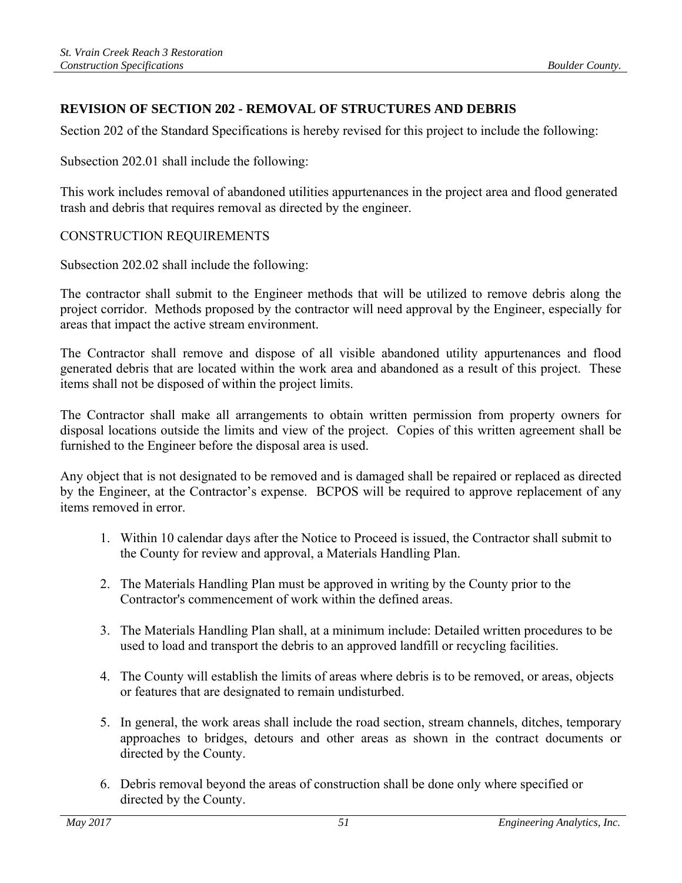## REVISION OF SECTION 202 - REMOVAL OF STRUCTURES AND DEBRIS

Section 202 of the Standard Specifications is hereby revised for this project to include the following:

Subsection 202.01 shall include the following:

This work includes removal of abandoned utilities appurtenances in the project area and flood generated trash and debris that requires removal as directed by the engineer.

CONSTRUCTION REQUIREMENTS

Subsection 202.02 shall include the following:

The contractor shall submit to the Engineer methods that will be utilized to remove debris along the project corridor. Methods proposed by the contractor will need approval by the Engineer, especially for areas that impact the active stream environment.

The Contractor shall remove and dispose of all visible abandoned utility appurtenances and flood generated debris that are located within the work area and abandoned as a result of this project. These items shall not be disposed of within the project limits.

The Contractor shall make all arrangements to obtain written permission from property owners for disposal locations outside the limits and view of the project. Copies of this written agreement shall be furnished to the Engineer before the disposal area is used.

Any object that is not designated to be removed and is damaged shall be repaired or replaced as directed by the Engineer, at the Contractor's expense. BCPOS will be required to approve replacement of any items removed in error.

1. Within 10 calendar days after the Notice to Proceed is issued, the Contractor shall submit to the County for review and approval, a Materials Handling Plan.
2. The Materials Handling Plan must be approved in writing by the County prior to the Contractor's commencement of work within the defined areas.
3. The Materials Handling Plan shall, at a minimum include: Detailed written procedures to be used to load and transport the debris to an approved landfill or recycling facilities.
4. The County will establish the limits of areas where debris is to be removed, or areas, objects or features that are designated to remain undisturbed.
5. In general, the work areas shall include the road section, stream channels, ditches, temporary approaches to bridges, detours and other areas as shown in the contract documents or directed by the County.
6. Debris removal beyond the areas of construction shall be done only where specified or directed by the County.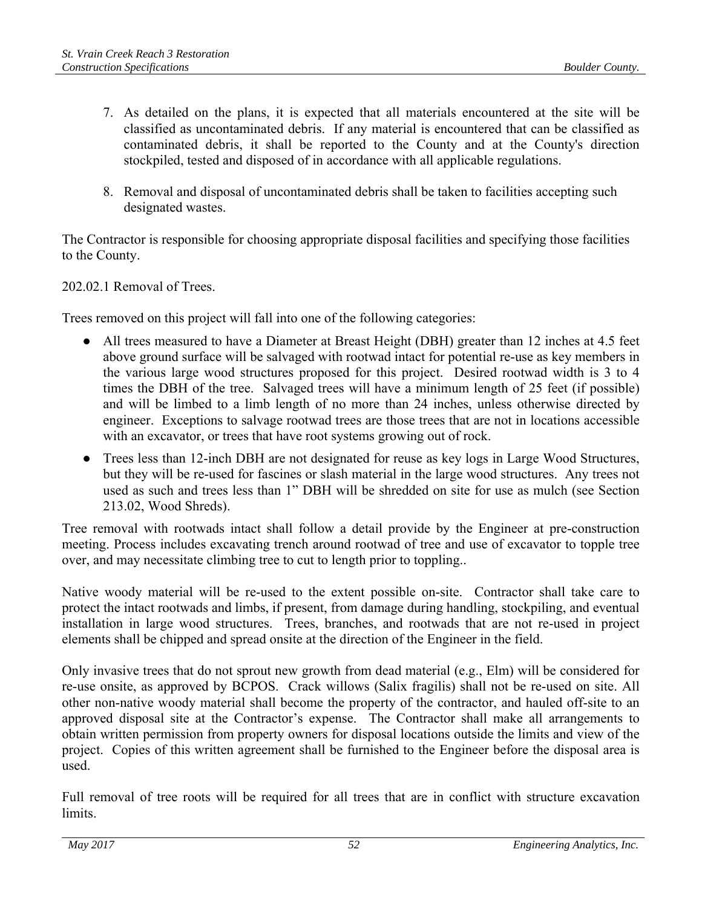7. As detailed on the plans, it is expected that all materials encountered at the site will be classified as uncontaminated debris. If any material is encountered that can be classified as contaminated debris, it shall be reported to the County and at the County's direction stockpiled, tested and disposed of in accordance with all applicable regulations.

8. Removal and disposal of uncontaminated debris shall be taken to facilities accepting such designated wastes.

The Contractor is responsible for choosing appropriate disposal facilities and specifying those facilities to the County.

202.02.1 Removal of Trees.

Trees removed on this project will fall into one of the following categories:

- All trees measured to have a Diameter at Breast Height (DBH) greater than 12 inches at 4.5 feet above ground surface will be salvaged with rootwad intact for potential re-use as key members in the various large wood structures proposed for this project. Desired rootwad width is 3 to 4 times the DBH of the tree. Salvaged trees will have a minimum length of 25 feet (if possible) and will be limbed to a limb length of no more than 24 inches, unless otherwise directed by engineer. Exceptions to salvage rootwad trees are those trees that are not in locations accessible with an excavator, or trees that have root systems growing out of rock.
- Trees less than 12-inch DBH are not designated for reuse as key logs in Large Wood Structures, but they will be re-used for fascines or slash material in the large wood structures. Any trees not used as such and trees less than 1" DBH will be shredded on site for use as mulch (see Section 213.02, Wood Shreds).

Tree removal with rootwads intact shall follow a detail provide by the Engineer at pre-construction meeting. Process includes excavating trench around rootwad of tree and use of excavator to topple tree over, and may necessitate climbing tree to cut to length prior to toppling..

Native woody material will be re-used to the extent possible on-site. Contractor shall take care to protect the intact rootwads and limbs, if present, from damage during handling, stockpiling, and eventual installation in large wood structures. Trees, branches, and rootwads that are not re-used in project elements shall be chipped and spread onsite at the direction of the Engineer in the field.

Only invasive trees that do not sprout new growth from dead material (e.g., Elm) will be considered for re-use onsite, as approved by BCPOS. Crack willows (Salix fragilis) shall not be re-used on site. All other non-native woody material shall become the property of the contractor, and hauled off-site to an approved disposal site at the Contractor's expense. The Contractor shall make all arrangements to obtain written permission from property owners for disposal locations outside the limits and view of the project. Copies of this written agreement shall be furnished to the Engineer before the disposal area is used.

Full removal of tree roots will be required for all trees that are in conflict with structure excavation limits.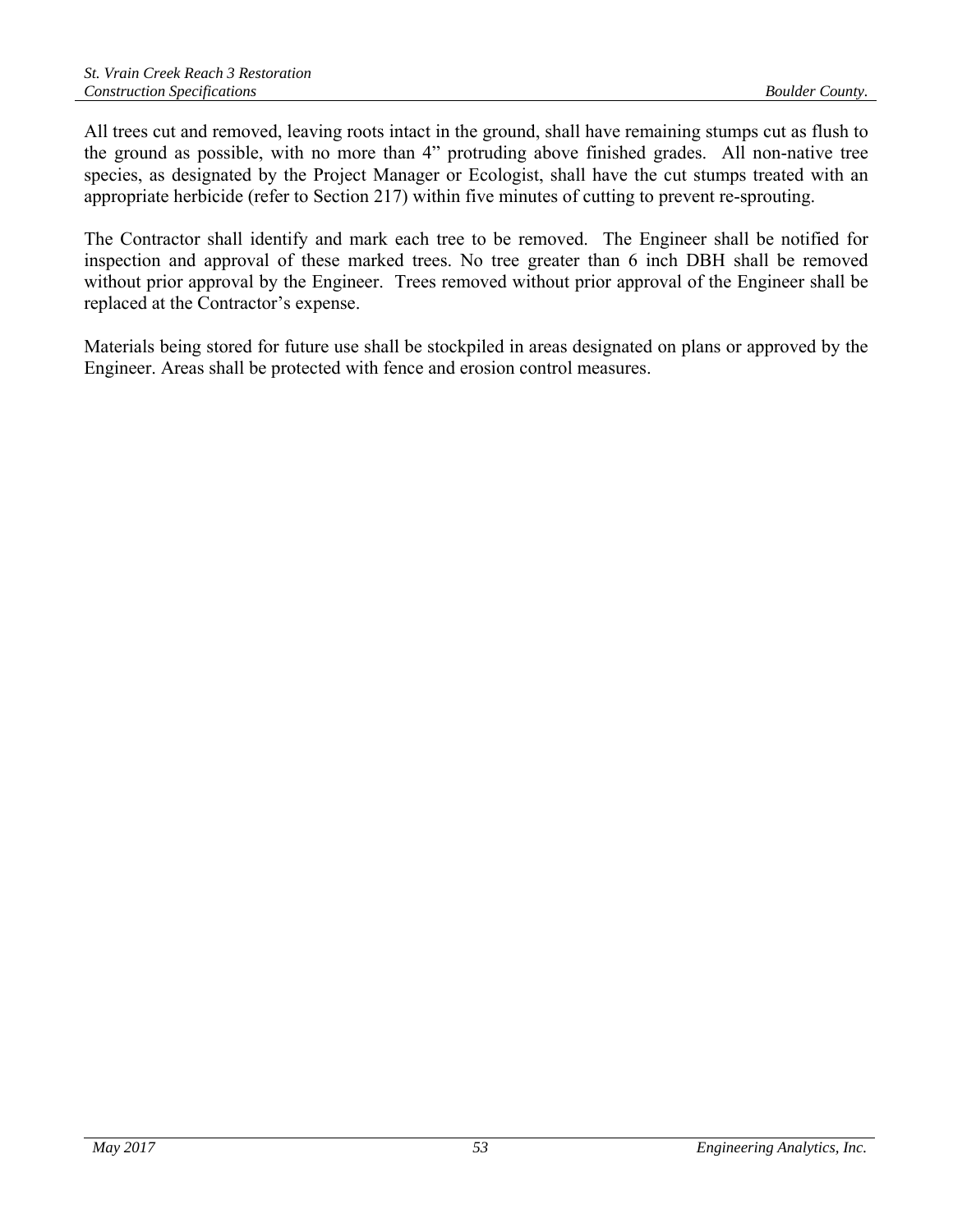All trees cut and removed, leaving roots intact in the ground, shall have remaining stumps cut as flush to the ground as possible, with no more than 4” protruding above finished grades. All non-native tree species, as designated by the Project Manager or Ecologist, shall have the cut stumps treated with an appropriate herbicide (refer to Section 217) within five minutes of cutting to prevent re-sprouting.

The Contractor shall identify and mark each tree to be removed. The Engineer shall be notified for inspection and approval of these marked trees. No tree greater than 6 inch DBH shall be removed without prior approval by the Engineer. Trees removed without prior approval of the Engineer shall be replaced at the Contractor’s expense.

Materials being stored for future use shall be stockpiled in areas designated on plans or approved by the Engineer. Areas shall be protected with fence and erosion control measures.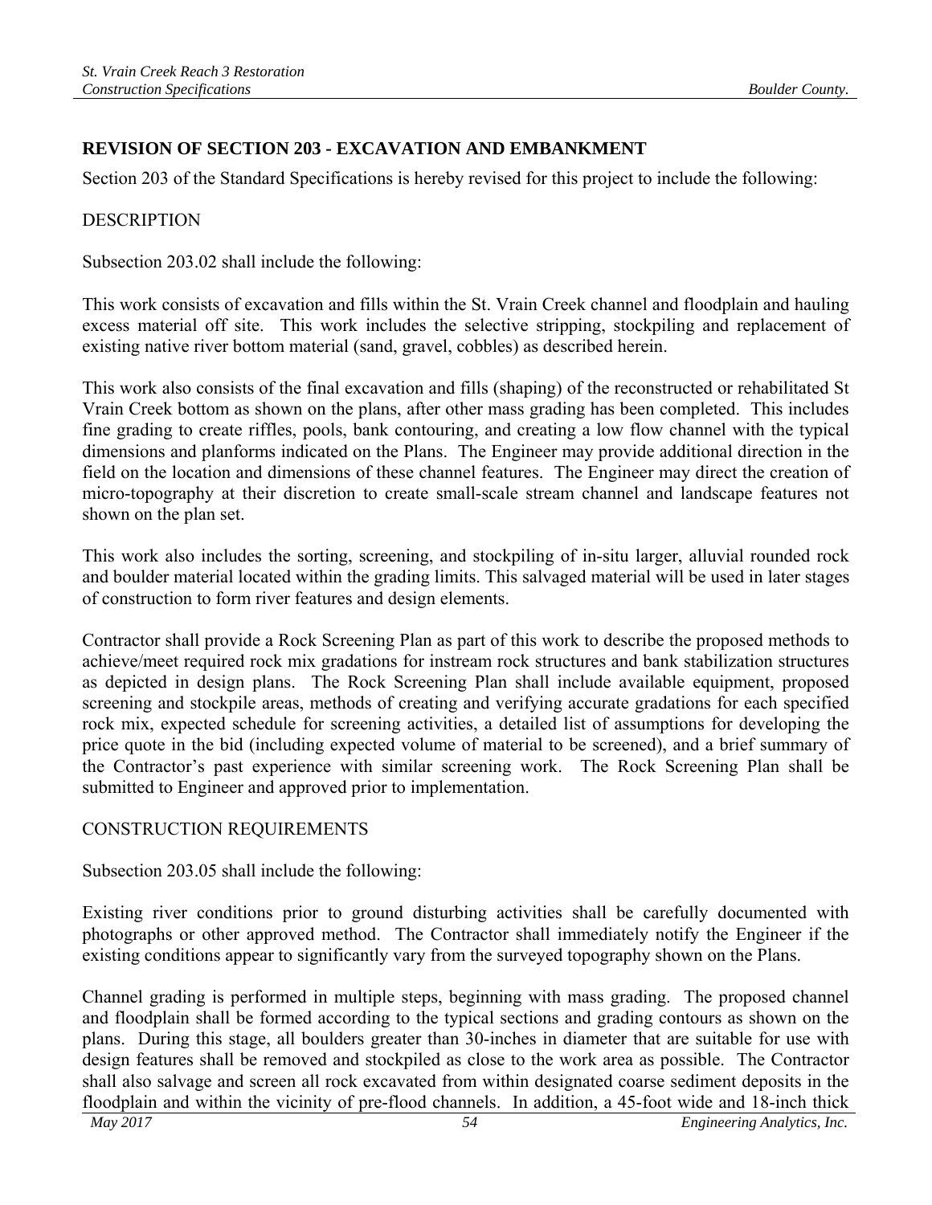## REVISION OF SECTION 203 - EXCAVATION AND EMBANKMENT

Section 203 of the Standard Specifications is hereby revised for this project to include the following:

DESCRIPTION

Subsection 203.02 shall include the following:

This work consists of excavation and fills within the St. Vrain Creek channel and floodplain and hauling excess material off site. This work includes the selective stripping, stockpiling and replacement of existing native river bottom material (sand, gravel, cobbles) as described herein.

This work also consists of the final excavation and fills (shaping) of the reconstructed or rehabilitated St Vrain Creek bottom as shown on the plans, after other mass grading has been completed. This includes fine grading to create riffles, pools, bank contouring, and creating a low flow channel with the typical dimensions and planforms indicated on the Plans. The Engineer may provide additional direction in the field on the location and dimensions of these channel features. The Engineer may direct the creation of micro-topography at their discretion to create small-scale stream channel and landscape features not shown on the plan set.

This work also includes the sorting, screening, and stockpiling of in-situ larger, alluvial rounded rock and boulder material located within the grading limits. This salvaged material will be used in later stages of construction to form river features and design elements.

Contractor shall provide a Rock Screening Plan as part of this work to describe the proposed methods to achieve/meet required rock mix gradations for instream rock structures and bank stabilization structures as depicted in design plans. The Rock Screening Plan shall include available equipment, proposed screening and stockpile areas, methods of creating and verifying accurate gradations for each specified rock mix, expected schedule for screening activities, a detailed list of assumptions for developing the price quote in the bid (including expected volume of material to be screened), and a brief summary of the Contractor's past experience with similar screening work. The Rock Screening Plan shall be submitted to Engineer and approved prior to implementation.

CONSTRUCTION REQUIREMENTS

Subsection 203.05 shall include the following:

Existing river conditions prior to ground disturbing activities shall be carefully documented with photographs or other approved method. The Contractor shall immediately notify the Engineer if the existing conditions appear to significantly vary from the surveyed topography shown on the Plans.

Channel grading is performed in multiple steps, beginning with mass grading. The proposed channel and floodplain shall be formed according to the typical sections and grading contours as shown on the plans. During this stage, all boulders greater than 30-inches in diameter that are suitable for use with design features shall be removed and stockpiled as close to the work area as possible. The Contractor shall also salvage and screen all rock excavated from within designated coarse sediment deposits in the floodplain and within the vicinity of pre-flood channels. In addition, a 45-foot wide and 18-inch thick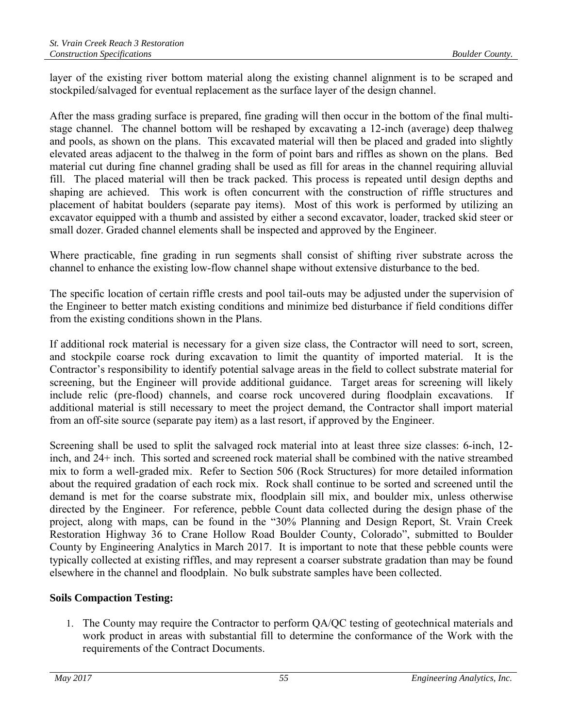layer of the existing river bottom material along the existing channel alignment is to be scraped and stockpiled/salvaged for eventual replacement as the surface layer of the design channel.

After the mass grading surface is prepared, fine grading will then occur in the bottom of the final multi-stage channel. The channel bottom will be reshaped by excavating a 12-inch (average) deep thalweg and pools, as shown on the plans. This excavated material will then be placed and graded into slightly elevated areas adjacent to the thalweg in the form of point bars and riffles as shown on the plans. Bed material cut during fine channel grading shall be used as fill for areas in the channel requiring alluvial fill. The placed material will then be track packed. This process is repeated until design depths and shaping are achieved. This work is often concurrent with the construction of riffle structures and placement of habitat boulders (separate pay items). Most of this work is performed by utilizing an excavator equipped with a thumb and assisted by either a second excavator, loader, tracked skid steer or small dozer. Graded channel elements shall be inspected and approved by the Engineer.

Where practicable, fine grading in run segments shall consist of shifting river substrate across the channel to enhance the existing low-flow channel shape without extensive disturbance to the bed.

The specific location of certain riffle crests and pool tail-outs may be adjusted under the supervision of the Engineer to better match existing conditions and minimize bed disturbance if field conditions differ from the existing conditions shown in the Plans.

If additional rock material is necessary for a given size class, the Contractor will need to sort, screen, and stockpile coarse rock during excavation to limit the quantity of imported material. It is the Contractor's responsibility to identify potential salvage areas in the field to collect substrate material for screening, but the Engineer will provide additional guidance. Target areas for screening will likely include relic (pre-flood) channels, and coarse rock uncovered during floodplain excavations. If additional material is still necessary to meet the project demand, the Contractor shall import material from an off-site source (separate pay item) as a last resort, if approved by the Engineer.

Screening shall be used to split the salvaged rock material into at least three size classes: 6-inch, 12-inch, and 24+ inch. This sorted and screened rock material shall be combined with the native streambed mix to form a well-graded mix. Refer to Section 506 (Rock Structures) for more detailed information about the required gradation of each rock mix. Rock shall continue to be sorted and screened until the demand is met for the coarse substrate mix, floodplain sill mix, and boulder mix, unless otherwise directed by the Engineer. For reference, pebble Count data collected during the design phase of the project, along with maps, can be found in the "30% Planning and Design Report, St. Vrain Creek Restoration Highway 36 to Crane Hollow Road Boulder County, Colorado", submitted to Boulder County by Engineering Analytics in March 2017. It is important to note that these pebble counts were typically collected at existing riffles, and may represent a coarser substrate gradation than may be found elsewhere in the channel and floodplain. No bulk substrate samples have been collected.

**Soils Compaction Testing:**

1. The County may require the Contractor to perform QA/QC testing of geotechnical materials and work product in areas with substantial fill to determine the conformance of the Work with the requirements of the Contract Documents.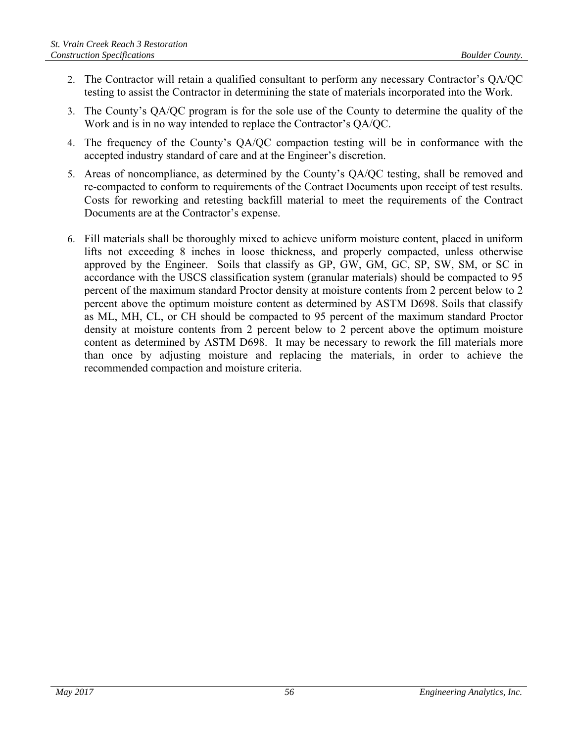2. The Contractor will retain a qualified consultant to perform any necessary Contractor's QA/QC testing to assist the Contractor in determining the state of materials incorporated into the Work.
3. The County's QA/QC program is for the sole use of the County to determine the quality of the Work and is in no way intended to replace the Contractor's QA/QC.
4. The frequency of the County's QA/QC compaction testing will be in conformance with the accepted industry standard of care and at the Engineer's discretion.
5. Areas of noncompliance, as determined by the County's QA/QC testing, shall be removed and re-compacted to conform to requirements of the Contract Documents upon receipt of test results. Costs for reworking and retesting backfill material to meet the requirements of the Contract Documents are at the Contractor's expense.
6. Fill materials shall be thoroughly mixed to achieve uniform moisture content, placed in uniform lifts not exceeding 8 inches in loose thickness, and properly compacted, unless otherwise approved by the Engineer. Soils that classify as GP, GW, GM, GC, SP, SW, SM, or SC in accordance with the USCS classification system (granular materials) should be compacted to 95 percent of the maximum standard Proctor density at moisture contents from 2 percent below to 2 percent above the optimum moisture content as determined by ASTM D698. Soils that classify as ML, MH, CL, or CH should be compacted to 95 percent of the maximum standard Proctor density at moisture contents from 2 percent below to 2 percent above the optimum moisture content as determined by ASTM D698. It may be necessary to rework the fill materials more than once by adjusting moisture and replacing the materials, in order to achieve the recommended compaction and moisture criteria.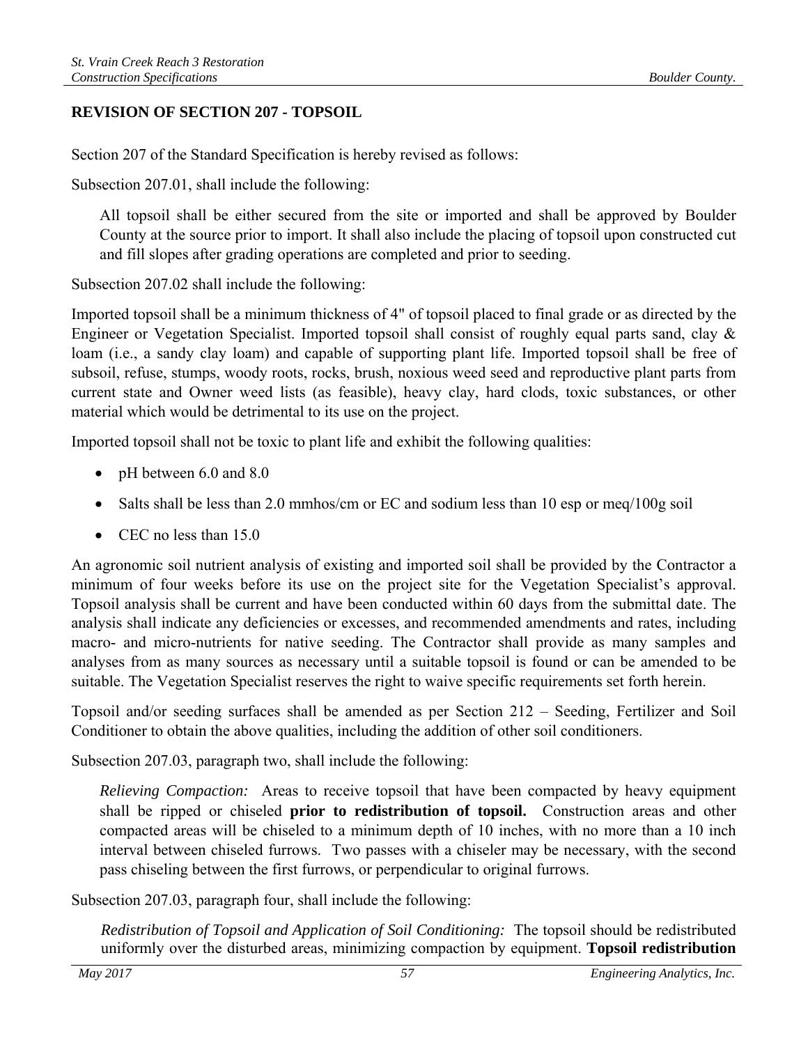## REVISION OF SECTION 207 - TOPSOIL

Section 207 of the Standard Specification is hereby revised as follows:

Subsection 207.01, shall include the following:

> All topsoil shall be either secured from the site or imported and shall be approved by Boulder County at the source prior to import. It shall also include the placing of topsoil upon constructed cut and fill slopes after grading operations are completed and prior to seeding.

Subsection 207.02 shall include the following:

Imported topsoil shall be a minimum thickness of 4" of topsoil placed to final grade or as directed by the Engineer or Vegetation Specialist. Imported topsoil shall consist of roughly equal parts sand, clay & loam (i.e., a sandy clay loam) and capable of supporting plant life. Imported topsoil shall be free of subsoil, refuse, stumps, woody roots, rocks, brush, noxious weed seed and reproductive plant parts from current state and Owner weed lists (as feasible), heavy clay, hard clods, toxic substances, or other material which would be detrimental to its use on the project.

Imported topsoil shall not be toxic to plant life and exhibit the following qualities:

- pH between 6.0 and 8.0
- Salts shall be less than 2.0 mmhos/cm or EC and sodium less than 10 esp or meq/100g soil
- CEC no less than 15.0

An agronomic soil nutrient analysis of existing and imported soil shall be provided by the Contractor a minimum of four weeks before its use on the project site for the Vegetation Specialist's approval. Topsoil analysis shall be current and have been conducted within 60 days from the submittal date. The analysis shall indicate any deficiencies or excesses, and recommended amendments and rates, including macro- and micro-nutrients for native seeding. The Contractor shall provide as many samples and analyses from as many sources as necessary until a suitable topsoil is found or can be amended to be suitable. The Vegetation Specialist reserves the right to waive specific requirements set forth herein.

Topsoil and/or seeding surfaces shall be amended as per Section 212 – Seeding, Fertilizer and Soil Conditioner to obtain the above qualities, including the addition of other soil conditioners.

Subsection 207.03, paragraph two, shall include the following:

> *Relieving Compaction:* Areas to receive topsoil that have been compacted by heavy equipment shall be ripped or chiseled **prior to redistribution of topsoil.** Construction areas and other compacted areas will be chiseled to a minimum depth of 10 inches, with no more than a 10 inch interval between chiseled furrows. Two passes with a chiseler may be necessary, with the second pass chiseling between the first furrows, or perpendicular to original furrows.

Subsection 207.03, paragraph four, shall include the following:

> *Redistribution of Topsoil and Application of Soil Conditioning:* The topsoil should be redistributed uniformly over the disturbed areas, minimizing compaction by equipment. **Topsoil redistribution**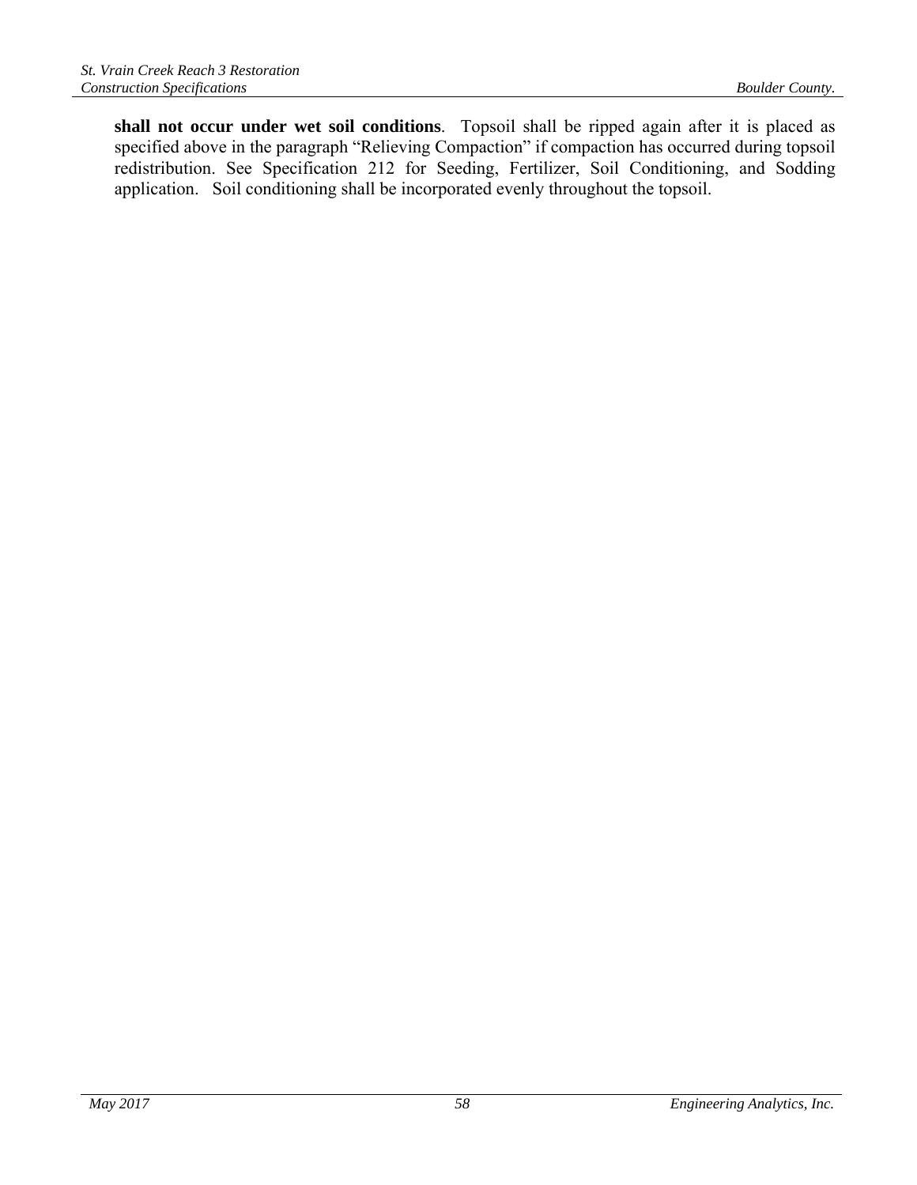**shall not occur under wet soil conditions**. Topsoil shall be ripped again after it is placed as specified above in the paragraph "Relieving Compaction" if compaction has occurred during topsoil redistribution. See Specification 212 for Seeding, Fertilizer, Soil Conditioning, and Sodding application. Soil conditioning shall be incorporated evenly throughout the topsoil.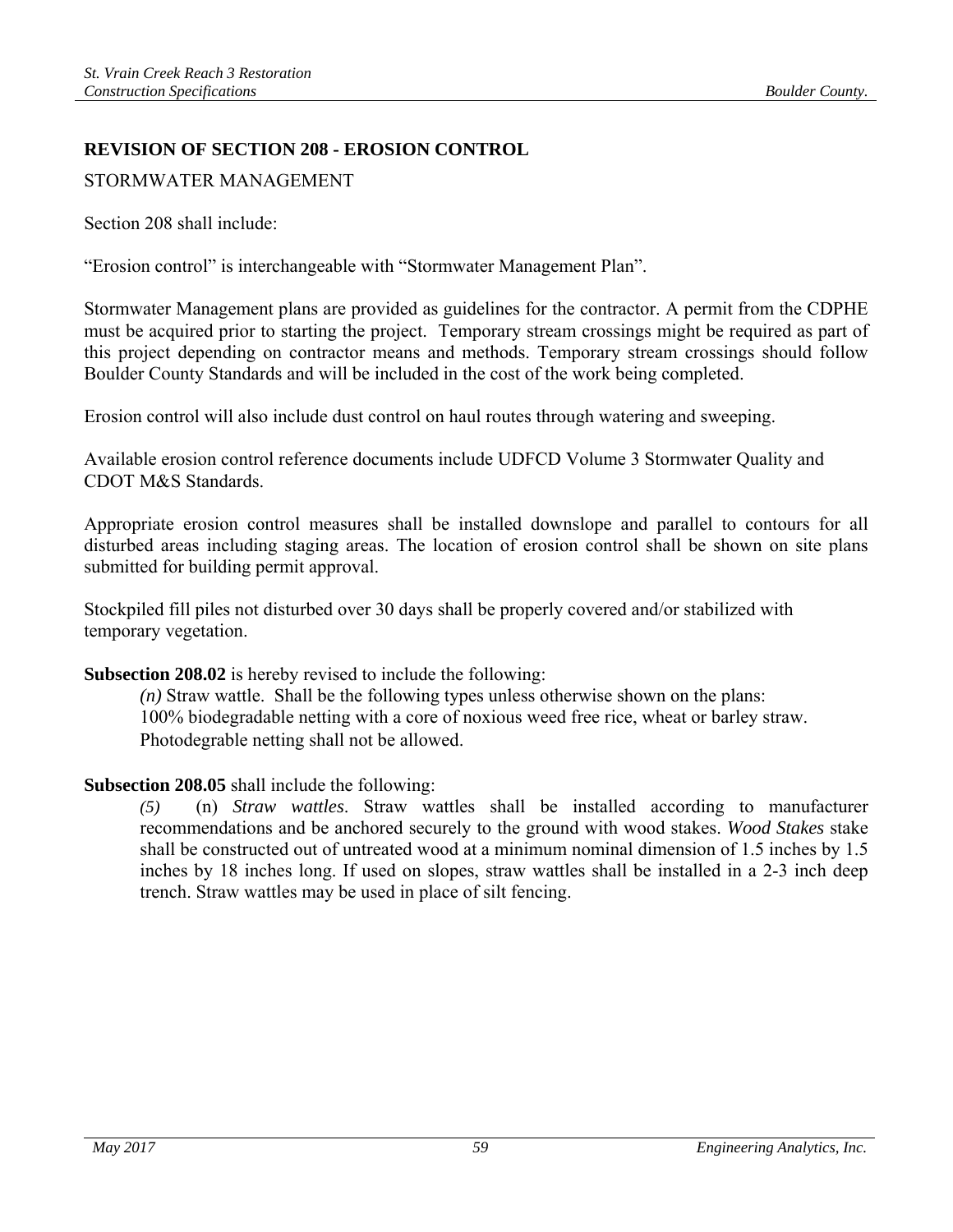## REVISION OF SECTION 208 - EROSION CONTROL

STORMWATER MANAGEMENT

Section 208 shall include:

"Erosion control" is interchangeable with "Stormwater Management Plan".

Stormwater Management plans are provided as guidelines for the contractor. A permit from the CDPHE must be acquired prior to starting the project. Temporary stream crossings might be required as part of this project depending on contractor means and methods. Temporary stream crossings should follow Boulder County Standards and will be included in the cost of the work being completed.

Erosion control will also include dust control on haul routes through watering and sweeping.

Available erosion control reference documents include UDFCD Volume 3 Stormwater Quality and CDOT M&S Standards.

Appropriate erosion control measures shall be installed downslope and parallel to contours for all disturbed areas including staging areas. The location of erosion control shall be shown on site plans submitted for building permit approval.

Stockpiled fill piles not disturbed over 30 days shall be properly covered and/or stabilized with temporary vegetation.

**Subsection 208.02** is hereby revised to include the following:

> *(n)* Straw wattle. Shall be the following types unless otherwise shown on the plans:
> 100% biodegradable netting with a core of noxious weed free rice, wheat or barley straw.
> Photodegrable netting shall not be allowed.

**Subsection 208.05** shall include the following:

> *(5)* (n) *Straw wattles*. Straw wattles shall be installed according to manufacturer recommendations and be anchored securely to the ground with wood stakes. *Wood Stakes* stake shall be constructed out of untreated wood at a minimum nominal dimension of 1.5 inches by 1.5 inches by 18 inches long. If used on slopes, straw wattles shall be installed in a 2-3 inch deep trench. Straw wattles may be used in place of silt fencing.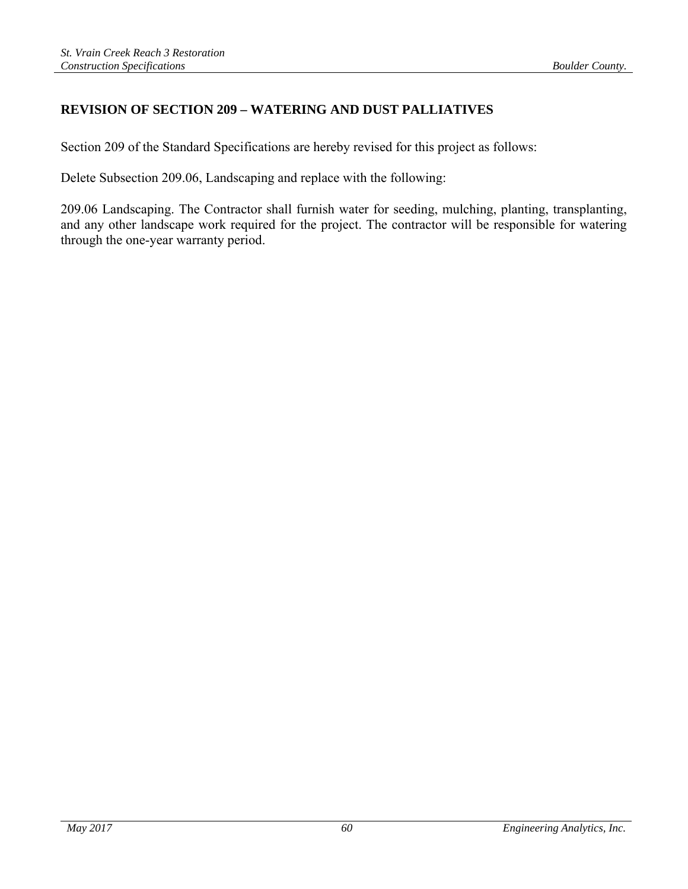## REVISION OF SECTION 209 – WATERING AND DUST PALLIATIVES

Section 209 of the Standard Specifications are hereby revised for this project as follows:

Delete Subsection 209.06, Landscaping and replace with the following:

209.06 Landscaping. The Contractor shall furnish water for seeding, mulching, planting, transplanting, and any other landscape work required for the project. The contractor will be responsible for watering through the one-year warranty period.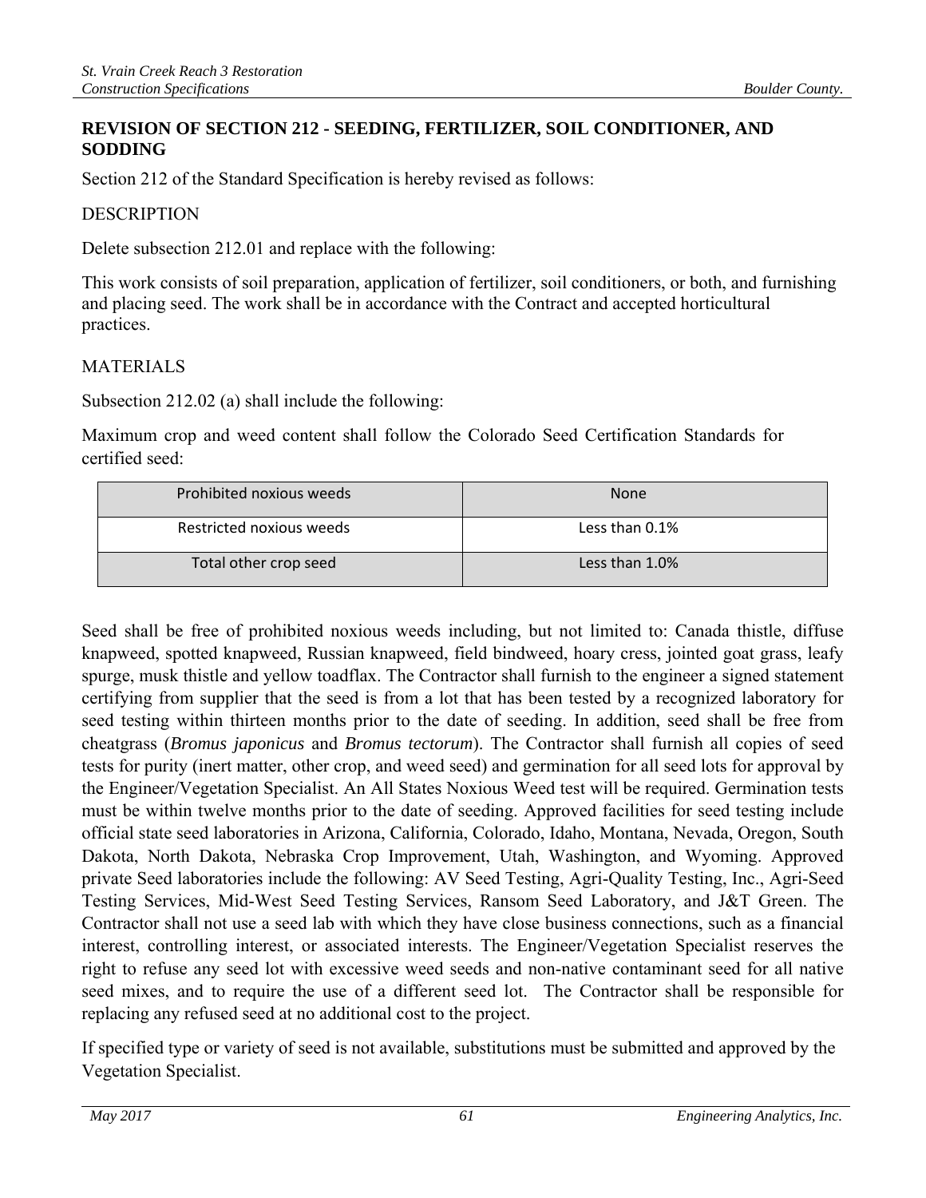## REVISION OF SECTION 212 - SEEDING, FERTILIZER, SOIL CONDITIONER, AND SODDING

Section 212 of the Standard Specification is hereby revised as follows:

DESCRIPTION

Delete subsection 212.01 and replace with the following:

This work consists of soil preparation, application of fertilizer, soil conditioners, or both, and furnishing and placing seed. The work shall be in accordance with the Contract and accepted horticultural practices.

MATERIALS

Subsection 212.02 (a) shall include the following:

Maximum crop and weed content shall follow the Colorado Seed Certification Standards for certified seed:

| | |
|---|---|
| Prohibited noxious weeds | None |
| Restricted noxious weeds | Less than 0.1% |
| Total other crop seed | Less than 1.0% |

Seed shall be free of prohibited noxious weeds including, but not limited to: Canada thistle, diffuse knapweed, spotted knapweed, Russian knapweed, field bindweed, hoary cress, jointed goat grass, leafy spurge, musk thistle and yellow toadflax. The Contractor shall furnish to the engineer a signed statement certifying from supplier that the seed is from a lot that has been tested by a recognized laboratory for seed testing within thirteen months prior to the date of seeding. In addition, seed shall be free from cheatgrass (*Bromus japonicus* and *Bromus tectorum*). The Contractor shall furnish all copies of seed tests for purity (inert matter, other crop, and weed seed) and germination for all seed lots for approval by the Engineer/Vegetation Specialist. An All States Noxious Weed test will be required. Germination tests must be within twelve months prior to the date of seeding. Approved facilities for seed testing include official state seed laboratories in Arizona, California, Colorado, Idaho, Montana, Nevada, Oregon, South Dakota, North Dakota, Nebraska Crop Improvement, Utah, Washington, and Wyoming. Approved private Seed laboratories include the following: AV Seed Testing, Agri-Quality Testing, Inc., Agri-Seed Testing Services, Mid-West Seed Testing Services, Ransom Seed Laboratory, and J&T Green. The Contractor shall not use a seed lab with which they have close business connections, such as a financial interest, controlling interest, or associated interests. The Engineer/Vegetation Specialist reserves the right to refuse any seed lot with excessive weed seeds and non-native contaminant seed for all native seed mixes, and to require the use of a different seed lot. The Contractor shall be responsible for replacing any refused seed at no additional cost to the project.

If specified type or variety of seed is not available, substitutions must be submitted and approved by the Vegetation Specialist.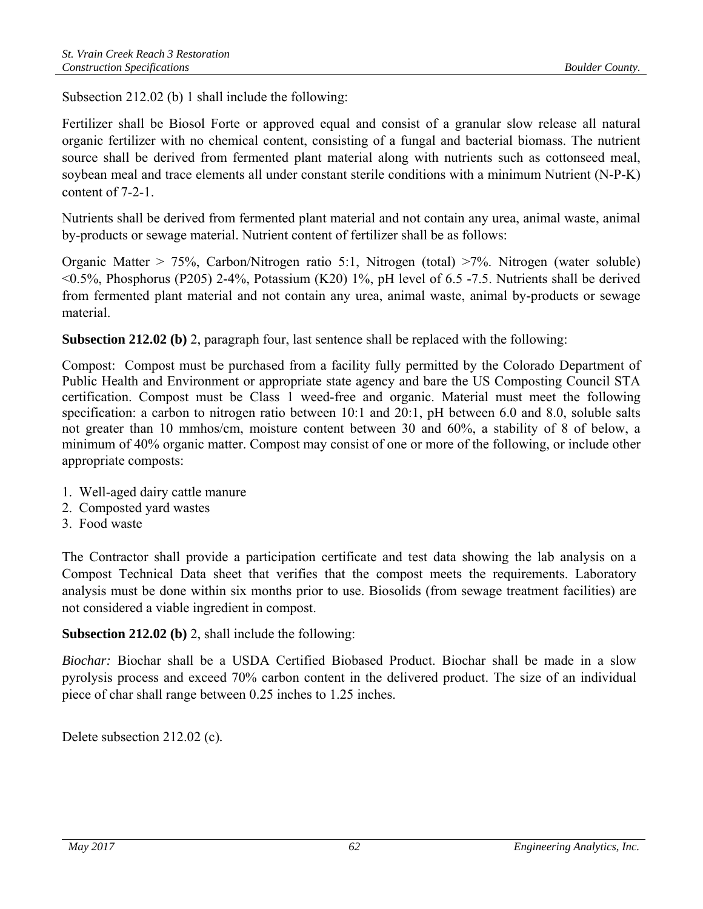Subsection 212.02 (b) 1 shall include the following:

Fertilizer shall be Biosol Forte or approved equal and consist of a granular slow release all natural organic fertilizer with no chemical content, consisting of a fungal and bacterial biomass. The nutrient source shall be derived from fermented plant material along with nutrients such as cottonseed meal, soybean meal and trace elements all under constant sterile conditions with a minimum Nutrient (N-P-K) content of 7-2-1.

Nutrients shall be derived from fermented plant material and not contain any urea, animal waste, animal by-products or sewage material. Nutrient content of fertilizer shall be as follows:

Organic Matter > 75%, Carbon/Nitrogen ratio 5:1, Nitrogen (total) >7%. Nitrogen (water soluble) <0.5%, Phosphorus (P205) 2-4%, Potassium (K20) 1%, pH level of 6.5 -7.5. Nutrients shall be derived from fermented plant material and not contain any urea, animal waste, animal by-products or sewage material.

**Subsection 212.02 (b)** 2, paragraph four, last sentence shall be replaced with the following:

Compost: Compost must be purchased from a facility fully permitted by the Colorado Department of Public Health and Environment or appropriate state agency and bare the US Composting Council STA certification. Compost must be Class 1 weed-free and organic. Material must meet the following specification: a carbon to nitrogen ratio between 10:1 and 20:1, pH between 6.0 and 8.0, soluble salts not greater than 10 mmhos/cm, moisture content between 30 and 60%, a stability of 8 of below, a minimum of 40% organic matter. Compost may consist of one or more of the following, or include other appropriate composts:

1. Well-aged dairy cattle manure
2. Composted yard wastes
3. Food waste

The Contractor shall provide a participation certificate and test data showing the lab analysis on a Compost Technical Data sheet that verifies that the compost meets the requirements. Laboratory analysis must be done within six months prior to use. Biosolids (from sewage treatment facilities) are not considered a viable ingredient in compost.

**Subsection 212.02 (b)** 2, shall include the following:

*Biochar:* Biochar shall be a USDA Certified Biobased Product. Biochar shall be made in a slow pyrolysis process and exceed 70% carbon content in the delivered product. The size of an individual piece of char shall range between 0.25 inches to 1.25 inches.

Delete subsection 212.02 (c).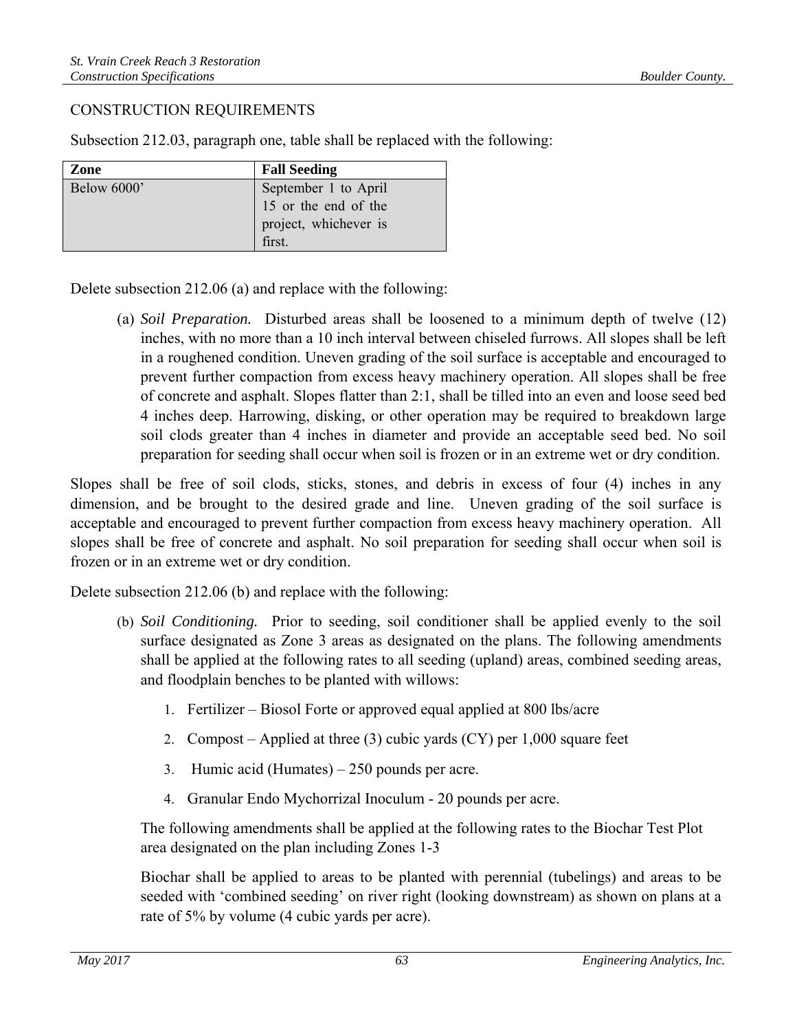CONSTRUCTION REQUIREMENTS

Subsection 212.03, paragraph one, table shall be replaced with the following:

| Zone | Fall Seeding |
|---|---|
| Below 6000’ | September 1 to April 15 or the end of the project, whichever is first. |

Delete subsection 212.06 (a) and replace with the following:

(a) *Soil Preparation.* Disturbed areas shall be loosened to a minimum depth of twelve (12) inches, with no more than a 10 inch interval between chiseled furrows. All slopes shall be left in a roughened condition. Uneven grading of the soil surface is acceptable and encouraged to prevent further compaction from excess heavy machinery operation. All slopes shall be free of concrete and asphalt. Slopes flatter than 2:1, shall be tilled into an even and loose seed bed 4 inches deep. Harrowing, disking, or other operation may be required to breakdown large soil clods greater than 4 inches in diameter and provide an acceptable seed bed. No soil preparation for seeding shall occur when soil is frozen or in an extreme wet or dry condition.

Slopes shall be free of soil clods, sticks, stones, and debris in excess of four (4) inches in any dimension, and be brought to the desired grade and line. Uneven grading of the soil surface is acceptable and encouraged to prevent further compaction from excess heavy machinery operation. All slopes shall be free of concrete and asphalt. No soil preparation for seeding shall occur when soil is frozen or in an extreme wet or dry condition.

Delete subsection 212.06 (b) and replace with the following:

(b) *Soil Conditioning.* Prior to seeding, soil conditioner shall be applied evenly to the soil surface designated as Zone 3 areas as designated on the plans. The following amendments shall be applied at the following rates to all seeding (upland) areas, combined seeding areas, and floodplain benches to be planted with willows:

1. Fertilizer – Biosol Forte or approved equal applied at 800 lbs/acre
2. Compost – Applied at three (3) cubic yards (CY) per 1,000 square feet
3. Humic acid (Humates) – 250 pounds per acre.
4. Granular Endo Mychorrizal Inoculum - 20 pounds per acre.

The following amendments shall be applied at the following rates to the Biochar Test Plot area designated on the plan including Zones 1-3

Biochar shall be applied to areas to be planted with perennial (tubelings) and areas to be seeded with ‘combined seeding’ on river right (looking downstream) as shown on plans at a rate of 5% by volume (4 cubic yards per acre).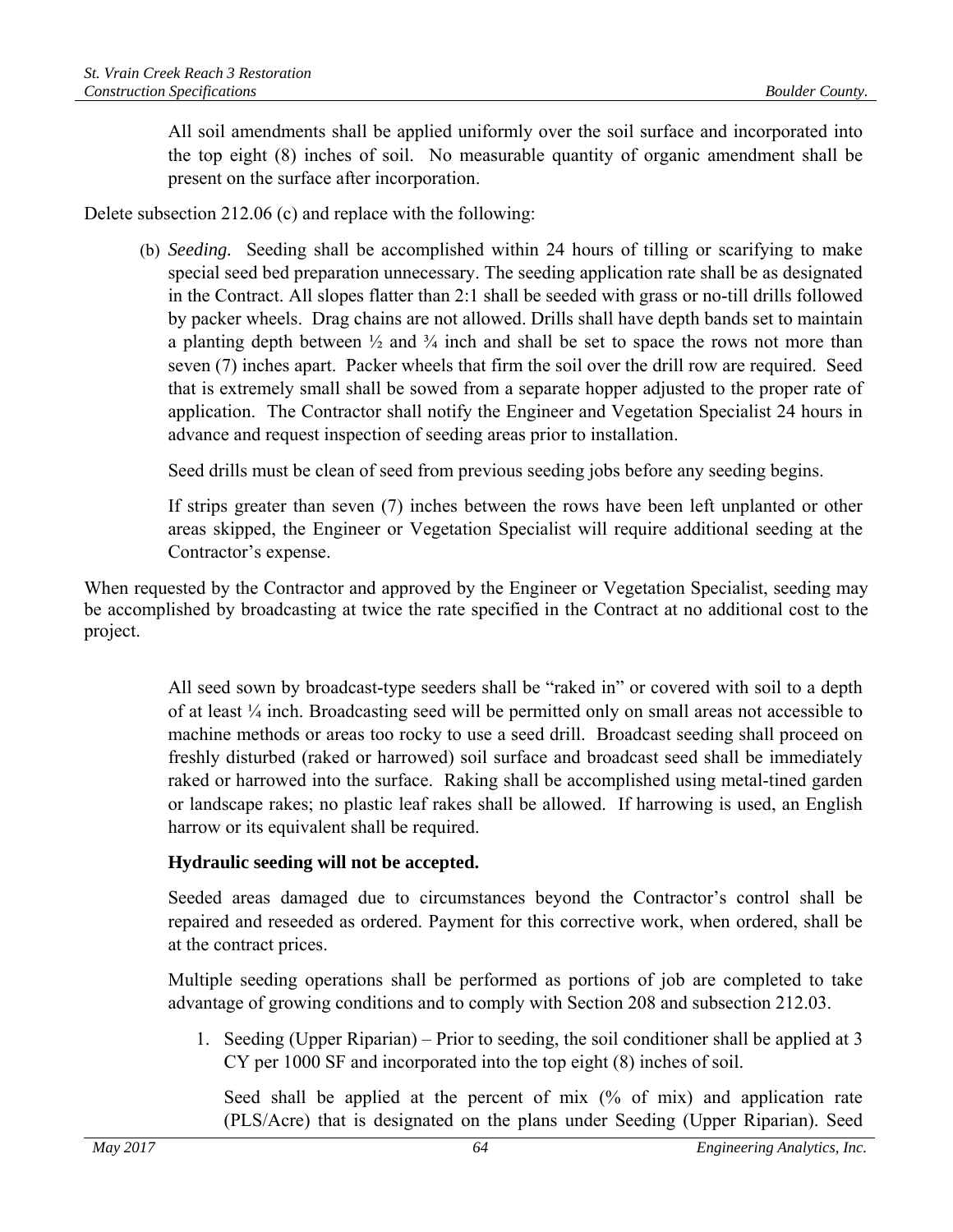All soil amendments shall be applied uniformly over the soil surface and incorporated into the top eight (8) inches of soil. No measurable quantity of organic amendment shall be present on the surface after incorporation.

Delete subsection 212.06 (c) and replace with the following:

(b) *Seeding.* Seeding shall be accomplished within 24 hours of tilling or scarifying to make special seed bed preparation unnecessary. The seeding application rate shall be as designated in the Contract. All slopes flatter than 2:1 shall be seeded with grass or no-till drills followed by packer wheels. Drag chains are not allowed. Drills shall have depth bands set to maintain a planting depth between ½ and ¾ inch and shall be set to space the rows not more than seven (7) inches apart. Packer wheels that firm the soil over the drill row are required. Seed that is extremely small shall be sowed from a separate hopper adjusted to the proper rate of application. The Contractor shall notify the Engineer and Vegetation Specialist 24 hours in advance and request inspection of seeding areas prior to installation.

Seed drills must be clean of seed from previous seeding jobs before any seeding begins.

If strips greater than seven (7) inches between the rows have been left unplanted or other areas skipped, the Engineer or Vegetation Specialist will require additional seeding at the Contractor's expense.

When requested by the Contractor and approved by the Engineer or Vegetation Specialist, seeding may be accomplished by broadcasting at twice the rate specified in the Contract at no additional cost to the project.

All seed sown by broadcast-type seeders shall be "raked in" or covered with soil to a depth of at least ¼ inch. Broadcasting seed will be permitted only on small areas not accessible to machine methods or areas too rocky to use a seed drill. Broadcast seeding shall proceed on freshly disturbed (raked or harrowed) soil surface and broadcast seed shall be immediately raked or harrowed into the surface. Raking shall be accomplished using metal-tined garden or landscape rakes; no plastic leaf rakes shall be allowed. If harrowing is used, an English harrow or its equivalent shall be required.

**Hydraulic seeding will not be accepted.**

Seeded areas damaged due to circumstances beyond the Contractor's control shall be repaired and reseeded as ordered. Payment for this corrective work, when ordered, shall be at the contract prices.

Multiple seeding operations shall be performed as portions of job are completed to take advantage of growing conditions and to comply with Section 208 and subsection 212.03.

1. Seeding (Upper Riparian) – Prior to seeding, the soil conditioner shall be applied at 3 CY per 1000 SF and incorporated into the top eight (8) inches of soil.

   Seed shall be applied at the percent of mix (% of mix) and application rate (PLS/Acre) that is designated on the plans under Seeding (Upper Riparian). Seed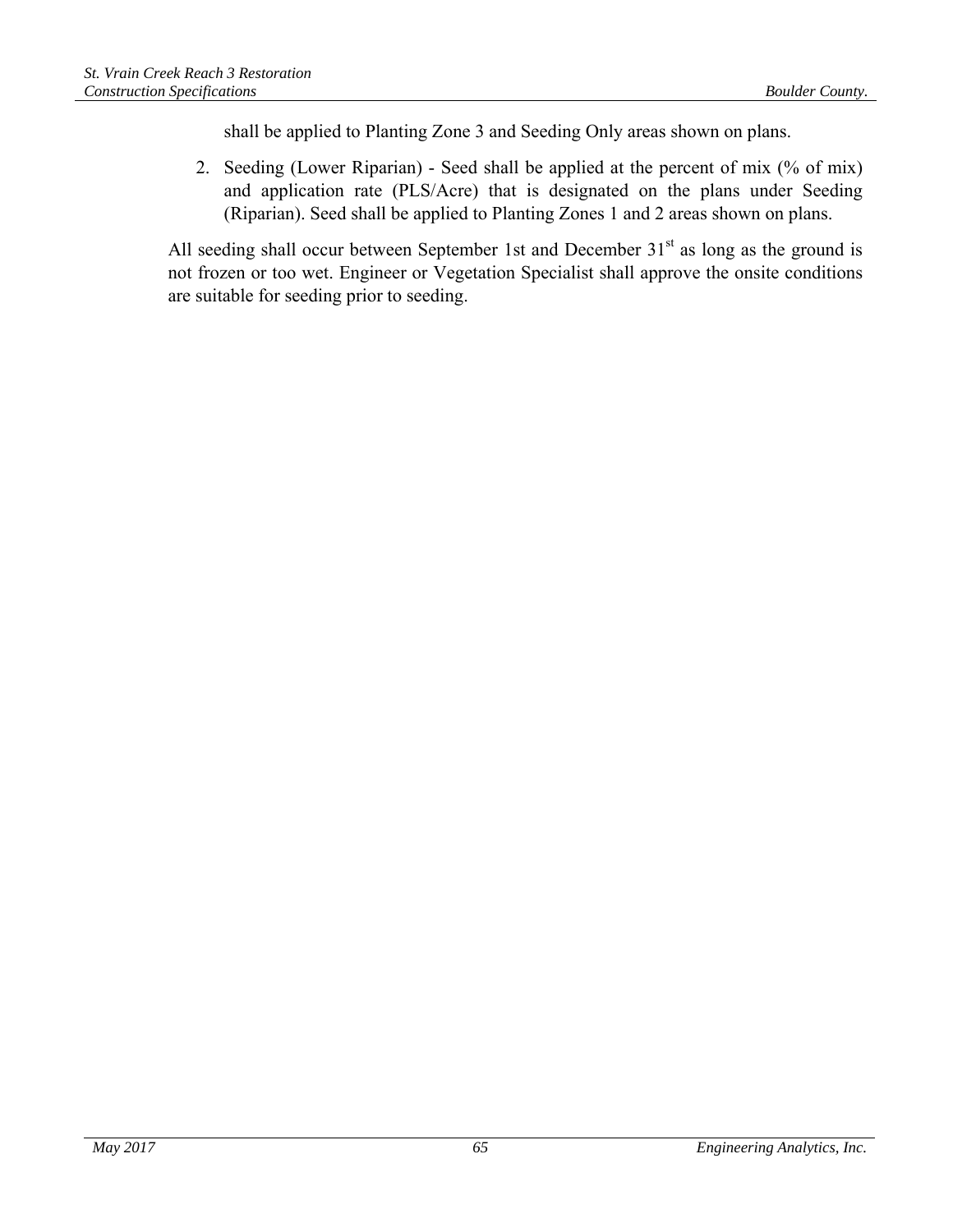shall be applied to Planting Zone 3 and Seeding Only areas shown on plans.

2. Seeding (Lower Riparian) - Seed shall be applied at the percent of mix (% of mix) and application rate (PLS/Acre) that is designated on the plans under Seeding (Riparian). Seed shall be applied to Planting Zones 1 and 2 areas shown on plans.

All seeding shall occur between September 1st and December 31st as long as the ground is not frozen or too wet. Engineer or Vegetation Specialist shall approve the onsite conditions are suitable for seeding prior to seeding.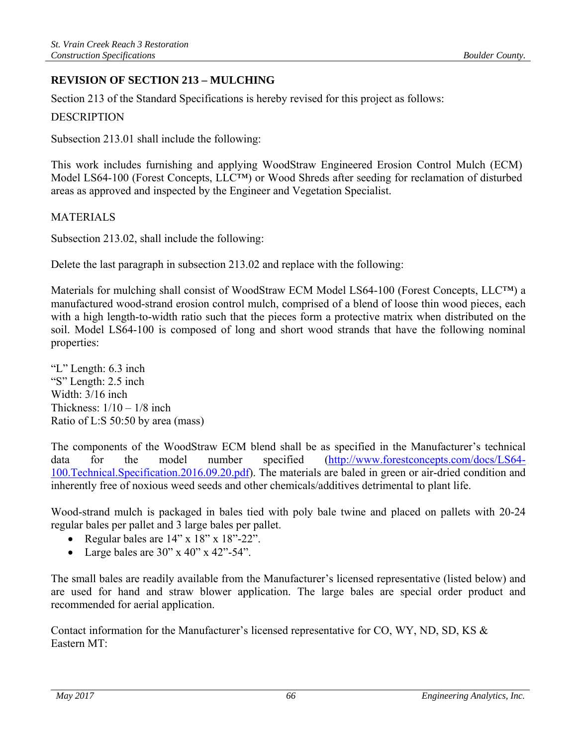## REVISION OF SECTION 213 – MULCHING

Section 213 of the Standard Specifications is hereby revised for this project as follows:

DESCRIPTION

Subsection 213.01 shall include the following:

This work includes furnishing and applying WoodStraw Engineered Erosion Control Mulch (ECM) Model LS64-100 (Forest Concepts, LLC™) or Wood Shreds after seeding for reclamation of disturbed areas as approved and inspected by the Engineer and Vegetation Specialist.

MATERIALS

Subsection 213.02, shall include the following:

Delete the last paragraph in subsection 213.02 and replace with the following:

Materials for mulching shall consist of WoodStraw ECM Model LS64-100 (Forest Concepts, LLC™) a manufactured wood-strand erosion control mulch, comprised of a blend of loose thin wood pieces, each with a high length-to-width ratio such that the pieces form a protective matrix when distributed on the soil. Model LS64-100 is composed of long and short wood strands that have the following nominal properties:

"L" Length: 6.3 inch
"S" Length: 2.5 inch
Width: 3/16 inch
Thickness: 1/10 – 1/8 inch
Ratio of L:S 50:50 by area (mass)

The components of the WoodStraw ECM blend shall be as specified in the Manufacturer's technical data for the model number specified (http://www.forestconcepts.com/docs/LS64-100.Technical.Specification.2016.09.20.pdf). The materials are baled in green or air-dried condition and inherently free of noxious weed seeds and other chemicals/additives detrimental to plant life.

Wood-strand mulch is packaged in bales tied with poly bale twine and placed on pallets with 20-24 regular bales per pallet and 3 large bales per pallet.

- Regular bales are 14" x 18" x 18"-22".
- Large bales are 30" x 40" x 42"-54".

The small bales are readily available from the Manufacturer's licensed representative (listed below) and are used for hand and straw blower application. The large bales are special order product and recommended for aerial application.

Contact information for the Manufacturer's licensed representative for CO, WY, ND, SD, KS & Eastern MT: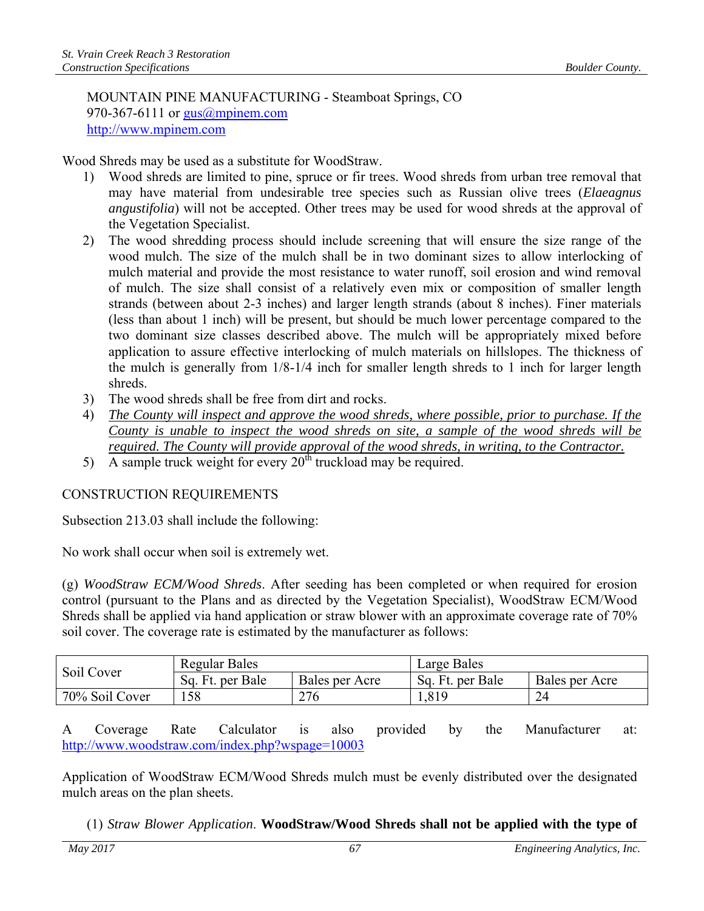MOUNTAIN PINE MANUFACTURING - Steamboat Springs, CO
970-367-6111 or gus@mpinem.com
http://www.mpinem.com

Wood Shreds may be used as a substitute for WoodStraw.

1) Wood shreds are limited to pine, spruce or fir trees. Wood shreds from urban tree removal that may have material from undesirable tree species such as Russian olive trees (*Elaeagnus angustifolia*) will not be accepted. Other trees may be used for wood shreds at the approval of the Vegetation Specialist.
2) The wood shredding process should include screening that will ensure the size range of the wood mulch. The size of the mulch shall be in two dominant sizes to allow interlocking of mulch material and provide the most resistance to water runoff, soil erosion and wind removal of mulch. The size shall consist of a relatively even mix or composition of smaller length strands (between about 2-3 inches) and larger length strands (about 8 inches). Finer materials (less than about 1 inch) will be present, but should be much lower percentage compared to the two dominant size classes described above. The mulch will be appropriately mixed before application to assure effective interlocking of mulch materials on hillslopes. The thickness of the mulch is generally from 1/8-1/4 inch for smaller length shreds to 1 inch for larger length shreds.
3) The wood shreds shall be free from dirt and rocks.
4) *The County will inspect and approve the wood shreds, where possible, prior to purchase. If the County is unable to inspect the wood shreds on site, a sample of the wood shreds will be required. The County will provide approval of the wood shreds, in writing, to the Contractor.*
5) A sample truck weight for every 20th truckload may be required.

CONSTRUCTION REQUIREMENTS

Subsection 213.03 shall include the following:

No work shall occur when soil is extremely wet.

(g) *WoodStraw ECM/Wood Shreds*. After seeding has been completed or when required for erosion control (pursuant to the Plans and as directed by the Vegetation Specialist), WoodStraw ECM/Wood Shreds shall be applied via hand application or straw blower with an approximate coverage rate of 70% soil cover. The coverage rate is estimated by the manufacturer as follows:

| Soil Cover | Regular Bales | | Large Bales | |
|---|---|---|---|---|
| | Sq. Ft. per Bale | Bales per Acre | Sq. Ft. per Bale | Bales per Acre |
| 70% Soil Cover | 158 | 276 | 1,819 | 24 |

A Coverage Rate Calculator is also provided by the Manufacturer at: http://www.woodstraw.com/index.php?wspage=10003

Application of WoodStraw ECM/Wood Shreds mulch must be evenly distributed over the designated mulch areas on the plan sheets.

(1) *Straw Blower Application*. **WoodStraw/Wood Shreds shall not be applied with the type of**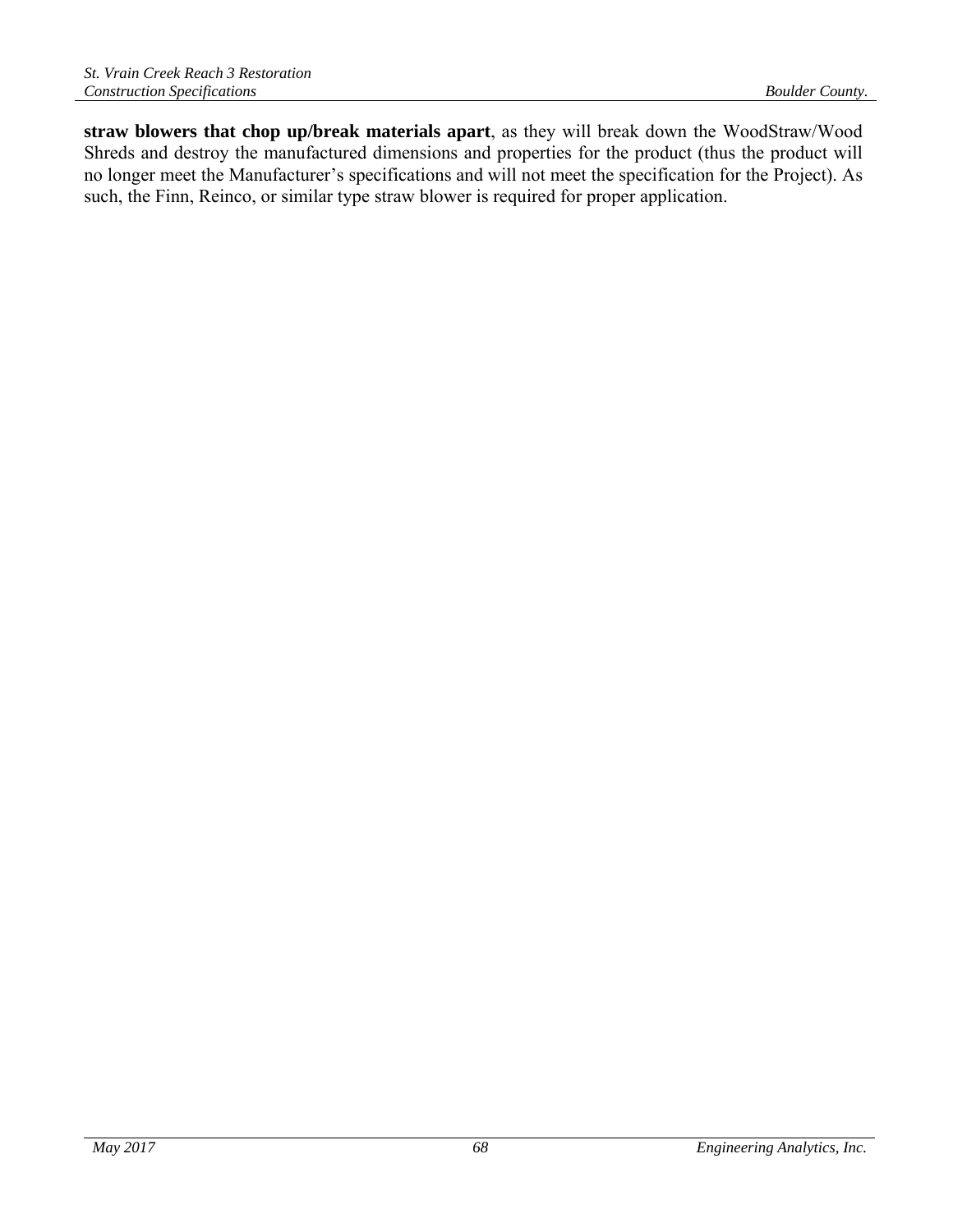**straw blowers that chop up/break materials apart**, as they will break down the WoodStraw/Wood Shreds and destroy the manufactured dimensions and properties for the product (thus the product will no longer meet the Manufacturer's specifications and will not meet the specification for the Project). As such, the Finn, Reinco, or similar type straw blower is required for proper application.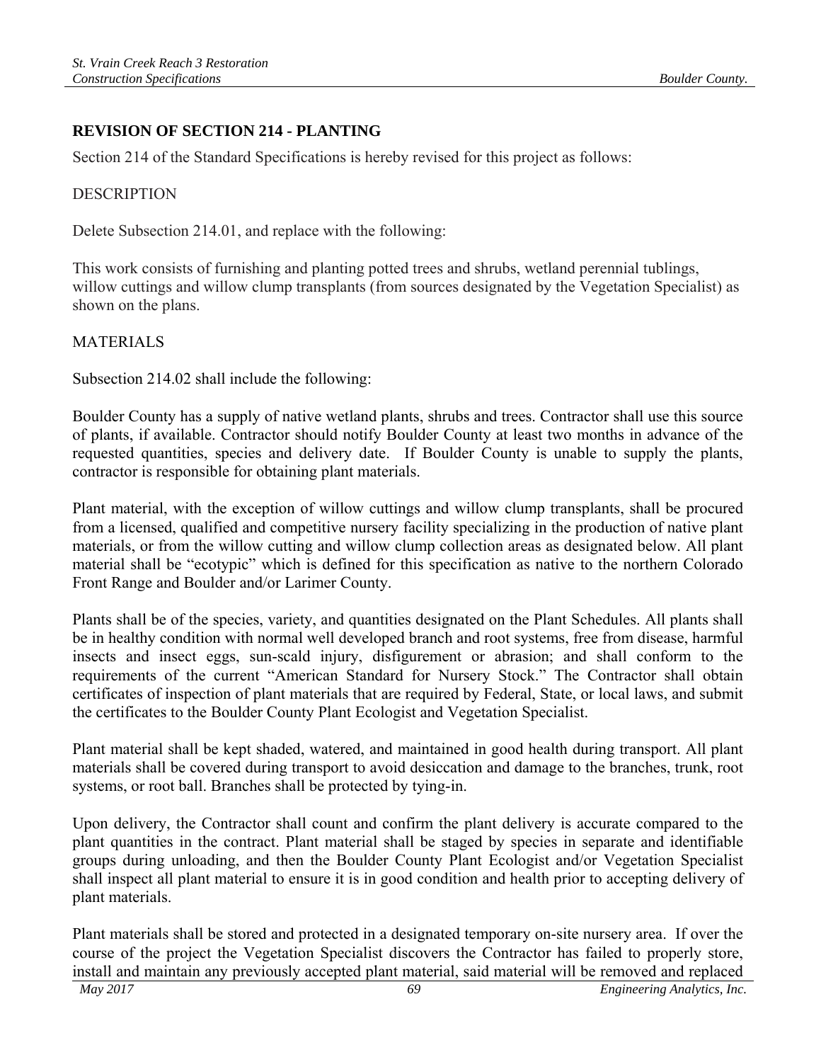## REVISION OF SECTION 214 - PLANTING

Section 214 of the Standard Specifications is hereby revised for this project as follows:

DESCRIPTION

Delete Subsection 214.01, and replace with the following:

This work consists of furnishing and planting potted trees and shrubs, wetland perennial tublings, willow cuttings and willow clump transplants (from sources designated by the Vegetation Specialist) as shown on the plans.

MATERIALS

Subsection 214.02 shall include the following:

Boulder County has a supply of native wetland plants, shrubs and trees. Contractor shall use this source of plants, if available. Contractor should notify Boulder County at least two months in advance of the requested quantities, species and delivery date. If Boulder County is unable to supply the plants, contractor is responsible for obtaining plant materials.

Plant material, with the exception of willow cuttings and willow clump transplants, shall be procured from a licensed, qualified and competitive nursery facility specializing in the production of native plant materials, or from the willow cutting and willow clump collection areas as designated below. All plant material shall be "ecotypic" which is defined for this specification as native to the northern Colorado Front Range and Boulder and/or Larimer County.

Plants shall be of the species, variety, and quantities designated on the Plant Schedules. All plants shall be in healthy condition with normal well developed branch and root systems, free from disease, harmful insects and insect eggs, sun-scald injury, disfigurement or abrasion; and shall conform to the requirements of the current "American Standard for Nursery Stock." The Contractor shall obtain certificates of inspection of plant materials that are required by Federal, State, or local laws, and submit the certificates to the Boulder County Plant Ecologist and Vegetation Specialist.

Plant material shall be kept shaded, watered, and maintained in good health during transport. All plant materials shall be covered during transport to avoid desiccation and damage to the branches, trunk, root systems, or root ball. Branches shall be protected by tying-in.

Upon delivery, the Contractor shall count and confirm the plant delivery is accurate compared to the plant quantities in the contract. Plant material shall be staged by species in separate and identifiable groups during unloading, and then the Boulder County Plant Ecologist and/or Vegetation Specialist shall inspect all plant material to ensure it is in good condition and health prior to accepting delivery of plant materials.

Plant materials shall be stored and protected in a designated temporary on-site nursery area. If over the course of the project the Vegetation Specialist discovers the Contractor has failed to properly store, install and maintain any previously accepted plant material, said material will be removed and replaced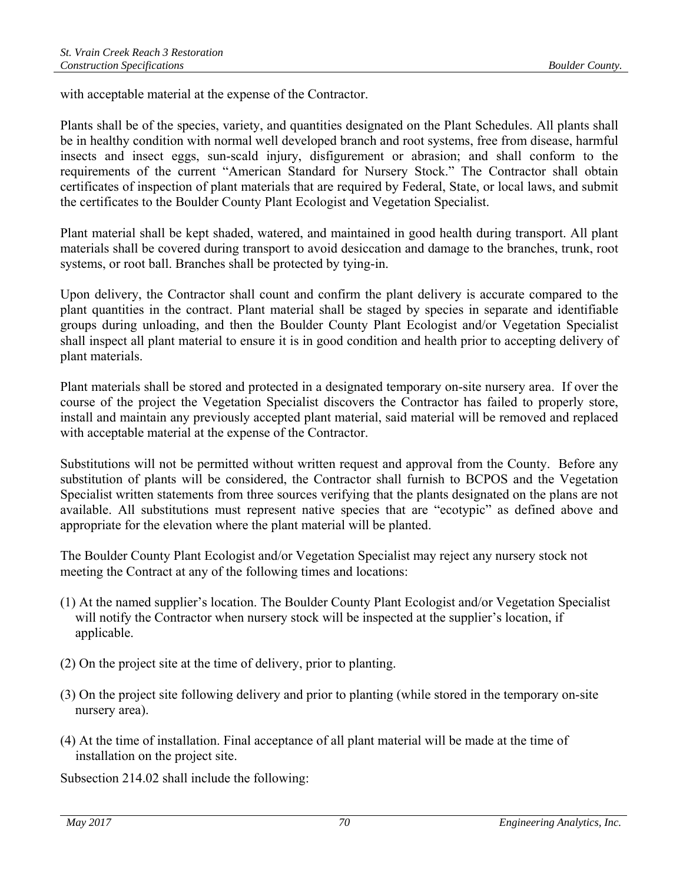with acceptable material at the expense of the Contractor.

Plants shall be of the species, variety, and quantities designated on the Plant Schedules. All plants shall be in healthy condition with normal well developed branch and root systems, free from disease, harmful insects and insect eggs, sun-scald injury, disfigurement or abrasion; and shall conform to the requirements of the current "American Standard for Nursery Stock." The Contractor shall obtain certificates of inspection of plant materials that are required by Federal, State, or local laws, and submit the certificates to the Boulder County Plant Ecologist and Vegetation Specialist.

Plant material shall be kept shaded, watered, and maintained in good health during transport. All plant materials shall be covered during transport to avoid desiccation and damage to the branches, trunk, root systems, or root ball. Branches shall be protected by tying-in.

Upon delivery, the Contractor shall count and confirm the plant delivery is accurate compared to the plant quantities in the contract. Plant material shall be staged by species in separate and identifiable groups during unloading, and then the Boulder County Plant Ecologist and/or Vegetation Specialist shall inspect all plant material to ensure it is in good condition and health prior to accepting delivery of plant materials.

Plant materials shall be stored and protected in a designated temporary on-site nursery area. If over the course of the project the Vegetation Specialist discovers the Contractor has failed to properly store, install and maintain any previously accepted plant material, said material will be removed and replaced with acceptable material at the expense of the Contractor.

Substitutions will not be permitted without written request and approval from the County. Before any substitution of plants will be considered, the Contractor shall furnish to BCPOS and the Vegetation Specialist written statements from three sources verifying that the plants designated on the plans are not available. All substitutions must represent native species that are "ecotypic" as defined above and appropriate for the elevation where the plant material will be planted.

The Boulder County Plant Ecologist and/or Vegetation Specialist may reject any nursery stock not meeting the Contract at any of the following times and locations:

(1) At the named supplier's location. The Boulder County Plant Ecologist and/or Vegetation Specialist will notify the Contractor when nursery stock will be inspected at the supplier's location, if applicable.

(2) On the project site at the time of delivery, prior to planting.

(3) On the project site following delivery and prior to planting (while stored in the temporary on-site nursery area).

(4) At the time of installation. Final acceptance of all plant material will be made at the time of installation on the project site.

Subsection 214.02 shall include the following: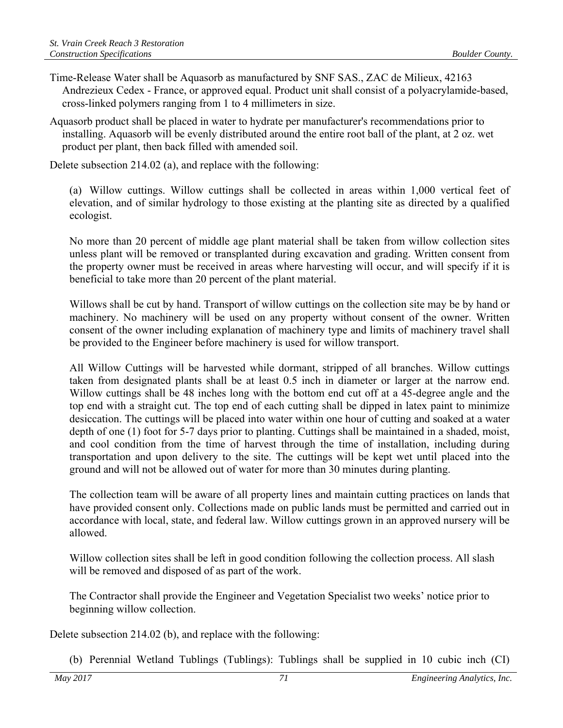Time-Release Water shall be Aquasorb as manufactured by SNF SAS., ZAC de Milieux, 42163 Andrezieux Cedex - France, or approved equal. Product unit shall consist of a polyacrylamide-based, cross-linked polymers ranging from 1 to 4 millimeters in size.

Aquasorb product shall be placed in water to hydrate per manufacturer's recommendations prior to installing. Aquasorb will be evenly distributed around the entire root ball of the plant, at 2 oz. wet product per plant, then back filled with amended soil.

Delete subsection 214.02 (a), and replace with the following:

(a) Willow cuttings. Willow cuttings shall be collected in areas within 1,000 vertical feet of elevation, and of similar hydrology to those existing at the planting site as directed by a qualified ecologist.

No more than 20 percent of middle age plant material shall be taken from willow collection sites unless plant will be removed or transplanted during excavation and grading. Written consent from the property owner must be received in areas where harvesting will occur, and will specify if it is beneficial to take more than 20 percent of the plant material.

Willows shall be cut by hand. Transport of willow cuttings on the collection site may be by hand or machinery. No machinery will be used on any property without consent of the owner. Written consent of the owner including explanation of machinery type and limits of machinery travel shall be provided to the Engineer before machinery is used for willow transport.

All Willow Cuttings will be harvested while dormant, stripped of all branches. Willow cuttings taken from designated plants shall be at least 0.5 inch in diameter or larger at the narrow end. Willow cuttings shall be 48 inches long with the bottom end cut off at a 45-degree angle and the top end with a straight cut. The top end of each cutting shall be dipped in latex paint to minimize desiccation. The cuttings will be placed into water within one hour of cutting and soaked at a water depth of one (1) foot for 5-7 days prior to planting. Cuttings shall be maintained in a shaded, moist, and cool condition from the time of harvest through the time of installation, including during transportation and upon delivery to the site. The cuttings will be kept wet until placed into the ground and will not be allowed out of water for more than 30 minutes during planting.

The collection team will be aware of all property lines and maintain cutting practices on lands that have provided consent only. Collections made on public lands must be permitted and carried out in accordance with local, state, and federal law. Willow cuttings grown in an approved nursery will be allowed.

Willow collection sites shall be left in good condition following the collection process. All slash will be removed and disposed of as part of the work.

The Contractor shall provide the Engineer and Vegetation Specialist two weeks' notice prior to beginning willow collection.

Delete subsection 214.02 (b), and replace with the following:

(b) Perennial Wetland Tublings (Tublings): Tublings shall be supplied in 10 cubic inch (CI)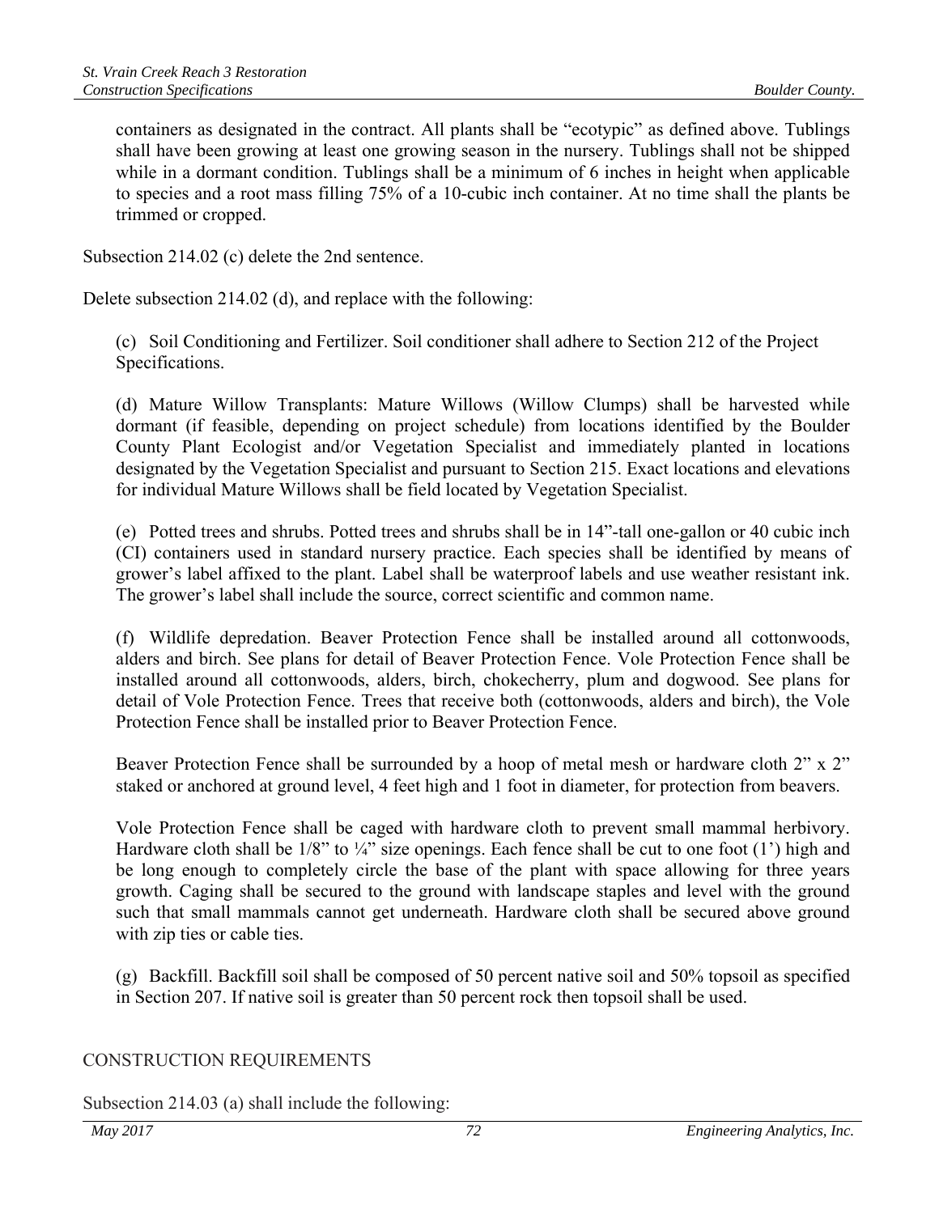containers as designated in the contract. All plants shall be "ecotypic" as defined above. Tublings shall have been growing at least one growing season in the nursery. Tublings shall not be shipped while in a dormant condition. Tublings shall be a minimum of 6 inches in height when applicable to species and a root mass filling 75% of a 10-cubic inch container. At no time shall the plants be trimmed or cropped.

Subsection 214.02 (c) delete the 2nd sentence.

Delete subsection 214.02 (d), and replace with the following:

(c) Soil Conditioning and Fertilizer. Soil conditioner shall adhere to Section 212 of the Project Specifications.

(d) Mature Willow Transplants: Mature Willows (Willow Clumps) shall be harvested while dormant (if feasible, depending on project schedule) from locations identified by the Boulder County Plant Ecologist and/or Vegetation Specialist and immediately planted in locations designated by the Vegetation Specialist and pursuant to Section 215. Exact locations and elevations for individual Mature Willows shall be field located by Vegetation Specialist.

(e) Potted trees and shrubs. Potted trees and shrubs shall be in 14"-tall one-gallon or 40 cubic inch (CI) containers used in standard nursery practice. Each species shall be identified by means of grower's label affixed to the plant. Label shall be waterproof labels and use weather resistant ink. The grower's label shall include the source, correct scientific and common name.

(f) Wildlife depredation. Beaver Protection Fence shall be installed around all cottonwoods, alders and birch. See plans for detail of Beaver Protection Fence. Vole Protection Fence shall be installed around all cottonwoods, alders, birch, chokecherry, plum and dogwood. See plans for detail of Vole Protection Fence. Trees that receive both (cottonwoods, alders and birch), the Vole Protection Fence shall be installed prior to Beaver Protection Fence.

Beaver Protection Fence shall be surrounded by a hoop of metal mesh or hardware cloth 2" x 2" staked or anchored at ground level, 4 feet high and 1 foot in diameter, for protection from beavers.

Vole Protection Fence shall be caged with hardware cloth to prevent small mammal herbivory. Hardware cloth shall be 1/8" to ¼" size openings. Each fence shall be cut to one foot (1') high and be long enough to completely circle the base of the plant with space allowing for three years growth. Caging shall be secured to the ground with landscape staples and level with the ground such that small mammals cannot get underneath. Hardware cloth shall be secured above ground with zip ties or cable ties.

(g) Backfill. Backfill soil shall be composed of 50 percent native soil and 50% topsoil as specified in Section 207. If native soil is greater than 50 percent rock then topsoil shall be used.

CONSTRUCTION REQUIREMENTS

Subsection 214.03 (a) shall include the following: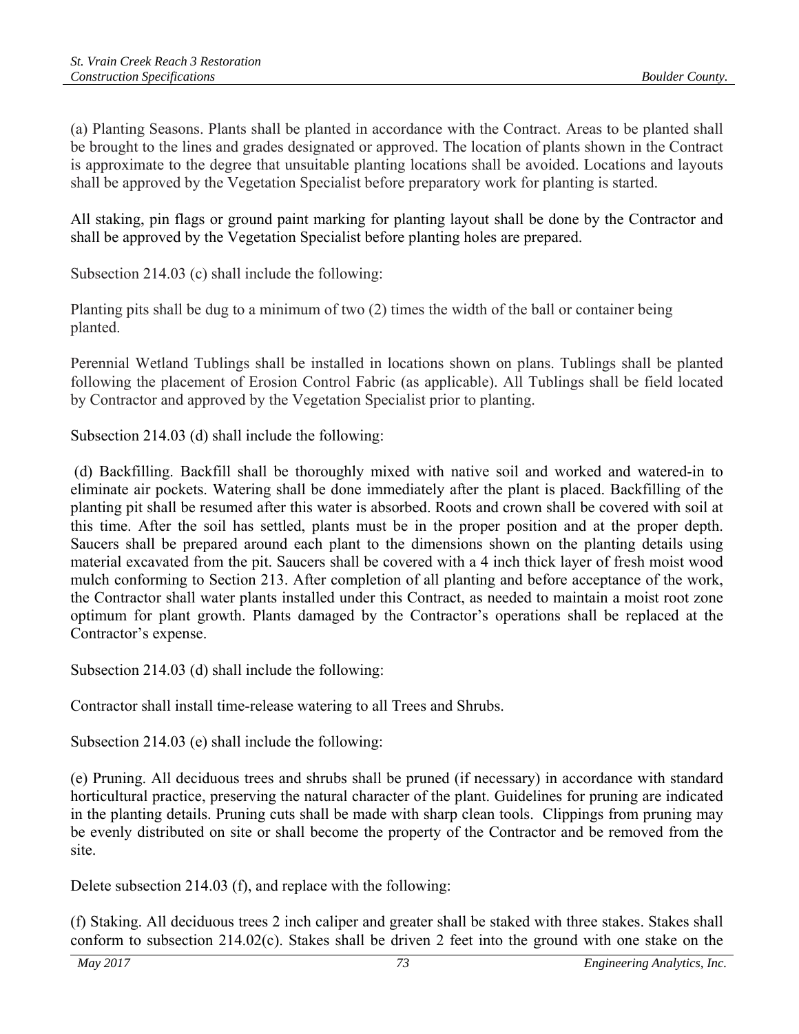(a) Planting Seasons. Plants shall be planted in accordance with the Contract. Areas to be planted shall be brought to the lines and grades designated or approved. The location of plants shown in the Contract is approximate to the degree that unsuitable planting locations shall be avoided. Locations and layouts shall be approved by the Vegetation Specialist before preparatory work for planting is started.

All staking, pin flags or ground paint marking for planting layout shall be done by the Contractor and shall be approved by the Vegetation Specialist before planting holes are prepared.

Subsection 214.03 (c) shall include the following:

Planting pits shall be dug to a minimum of two (2) times the width of the ball or container being planted.

Perennial Wetland Tublings shall be installed in locations shown on plans. Tublings shall be planted following the placement of Erosion Control Fabric (as applicable). All Tublings shall be field located by Contractor and approved by the Vegetation Specialist prior to planting.

Subsection 214.03 (d) shall include the following:

(d) Backfilling. Backfill shall be thoroughly mixed with native soil and worked and watered-in to eliminate air pockets. Watering shall be done immediately after the plant is placed. Backfilling of the planting pit shall be resumed after this water is absorbed. Roots and crown shall be covered with soil at this time. After the soil has settled, plants must be in the proper position and at the proper depth. Saucers shall be prepared around each plant to the dimensions shown on the planting details using material excavated from the pit. Saucers shall be covered with a 4 inch thick layer of fresh moist wood mulch conforming to Section 213. After completion of all planting and before acceptance of the work, the Contractor shall water plants installed under this Contract, as needed to maintain a moist root zone optimum for plant growth. Plants damaged by the Contractor's operations shall be replaced at the Contractor's expense.

Subsection 214.03 (d) shall include the following:

Contractor shall install time-release watering to all Trees and Shrubs.

Subsection 214.03 (e) shall include the following:

(e) Pruning. All deciduous trees and shrubs shall be pruned (if necessary) in accordance with standard horticultural practice, preserving the natural character of the plant. Guidelines for pruning are indicated in the planting details. Pruning cuts shall be made with sharp clean tools. Clippings from pruning may be evenly distributed on site or shall become the property of the Contractor and be removed from the site.

Delete subsection 214.03 (f), and replace with the following:

(f) Staking. All deciduous trees 2 inch caliper and greater shall be staked with three stakes. Stakes shall conform to subsection 214.02(c). Stakes shall be driven 2 feet into the ground with one stake on the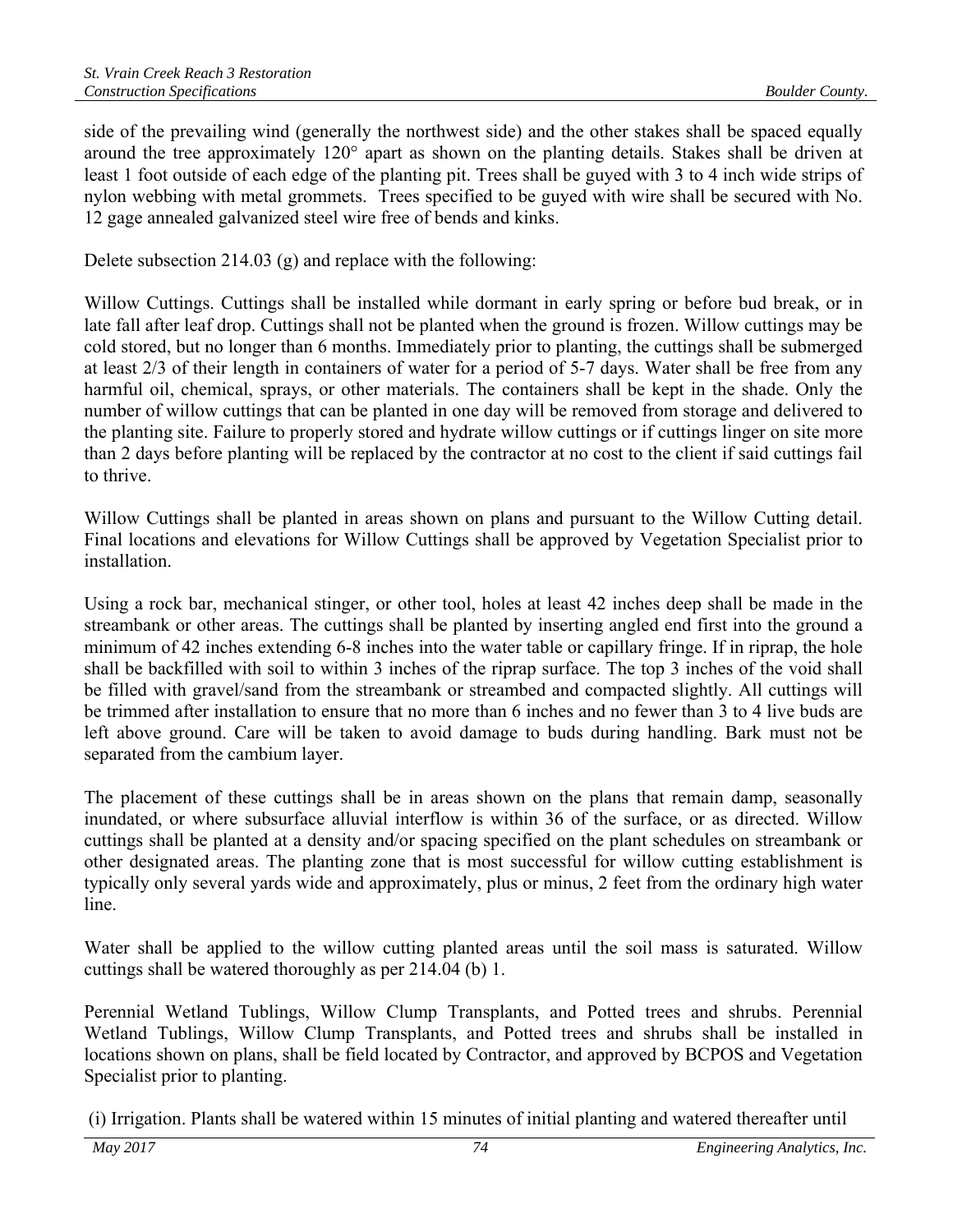side of the prevailing wind (generally the northwest side) and the other stakes shall be spaced equally around the tree approximately 120° apart as shown on the planting details. Stakes shall be driven at least 1 foot outside of each edge of the planting pit. Trees shall be guyed with 3 to 4 inch wide strips of nylon webbing with metal grommets. Trees specified to be guyed with wire shall be secured with No. 12 gage annealed galvanized steel wire free of bends and kinks.

Delete subsection 214.03 (g) and replace with the following:

Willow Cuttings. Cuttings shall be installed while dormant in early spring or before bud break, or in late fall after leaf drop. Cuttings shall not be planted when the ground is frozen. Willow cuttings may be cold stored, but no longer than 6 months. Immediately prior to planting, the cuttings shall be submerged at least 2/3 of their length in containers of water for a period of 5-7 days. Water shall be free from any harmful oil, chemical, sprays, or other materials. The containers shall be kept in the shade. Only the number of willow cuttings that can be planted in one day will be removed from storage and delivered to the planting site. Failure to properly stored and hydrate willow cuttings or if cuttings linger on site more than 2 days before planting will be replaced by the contractor at no cost to the client if said cuttings fail to thrive.

Willow Cuttings shall be planted in areas shown on plans and pursuant to the Willow Cutting detail. Final locations and elevations for Willow Cuttings shall be approved by Vegetation Specialist prior to installation.

Using a rock bar, mechanical stinger, or other tool, holes at least 42 inches deep shall be made in the streambank or other areas. The cuttings shall be planted by inserting angled end first into the ground a minimum of 42 inches extending 6-8 inches into the water table or capillary fringe. If in riprap, the hole shall be backfilled with soil to within 3 inches of the riprap surface. The top 3 inches of the void shall be filled with gravel/sand from the streambank or streambed and compacted slightly. All cuttings will be trimmed after installation to ensure that no more than 6 inches and no fewer than 3 to 4 live buds are left above ground. Care will be taken to avoid damage to buds during handling. Bark must not be separated from the cambium layer.

The placement of these cuttings shall be in areas shown on the plans that remain damp, seasonally inundated, or where subsurface alluvial interflow is within 36 of the surface, or as directed. Willow cuttings shall be planted at a density and/or spacing specified on the plant schedules on streambank or other designated areas. The planting zone that is most successful for willow cutting establishment is typically only several yards wide and approximately, plus or minus, 2 feet from the ordinary high water line.

Water shall be applied to the willow cutting planted areas until the soil mass is saturated. Willow cuttings shall be watered thoroughly as per 214.04 (b) 1.

Perennial Wetland Tublings, Willow Clump Transplants, and Potted trees and shrubs. Perennial Wetland Tublings, Willow Clump Transplants, and Potted trees and shrubs shall be installed in locations shown on plans, shall be field located by Contractor, and approved by BCPOS and Vegetation Specialist prior to planting.

(i) Irrigation. Plants shall be watered within 15 minutes of initial planting and watered thereafter until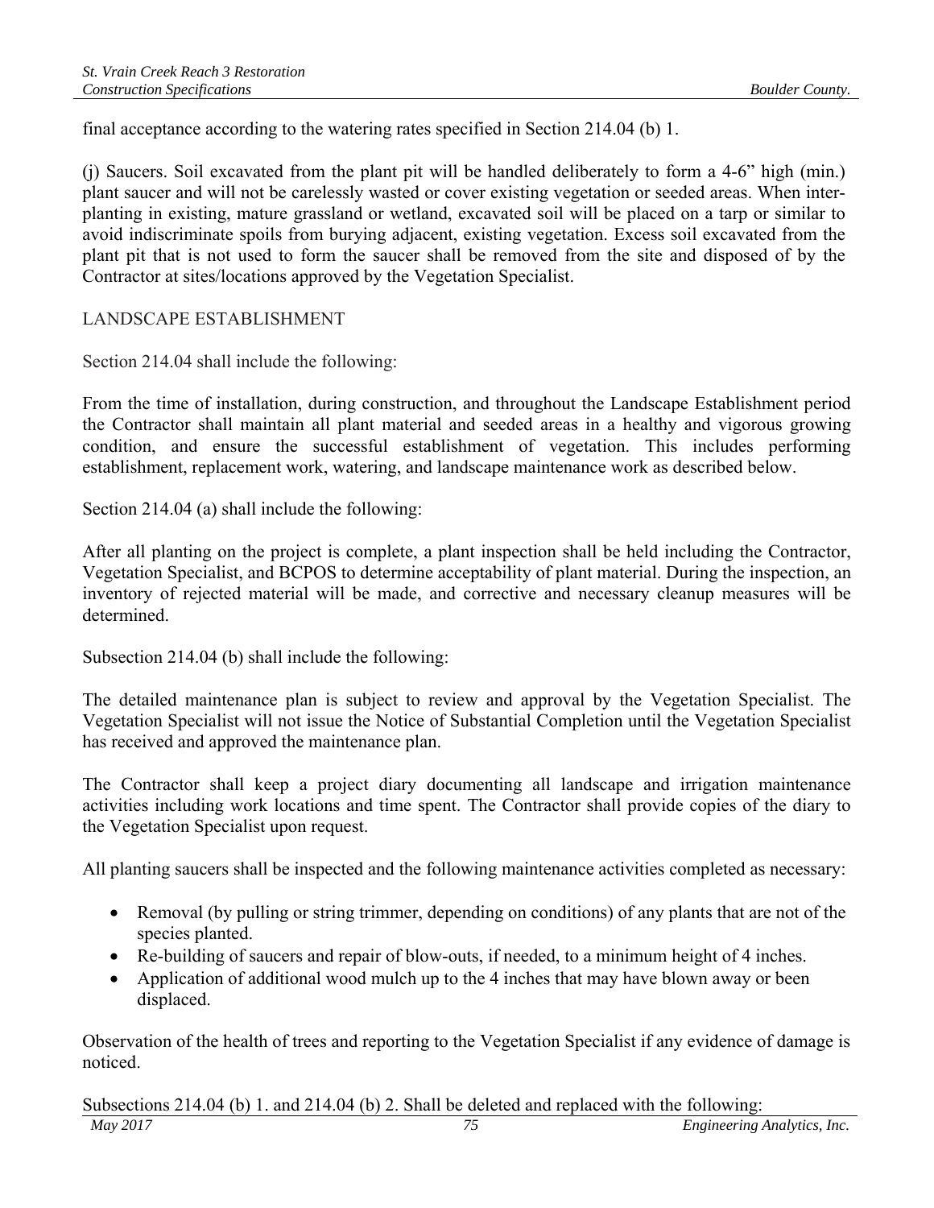final acceptance according to the watering rates specified in Section 214.04 (b) 1.

(j) Saucers. Soil excavated from the plant pit will be handled deliberately to form a 4-6" high (min.) plant saucer and will not be carelessly wasted or cover existing vegetation or seeded areas. When inter-planting in existing, mature grassland or wetland, excavated soil will be placed on a tarp or similar to avoid indiscriminate spoils from burying adjacent, existing vegetation. Excess soil excavated from the plant pit that is not used to form the saucer shall be removed from the site and disposed of by the Contractor at sites/locations approved by the Vegetation Specialist.

LANDSCAPE ESTABLISHMENT

Section 214.04 shall include the following:

From the time of installation, during construction, and throughout the Landscape Establishment period the Contractor shall maintain all plant material and seeded areas in a healthy and vigorous growing condition, and ensure the successful establishment of vegetation. This includes performing establishment, replacement work, watering, and landscape maintenance work as described below.

Section 214.04 (a) shall include the following:

After all planting on the project is complete, a plant inspection shall be held including the Contractor, Vegetation Specialist, and BCPOS to determine acceptability of plant material. During the inspection, an inventory of rejected material will be made, and corrective and necessary cleanup measures will be determined.

Subsection 214.04 (b) shall include the following:

The detailed maintenance plan is subject to review and approval by the Vegetation Specialist. The Vegetation Specialist will not issue the Notice of Substantial Completion until the Vegetation Specialist has received and approved the maintenance plan.

The Contractor shall keep a project diary documenting all landscape and irrigation maintenance activities including work locations and time spent. The Contractor shall provide copies of the diary to the Vegetation Specialist upon request.

All planting saucers shall be inspected and the following maintenance activities completed as necessary:

- Removal (by pulling or string trimmer, depending on conditions) of any plants that are not of the species planted.
- Re-building of saucers and repair of blow-outs, if needed, to a minimum height of 4 inches.
- Application of additional wood mulch up to the 4 inches that may have blown away or been displaced.

Observation of the health of trees and reporting to the Vegetation Specialist if any evidence of damage is noticed.

Subsections 214.04 (b) 1. and 214.04 (b) 2. Shall be deleted and replaced with the following: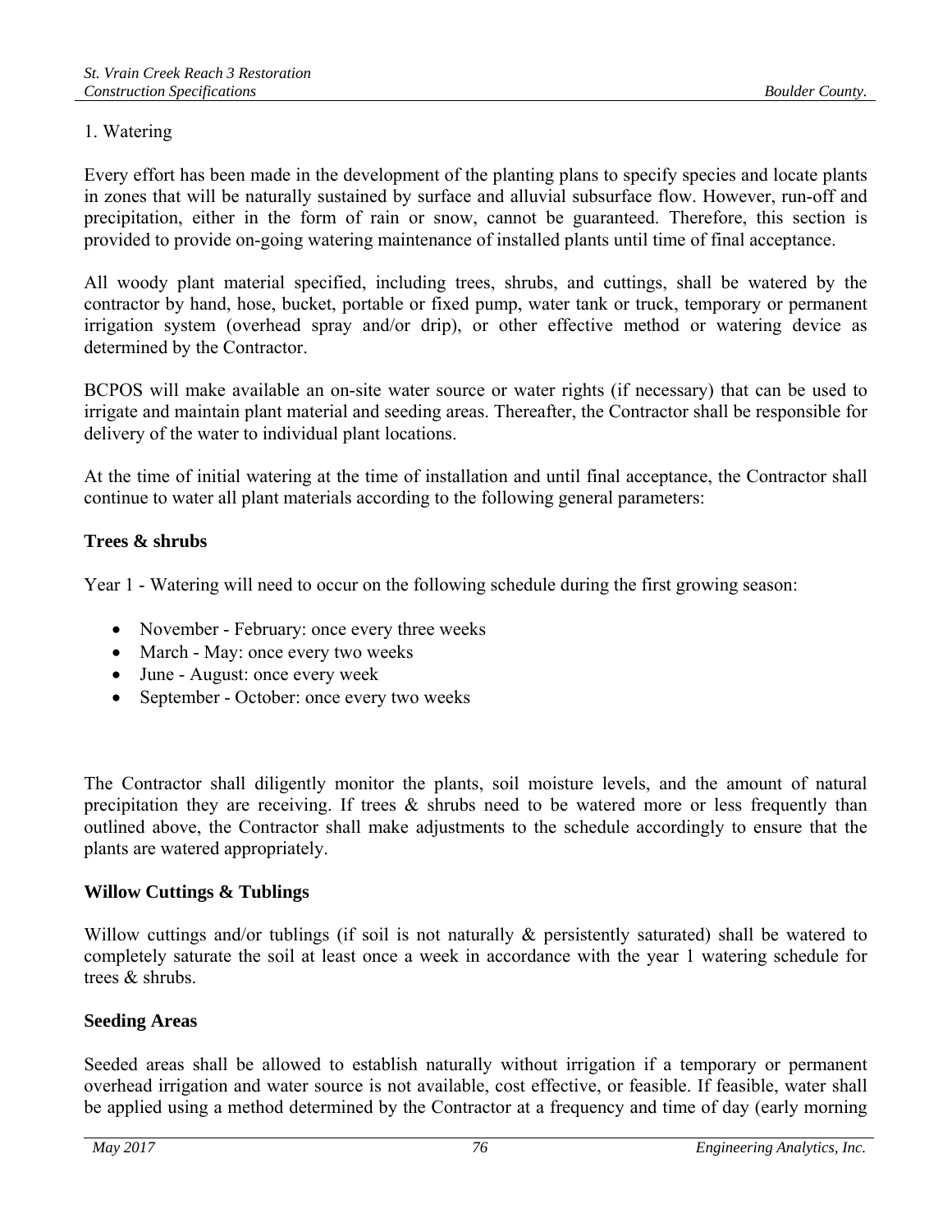1. Watering

Every effort has been made in the development of the planting plans to specify species and locate plants in zones that will be naturally sustained by surface and alluvial subsurface flow. However, run-off and precipitation, either in the form of rain or snow, cannot be guaranteed. Therefore, this section is provided to provide on-going watering maintenance of installed plants until time of final acceptance.

All woody plant material specified, including trees, shrubs, and cuttings, shall be watered by the contractor by hand, hose, bucket, portable or fixed pump, water tank or truck, temporary or permanent irrigation system (overhead spray and/or drip), or other effective method or watering device as determined by the Contractor.

BCPOS will make available an on-site water source or water rights (if necessary) that can be used to irrigate and maintain plant material and seeding areas. Thereafter, the Contractor shall be responsible for delivery of the water to individual plant locations.

At the time of initial watering at the time of installation and until final acceptance, the Contractor shall continue to water all plant materials according to the following general parameters:

**Trees & shrubs**

Year 1 - Watering will need to occur on the following schedule during the first growing season:

- November - February: once every three weeks
- March - May: once every two weeks
- June - August: once every week
- September - October: once every two weeks

The Contractor shall diligently monitor the plants, soil moisture levels, and the amount of natural precipitation they are receiving. If trees & shrubs need to be watered more or less frequently than outlined above, the Contractor shall make adjustments to the schedule accordingly to ensure that the plants are watered appropriately.

**Willow Cuttings & Tublings**

Willow cuttings and/or tublings (if soil is not naturally & persistently saturated) shall be watered to completely saturate the soil at least once a week in accordance with the year 1 watering schedule for trees & shrubs.

**Seeding Areas**

Seeded areas shall be allowed to establish naturally without irrigation if a temporary or permanent overhead irrigation and water source is not available, cost effective, or feasible. If feasible, water shall be applied using a method determined by the Contractor at a frequency and time of day (early morning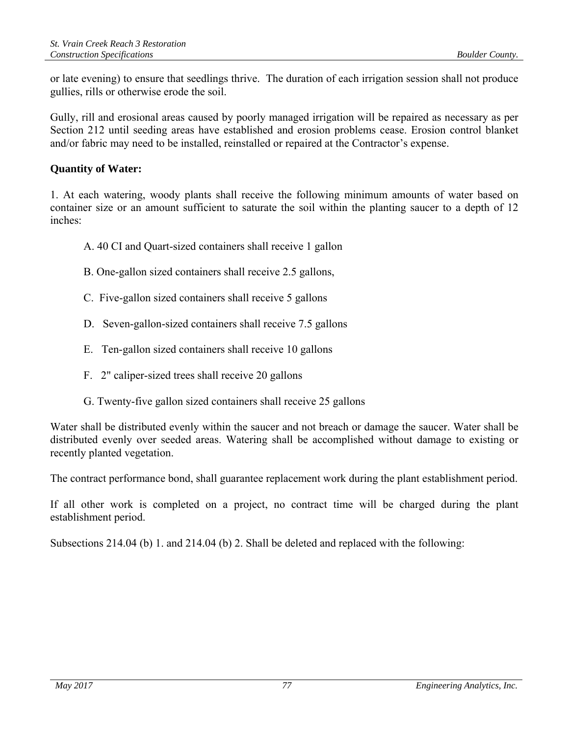or late evening) to ensure that seedlings thrive. The duration of each irrigation session shall not produce gullies, rills or otherwise erode the soil.

Gully, rill and erosional areas caused by poorly managed irrigation will be repaired as necessary as per Section 212 until seeding areas have established and erosion problems cease. Erosion control blanket and/or fabric may need to be installed, reinstalled or repaired at the Contractor's expense.

**Quantity of Water:**

1. At each watering, woody plants shall receive the following minimum amounts of water based on container size or an amount sufficient to saturate the soil within the planting saucer to a depth of 12 inches:

    A. 40 CI and Quart-sized containers shall receive 1 gallon

    B. One-gallon sized containers shall receive 2.5 gallons,

    C. Five-gallon sized containers shall receive 5 gallons

    D. Seven-gallon-sized containers shall receive 7.5 gallons

    E. Ten-gallon sized containers shall receive 10 gallons

    F. 2" caliper-sized trees shall receive 20 gallons

    G. Twenty-five gallon sized containers shall receive 25 gallons

Water shall be distributed evenly within the saucer and not breach or damage the saucer. Water shall be distributed evenly over seeded areas. Watering shall be accomplished without damage to existing or recently planted vegetation.

The contract performance bond, shall guarantee replacement work during the plant establishment period.

If all other work is completed on a project, no contract time will be charged during the plant establishment period.

Subsections 214.04 (b) 1. and 214.04 (b) 2. Shall be deleted and replaced with the following: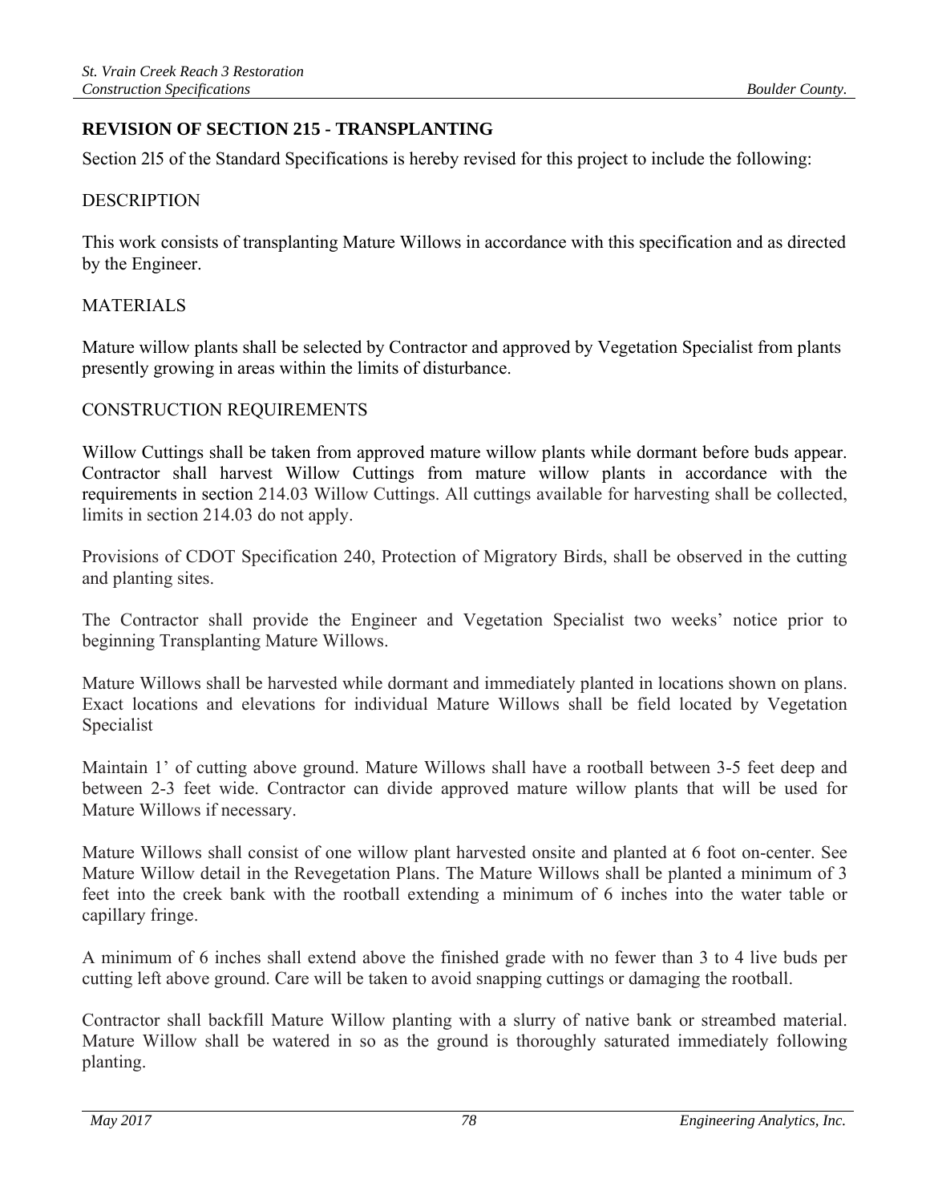## REVISION OF SECTION 215 - TRANSPLANTING

Section 2l5 of the Standard Specifications is hereby revised for this project to include the following:

DESCRIPTION

This work consists of transplanting Mature Willows in accordance with this specification and as directed by the Engineer.

MATERIALS

Mature willow plants shall be selected by Contractor and approved by Vegetation Specialist from plants presently growing in areas within the limits of disturbance.

CONSTRUCTION REQUIREMENTS

Willow Cuttings shall be taken from approved mature willow plants while dormant before buds appear. Contractor shall harvest Willow Cuttings from mature willow plants in accordance with the requirements in section 214.03 Willow Cuttings. All cuttings available for harvesting shall be collected, limits in section 214.03 do not apply.

Provisions of CDOT Specification 240, Protection of Migratory Birds, shall be observed in the cutting and planting sites.

The Contractor shall provide the Engineer and Vegetation Specialist two weeks' notice prior to beginning Transplanting Mature Willows.

Mature Willows shall be harvested while dormant and immediately planted in locations shown on plans. Exact locations and elevations for individual Mature Willows shall be field located by Vegetation Specialist

Maintain 1' of cutting above ground. Mature Willows shall have a rootball between 3-5 feet deep and between 2-3 feet wide. Contractor can divide approved mature willow plants that will be used for Mature Willows if necessary.

Mature Willows shall consist of one willow plant harvested onsite and planted at 6 foot on-center. See Mature Willow detail in the Revegetation Plans. The Mature Willows shall be planted a minimum of 3 feet into the creek bank with the rootball extending a minimum of 6 inches into the water table or capillary fringe.

A minimum of 6 inches shall extend above the finished grade with no fewer than 3 to 4 live buds per cutting left above ground. Care will be taken to avoid snapping cuttings or damaging the rootball.

Contractor shall backfill Mature Willow planting with a slurry of native bank or streambed material. Mature Willow shall be watered in so as the ground is thoroughly saturated immediately following planting.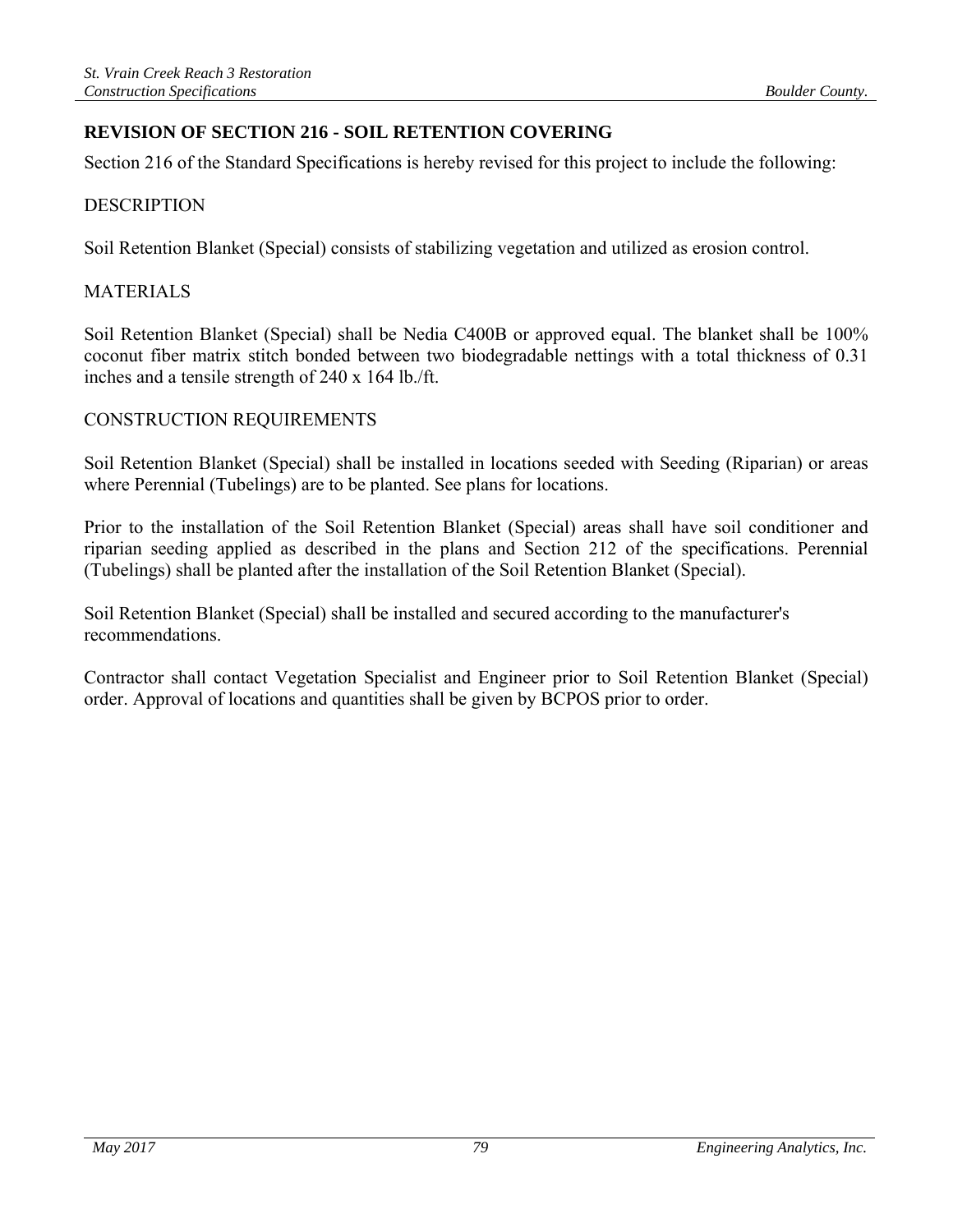## REVISION OF SECTION 216 - SOIL RETENTION COVERING

Section 216 of the Standard Specifications is hereby revised for this project to include the following:

DESCRIPTION

Soil Retention Blanket (Special) consists of stabilizing vegetation and utilized as erosion control.

MATERIALS

Soil Retention Blanket (Special) shall be Nedia C400B or approved equal. The blanket shall be 100% coconut fiber matrix stitch bonded between two biodegradable nettings with a total thickness of 0.31 inches and a tensile strength of 240 x 164 lb./ft.

CONSTRUCTION REQUIREMENTS

Soil Retention Blanket (Special) shall be installed in locations seeded with Seeding (Riparian) or areas where Perennial (Tubelings) are to be planted. See plans for locations.

Prior to the installation of the Soil Retention Blanket (Special) areas shall have soil conditioner and riparian seeding applied as described in the plans and Section 212 of the specifications. Perennial (Tubelings) shall be planted after the installation of the Soil Retention Blanket (Special).

Soil Retention Blanket (Special) shall be installed and secured according to the manufacturer's recommendations.

Contractor shall contact Vegetation Specialist and Engineer prior to Soil Retention Blanket (Special) order. Approval of locations and quantities shall be given by BCPOS prior to order.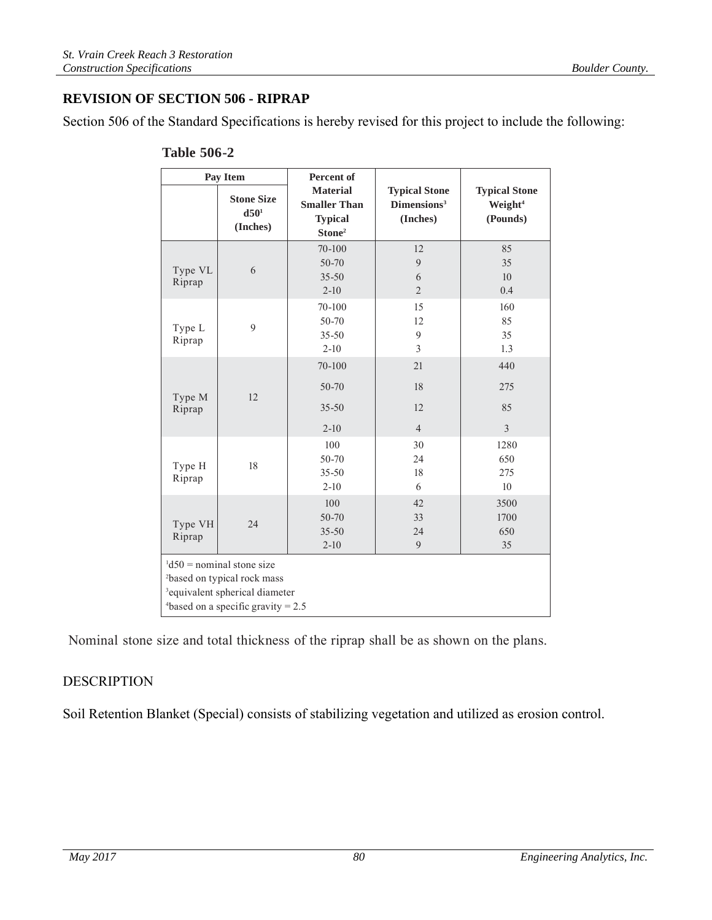## REVISION OF SECTION 506 - RIPRAP

Section 506 of the Standard Specifications is hereby revised for this project to include the following:

**Table 506-2**

| Pay Item | | Percent of Material Smaller Than Typical Stone[2] | Typical Stone Dimensions[3] (Inches) | Typical Stone Weight[4] (Pounds) |
|---|---|---|---|---|
| | Stone Size d50[1] (Inches) | | | |
| Type VL Riprap | 6 | 70-100<br>50-70<br>35-50<br>2-10 | 12<br>9<br>6<br>2 | 85<br>35<br>10<br>0.4 |
| Type L Riprap | 9 | 70-100<br>50-70<br>35-50<br>2-10 | 15<br>12<br>9<br>3 | 160<br>85<br>35<br>1.3 |
| Type M Riprap | 12 | 70-100<br>50-70<br>35-50<br>2-10 | 21<br>18<br>12<br>4 | 440<br>275<br>85<br>3 |
| Type H Riprap | 18 | 100<br>50-70<br>35-50<br>2-10 | 30<br>24<br>18<br>6 | 1280<br>650<br>275<br>10 |
| Type VH Riprap | 24 | 100<br>50-70<br>35-50<br>2-10 | 42<br>33<br>24<br>9 | 3500<br>1700<br>650<br>35 |

[1]d50 = nominal stone size
[2]based on typical rock mass
[3]equivalent spherical diameter
[4]based on a specific gravity = 2.5

Nominal stone size and total thickness of the riprap shall be as shown on the plans.

DESCRIPTION

Soil Retention Blanket (Special) consists of stabilizing vegetation and utilized as erosion control.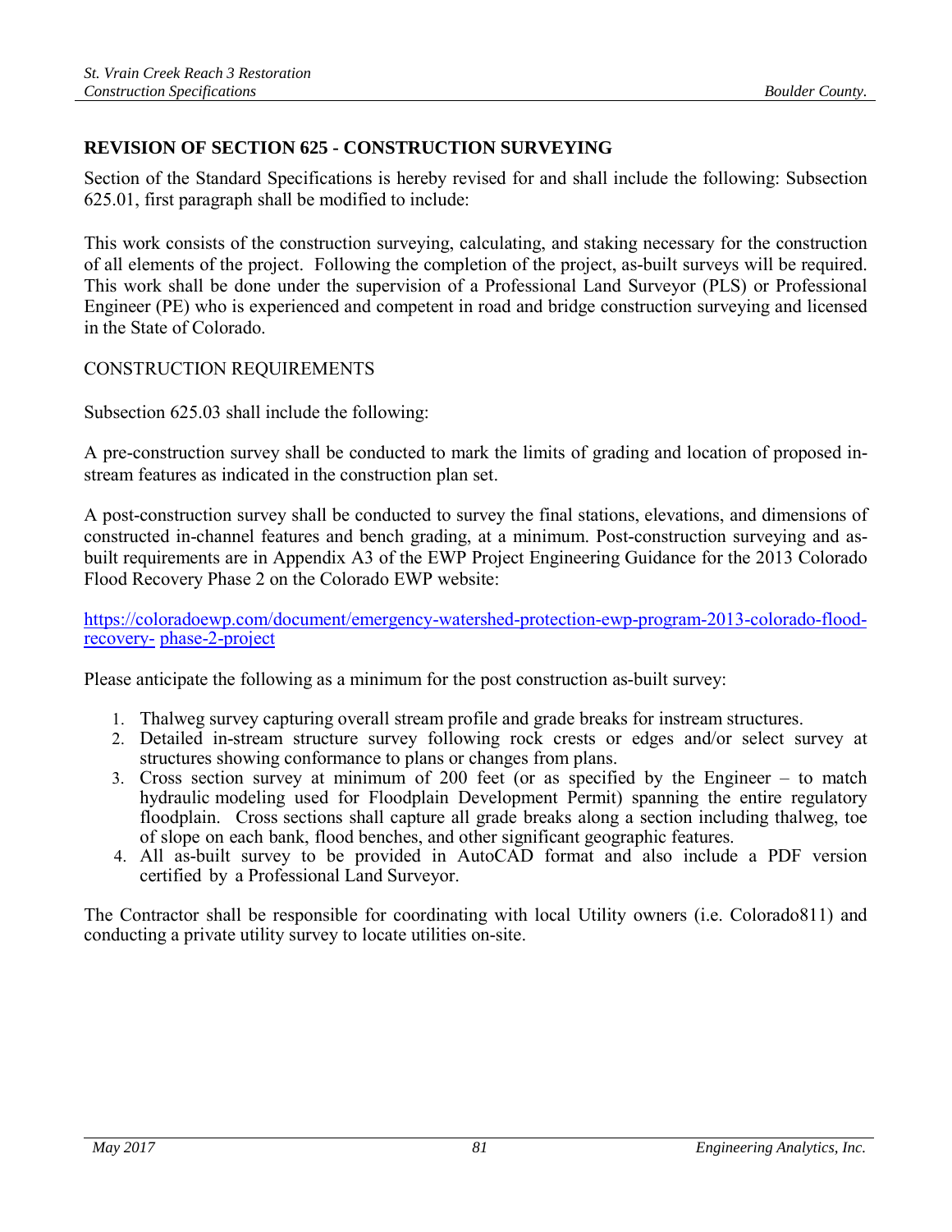## REVISION OF SECTION 625 - CONSTRUCTION SURVEYING

Section of the Standard Specifications is hereby revised for and shall include the following: Subsection 625.01, first paragraph shall be modified to include:

This work consists of the construction surveying, calculating, and staking necessary for the construction of all elements of the project. Following the completion of the project, as-built surveys will be required. This work shall be done under the supervision of a Professional Land Surveyor (PLS) or Professional Engineer (PE) who is experienced and competent in road and bridge construction surveying and licensed in the State of Colorado.

CONSTRUCTION REQUIREMENTS

Subsection 625.03 shall include the following:

A pre-construction survey shall be conducted to mark the limits of grading and location of proposed in-stream features as indicated in the construction plan set.

A post-construction survey shall be conducted to survey the final stations, elevations, and dimensions of constructed in-channel features and bench grading, at a minimum. Post-construction surveying and as-built requirements are in Appendix A3 of the EWP Project Engineering Guidance for the 2013 Colorado Flood Recovery Phase 2 on the Colorado EWP website:

[https://coloradoewp.com/document/emergency-watershed-protection-ewp-program-2013-colorado-flood-recovery- phase-2-project](https://coloradoewp.com/document/emergency-watershed-protection-ewp-program-2013-colorado-flood-recovery-phase-2-project)

Please anticipate the following as a minimum for the post construction as-built survey:

1. Thalweg survey capturing overall stream profile and grade breaks for instream structures.
2. Detailed in-stream structure survey following rock crests or edges and/or select survey at structures showing conformance to plans or changes from plans.
3. Cross section survey at minimum of 200 feet (or as specified by the Engineer – to match hydraulic modeling used for Floodplain Development Permit) spanning the entire regulatory floodplain. Cross sections shall capture all grade breaks along a section including thalweg, toe of slope on each bank, flood benches, and other significant geographic features.
4. All as-built survey to be provided in AutoCAD format and also include a PDF version certified by a Professional Land Surveyor.

The Contractor shall be responsible for coordinating with local Utility owners (i.e. Colorado811) and conducting a private utility survey to locate utilities on-site.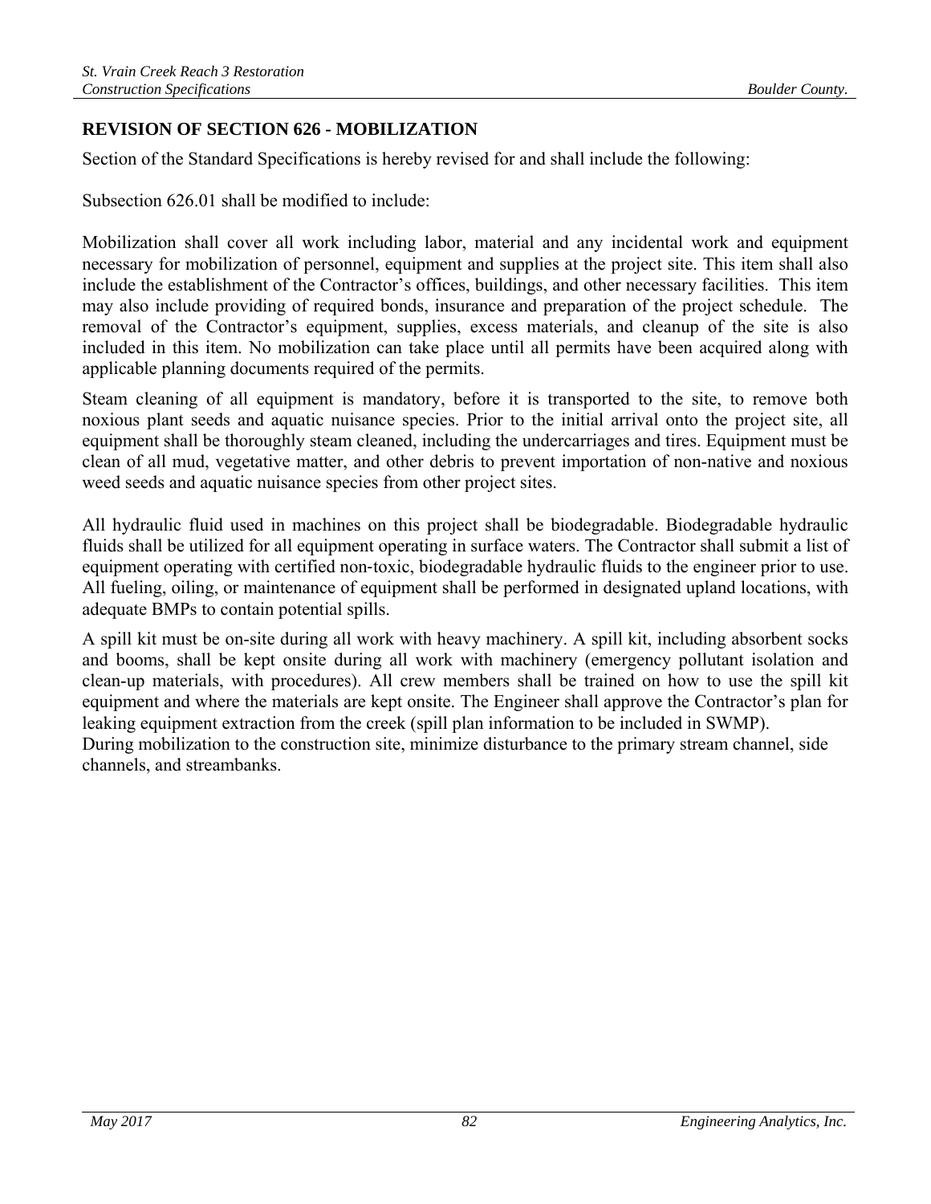## REVISION OF SECTION 626 - MOBILIZATION

Section of the Standard Specifications is hereby revised for and shall include the following:

Subsection 626.01 shall be modified to include:

Mobilization shall cover all work including labor, material and any incidental work and equipment necessary for mobilization of personnel, equipment and supplies at the project site. This item shall also include the establishment of the Contractor's offices, buildings, and other necessary facilities. This item may also include providing of required bonds, insurance and preparation of the project schedule. The removal of the Contractor's equipment, supplies, excess materials, and cleanup of the site is also included in this item. No mobilization can take place until all permits have been acquired along with applicable planning documents required of the permits.

Steam cleaning of all equipment is mandatory, before it is transported to the site, to remove both noxious plant seeds and aquatic nuisance species. Prior to the initial arrival onto the project site, all equipment shall be thoroughly steam cleaned, including the undercarriages and tires. Equipment must be clean of all mud, vegetative matter, and other debris to prevent importation of non-native and noxious weed seeds and aquatic nuisance species from other project sites.

All hydraulic fluid used in machines on this project shall be biodegradable. Biodegradable hydraulic fluids shall be utilized for all equipment operating in surface waters. The Contractor shall submit a list of equipment operating with certified non-toxic, biodegradable hydraulic fluids to the engineer prior to use. All fueling, oiling, or maintenance of equipment shall be performed in designated upland locations, with adequate BMPs to contain potential spills.

A spill kit must be on-site during all work with heavy machinery. A spill kit, including absorbent socks and booms, shall be kept onsite during all work with machinery (emergency pollutant isolation and clean-up materials, with procedures). All crew members shall be trained on how to use the spill kit equipment and where the materials are kept onsite. The Engineer shall approve the Contractor's plan for leaking equipment extraction from the creek (spill plan information to be included in SWMP).
During mobilization to the construction site, minimize disturbance to the primary stream channel, side channels, and streambanks.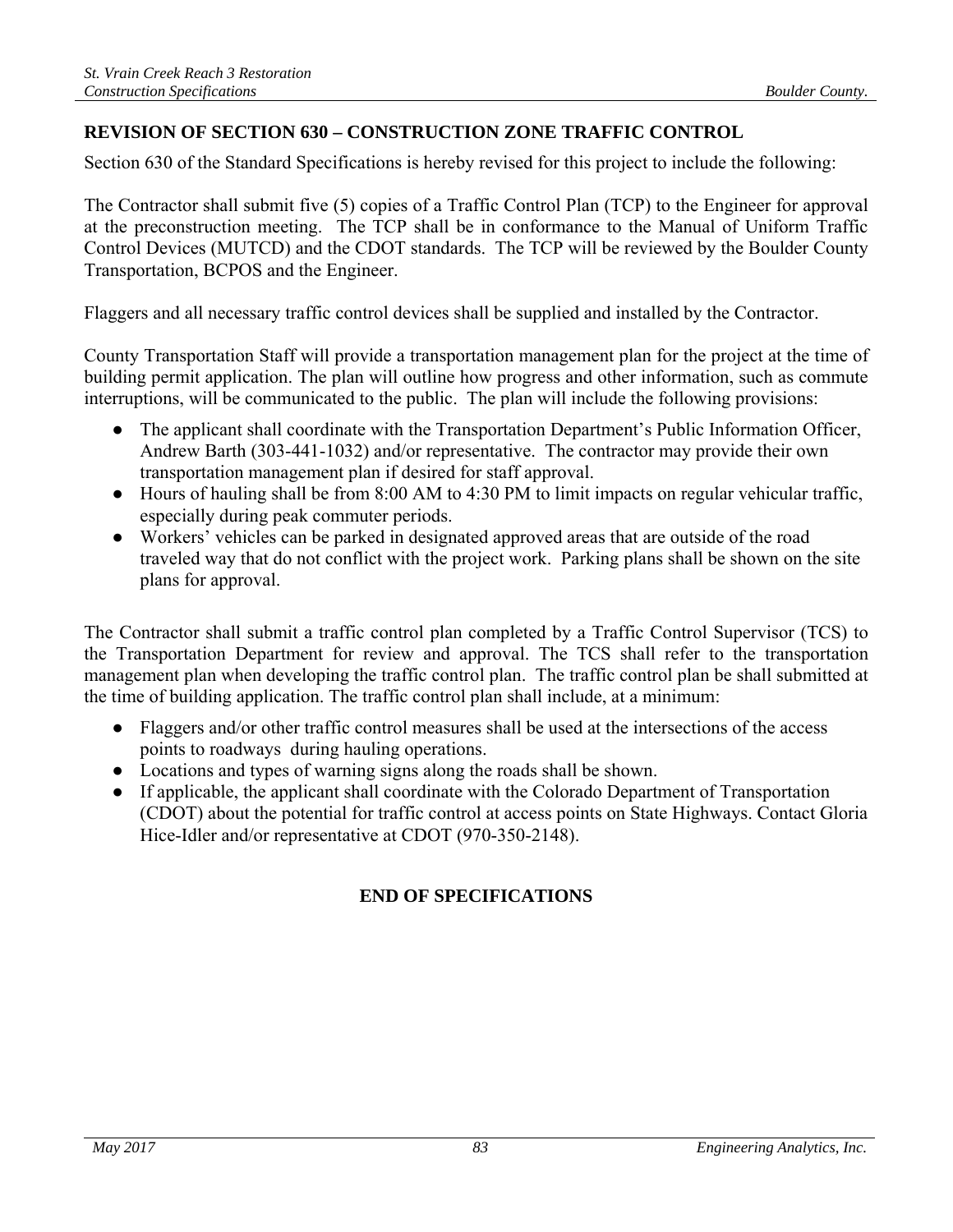## REVISION OF SECTION 630 – CONSTRUCTION ZONE TRAFFIC CONTROL

Section 630 of the Standard Specifications is hereby revised for this project to include the following:

The Contractor shall submit five (5) copies of a Traffic Control Plan (TCP) to the Engineer for approval at the preconstruction meeting. The TCP shall be in conformance to the Manual of Uniform Traffic Control Devices (MUTCD) and the CDOT standards. The TCP will be reviewed by the Boulder County Transportation, BCPOS and the Engineer.

Flaggers and all necessary traffic control devices shall be supplied and installed by the Contractor.

County Transportation Staff will provide a transportation management plan for the project at the time of building permit application. The plan will outline how progress and other information, such as commute interruptions, will be communicated to the public. The plan will include the following provisions:

- The applicant shall coordinate with the Transportation Department's Public Information Officer, Andrew Barth (303-441-1032) and/or representative. The contractor may provide their own transportation management plan if desired for staff approval.
- Hours of hauling shall be from 8:00 AM to 4:30 PM to limit impacts on regular vehicular traffic, especially during peak commuter periods.
- Workers' vehicles can be parked in designated approved areas that are outside of the road traveled way that do not conflict with the project work. Parking plans shall be shown on the site plans for approval.

The Contractor shall submit a traffic control plan completed by a Traffic Control Supervisor (TCS) to the Transportation Department for review and approval. The TCS shall refer to the transportation management plan when developing the traffic control plan. The traffic control plan be shall submitted at the time of building application. The traffic control plan shall include, at a minimum:

- Flaggers and/or other traffic control measures shall be used at the intersections of the access points to roadways during hauling operations.
- Locations and types of warning signs along the roads shall be shown.
- If applicable, the applicant shall coordinate with the Colorado Department of Transportation (CDOT) about the potential for traffic control at access points on State Highways. Contact Gloria Hice-Idler and/or representative at CDOT (970-350-2148).

**END OF SPECIFICATIONS**